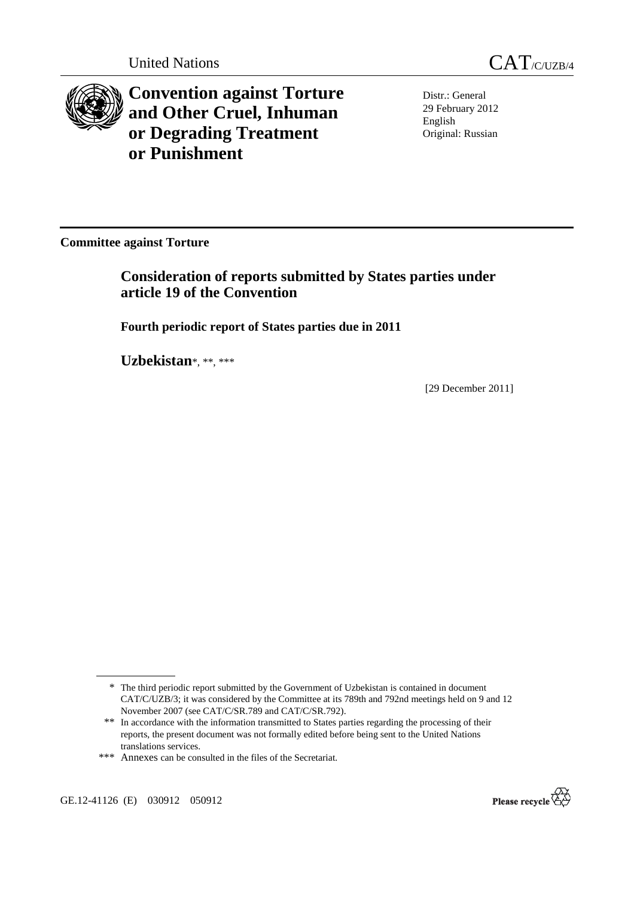United Nations CAT/C/UZB/4

# Convention against Torture and Other Cruel, Inhuman or Degrading Treatment or Punishment

Distr.: General
29 February 2012
English
Original: Russian

**Committee against Torture**

## Consideration of reports submitted by States parties under article 19 of the Convention

### Fourth periodic report of States parties due in 2011

### Uzbekistan*, **, ***

[29 December 2011]

---

\* The third periodic report submitted by the Government of Uzbekistan is contained in document CAT/C/UZB/3; it was considered by the Committee at its 789th and 792nd meetings held on 9 and 12 November 2007 (see CAT/C/SR.789 and CAT/C/SR.792).

\** In accordance with the information transmitted to States parties regarding the processing of their reports, the present document was not formally edited before being sent to the United Nations translations services.

\*** Annexes can be consulted in the files of the Secretariat.

GE.12-41126 (E) 030912 050912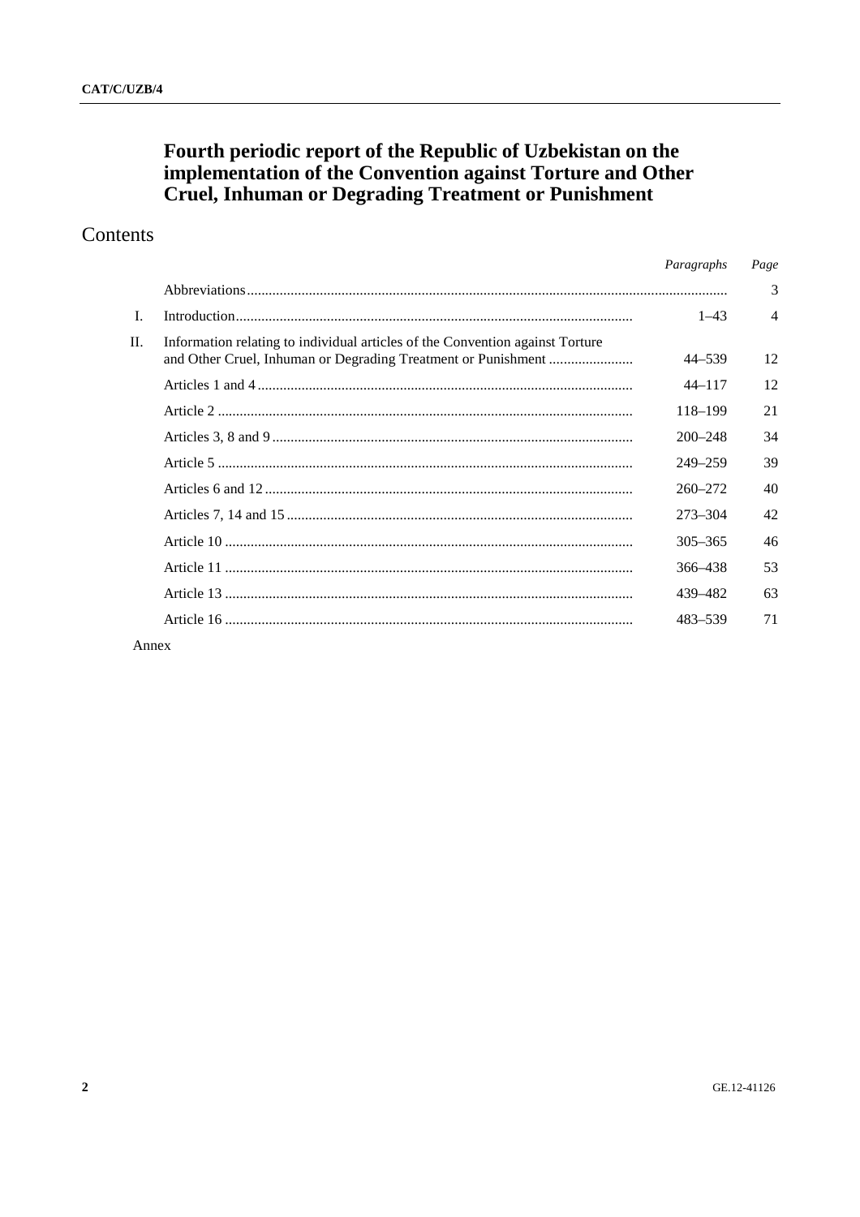# Fourth periodic report of the Republic of Uzbekistan on the implementation of the Convention against Torture and Other Cruel, Inhuman or Degrading Treatment or Punishment

## Contents

| | | *Paragraphs* | *Page* |
|---|---|---|---|
| | Abbreviations | | 3 |
| I. | Introduction | 1–43 | 4 |
| II. | Information relating to individual articles of the Convention against Torture and Other Cruel, Inhuman or Degrading Treatment or Punishment | 44–539 | 12 |
| | Articles 1 and 4 | 44–117 | 12 |
| | Article 2 | 118–199 | 21 |
| | Articles 3, 8 and 9 | 200–248 | 34 |
| | Article 5 | 249–259 | 39 |
| | Articles 6 and 12 | 260–272 | 40 |
| | Articles 7, 14 and 15 | 273–304 | 42 |
| | Article 10 | 305–365 | 46 |
| | Article 11 | 366–438 | 53 |
| | Article 13 | 439–482 | 63 |
| | Article 16 | 483–539 | 71 |

Annex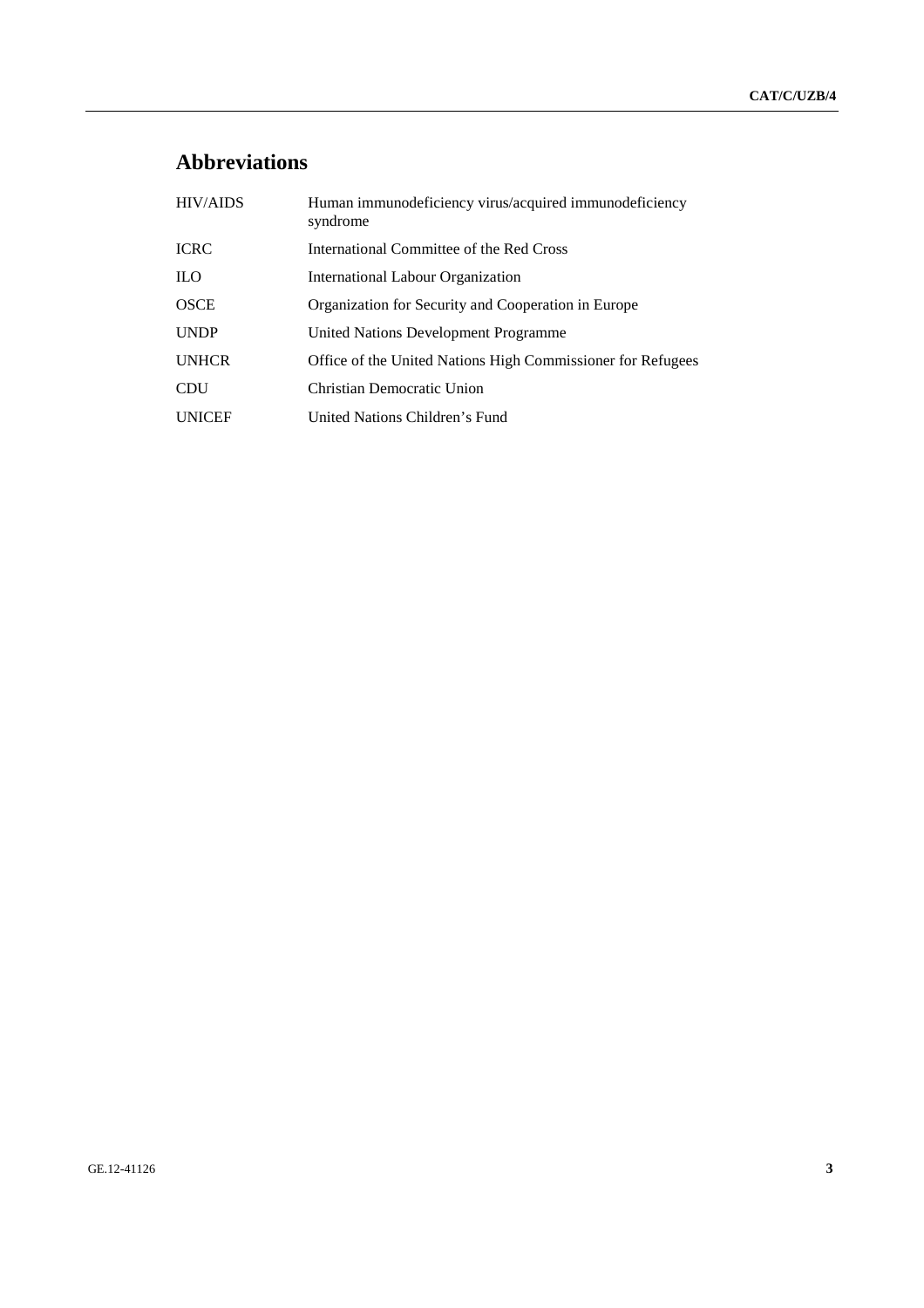# Abbreviations

| | |
|---|---|
| HIV/AIDS | Human immunodeficiency virus/acquired immunodeficiency syndrome |
| ICRC | International Committee of the Red Cross |
| ILO | International Labour Organization |
| OSCE | Organization for Security and Cooperation in Europe |
| UNDP | United Nations Development Programme |
| UNHCR | Office of the United Nations High Commissioner for Refugees |
| CDU | Christian Democratic Union |
| UNICEF | United Nations Children's Fund |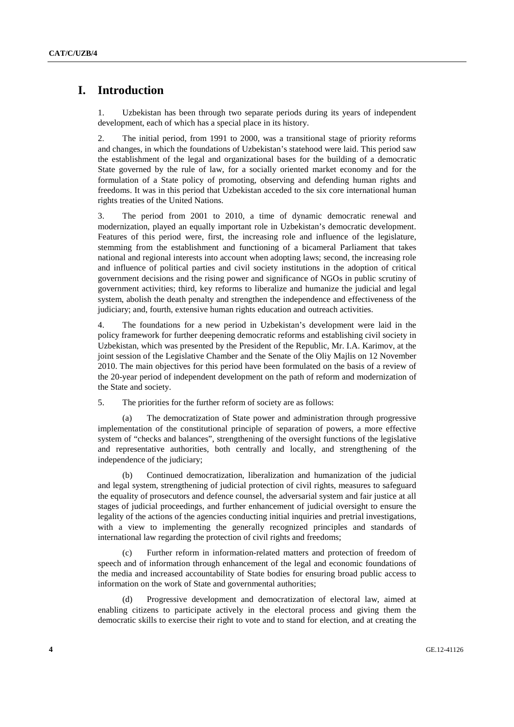# I. Introduction

1. Uzbekistan has been through two separate periods during its years of independent development, each of which has a special place in its history.

2. The initial period, from 1991 to 2000, was a transitional stage of priority reforms and changes, in which the foundations of Uzbekistan's statehood were laid. This period saw the establishment of the legal and organizational bases for the building of a democratic State governed by the rule of law, for a socially oriented market economy and for the formulation of a State policy of promoting, observing and defending human rights and freedoms. It was in this period that Uzbekistan acceded to the six core international human rights treaties of the United Nations.

3. The period from 2001 to 2010, a time of dynamic democratic renewal and modernization, played an equally important role in Uzbekistan's democratic development. Features of this period were, first, the increasing role and influence of the legislature, stemming from the establishment and functioning of a bicameral Parliament that takes national and regional interests into account when adopting laws; second, the increasing role and influence of political parties and civil society institutions in the adoption of critical government decisions and the rising power and significance of NGOs in public scrutiny of government activities; third, key reforms to liberalize and humanize the judicial and legal system, abolish the death penalty and strengthen the independence and effectiveness of the judiciary; and, fourth, extensive human rights education and outreach activities.

4. The foundations for a new period in Uzbekistan's development were laid in the policy framework for further deepening democratic reforms and establishing civil society in Uzbekistan, which was presented by the President of the Republic, Mr. I.A. Karimov, at the joint session of the Legislative Chamber and the Senate of the Oliy Majlis on 12 November 2010. The main objectives for this period have been formulated on the basis of a review of the 20-year period of independent development on the path of reform and modernization of the State and society.

5. The priorities for the further reform of society are as follows:

(a) The democratization of State power and administration through progressive implementation of the constitutional principle of separation of powers, a more effective system of "checks and balances", strengthening of the oversight functions of the legislative and representative authorities, both centrally and locally, and strengthening of the independence of the judiciary;

(b) Continued democratization, liberalization and humanization of the judicial and legal system, strengthening of judicial protection of civil rights, measures to safeguard the equality of prosecutors and defence counsel, the adversarial system and fair justice at all stages of judicial proceedings, and further enhancement of judicial oversight to ensure the legality of the actions of the agencies conducting initial inquiries and pretrial investigations, with a view to implementing the generally recognized principles and standards of international law regarding the protection of civil rights and freedoms;

(c) Further reform in information-related matters and protection of freedom of speech and of information through enhancement of the legal and economic foundations of the media and increased accountability of State bodies for ensuring broad public access to information on the work of State and governmental authorities;

(d) Progressive development and democratization of electoral law, aimed at enabling citizens to participate actively in the electoral process and giving them the democratic skills to exercise their right to vote and to stand for election, and at creating the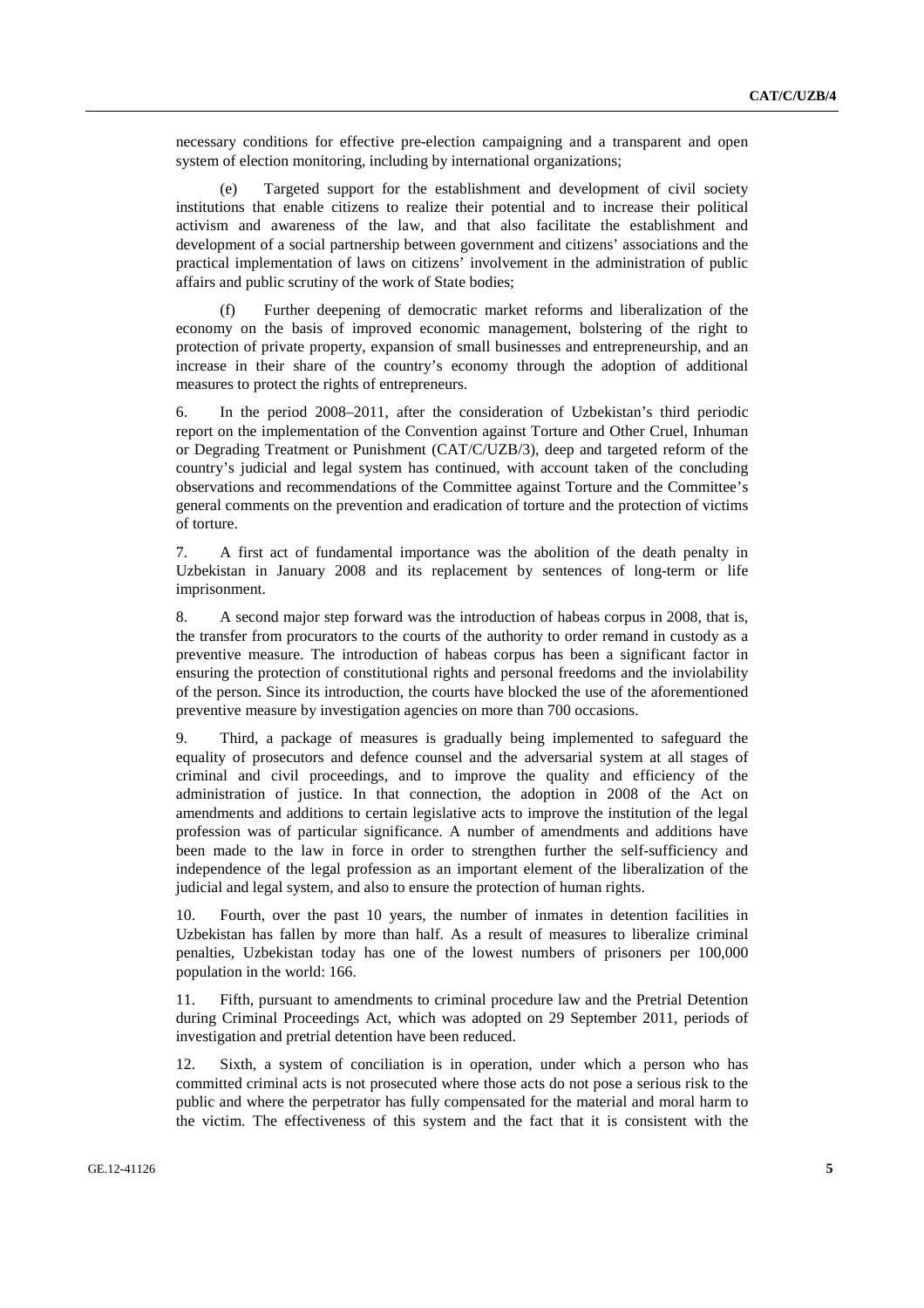necessary conditions for effective pre-election campaigning and a transparent and open system of election monitoring, including by international organizations;

(e) Targeted support for the establishment and development of civil society institutions that enable citizens to realize their potential and to increase their political activism and awareness of the law, and that also facilitate the establishment and development of a social partnership between government and citizens' associations and the practical implementation of laws on citizens' involvement in the administration of public affairs and public scrutiny of the work of State bodies;

(f) Further deepening of democratic market reforms and liberalization of the economy on the basis of improved economic management, bolstering of the right to protection of private property, expansion of small businesses and entrepreneurship, and an increase in their share of the country's economy through the adoption of additional measures to protect the rights of entrepreneurs.

6. In the period 2008–2011, after the consideration of Uzbekistan's third periodic report on the implementation of the Convention against Torture and Other Cruel, Inhuman or Degrading Treatment or Punishment (CAT/C/UZB/3), deep and targeted reform of the country's judicial and legal system has continued, with account taken of the concluding observations and recommendations of the Committee against Torture and the Committee's general comments on the prevention and eradication of torture and the protection of victims of torture.

7. A first act of fundamental importance was the abolition of the death penalty in Uzbekistan in January 2008 and its replacement by sentences of long-term or life imprisonment.

8. A second major step forward was the introduction of habeas corpus in 2008, that is, the transfer from procurators to the courts of the authority to order remand in custody as a preventive measure. The introduction of habeas corpus has been a significant factor in ensuring the protection of constitutional rights and personal freedoms and the inviolability of the person. Since its introduction, the courts have blocked the use of the aforementioned preventive measure by investigation agencies on more than 700 occasions.

9. Third, a package of measures is gradually being implemented to safeguard the equality of prosecutors and defence counsel and the adversarial system at all stages of criminal and civil proceedings, and to improve the quality and efficiency of the administration of justice. In that connection, the adoption in 2008 of the Act on amendments and additions to certain legislative acts to improve the institution of the legal profession was of particular significance. A number of amendments and additions have been made to the law in force in order to strengthen further the self-sufficiency and independence of the legal profession as an important element of the liberalization of the judicial and legal system, and also to ensure the protection of human rights.

10. Fourth, over the past 10 years, the number of inmates in detention facilities in Uzbekistan has fallen by more than half. As a result of measures to liberalize criminal penalties, Uzbekistan today has one of the lowest numbers of prisoners per 100,000 population in the world: 166.

11. Fifth, pursuant to amendments to criminal procedure law and the Pretrial Detention during Criminal Proceedings Act, which was adopted on 29 September 2011, periods of investigation and pretrial detention have been reduced.

12. Sixth, a system of conciliation is in operation, under which a person who has committed criminal acts is not prosecuted where those acts do not pose a serious risk to the public and where the perpetrator has fully compensated for the material and moral harm to the victim. The effectiveness of this system and the fact that it is consistent with the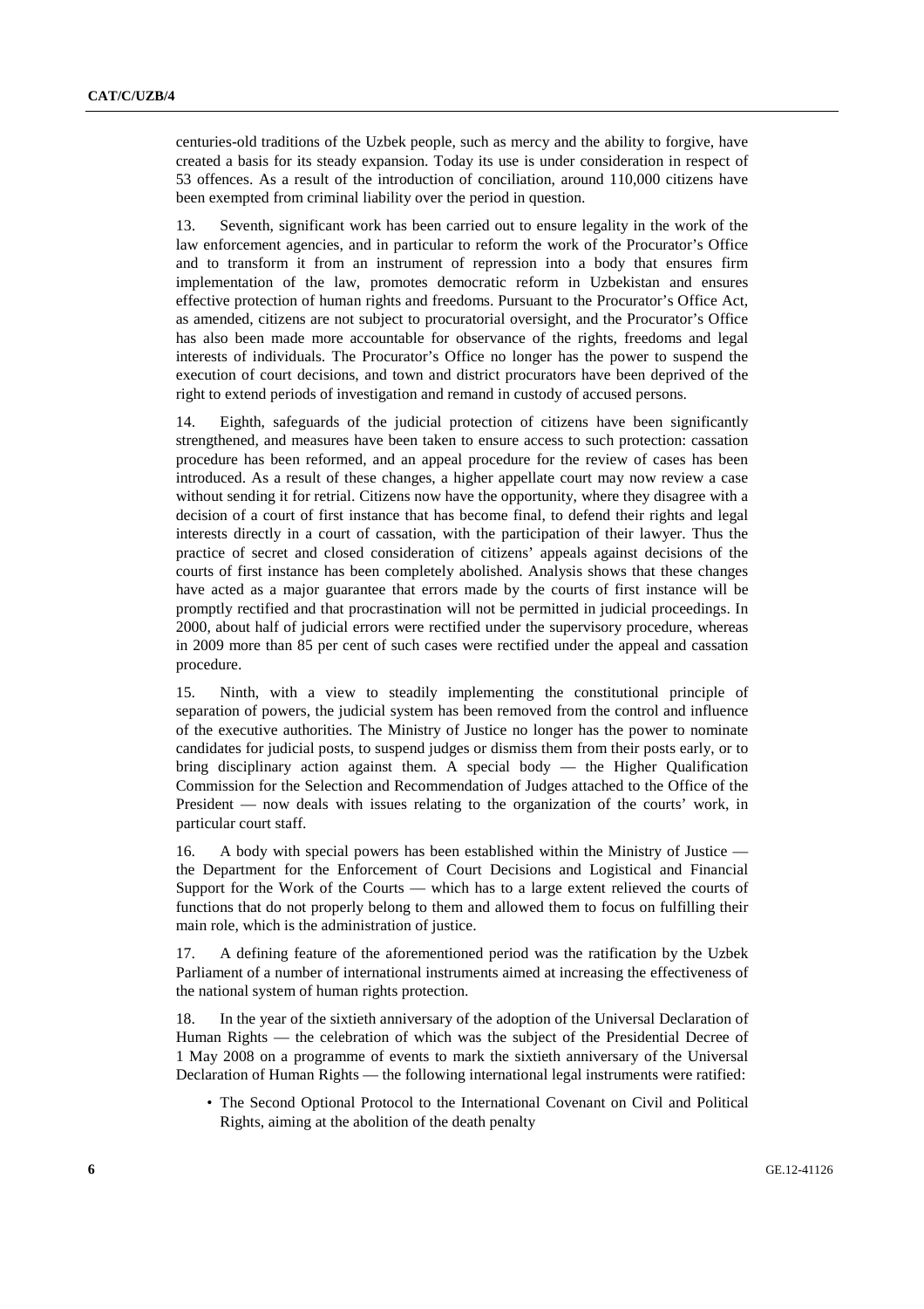centuries-old traditions of the Uzbek people, such as mercy and the ability to forgive, have created a basis for its steady expansion. Today its use is under consideration in respect of 53 offences. As a result of the introduction of conciliation, around 110,000 citizens have been exempted from criminal liability over the period in question.

13. Seventh, significant work has been carried out to ensure legality in the work of the law enforcement agencies, and in particular to reform the work of the Procurator's Office and to transform it from an instrument of repression into a body that ensures firm implementation of the law, promotes democratic reform in Uzbekistan and ensures effective protection of human rights and freedoms. Pursuant to the Procurator's Office Act, as amended, citizens are not subject to procuratorial oversight, and the Procurator's Office has also been made more accountable for observance of the rights, freedoms and legal interests of individuals. The Procurator's Office no longer has the power to suspend the execution of court decisions, and town and district procurators have been deprived of the right to extend periods of investigation and remand in custody of accused persons.

14. Eighth, safeguards of the judicial protection of citizens have been significantly strengthened, and measures have been taken to ensure access to such protection: cassation procedure has been reformed, and an appeal procedure for the review of cases has been introduced. As a result of these changes, a higher appellate court may now review a case without sending it for retrial. Citizens now have the opportunity, where they disagree with a decision of a court of first instance that has become final, to defend their rights and legal interests directly in a court of cassation, with the participation of their lawyer. Thus the practice of secret and closed consideration of citizens' appeals against decisions of the courts of first instance has been completely abolished. Analysis shows that these changes have acted as a major guarantee that errors made by the courts of first instance will be promptly rectified and that procrastination will not be permitted in judicial proceedings. In 2000, about half of judicial errors were rectified under the supervisory procedure, whereas in 2009 more than 85 per cent of such cases were rectified under the appeal and cassation procedure.

15. Ninth, with a view to steadily implementing the constitutional principle of separation of powers, the judicial system has been removed from the control and influence of the executive authorities. The Ministry of Justice no longer has the power to nominate candidates for judicial posts, to suspend judges or dismiss them from their posts early, or to bring disciplinary action against them. A special body — the Higher Qualification Commission for the Selection and Recommendation of Judges attached to the Office of the President — now deals with issues relating to the organization of the courts' work, in particular court staff.

16. A body with special powers has been established within the Ministry of Justice — the Department for the Enforcement of Court Decisions and Logistical and Financial Support for the Work of the Courts — which has to a large extent relieved the courts of functions that do not properly belong to them and allowed them to focus on fulfilling their main role, which is the administration of justice.

17. A defining feature of the aforementioned period was the ratification by the Uzbek Parliament of a number of international instruments aimed at increasing the effectiveness of the national system of human rights protection.

18. In the year of the sixtieth anniversary of the adoption of the Universal Declaration of Human Rights — the celebration of which was the subject of the Presidential Decree of 1 May 2008 on a programme of events to mark the sixtieth anniversary of the Universal Declaration of Human Rights — the following international legal instruments were ratified:

- The Second Optional Protocol to the International Covenant on Civil and Political Rights, aiming at the abolition of the death penalty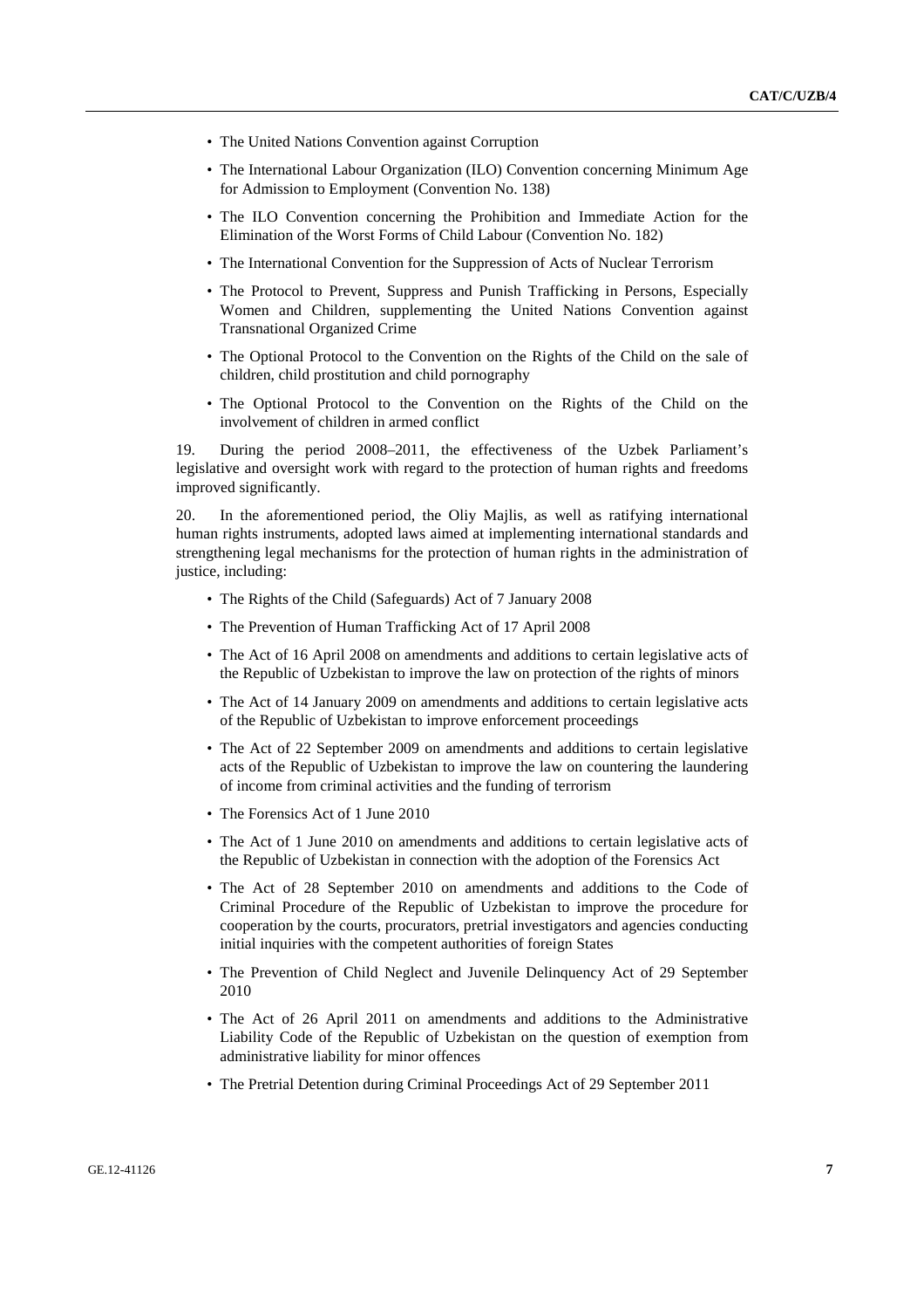- The United Nations Convention against Corruption
- The International Labour Organization (ILO) Convention concerning Minimum Age for Admission to Employment (Convention No. 138)
- The ILO Convention concerning the Prohibition and Immediate Action for the Elimination of the Worst Forms of Child Labour (Convention No. 182)
- The International Convention for the Suppression of Acts of Nuclear Terrorism
- The Protocol to Prevent, Suppress and Punish Trafficking in Persons, Especially Women and Children, supplementing the United Nations Convention against Transnational Organized Crime
- The Optional Protocol to the Convention on the Rights of the Child on the sale of children, child prostitution and child pornography
- The Optional Protocol to the Convention on the Rights of the Child on the involvement of children in armed conflict

19. During the period 2008–2011, the effectiveness of the Uzbek Parliament's legislative and oversight work with regard to the protection of human rights and freedoms improved significantly.

20. In the aforementioned period, the Oliy Majlis, as well as ratifying international human rights instruments, adopted laws aimed at implementing international standards and strengthening legal mechanisms for the protection of human rights in the administration of justice, including:

- The Rights of the Child (Safeguards) Act of 7 January 2008
- The Prevention of Human Trafficking Act of 17 April 2008
- The Act of 16 April 2008 on amendments and additions to certain legislative acts of the Republic of Uzbekistan to improve the law on protection of the rights of minors
- The Act of 14 January 2009 on amendments and additions to certain legislative acts of the Republic of Uzbekistan to improve enforcement proceedings
- The Act of 22 September 2009 on amendments and additions to certain legislative acts of the Republic of Uzbekistan to improve the law on countering the laundering of income from criminal activities and the funding of terrorism
- The Forensics Act of 1 June 2010
- The Act of 1 June 2010 on amendments and additions to certain legislative acts of the Republic of Uzbekistan in connection with the adoption of the Forensics Act
- The Act of 28 September 2010 on amendments and additions to the Code of Criminal Procedure of the Republic of Uzbekistan to improve the procedure for cooperation by the courts, procurators, pretrial investigators and agencies conducting initial inquiries with the competent authorities of foreign States
- The Prevention of Child Neglect and Juvenile Delinquency Act of 29 September 2010
- The Act of 26 April 2011 on amendments and additions to the Administrative Liability Code of the Republic of Uzbekistan on the question of exemption from administrative liability for minor offences
- The Pretrial Detention during Criminal Proceedings Act of 29 September 2011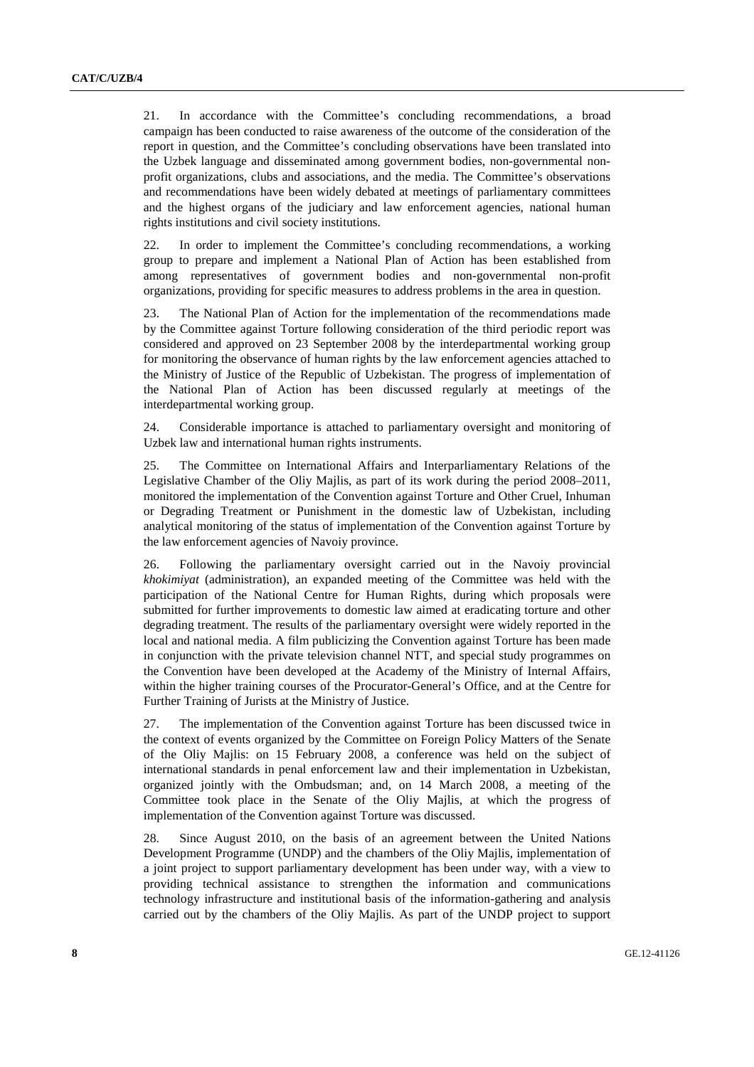21. In accordance with the Committee's concluding recommendations, a broad campaign has been conducted to raise awareness of the outcome of the consideration of the report in question, and the Committee's concluding observations have been translated into the Uzbek language and disseminated among government bodies, non-governmental non-profit organizations, clubs and associations, and the media. The Committee's observations and recommendations have been widely debated at meetings of parliamentary committees and the highest organs of the judiciary and law enforcement agencies, national human rights institutions and civil society institutions.

22. In order to implement the Committee's concluding recommendations, a working group to prepare and implement a National Plan of Action has been established from among representatives of government bodies and non-governmental non-profit organizations, providing for specific measures to address problems in the area in question.

23. The National Plan of Action for the implementation of the recommendations made by the Committee against Torture following consideration of the third periodic report was considered and approved on 23 September 2008 by the interdepartmental working group for monitoring the observance of human rights by the law enforcement agencies attached to the Ministry of Justice of the Republic of Uzbekistan. The progress of implementation of the National Plan of Action has been discussed regularly at meetings of the interdepartmental working group.

24. Considerable importance is attached to parliamentary oversight and monitoring of Uzbek law and international human rights instruments.

25. The Committee on International Affairs and Interparliamentary Relations of the Legislative Chamber of the Oliy Majlis, as part of its work during the period 2008–2011, monitored the implementation of the Convention against Torture and Other Cruel, Inhuman or Degrading Treatment or Punishment in the domestic law of Uzbekistan, including analytical monitoring of the status of implementation of the Convention against Torture by the law enforcement agencies of Navoiy province.

26. Following the parliamentary oversight carried out in the Navoiy provincial *khokimiyat* (administration), an expanded meeting of the Committee was held with the participation of the National Centre for Human Rights, during which proposals were submitted for further improvements to domestic law aimed at eradicating torture and other degrading treatment. The results of the parliamentary oversight were widely reported in the local and national media. A film publicizing the Convention against Torture has been made in conjunction with the private television channel NTT, and special study programmes on the Convention have been developed at the Academy of the Ministry of Internal Affairs, within the higher training courses of the Procurator-General's Office, and at the Centre for Further Training of Jurists at the Ministry of Justice.

27. The implementation of the Convention against Torture has been discussed twice in the context of events organized by the Committee on Foreign Policy Matters of the Senate of the Oliy Majlis: on 15 February 2008, a conference was held on the subject of international standards in penal enforcement law and their implementation in Uzbekistan, organized jointly with the Ombudsman; and, on 14 March 2008, a meeting of the Committee took place in the Senate of the Oliy Majlis, at which the progress of implementation of the Convention against Torture was discussed.

28. Since August 2010, on the basis of an agreement between the United Nations Development Programme (UNDP) and the chambers of the Oliy Majlis, implementation of a joint project to support parliamentary development has been under way, with a view to providing technical assistance to strengthen the information and communications technology infrastructure and institutional basis of the information-gathering and analysis carried out by the chambers of the Oliy Majlis. As part of the UNDP project to support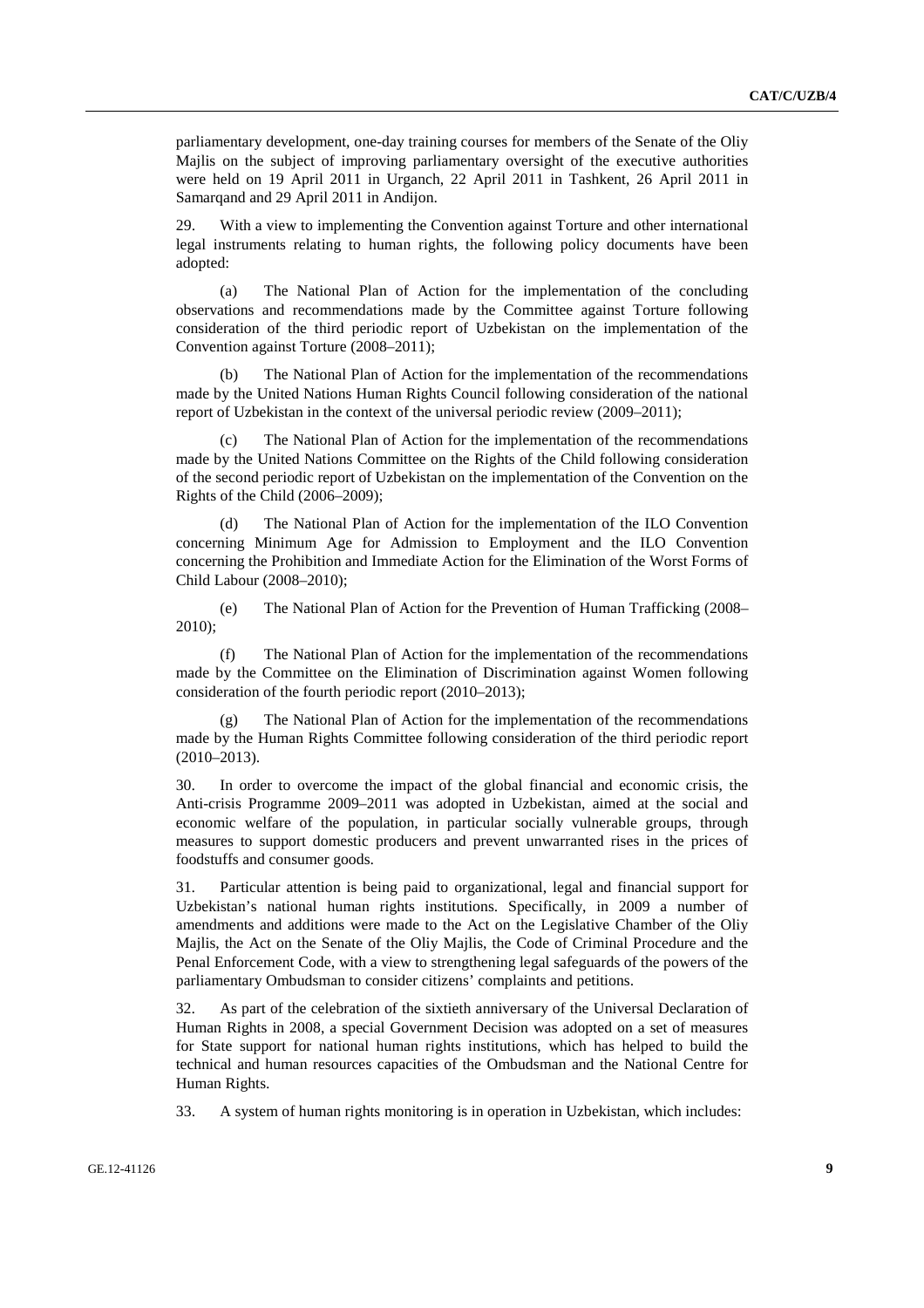parliamentary development, one-day training courses for members of the Senate of the Oliy Majlis on the subject of improving parliamentary oversight of the executive authorities were held on 19 April 2011 in Urganch, 22 April 2011 in Tashkent, 26 April 2011 in Samarqand and 29 April 2011 in Andijon.

29. With a view to implementing the Convention against Torture and other international legal instruments relating to human rights, the following policy documents have been adopted:

(a) The National Plan of Action for the implementation of the concluding observations and recommendations made by the Committee against Torture following consideration of the third periodic report of Uzbekistan on the implementation of the Convention against Torture (2008–2011);

(b) The National Plan of Action for the implementation of the recommendations made by the United Nations Human Rights Council following consideration of the national report of Uzbekistan in the context of the universal periodic review (2009–2011);

(c) The National Plan of Action for the implementation of the recommendations made by the United Nations Committee on the Rights of the Child following consideration of the second periodic report of Uzbekistan on the implementation of the Convention on the Rights of the Child (2006–2009);

(d) The National Plan of Action for the implementation of the ILO Convention concerning Minimum Age for Admission to Employment and the ILO Convention concerning the Prohibition and Immediate Action for the Elimination of the Worst Forms of Child Labour (2008–2010);

(e) The National Plan of Action for the Prevention of Human Trafficking (2008–2010);

(f) The National Plan of Action for the implementation of the recommendations made by the Committee on the Elimination of Discrimination against Women following consideration of the fourth periodic report (2010–2013);

(g) The National Plan of Action for the implementation of the recommendations made by the Human Rights Committee following consideration of the third periodic report (2010–2013).

30. In order to overcome the impact of the global financial and economic crisis, the Anti-crisis Programme 2009–2011 was adopted in Uzbekistan, aimed at the social and economic welfare of the population, in particular socially vulnerable groups, through measures to support domestic producers and prevent unwarranted rises in the prices of foodstuffs and consumer goods.

31. Particular attention is being paid to organizational, legal and financial support for Uzbekistan's national human rights institutions. Specifically, in 2009 a number of amendments and additions were made to the Act on the Legislative Chamber of the Oliy Majlis, the Act on the Senate of the Oliy Majlis, the Code of Criminal Procedure and the Penal Enforcement Code, with a view to strengthening legal safeguards of the powers of the parliamentary Ombudsman to consider citizens' complaints and petitions.

32. As part of the celebration of the sixtieth anniversary of the Universal Declaration of Human Rights in 2008, a special Government Decision was adopted on a set of measures for State support for national human rights institutions, which has helped to build the technical and human resources capacities of the Ombudsman and the National Centre for Human Rights.

33. A system of human rights monitoring is in operation in Uzbekistan, which includes: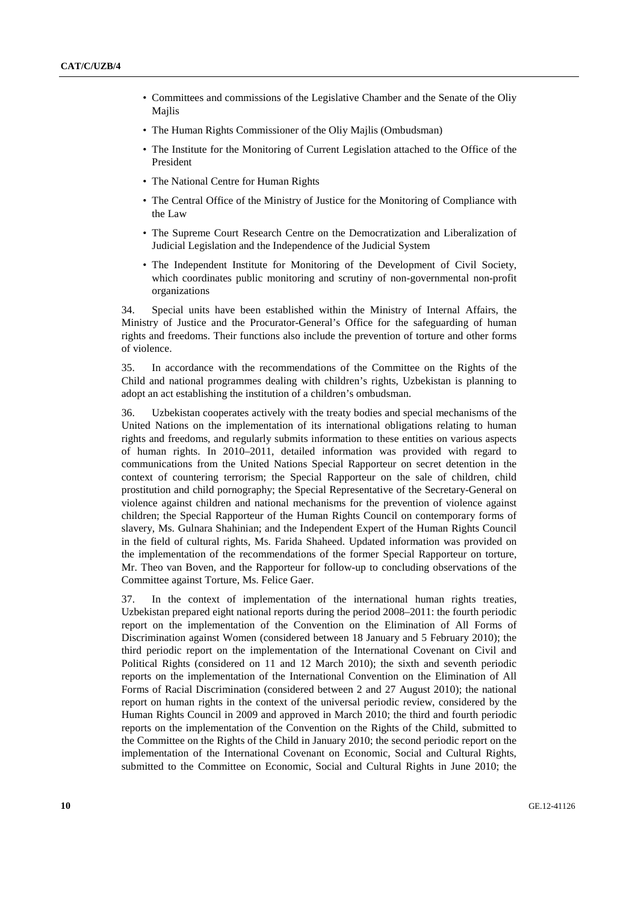- Committees and commissions of the Legislative Chamber and the Senate of the Oliy Majlis
- The Human Rights Commissioner of the Oliy Majlis (Ombudsman)
- The Institute for the Monitoring of Current Legislation attached to the Office of the President
- The National Centre for Human Rights
- The Central Office of the Ministry of Justice for the Monitoring of Compliance with the Law
- The Supreme Court Research Centre on the Democratization and Liberalization of Judicial Legislation and the Independence of the Judicial System
- The Independent Institute for Monitoring of the Development of Civil Society, which coordinates public monitoring and scrutiny of non-governmental non-profit organizations

34. Special units have been established within the Ministry of Internal Affairs, the Ministry of Justice and the Procurator-General's Office for the safeguarding of human rights and freedoms. Their functions also include the prevention of torture and other forms of violence.

35. In accordance with the recommendations of the Committee on the Rights of the Child and national programmes dealing with children's rights, Uzbekistan is planning to adopt an act establishing the institution of a children's ombudsman.

36. Uzbekistan cooperates actively with the treaty bodies and special mechanisms of the United Nations on the implementation of its international obligations relating to human rights and freedoms, and regularly submits information to these entities on various aspects of human rights. In 2010–2011, detailed information was provided with regard to communications from the United Nations Special Rapporteur on secret detention in the context of countering terrorism; the Special Rapporteur on the sale of children, child prostitution and child pornography; the Special Representative of the Secretary-General on violence against children and national mechanisms for the prevention of violence against children; the Special Rapporteur of the Human Rights Council on contemporary forms of slavery, Ms. Gulnara Shahinian; and the Independent Expert of the Human Rights Council in the field of cultural rights, Ms. Farida Shaheed. Updated information was provided on the implementation of the recommendations of the former Special Rapporteur on torture, Mr. Theo van Boven, and the Rapporteur for follow-up to concluding observations of the Committee against Torture, Ms. Felice Gaer.

37. In the context of implementation of the international human rights treaties, Uzbekistan prepared eight national reports during the period 2008–2011: the fourth periodic report on the implementation of the Convention on the Elimination of All Forms of Discrimination against Women (considered between 18 January and 5 February 2010); the third periodic report on the implementation of the International Covenant on Civil and Political Rights (considered on 11 and 12 March 2010); the sixth and seventh periodic reports on the implementation of the International Convention on the Elimination of All Forms of Racial Discrimination (considered between 2 and 27 August 2010); the national report on human rights in the context of the universal periodic review, considered by the Human Rights Council in 2009 and approved in March 2010; the third and fourth periodic reports on the implementation of the Convention on the Rights of the Child, submitted to the Committee on the Rights of the Child in January 2010; the second periodic report on the implementation of the International Covenant on Economic, Social and Cultural Rights, submitted to the Committee on Economic, Social and Cultural Rights in June 2010; the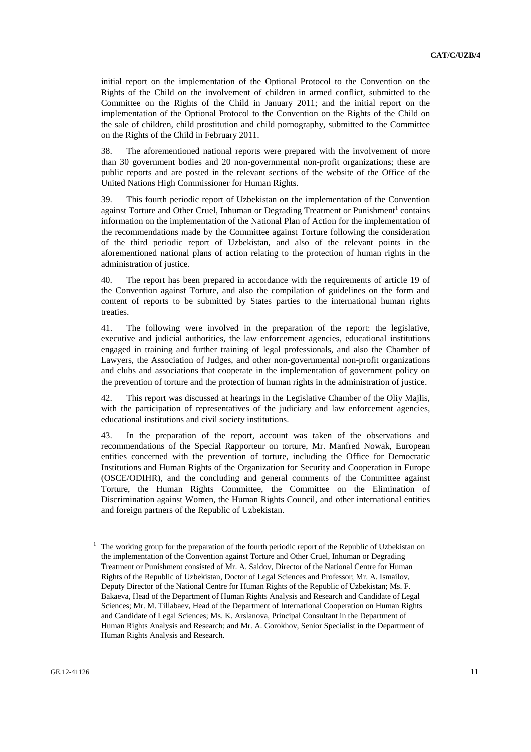initial report on the implementation of the Optional Protocol to the Convention on the Rights of the Child on the involvement of children in armed conflict, submitted to the Committee on the Rights of the Child in January 2011; and the initial report on the implementation of the Optional Protocol to the Convention on the Rights of the Child on the sale of children, child prostitution and child pornography, submitted to the Committee on the Rights of the Child in February 2011.

38. The aforementioned national reports were prepared with the involvement of more than 30 government bodies and 20 non-governmental non-profit organizations; these are public reports and are posted in the relevant sections of the website of the Office of the United Nations High Commissioner for Human Rights.

39. This fourth periodic report of Uzbekistan on the implementation of the Convention against Torture and Other Cruel, Inhuman or Degrading Treatment or Punishment[1] contains information on the implementation of the National Plan of Action for the implementation of the recommendations made by the Committee against Torture following the consideration of the third periodic report of Uzbekistan, and also of the relevant points in the aforementioned national plans of action relating to the protection of human rights in the administration of justice.

40. The report has been prepared in accordance with the requirements of article 19 of the Convention against Torture, and also the compilation of guidelines on the form and content of reports to be submitted by States parties to the international human rights treaties.

41. The following were involved in the preparation of the report: the legislative, executive and judicial authorities, the law enforcement agencies, educational institutions engaged in training and further training of legal professionals, and also the Chamber of Lawyers, the Association of Judges, and other non-governmental non-profit organizations and clubs and associations that cooperate in the implementation of government policy on the prevention of torture and the protection of human rights in the administration of justice.

42. This report was discussed at hearings in the Legislative Chamber of the Oliy Majlis, with the participation of representatives of the judiciary and law enforcement agencies, educational institutions and civil society institutions.

43. In the preparation of the report, account was taken of the observations and recommendations of the Special Rapporteur on torture, Mr. Manfred Nowak, European entities concerned with the prevention of torture, including the Office for Democratic Institutions and Human Rights of the Organization for Security and Cooperation in Europe (OSCE/ODIHR), and the concluding and general comments of the Committee against Torture, the Human Rights Committee, the Committee on the Elimination of Discrimination against Women, the Human Rights Council, and other international entities and foreign partners of the Republic of Uzbekistan.

[1] The working group for the preparation of the fourth periodic report of the Republic of Uzbekistan on the implementation of the Convention against Torture and Other Cruel, Inhuman or Degrading Treatment or Punishment consisted of Mr. A. Saidov, Director of the National Centre for Human Rights of the Republic of Uzbekistan, Doctor of Legal Sciences and Professor; Mr. A. Ismailov, Deputy Director of the National Centre for Human Rights of the Republic of Uzbekistan; Ms. F. Bakaeva, Head of the Department of Human Rights Analysis and Research and Candidate of Legal Sciences; Mr. M. Tillabaev, Head of the Department of International Cooperation on Human Rights and Candidate of Legal Sciences; Ms. K. Arslanova, Principal Consultant in the Department of Human Rights Analysis and Research; and Mr. A. Gorokhov, Senior Specialist in the Department of Human Rights Analysis and Research.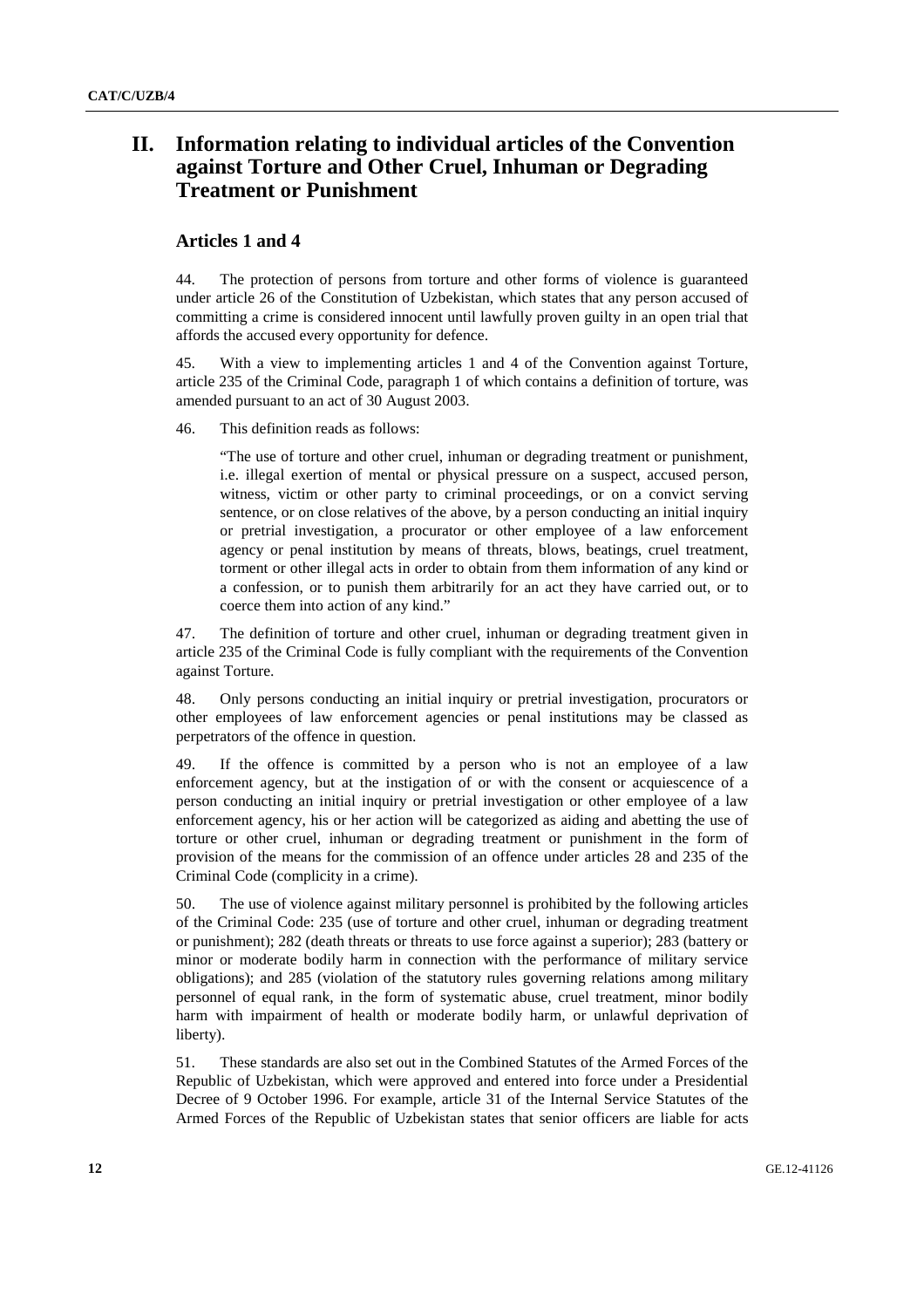# II. Information relating to individual articles of the Convention against Torture and Other Cruel, Inhuman or Degrading Treatment or Punishment

## Articles 1 and 4

44. The protection of persons from torture and other forms of violence is guaranteed under article 26 of the Constitution of Uzbekistan, which states that any person accused of committing a crime is considered innocent until lawfully proven guilty in an open trial that affords the accused every opportunity for defence.

45. With a view to implementing articles 1 and 4 of the Convention against Torture, article 235 of the Criminal Code, paragraph 1 of which contains a definition of torture, was amended pursuant to an act of 30 August 2003.

46. This definition reads as follows:

> "The use of torture and other cruel, inhuman or degrading treatment or punishment, i.e. illegal exertion of mental or physical pressure on a suspect, accused person, witness, victim or other party to criminal proceedings, or on a convict serving sentence, or on close relatives of the above, by a person conducting an initial inquiry or pretrial investigation, a procurator or other employee of a law enforcement agency or penal institution by means of threats, blows, beatings, cruel treatment, torment or other illegal acts in order to obtain from them information of any kind or a confession, or to punish them arbitrarily for an act they have carried out, or to coerce them into action of any kind."

47. The definition of torture and other cruel, inhuman or degrading treatment given in article 235 of the Criminal Code is fully compliant with the requirements of the Convention against Torture.

48. Only persons conducting an initial inquiry or pretrial investigation, procurators or other employees of law enforcement agencies or penal institutions may be classed as perpetrators of the offence in question.

49. If the offence is committed by a person who is not an employee of a law enforcement agency, but at the instigation of or with the consent or acquiescence of a person conducting an initial inquiry or pretrial investigation or other employee of a law enforcement agency, his or her action will be categorized as aiding and abetting the use of torture or other cruel, inhuman or degrading treatment or punishment in the form of provision of the means for the commission of an offence under articles 28 and 235 of the Criminal Code (complicity in a crime).

50. The use of violence against military personnel is prohibited by the following articles of the Criminal Code: 235 (use of torture and other cruel, inhuman or degrading treatment or punishment); 282 (death threats or threats to use force against a superior); 283 (battery or minor or moderate bodily harm in connection with the performance of military service obligations); and 285 (violation of the statutory rules governing relations among military personnel of equal rank, in the form of systematic abuse, cruel treatment, minor bodily harm with impairment of health or moderate bodily harm, or unlawful deprivation of liberty).

51. These standards are also set out in the Combined Statutes of the Armed Forces of the Republic of Uzbekistan, which were approved and entered into force under a Presidential Decree of 9 October 1996. For example, article 31 of the Internal Service Statutes of the Armed Forces of the Republic of Uzbekistan states that senior officers are liable for acts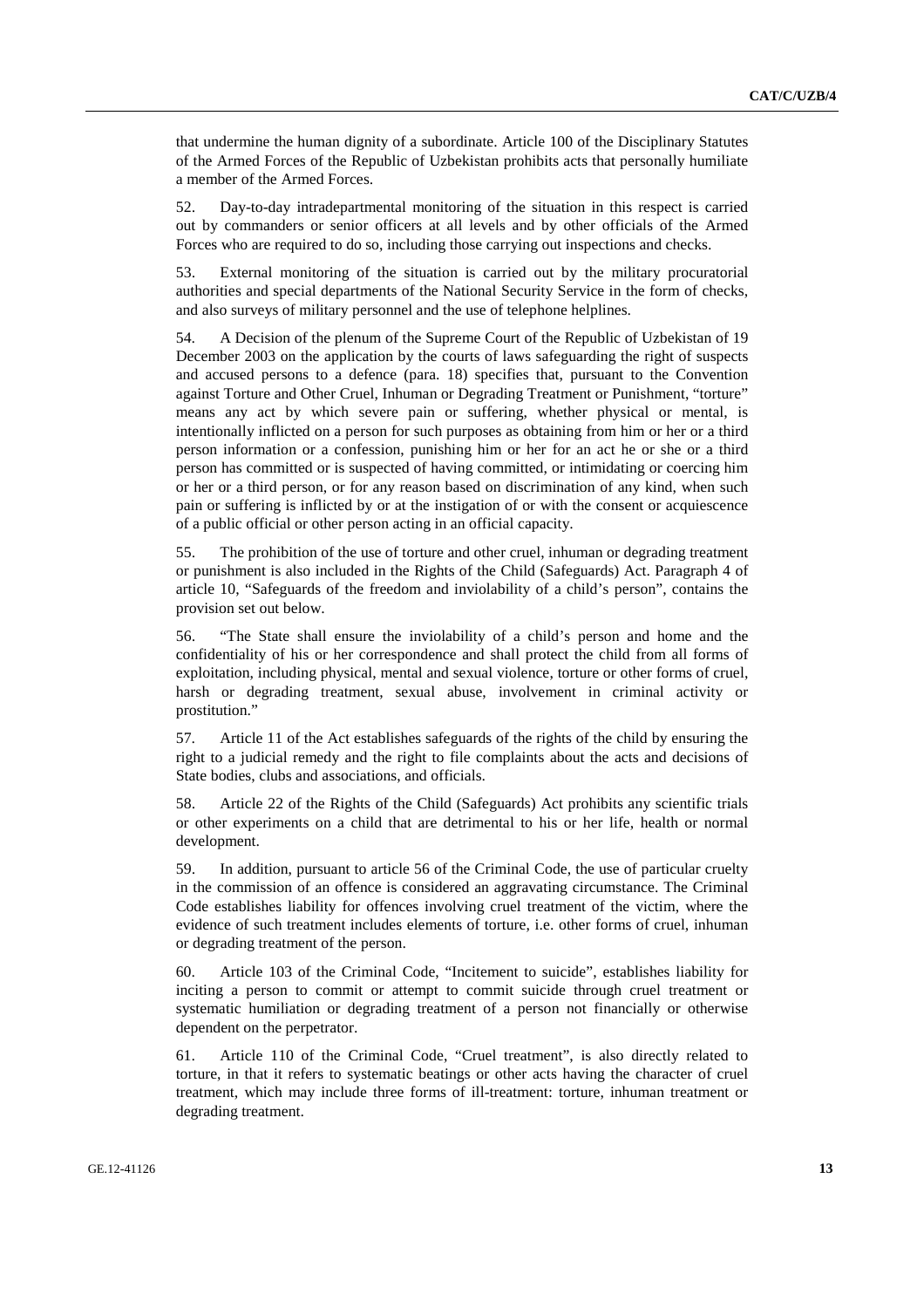that undermine the human dignity of a subordinate. Article 100 of the Disciplinary Statutes of the Armed Forces of the Republic of Uzbekistan prohibits acts that personally humiliate a member of the Armed Forces.

52. Day-to-day intradepartmental monitoring of the situation in this respect is carried out by commanders or senior officers at all levels and by other officials of the Armed Forces who are required to do so, including those carrying out inspections and checks.

53. External monitoring of the situation is carried out by the military procuratorial authorities and special departments of the National Security Service in the form of checks, and also surveys of military personnel and the use of telephone helplines.

54. A Decision of the plenum of the Supreme Court of the Republic of Uzbekistan of 19 December 2003 on the application by the courts of laws safeguarding the right of suspects and accused persons to a defence (para. 18) specifies that, pursuant to the Convention against Torture and Other Cruel, Inhuman or Degrading Treatment or Punishment, "torture" means any act by which severe pain or suffering, whether physical or mental, is intentionally inflicted on a person for such purposes as obtaining from him or her or a third person information or a confession, punishing him or her for an act he or she or a third person has committed or is suspected of having committed, or intimidating or coercing him or her or a third person, or for any reason based on discrimination of any kind, when such pain or suffering is inflicted by or at the instigation of or with the consent or acquiescence of a public official or other person acting in an official capacity.

55. The prohibition of the use of torture and other cruel, inhuman or degrading treatment or punishment is also included in the Rights of the Child (Safeguards) Act. Paragraph 4 of article 10, "Safeguards of the freedom and inviolability of a child's person", contains the provision set out below.

56. "The State shall ensure the inviolability of a child's person and home and the confidentiality of his or her correspondence and shall protect the child from all forms of exploitation, including physical, mental and sexual violence, torture or other forms of cruel, harsh or degrading treatment, sexual abuse, involvement in criminal activity or prostitution."

57. Article 11 of the Act establishes safeguards of the rights of the child by ensuring the right to a judicial remedy and the right to file complaints about the acts and decisions of State bodies, clubs and associations, and officials.

58. Article 22 of the Rights of the Child (Safeguards) Act prohibits any scientific trials or other experiments on a child that are detrimental to his or her life, health or normal development.

59. In addition, pursuant to article 56 of the Criminal Code, the use of particular cruelty in the commission of an offence is considered an aggravating circumstance. The Criminal Code establishes liability for offences involving cruel treatment of the victim, where the evidence of such treatment includes elements of torture, i.e. other forms of cruel, inhuman or degrading treatment of the person.

60. Article 103 of the Criminal Code, "Incitement to suicide", establishes liability for inciting a person to commit or attempt to commit suicide through cruel treatment or systematic humiliation or degrading treatment of a person not financially or otherwise dependent on the perpetrator.

61. Article 110 of the Criminal Code, "Cruel treatment", is also directly related to torture, in that it refers to systematic beatings or other acts having the character of cruel treatment, which may include three forms of ill-treatment: torture, inhuman treatment or degrading treatment.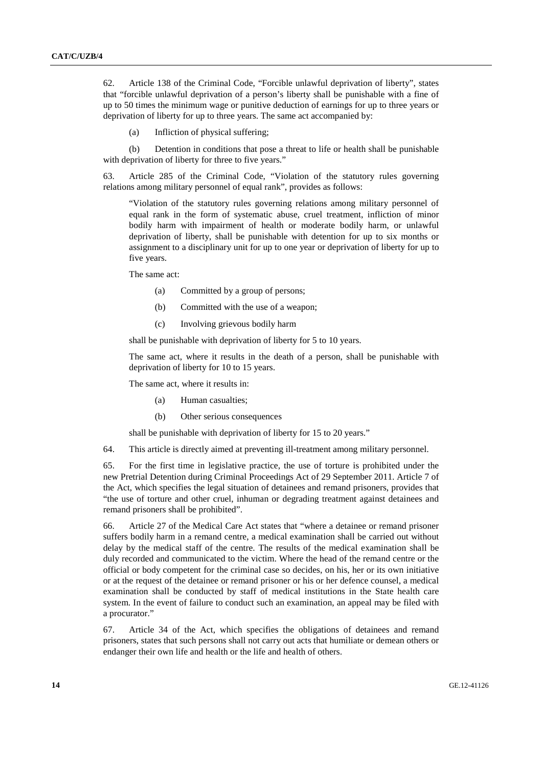62. Article 138 of the Criminal Code, "Forcible unlawful deprivation of liberty", states that "forcible unlawful deprivation of a person's liberty shall be punishable with a fine of up to 50 times the minimum wage or punitive deduction of earnings for up to three years or deprivation of liberty for up to three years. The same act accompanied by:

(a) Infliction of physical suffering;

(b) Detention in conditions that pose a threat to life or health shall be punishable with deprivation of liberty for three to five years."

63. Article 285 of the Criminal Code, "Violation of the statutory rules governing relations among military personnel of equal rank", provides as follows:

> "Violation of the statutory rules governing relations among military personnel of equal rank in the form of systematic abuse, cruel treatment, infliction of minor bodily harm with impairment of health or moderate bodily harm, or unlawful deprivation of liberty, shall be punishable with detention for up to six months or assignment to a disciplinary unit for up to one year or deprivation of liberty for up to five years.
>
> The same act:
>
> (a) Committed by a group of persons;
>
> (b) Committed with the use of a weapon;
>
> (c) Involving grievous bodily harm
>
> shall be punishable with deprivation of liberty for 5 to 10 years.
>
> The same act, where it results in the death of a person, shall be punishable with deprivation of liberty for 10 to 15 years.
>
> The same act, where it results in:
>
> (a) Human casualties;
>
> (b) Other serious consequences
>
> shall be punishable with deprivation of liberty for 15 to 20 years."

64. This article is directly aimed at preventing ill-treatment among military personnel.

65. For the first time in legislative practice, the use of torture is prohibited under the new Pretrial Detention during Criminal Proceedings Act of 29 September 2011. Article 7 of the Act, which specifies the legal situation of detainees and remand prisoners, provides that "the use of torture and other cruel, inhuman or degrading treatment against detainees and remand prisoners shall be prohibited".

66. Article 27 of the Medical Care Act states that "where a detainee or remand prisoner suffers bodily harm in a remand centre, a medical examination shall be carried out without delay by the medical staff of the centre. The results of the medical examination shall be duly recorded and communicated to the victim. Where the head of the remand centre or the official or body competent for the criminal case so decides, on his, her or its own initiative or at the request of the detainee or remand prisoner or his or her defence counsel, a medical examination shall be conducted by staff of medical institutions in the State health care system. In the event of failure to conduct such an examination, an appeal may be filed with a procurator."

67. Article 34 of the Act, which specifies the obligations of detainees and remand prisoners, states that such persons shall not carry out acts that humiliate or demean others or endanger their own life and health or the life and health of others.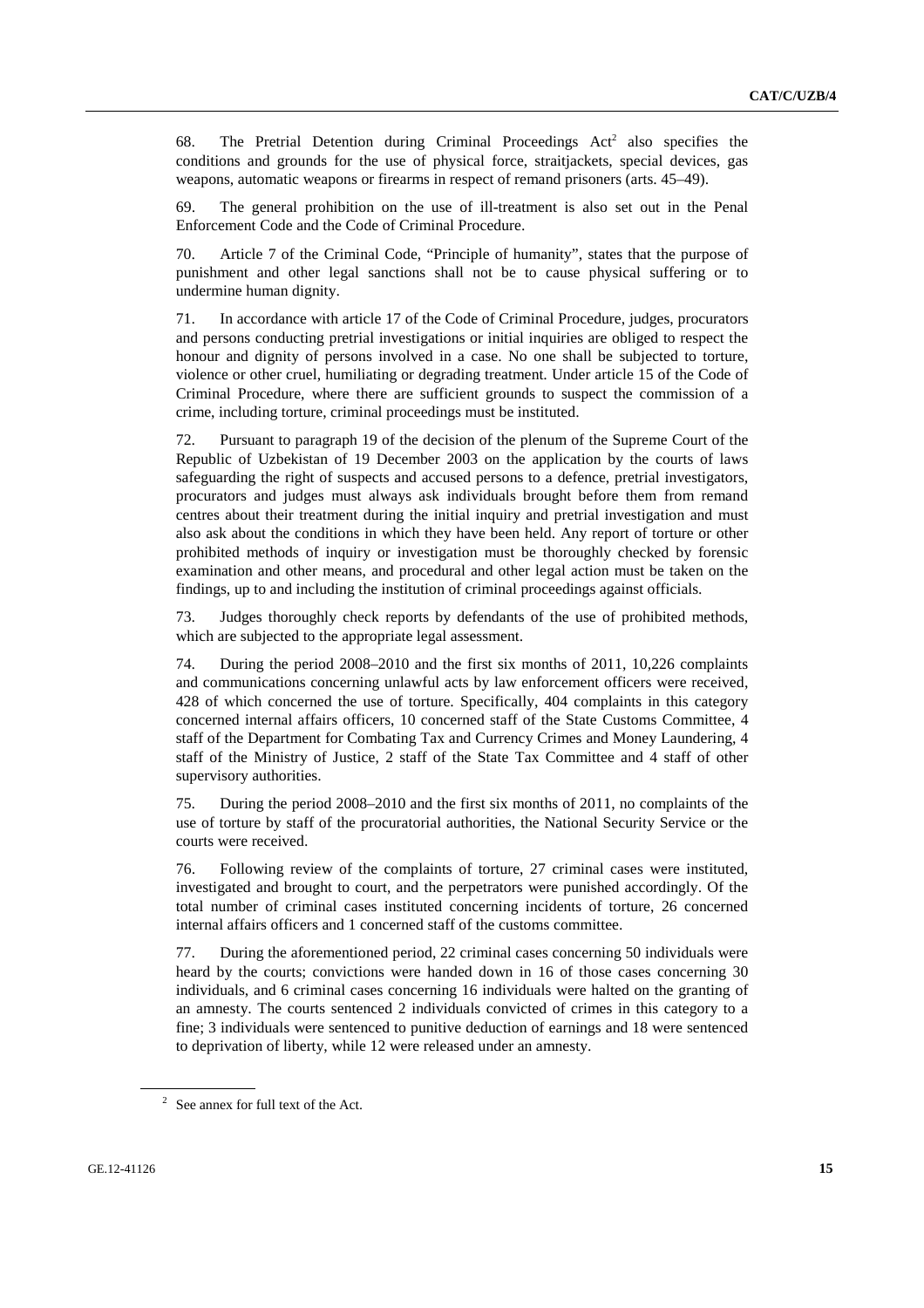68. The Pretrial Detention during Criminal Proceedings Act[2] also specifies the conditions and grounds for the use of physical force, straitjackets, special devices, gas weapons, automatic weapons or firearms in respect of remand prisoners (arts. 45–49).

69. The general prohibition on the use of ill-treatment is also set out in the Penal Enforcement Code and the Code of Criminal Procedure.

70. Article 7 of the Criminal Code, "Principle of humanity", states that the purpose of punishment and other legal sanctions shall not be to cause physical suffering or to undermine human dignity.

71. In accordance with article 17 of the Code of Criminal Procedure, judges, procurators and persons conducting pretrial investigations or initial inquiries are obliged to respect the honour and dignity of persons involved in a case. No one shall be subjected to torture, violence or other cruel, humiliating or degrading treatment. Under article 15 of the Code of Criminal Procedure, where there are sufficient grounds to suspect the commission of a crime, including torture, criminal proceedings must be instituted.

72. Pursuant to paragraph 19 of the decision of the plenum of the Supreme Court of the Republic of Uzbekistan of 19 December 2003 on the application by the courts of laws safeguarding the right of suspects and accused persons to a defence, pretrial investigators, procurators and judges must always ask individuals brought before them from remand centres about their treatment during the initial inquiry and pretrial investigation and must also ask about the conditions in which they have been held. Any report of torture or other prohibited methods of inquiry or investigation must be thoroughly checked by forensic examination and other means, and procedural and other legal action must be taken on the findings, up to and including the institution of criminal proceedings against officials.

73. Judges thoroughly check reports by defendants of the use of prohibited methods, which are subjected to the appropriate legal assessment.

74. During the period 2008–2010 and the first six months of 2011, 10,226 complaints and communications concerning unlawful acts by law enforcement officers were received, 428 of which concerned the use of torture. Specifically, 404 complaints in this category concerned internal affairs officers, 10 concerned staff of the State Customs Committee, 4 staff of the Department for Combating Tax and Currency Crimes and Money Laundering, 4 staff of the Ministry of Justice, 2 staff of the State Tax Committee and 4 staff of other supervisory authorities.

75. During the period 2008–2010 and the first six months of 2011, no complaints of the use of torture by staff of the procuratorial authorities, the National Security Service or the courts were received.

76. Following review of the complaints of torture, 27 criminal cases were instituted, investigated and brought to court, and the perpetrators were punished accordingly. Of the total number of criminal cases instituted concerning incidents of torture, 26 concerned internal affairs officers and 1 concerned staff of the customs committee.

77. During the aforementioned period, 22 criminal cases concerning 50 individuals were heard by the courts; convictions were handed down in 16 of those cases concerning 30 individuals, and 6 criminal cases concerning 16 individuals were halted on the granting of an amnesty. The courts sentenced 2 individuals convicted of crimes in this category to a fine; 3 individuals were sentenced to punitive deduction of earnings and 18 were sentenced to deprivation of liberty, while 12 were released under an amnesty.

[2] See annex for full text of the Act.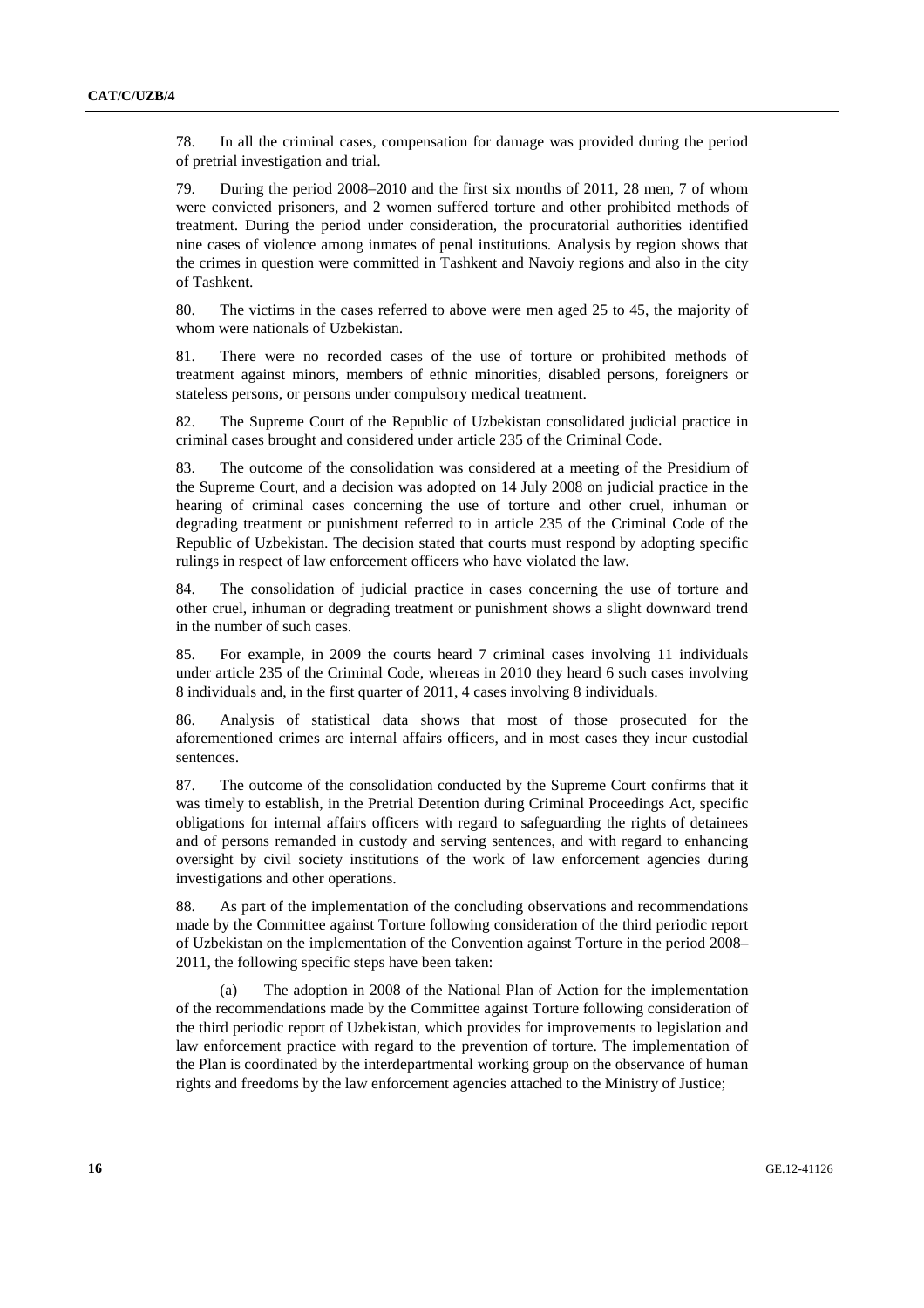78. In all the criminal cases, compensation for damage was provided during the period of pretrial investigation and trial.

79. During the period 2008–2010 and the first six months of 2011, 28 men, 7 of whom were convicted prisoners, and 2 women suffered torture and other prohibited methods of treatment. During the period under consideration, the procuratorial authorities identified nine cases of violence among inmates of penal institutions. Analysis by region shows that the crimes in question were committed in Tashkent and Navoiy regions and also in the city of Tashkent.

80. The victims in the cases referred to above were men aged 25 to 45, the majority of whom were nationals of Uzbekistan.

81. There were no recorded cases of the use of torture or prohibited methods of treatment against minors, members of ethnic minorities, disabled persons, foreigners or stateless persons, or persons under compulsory medical treatment.

82. The Supreme Court of the Republic of Uzbekistan consolidated judicial practice in criminal cases brought and considered under article 235 of the Criminal Code.

83. The outcome of the consolidation was considered at a meeting of the Presidium of the Supreme Court, and a decision was adopted on 14 July 2008 on judicial practice in the hearing of criminal cases concerning the use of torture and other cruel, inhuman or degrading treatment or punishment referred to in article 235 of the Criminal Code of the Republic of Uzbekistan. The decision stated that courts must respond by adopting specific rulings in respect of law enforcement officers who have violated the law.

84. The consolidation of judicial practice in cases concerning the use of torture and other cruel, inhuman or degrading treatment or punishment shows a slight downward trend in the number of such cases.

85. For example, in 2009 the courts heard 7 criminal cases involving 11 individuals under article 235 of the Criminal Code, whereas in 2010 they heard 6 such cases involving 8 individuals and, in the first quarter of 2011, 4 cases involving 8 individuals.

86. Analysis of statistical data shows that most of those prosecuted for the aforementioned crimes are internal affairs officers, and in most cases they incur custodial sentences.

87. The outcome of the consolidation conducted by the Supreme Court confirms that it was timely to establish, in the Pretrial Detention during Criminal Proceedings Act, specific obligations for internal affairs officers with regard to safeguarding the rights of detainees and of persons remanded in custody and serving sentences, and with regard to enhancing oversight by civil society institutions of the work of law enforcement agencies during investigations and other operations.

88. As part of the implementation of the concluding observations and recommendations made by the Committee against Torture following consideration of the third periodic report of Uzbekistan on the implementation of the Convention against Torture in the period 2008–2011, the following specific steps have been taken:

(a) The adoption in 2008 of the National Plan of Action for the implementation of the recommendations made by the Committee against Torture following consideration of the third periodic report of Uzbekistan, which provides for improvements to legislation and law enforcement practice with regard to the prevention of torture. The implementation of the Plan is coordinated by the interdepartmental working group on the observance of human rights and freedoms by the law enforcement agencies attached to the Ministry of Justice;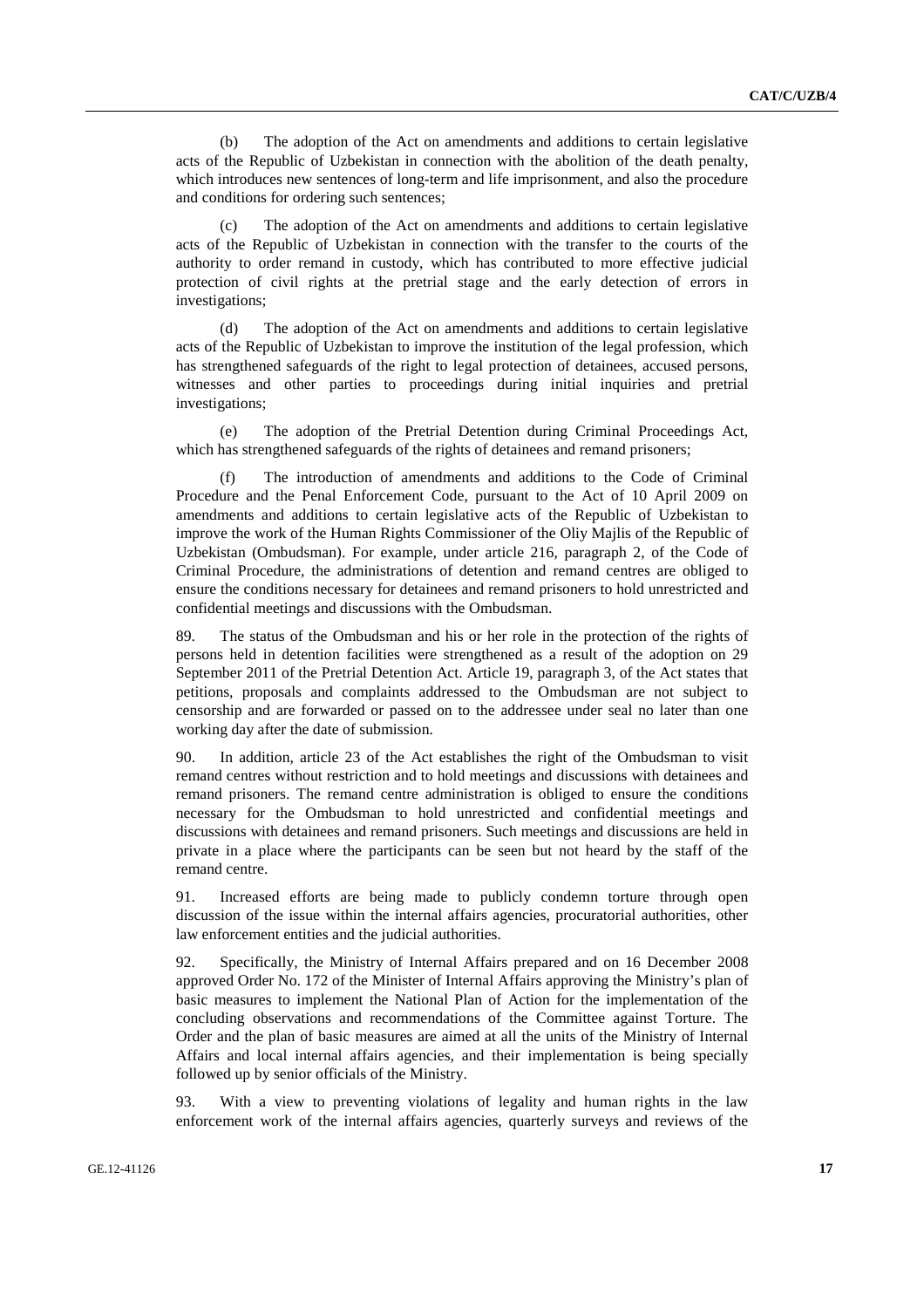(b) The adoption of the Act on amendments and additions to certain legislative acts of the Republic of Uzbekistan in connection with the abolition of the death penalty, which introduces new sentences of long-term and life imprisonment, and also the procedure and conditions for ordering such sentences;

(c) The adoption of the Act on amendments and additions to certain legislative acts of the Republic of Uzbekistan in connection with the transfer to the courts of the authority to order remand in custody, which has contributed to more effective judicial protection of civil rights at the pretrial stage and the early detection of errors in investigations;

(d) The adoption of the Act on amendments and additions to certain legislative acts of the Republic of Uzbekistan to improve the institution of the legal profession, which has strengthened safeguards of the right to legal protection of detainees, accused persons, witnesses and other parties to proceedings during initial inquiries and pretrial investigations;

(e) The adoption of the Pretrial Detention during Criminal Proceedings Act, which has strengthened safeguards of the rights of detainees and remand prisoners;

(f) The introduction of amendments and additions to the Code of Criminal Procedure and the Penal Enforcement Code, pursuant to the Act of 10 April 2009 on amendments and additions to certain legislative acts of the Republic of Uzbekistan to improve the work of the Human Rights Commissioner of the Oliy Majlis of the Republic of Uzbekistan (Ombudsman). For example, under article 216, paragraph 2, of the Code of Criminal Procedure, the administrations of detention and remand centres are obliged to ensure the conditions necessary for detainees and remand prisoners to hold unrestricted and confidential meetings and discussions with the Ombudsman.

89. The status of the Ombudsman and his or her role in the protection of the rights of persons held in detention facilities were strengthened as a result of the adoption on 29 September 2011 of the Pretrial Detention Act. Article 19, paragraph 3, of the Act states that petitions, proposals and complaints addressed to the Ombudsman are not subject to censorship and are forwarded or passed on to the addressee under seal no later than one working day after the date of submission.

90. In addition, article 23 of the Act establishes the right of the Ombudsman to visit remand centres without restriction and to hold meetings and discussions with detainees and remand prisoners. The remand centre administration is obliged to ensure the conditions necessary for the Ombudsman to hold unrestricted and confidential meetings and discussions with detainees and remand prisoners. Such meetings and discussions are held in private in a place where the participants can be seen but not heard by the staff of the remand centre.

91. Increased efforts are being made to publicly condemn torture through open discussion of the issue within the internal affairs agencies, procuratorial authorities, other law enforcement entities and the judicial authorities.

92. Specifically, the Ministry of Internal Affairs prepared and on 16 December 2008 approved Order No. 172 of the Minister of Internal Affairs approving the Ministry's plan of basic measures to implement the National Plan of Action for the implementation of the concluding observations and recommendations of the Committee against Torture. The Order and the plan of basic measures are aimed at all the units of the Ministry of Internal Affairs and local internal affairs agencies, and their implementation is being specially followed up by senior officials of the Ministry.

93. With a view to preventing violations of legality and human rights in the law enforcement work of the internal affairs agencies, quarterly surveys and reviews of the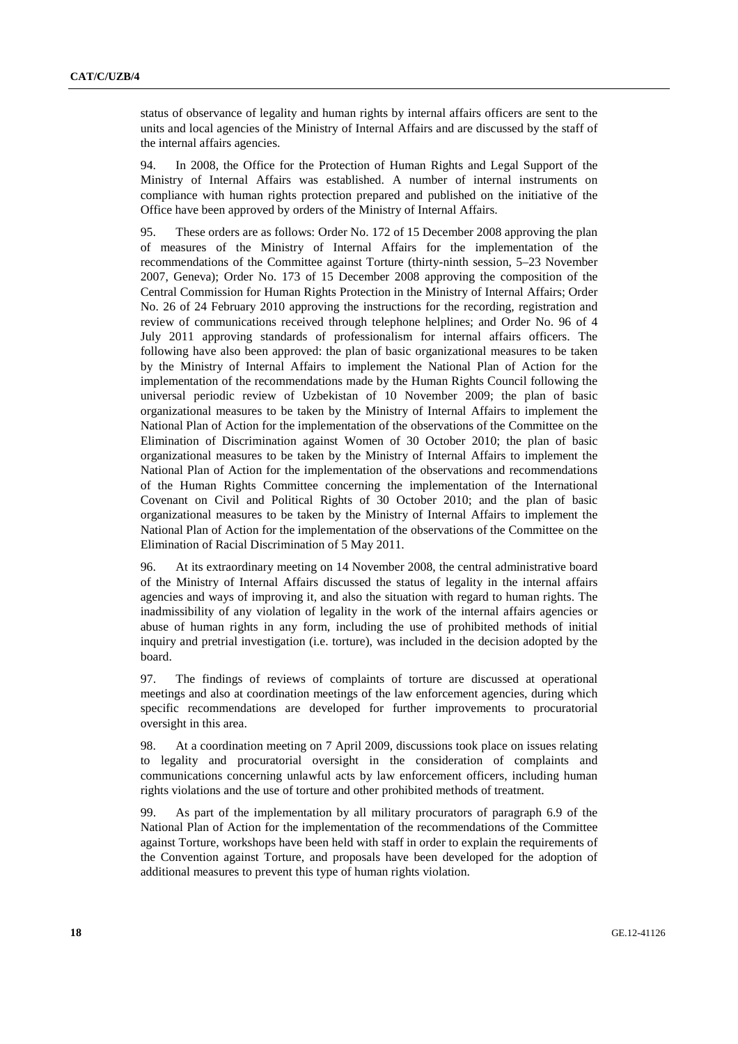status of observance of legality and human rights by internal affairs officers are sent to the units and local agencies of the Ministry of Internal Affairs and are discussed by the staff of the internal affairs agencies.

94. In 2008, the Office for the Protection of Human Rights and Legal Support of the Ministry of Internal Affairs was established. A number of internal instruments on compliance with human rights protection prepared and published on the initiative of the Office have been approved by orders of the Ministry of Internal Affairs.

95. These orders are as follows: Order No. 172 of 15 December 2008 approving the plan of measures of the Ministry of Internal Affairs for the implementation of the recommendations of the Committee against Torture (thirty-ninth session, 5–23 November 2007, Geneva); Order No. 173 of 15 December 2008 approving the composition of the Central Commission for Human Rights Protection in the Ministry of Internal Affairs; Order No. 26 of 24 February 2010 approving the instructions for the recording, registration and review of communications received through telephone helplines; and Order No. 96 of 4 July 2011 approving standards of professionalism for internal affairs officers. The following have also been approved: the plan of basic organizational measures to be taken by the Ministry of Internal Affairs to implement the National Plan of Action for the implementation of the recommendations made by the Human Rights Council following the universal periodic review of Uzbekistan of 10 November 2009; the plan of basic organizational measures to be taken by the Ministry of Internal Affairs to implement the National Plan of Action for the implementation of the observations of the Committee on the Elimination of Discrimination against Women of 30 October 2010; the plan of basic organizational measures to be taken by the Ministry of Internal Affairs to implement the National Plan of Action for the implementation of the observations and recommendations of the Human Rights Committee concerning the implementation of the International Covenant on Civil and Political Rights of 30 October 2010; and the plan of basic organizational measures to be taken by the Ministry of Internal Affairs to implement the National Plan of Action for the implementation of the observations of the Committee on the Elimination of Racial Discrimination of 5 May 2011.

96. At its extraordinary meeting on 14 November 2008, the central administrative board of the Ministry of Internal Affairs discussed the status of legality in the internal affairs agencies and ways of improving it, and also the situation with regard to human rights. The inadmissibility of any violation of legality in the work of the internal affairs agencies or abuse of human rights in any form, including the use of prohibited methods of initial inquiry and pretrial investigation (i.e. torture), was included in the decision adopted by the board.

97. The findings of reviews of complaints of torture are discussed at operational meetings and also at coordination meetings of the law enforcement agencies, during which specific recommendations are developed for further improvements to procuratorial oversight in this area.

98. At a coordination meeting on 7 April 2009, discussions took place on issues relating to legality and procuratorial oversight in the consideration of complaints and communications concerning unlawful acts by law enforcement officers, including human rights violations and the use of torture and other prohibited methods of treatment.

99. As part of the implementation by all military procurators of paragraph 6.9 of the National Plan of Action for the implementation of the recommendations of the Committee against Torture, workshops have been held with staff in order to explain the requirements of the Convention against Torture, and proposals have been developed for the adoption of additional measures to prevent this type of human rights violation.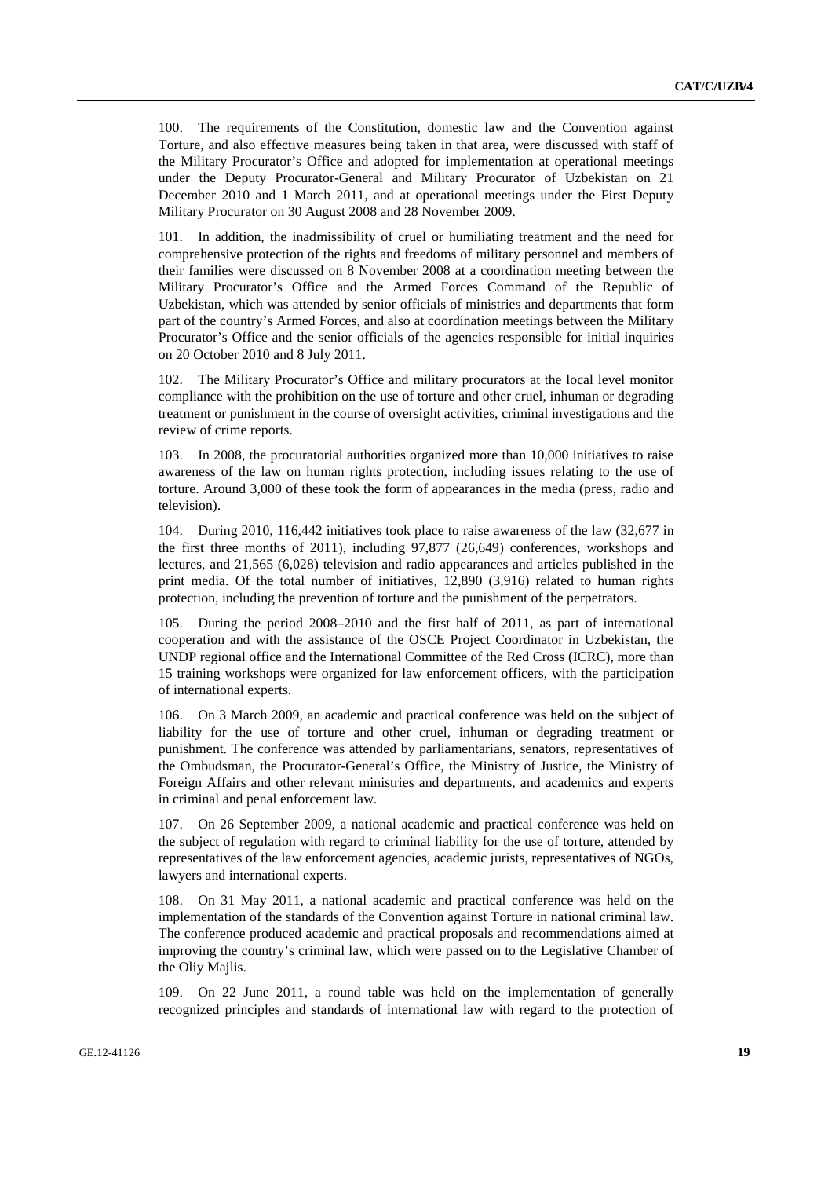100. The requirements of the Constitution, domestic law and the Convention against Torture, and also effective measures being taken in that area, were discussed with staff of the Military Procurator's Office and adopted for implementation at operational meetings under the Deputy Procurator-General and Military Procurator of Uzbekistan on 21 December 2010 and 1 March 2011, and at operational meetings under the First Deputy Military Procurator on 30 August 2008 and 28 November 2009.

101. In addition, the inadmissibility of cruel or humiliating treatment and the need for comprehensive protection of the rights and freedoms of military personnel and members of their families were discussed on 8 November 2008 at a coordination meeting between the Military Procurator's Office and the Armed Forces Command of the Republic of Uzbekistan, which was attended by senior officials of ministries and departments that form part of the country's Armed Forces, and also at coordination meetings between the Military Procurator's Office and the senior officials of the agencies responsible for initial inquiries on 20 October 2010 and 8 July 2011.

102. The Military Procurator's Office and military procurators at the local level monitor compliance with the prohibition on the use of torture and other cruel, inhuman or degrading treatment or punishment in the course of oversight activities, criminal investigations and the review of crime reports.

103. In 2008, the procuratorial authorities organized more than 10,000 initiatives to raise awareness of the law on human rights protection, including issues relating to the use of torture. Around 3,000 of these took the form of appearances in the media (press, radio and television).

104. During 2010, 116,442 initiatives took place to raise awareness of the law (32,677 in the first three months of 2011), including 97,877 (26,649) conferences, workshops and lectures, and 21,565 (6,028) television and radio appearances and articles published in the print media. Of the total number of initiatives, 12,890 (3,916) related to human rights protection, including the prevention of torture and the punishment of the perpetrators.

105. During the period 2008–2010 and the first half of 2011, as part of international cooperation and with the assistance of the OSCE Project Coordinator in Uzbekistan, the UNDP regional office and the International Committee of the Red Cross (ICRC), more than 15 training workshops were organized for law enforcement officers, with the participation of international experts.

106. On 3 March 2009, an academic and practical conference was held on the subject of liability for the use of torture and other cruel, inhuman or degrading treatment or punishment. The conference was attended by parliamentarians, senators, representatives of the Ombudsman, the Procurator-General's Office, the Ministry of Justice, the Ministry of Foreign Affairs and other relevant ministries and departments, and academics and experts in criminal and penal enforcement law.

107. On 26 September 2009, a national academic and practical conference was held on the subject of regulation with regard to criminal liability for the use of torture, attended by representatives of the law enforcement agencies, academic jurists, representatives of NGOs, lawyers and international experts.

108. On 31 May 2011, a national academic and practical conference was held on the implementation of the standards of the Convention against Torture in national criminal law. The conference produced academic and practical proposals and recommendations aimed at improving the country's criminal law, which were passed on to the Legislative Chamber of the Oliy Majlis.

109. On 22 June 2011, a round table was held on the implementation of generally recognized principles and standards of international law with regard to the protection of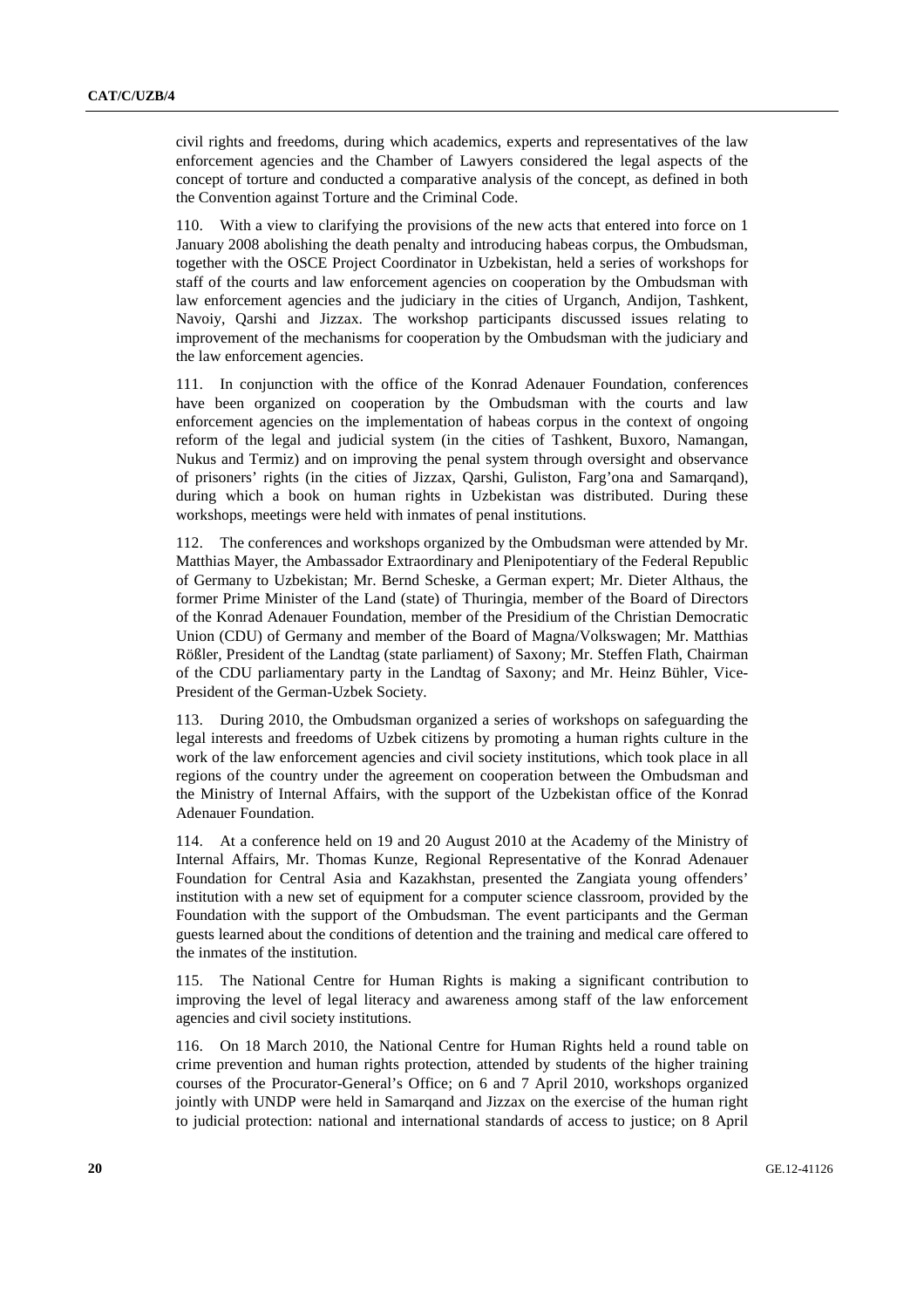civil rights and freedoms, during which academics, experts and representatives of the law enforcement agencies and the Chamber of Lawyers considered the legal aspects of the concept of torture and conducted a comparative analysis of the concept, as defined in both the Convention against Torture and the Criminal Code.

110. With a view to clarifying the provisions of the new acts that entered into force on 1 January 2008 abolishing the death penalty and introducing habeas corpus, the Ombudsman, together with the OSCE Project Coordinator in Uzbekistan, held a series of workshops for staff of the courts and law enforcement agencies on cooperation by the Ombudsman with law enforcement agencies and the judiciary in the cities of Urganch, Andijon, Tashkent, Navoiy, Qarshi and Jizzax. The workshop participants discussed issues relating to improvement of the mechanisms for cooperation by the Ombudsman with the judiciary and the law enforcement agencies.

111. In conjunction with the office of the Konrad Adenauer Foundation, conferences have been organized on cooperation by the Ombudsman with the courts and law enforcement agencies on the implementation of habeas corpus in the context of ongoing reform of the legal and judicial system (in the cities of Tashkent, Buxoro, Namangan, Nukus and Termiz) and on improving the penal system through oversight and observance of prisoners' rights (in the cities of Jizzax, Qarshi, Guliston, Farg'ona and Samarqand), during which a book on human rights in Uzbekistan was distributed. During these workshops, meetings were held with inmates of penal institutions.

112. The conferences and workshops organized by the Ombudsman were attended by Mr. Matthias Mayer, the Ambassador Extraordinary and Plenipotentiary of the Federal Republic of Germany to Uzbekistan; Mr. Bernd Scheske, a German expert; Mr. Dieter Althaus, the former Prime Minister of the Land (state) of Thuringia, member of the Board of Directors of the Konrad Adenauer Foundation, member of the Presidium of the Christian Democratic Union (CDU) of Germany and member of the Board of Magna/Volkswagen; Mr. Matthias Rößler, President of the Landtag (state parliament) of Saxony; Mr. Steffen Flath, Chairman of the CDU parliamentary party in the Landtag of Saxony; and Mr. Heinz Bühler, Vice-President of the German-Uzbek Society.

113. During 2010, the Ombudsman organized a series of workshops on safeguarding the legal interests and freedoms of Uzbek citizens by promoting a human rights culture in the work of the law enforcement agencies and civil society institutions, which took place in all regions of the country under the agreement on cooperation between the Ombudsman and the Ministry of Internal Affairs, with the support of the Uzbekistan office of the Konrad Adenauer Foundation.

114. At a conference held on 19 and 20 August 2010 at the Academy of the Ministry of Internal Affairs, Mr. Thomas Kunze, Regional Representative of the Konrad Adenauer Foundation for Central Asia and Kazakhstan, presented the Zangiata young offenders' institution with a new set of equipment for a computer science classroom, provided by the Foundation with the support of the Ombudsman. The event participants and the German guests learned about the conditions of detention and the training and medical care offered to the inmates of the institution.

115. The National Centre for Human Rights is making a significant contribution to improving the level of legal literacy and awareness among staff of the law enforcement agencies and civil society institutions.

116. On 18 March 2010, the National Centre for Human Rights held a round table on crime prevention and human rights protection, attended by students of the higher training courses of the Procurator-General's Office; on 6 and 7 April 2010, workshops organized jointly with UNDP were held in Samarqand and Jizzax on the exercise of the human right to judicial protection: national and international standards of access to justice; on 8 April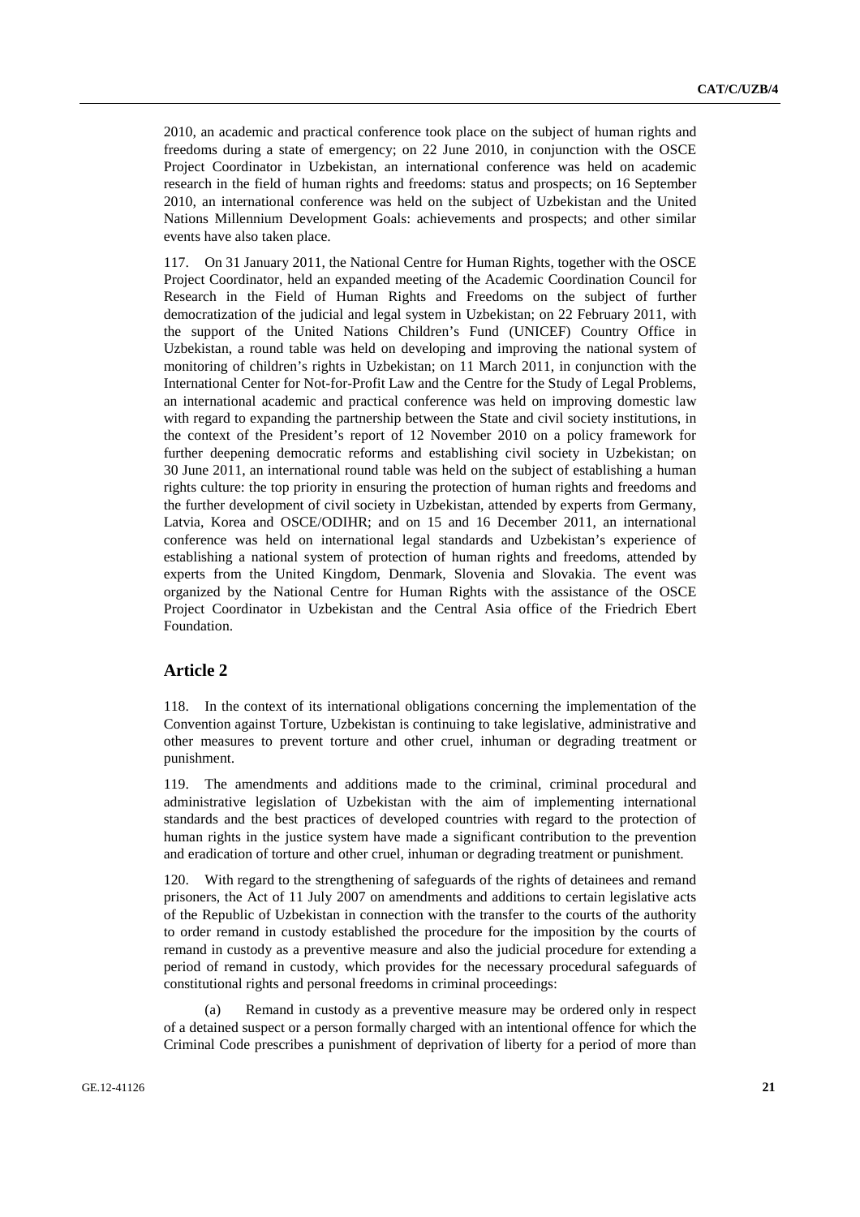2010, an academic and practical conference took place on the subject of human rights and freedoms during a state of emergency; on 22 June 2010, in conjunction with the OSCE Project Coordinator in Uzbekistan, an international conference was held on academic research in the field of human rights and freedoms: status and prospects; on 16 September 2010, an international conference was held on the subject of Uzbekistan and the United Nations Millennium Development Goals: achievements and prospects; and other similar events have also taken place.

117. On 31 January 2011, the National Centre for Human Rights, together with the OSCE Project Coordinator, held an expanded meeting of the Academic Coordination Council for Research in the Field of Human Rights and Freedoms on the subject of further democratization of the judicial and legal system in Uzbekistan; on 22 February 2011, with the support of the United Nations Children's Fund (UNICEF) Country Office in Uzbekistan, a round table was held on developing and improving the national system of monitoring of children's rights in Uzbekistan; on 11 March 2011, in conjunction with the International Center for Not-for-Profit Law and the Centre for the Study of Legal Problems, an international academic and practical conference was held on improving domestic law with regard to expanding the partnership between the State and civil society institutions, in the context of the President's report of 12 November 2010 on a policy framework for further deepening democratic reforms and establishing civil society in Uzbekistan; on 30 June 2011, an international round table was held on the subject of establishing a human rights culture: the top priority in ensuring the protection of human rights and freedoms and the further development of civil society in Uzbekistan, attended by experts from Germany, Latvia, Korea and OSCE/ODIHR; and on 15 and 16 December 2011, an international conference was held on international legal standards and Uzbekistan's experience of establishing a national system of protection of human rights and freedoms, attended by experts from the United Kingdom, Denmark, Slovenia and Slovakia. The event was organized by the National Centre for Human Rights with the assistance of the OSCE Project Coordinator in Uzbekistan and the Central Asia office of the Friedrich Ebert Foundation.

## Article 2

118. In the context of its international obligations concerning the implementation of the Convention against Torture, Uzbekistan is continuing to take legislative, administrative and other measures to prevent torture and other cruel, inhuman or degrading treatment or punishment.

119. The amendments and additions made to the criminal, criminal procedural and administrative legislation of Uzbekistan with the aim of implementing international standards and the best practices of developed countries with regard to the protection of human rights in the justice system have made a significant contribution to the prevention and eradication of torture and other cruel, inhuman or degrading treatment or punishment.

120. With regard to the strengthening of safeguards of the rights of detainees and remand prisoners, the Act of 11 July 2007 on amendments and additions to certain legislative acts of the Republic of Uzbekistan in connection with the transfer to the courts of the authority to order remand in custody established the procedure for the imposition by the courts of remand in custody as a preventive measure and also the judicial procedure for extending a period of remand in custody, which provides for the necessary procedural safeguards of constitutional rights and personal freedoms in criminal proceedings:

(a) Remand in custody as a preventive measure may be ordered only in respect of a detained suspect or a person formally charged with an intentional offence for which the Criminal Code prescribes a punishment of deprivation of liberty for a period of more than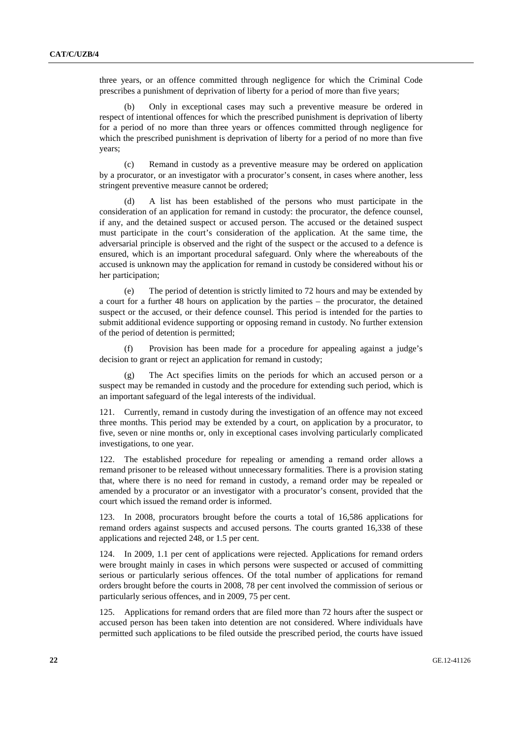three years, or an offence committed through negligence for which the Criminal Code prescribes a punishment of deprivation of liberty for a period of more than five years;

(b) Only in exceptional cases may such a preventive measure be ordered in respect of intentional offences for which the prescribed punishment is deprivation of liberty for a period of no more than three years or offences committed through negligence for which the prescribed punishment is deprivation of liberty for a period of no more than five years;

(c) Remand in custody as a preventive measure may be ordered on application by a procurator, or an investigator with a procurator's consent, in cases where another, less stringent preventive measure cannot be ordered;

(d) A list has been established of the persons who must participate in the consideration of an application for remand in custody: the procurator, the defence counsel, if any, and the detained suspect or accused person. The accused or the detained suspect must participate in the court's consideration of the application. At the same time, the adversarial principle is observed and the right of the suspect or the accused to a defence is ensured, which is an important procedural safeguard. Only where the whereabouts of the accused is unknown may the application for remand in custody be considered without his or her participation;

(e) The period of detention is strictly limited to 72 hours and may be extended by a court for a further 48 hours on application by the parties – the procurator, the detained suspect or the accused, or their defence counsel. This period is intended for the parties to submit additional evidence supporting or opposing remand in custody. No further extension of the period of detention is permitted;

(f) Provision has been made for a procedure for appealing against a judge's decision to grant or reject an application for remand in custody;

(g) The Act specifies limits on the periods for which an accused person or a suspect may be remanded in custody and the procedure for extending such period, which is an important safeguard of the legal interests of the individual.

121. Currently, remand in custody during the investigation of an offence may not exceed three months. This period may be extended by a court, on application by a procurator, to five, seven or nine months or, only in exceptional cases involving particularly complicated investigations, to one year.

122. The established procedure for repealing or amending a remand order allows a remand prisoner to be released without unnecessary formalities. There is a provision stating that, where there is no need for remand in custody, a remand order may be repealed or amended by a procurator or an investigator with a procurator's consent, provided that the court which issued the remand order is informed.

123. In 2008, procurators brought before the courts a total of 16,586 applications for remand orders against suspects and accused persons. The courts granted 16,338 of these applications and rejected 248, or 1.5 per cent.

124. In 2009, 1.1 per cent of applications were rejected. Applications for remand orders were brought mainly in cases in which persons were suspected or accused of committing serious or particularly serious offences. Of the total number of applications for remand orders brought before the courts in 2008, 78 per cent involved the commission of serious or particularly serious offences, and in 2009, 75 per cent.

125. Applications for remand orders that are filed more than 72 hours after the suspect or accused person has been taken into detention are not considered. Where individuals have permitted such applications to be filed outside the prescribed period, the courts have issued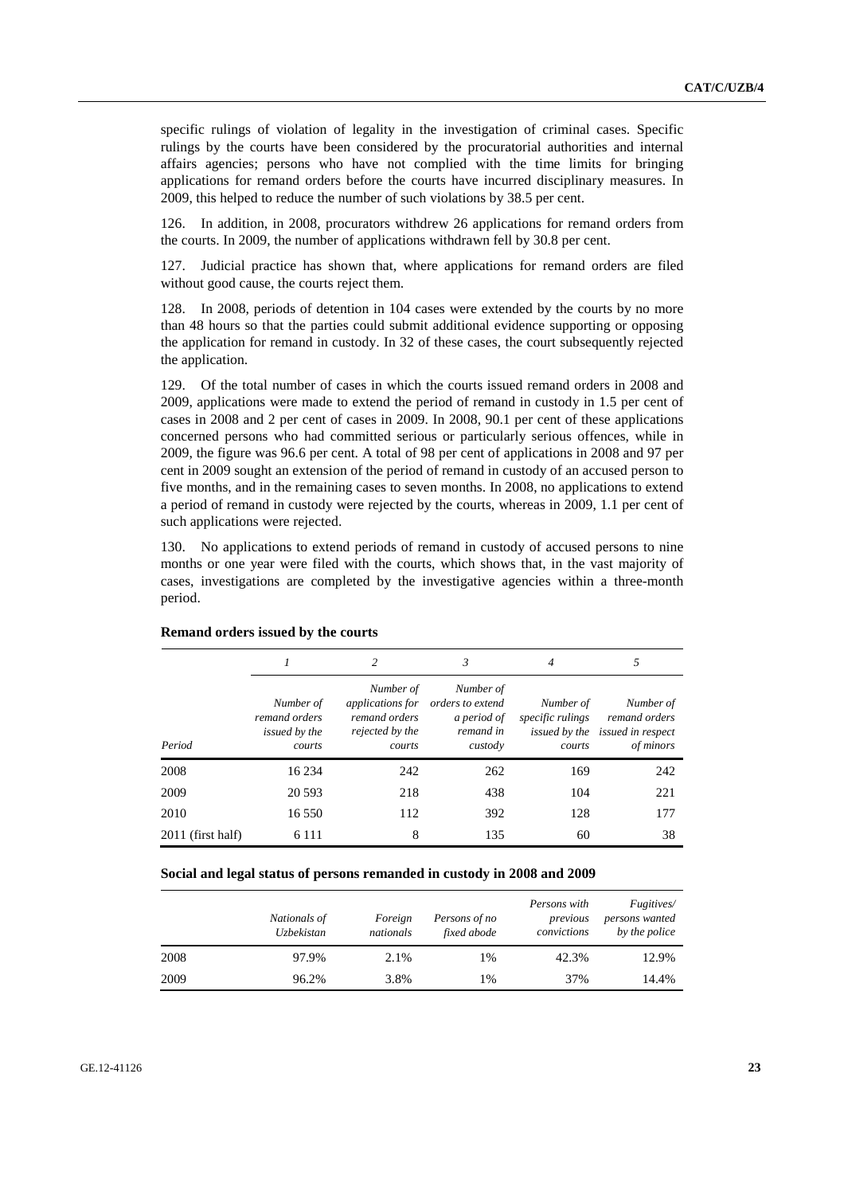specific rulings of violation of legality in the investigation of criminal cases. Specific rulings by the courts have been considered by the procuratorial authorities and internal affairs agencies; persons who have not complied with the time limits for bringing applications for remand orders before the courts have incurred disciplinary measures. In 2009, this helped to reduce the number of such violations by 38.5 per cent.

126. In addition, in 2008, procurators withdrew 26 applications for remand orders from the courts. In 2009, the number of applications withdrawn fell by 30.8 per cent.

127. Judicial practice has shown that, where applications for remand orders are filed without good cause, the courts reject them.

128. In 2008, periods of detention in 104 cases were extended by the courts by no more than 48 hours so that the parties could submit additional evidence supporting or opposing the application for remand in custody. In 32 of these cases, the court subsequently rejected the application.

129. Of the total number of cases in which the courts issued remand orders in 2008 and 2009, applications were made to extend the period of remand in custody in 1.5 per cent of cases in 2008 and 2 per cent of cases in 2009. In 2008, 90.1 per cent of these applications concerned persons who had committed serious or particularly serious offences, while in 2009, the figure was 96.6 per cent. A total of 98 per cent of applications in 2008 and 97 per cent in 2009 sought an extension of the period of remand in custody of an accused person to five months, and in the remaining cases to seven months. In 2008, no applications to extend a period of remand in custody were rejected by the courts, whereas in 2009, 1.1 per cent of such applications were rejected.

130. No applications to extend periods of remand in custody of accused persons to nine months or one year were filed with the courts, which shows that, in the vast majority of cases, investigations are completed by the investigative agencies within a three-month period.

**Remand orders issued by the courts**

| | *1* | *2* | *3* | *4* | *5* |
|---|---|---|---|---|---|
| *Period* | *Number of remand orders issued by the courts* | *Number of applications for remand orders rejected by the courts* | *Number of orders to extend a period of remand in custody* | *Number of specific rulings issued by the courts* | *Number of remand orders issued in respect of minors* |
| 2008 | 16 234 | 242 | 262 | 169 | 242 |
| 2009 | 20 593 | 218 | 438 | 104 | 221 |
| 2010 | 16 550 | 112 | 392 | 128 | 177 |
| 2011 (first half) | 6 111 | 8 | 135 | 60 | 38 |

**Social and legal status of persons remanded in custody in 2008 and 2009**

| | *Nationals of Uzbekistan* | *Foreign nationals* | *Persons of no fixed abode* | *Persons with previous convictions* | *Fugitives/ persons wanted by the police* |
|---|---|---|---|---|---|
| 2008 | 97.9% | 2.1% | 1% | 42.3% | 12.9% |
| 2009 | 96.2% | 3.8% | 1% | 37% | 14.4% |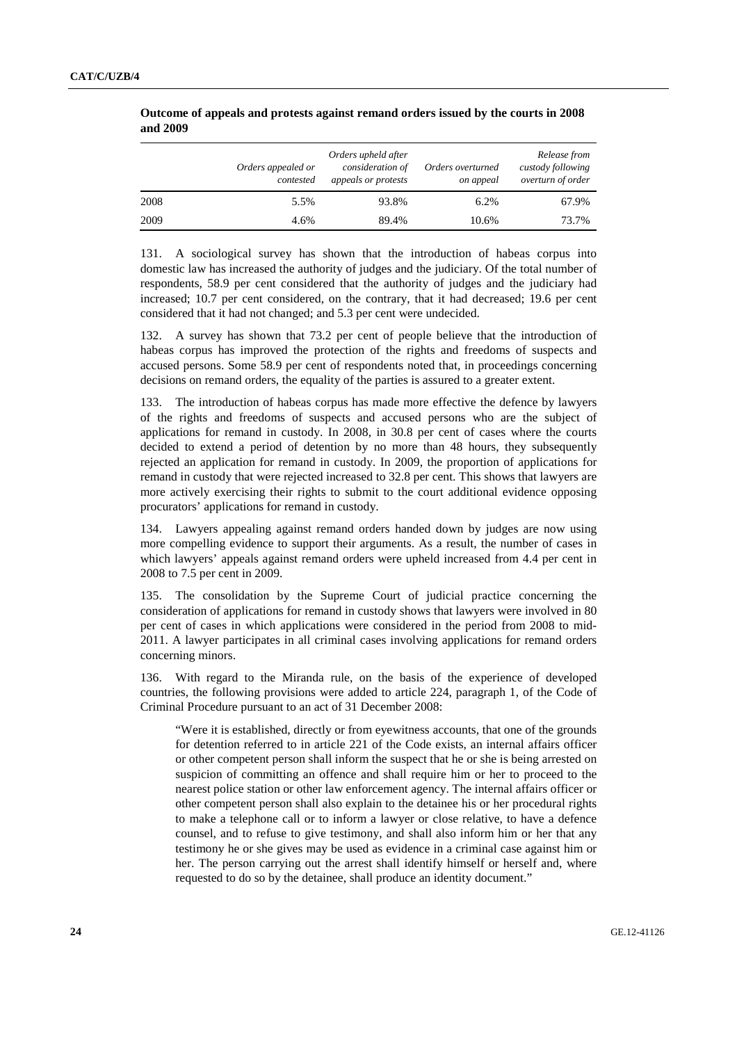**Outcome of appeals and protests against remand orders issued by the courts in 2008 and 2009**

| | *Orders appealed or contested* | *Orders upheld after consideration of appeals or protests* | *Orders overturned on appeal* | *Release from custody following overturn of order* |
|---|---|---|---|---|
| 2008 | 5.5% | 93.8% | 6.2% | 67.9% |
| 2009 | 4.6% | 89.4% | 10.6% | 73.7% |

131. A sociological survey has shown that the introduction of habeas corpus into domestic law has increased the authority of judges and the judiciary. Of the total number of respondents, 58.9 per cent considered that the authority of judges and the judiciary had increased; 10.7 per cent considered, on the contrary, that it had decreased; 19.6 per cent considered that it had not changed; and 5.3 per cent were undecided.

132. A survey has shown that 73.2 per cent of people believe that the introduction of habeas corpus has improved the protection of the rights and freedoms of suspects and accused persons. Some 58.9 per cent of respondents noted that, in proceedings concerning decisions on remand orders, the equality of the parties is assured to a greater extent.

133. The introduction of habeas corpus has made more effective the defence by lawyers of the rights and freedoms of suspects and accused persons who are the subject of applications for remand in custody. In 2008, in 30.8 per cent of cases where the courts decided to extend a period of detention by no more than 48 hours, they subsequently rejected an application for remand in custody. In 2009, the proportion of applications for remand in custody that were rejected increased to 32.8 per cent. This shows that lawyers are more actively exercising their rights to submit to the court additional evidence opposing procurators' applications for remand in custody.

134. Lawyers appealing against remand orders handed down by judges are now using more compelling evidence to support their arguments. As a result, the number of cases in which lawyers' appeals against remand orders were upheld increased from 4.4 per cent in 2008 to 7.5 per cent in 2009.

135. The consolidation by the Supreme Court of judicial practice concerning the consideration of applications for remand in custody shows that lawyers were involved in 80 per cent of cases in which applications were considered in the period from 2008 to mid-2011. A lawyer participates in all criminal cases involving applications for remand orders concerning minors.

136. With regard to the Miranda rule, on the basis of the experience of developed countries, the following provisions were added to article 224, paragraph 1, of the Code of Criminal Procedure pursuant to an act of 31 December 2008:

> "Were it is established, directly or from eyewitness accounts, that one of the grounds for detention referred to in article 221 of the Code exists, an internal affairs officer or other competent person shall inform the suspect that he or she is being arrested on suspicion of committing an offence and shall require him or her to proceed to the nearest police station or other law enforcement agency. The internal affairs officer or other competent person shall also explain to the detainee his or her procedural rights to make a telephone call or to inform a lawyer or close relative, to have a defence counsel, and to refuse to give testimony, and shall also inform him or her that any testimony he or she gives may be used as evidence in a criminal case against him or her. The person carrying out the arrest shall identify himself or herself and, where requested to do so by the detainee, shall produce an identity document."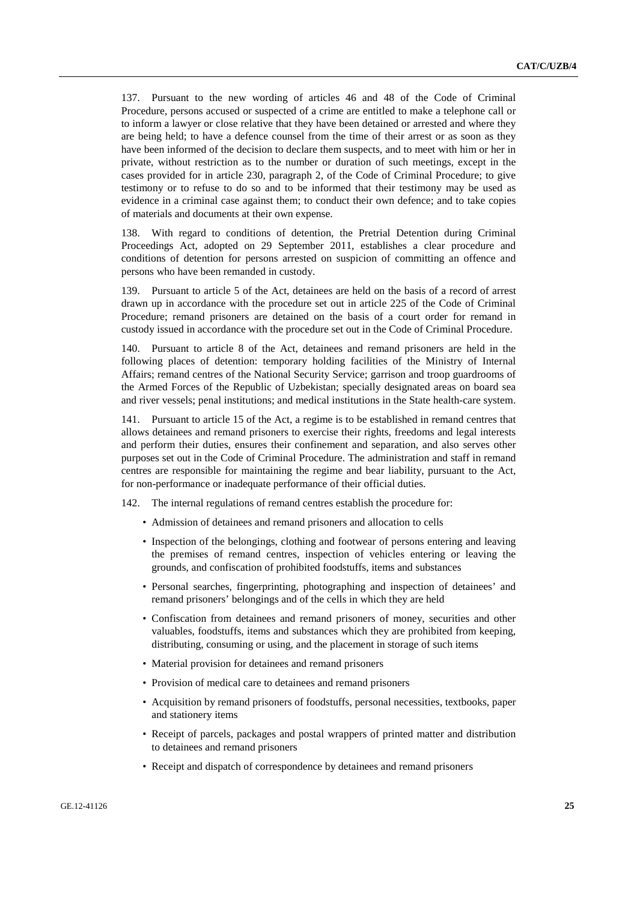137. Pursuant to the new wording of articles 46 and 48 of the Code of Criminal Procedure, persons accused or suspected of a crime are entitled to make a telephone call or to inform a lawyer or close relative that they have been detained or arrested and where they are being held; to have a defence counsel from the time of their arrest or as soon as they have been informed of the decision to declare them suspects, and to meet with him or her in private, without restriction as to the number or duration of such meetings, except in the cases provided for in article 230, paragraph 2, of the Code of Criminal Procedure; to give testimony or to refuse to do so and to be informed that their testimony may be used as evidence in a criminal case against them; to conduct their own defence; and to take copies of materials and documents at their own expense.

138. With regard to conditions of detention, the Pretrial Detention during Criminal Proceedings Act, adopted on 29 September 2011, establishes a clear procedure and conditions of detention for persons arrested on suspicion of committing an offence and persons who have been remanded in custody.

139. Pursuant to article 5 of the Act, detainees are held on the basis of a record of arrest drawn up in accordance with the procedure set out in article 225 of the Code of Criminal Procedure; remand prisoners are detained on the basis of a court order for remand in custody issued in accordance with the procedure set out in the Code of Criminal Procedure.

140. Pursuant to article 8 of the Act, detainees and remand prisoners are held in the following places of detention: temporary holding facilities of the Ministry of Internal Affairs; remand centres of the National Security Service; garrison and troop guardrooms of the Armed Forces of the Republic of Uzbekistan; specially designated areas on board sea and river vessels; penal institutions; and medical institutions in the State health-care system.

141. Pursuant to article 15 of the Act, a regime is to be established in remand centres that allows detainees and remand prisoners to exercise their rights, freedoms and legal interests and perform their duties, ensures their confinement and separation, and also serves other purposes set out in the Code of Criminal Procedure. The administration and staff in remand centres are responsible for maintaining the regime and bear liability, pursuant to the Act, for non-performance or inadequate performance of their official duties.

142. The internal regulations of remand centres establish the procedure for:

- Admission of detainees and remand prisoners and allocation to cells
- Inspection of the belongings, clothing and footwear of persons entering and leaving the premises of remand centres, inspection of vehicles entering or leaving the grounds, and confiscation of prohibited foodstuffs, items and substances
- Personal searches, fingerprinting, photographing and inspection of detainees' and remand prisoners' belongings and of the cells in which they are held
- Confiscation from detainees and remand prisoners of money, securities and other valuables, foodstuffs, items and substances which they are prohibited from keeping, distributing, consuming or using, and the placement in storage of such items
- Material provision for detainees and remand prisoners
- Provision of medical care to detainees and remand prisoners
- Acquisition by remand prisoners of foodstuffs, personal necessities, textbooks, paper and stationery items
- Receipt of parcels, packages and postal wrappers of printed matter and distribution to detainees and remand prisoners
- Receipt and dispatch of correspondence by detainees and remand prisoners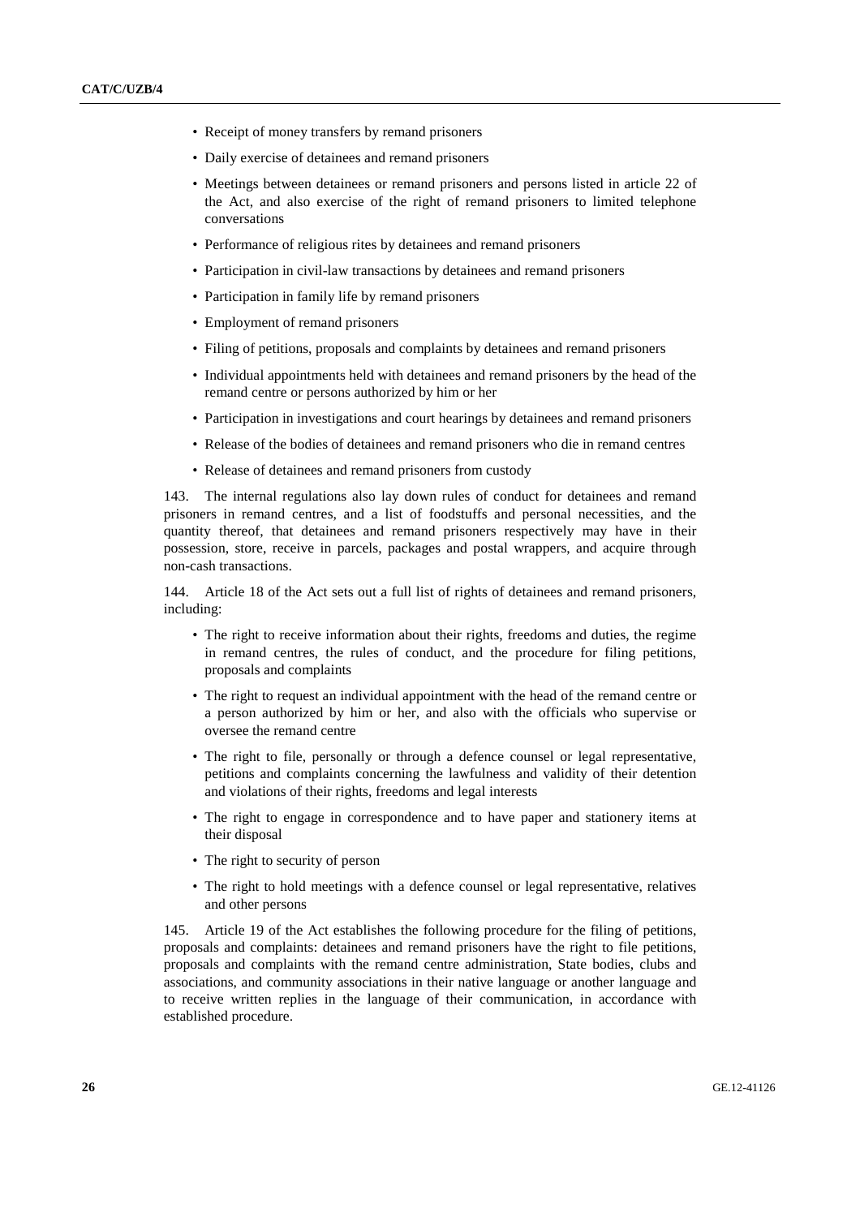- Receipt of money transfers by remand prisoners
- Daily exercise of detainees and remand prisoners
- Meetings between detainees or remand prisoners and persons listed in article 22 of the Act, and also exercise of the right of remand prisoners to limited telephone conversations
- Performance of religious rites by detainees and remand prisoners
- Participation in civil-law transactions by detainees and remand prisoners
- Participation in family life by remand prisoners
- Employment of remand prisoners
- Filing of petitions, proposals and complaints by detainees and remand prisoners
- Individual appointments held with detainees and remand prisoners by the head of the remand centre or persons authorized by him or her
- Participation in investigations and court hearings by detainees and remand prisoners
- Release of the bodies of detainees and remand prisoners who die in remand centres
- Release of detainees and remand prisoners from custody

143. The internal regulations also lay down rules of conduct for detainees and remand prisoners in remand centres, and a list of foodstuffs and personal necessities, and the quantity thereof, that detainees and remand prisoners respectively may have in their possession, store, receive in parcels, packages and postal wrappers, and acquire through non-cash transactions.

144. Article 18 of the Act sets out a full list of rights of detainees and remand prisoners, including:

- The right to receive information about their rights, freedoms and duties, the regime in remand centres, the rules of conduct, and the procedure for filing petitions, proposals and complaints
- The right to request an individual appointment with the head of the remand centre or a person authorized by him or her, and also with the officials who supervise or oversee the remand centre
- The right to file, personally or through a defence counsel or legal representative, petitions and complaints concerning the lawfulness and validity of their detention and violations of their rights, freedoms and legal interests
- The right to engage in correspondence and to have paper and stationery items at their disposal
- The right to security of person
- The right to hold meetings with a defence counsel or legal representative, relatives and other persons

145. Article 19 of the Act establishes the following procedure for the filing of petitions, proposals and complaints: detainees and remand prisoners have the right to file petitions, proposals and complaints with the remand centre administration, State bodies, clubs and associations, and community associations in their native language or another language and to receive written replies in the language of their communication, in accordance with established procedure.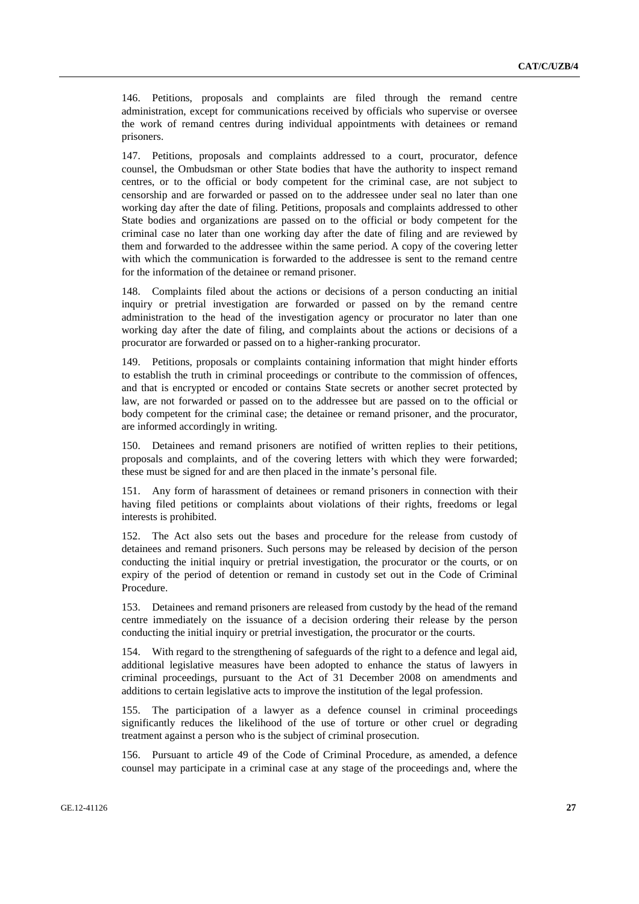146. Petitions, proposals and complaints are filed through the remand centre administration, except for communications received by officials who supervise or oversee the work of remand centres during individual appointments with detainees or remand prisoners.

147. Petitions, proposals and complaints addressed to a court, procurator, defence counsel, the Ombudsman or other State bodies that have the authority to inspect remand centres, or to the official or body competent for the criminal case, are not subject to censorship and are forwarded or passed on to the addressee under seal no later than one working day after the date of filing. Petitions, proposals and complaints addressed to other State bodies and organizations are passed on to the official or body competent for the criminal case no later than one working day after the date of filing and are reviewed by them and forwarded to the addressee within the same period. A copy of the covering letter with which the communication is forwarded to the addressee is sent to the remand centre for the information of the detainee or remand prisoner.

148. Complaints filed about the actions or decisions of a person conducting an initial inquiry or pretrial investigation are forwarded or passed on by the remand centre administration to the head of the investigation agency or procurator no later than one working day after the date of filing, and complaints about the actions or decisions of a procurator are forwarded or passed on to a higher-ranking procurator.

149. Petitions, proposals or complaints containing information that might hinder efforts to establish the truth in criminal proceedings or contribute to the commission of offences, and that is encrypted or encoded or contains State secrets or another secret protected by law, are not forwarded or passed on to the addressee but are passed on to the official or body competent for the criminal case; the detainee or remand prisoner, and the procurator, are informed accordingly in writing.

150. Detainees and remand prisoners are notified of written replies to their petitions, proposals and complaints, and of the covering letters with which they were forwarded; these must be signed for and are then placed in the inmate's personal file.

151. Any form of harassment of detainees or remand prisoners in connection with their having filed petitions or complaints about violations of their rights, freedoms or legal interests is prohibited.

152. The Act also sets out the bases and procedure for the release from custody of detainees and remand prisoners. Such persons may be released by decision of the person conducting the initial inquiry or pretrial investigation, the procurator or the courts, or on expiry of the period of detention or remand in custody set out in the Code of Criminal Procedure.

153. Detainees and remand prisoners are released from custody by the head of the remand centre immediately on the issuance of a decision ordering their release by the person conducting the initial inquiry or pretrial investigation, the procurator or the courts.

154. With regard to the strengthening of safeguards of the right to a defence and legal aid, additional legislative measures have been adopted to enhance the status of lawyers in criminal proceedings, pursuant to the Act of 31 December 2008 on amendments and additions to certain legislative acts to improve the institution of the legal profession.

155. The participation of a lawyer as a defence counsel in criminal proceedings significantly reduces the likelihood of the use of torture or other cruel or degrading treatment against a person who is the subject of criminal prosecution.

156. Pursuant to article 49 of the Code of Criminal Procedure, as amended, a defence counsel may participate in a criminal case at any stage of the proceedings and, where the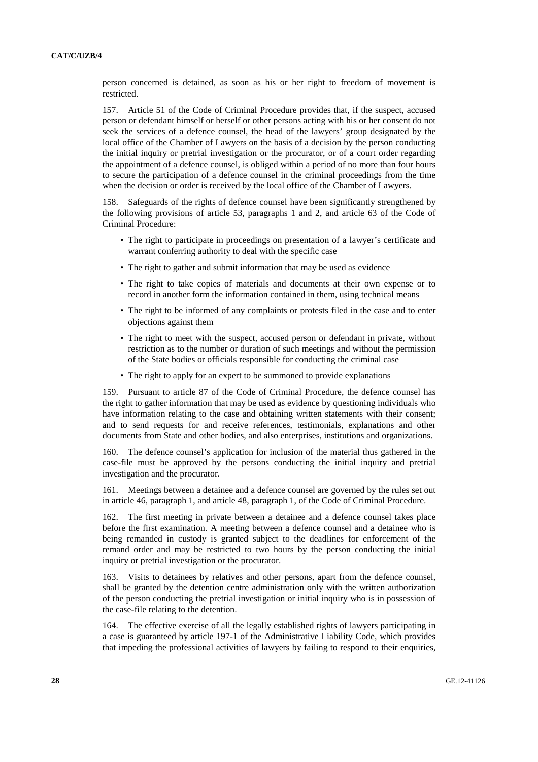person concerned is detained, as soon as his or her right to freedom of movement is restricted.

157. Article 51 of the Code of Criminal Procedure provides that, if the suspect, accused person or defendant himself or herself or other persons acting with his or her consent do not seek the services of a defence counsel, the head of the lawyers' group designated by the local office of the Chamber of Lawyers on the basis of a decision by the person conducting the initial inquiry or pretrial investigation or the procurator, or of a court order regarding the appointment of a defence counsel, is obliged within a period of no more than four hours to secure the participation of a defence counsel in the criminal proceedings from the time when the decision or order is received by the local office of the Chamber of Lawyers.

158. Safeguards of the rights of defence counsel have been significantly strengthened by the following provisions of article 53, paragraphs 1 and 2, and article 63 of the Code of Criminal Procedure:

- The right to participate in proceedings on presentation of a lawyer's certificate and warrant conferring authority to deal with the specific case
- The right to gather and submit information that may be used as evidence
- The right to take copies of materials and documents at their own expense or to record in another form the information contained in them, using technical means
- The right to be informed of any complaints or protests filed in the case and to enter objections against them
- The right to meet with the suspect, accused person or defendant in private, without restriction as to the number or duration of such meetings and without the permission of the State bodies or officials responsible for conducting the criminal case
- The right to apply for an expert to be summoned to provide explanations

159. Pursuant to article 87 of the Code of Criminal Procedure, the defence counsel has the right to gather information that may be used as evidence by questioning individuals who have information relating to the case and obtaining written statements with their consent; and to send requests for and receive references, testimonials, explanations and other documents from State and other bodies, and also enterprises, institutions and organizations.

160. The defence counsel's application for inclusion of the material thus gathered in the case-file must be approved by the persons conducting the initial inquiry and pretrial investigation and the procurator.

161. Meetings between a detainee and a defence counsel are governed by the rules set out in article 46, paragraph 1, and article 48, paragraph 1, of the Code of Criminal Procedure.

162. The first meeting in private between a detainee and a defence counsel takes place before the first examination. A meeting between a defence counsel and a detainee who is being remanded in custody is granted subject to the deadlines for enforcement of the remand order and may be restricted to two hours by the person conducting the initial inquiry or pretrial investigation or the procurator.

163. Visits to detainees by relatives and other persons, apart from the defence counsel, shall be granted by the detention centre administration only with the written authorization of the person conducting the pretrial investigation or initial inquiry who is in possession of the case-file relating to the detention.

164. The effective exercise of all the legally established rights of lawyers participating in a case is guaranteed by article 197-1 of the Administrative Liability Code, which provides that impeding the professional activities of lawyers by failing to respond to their enquiries,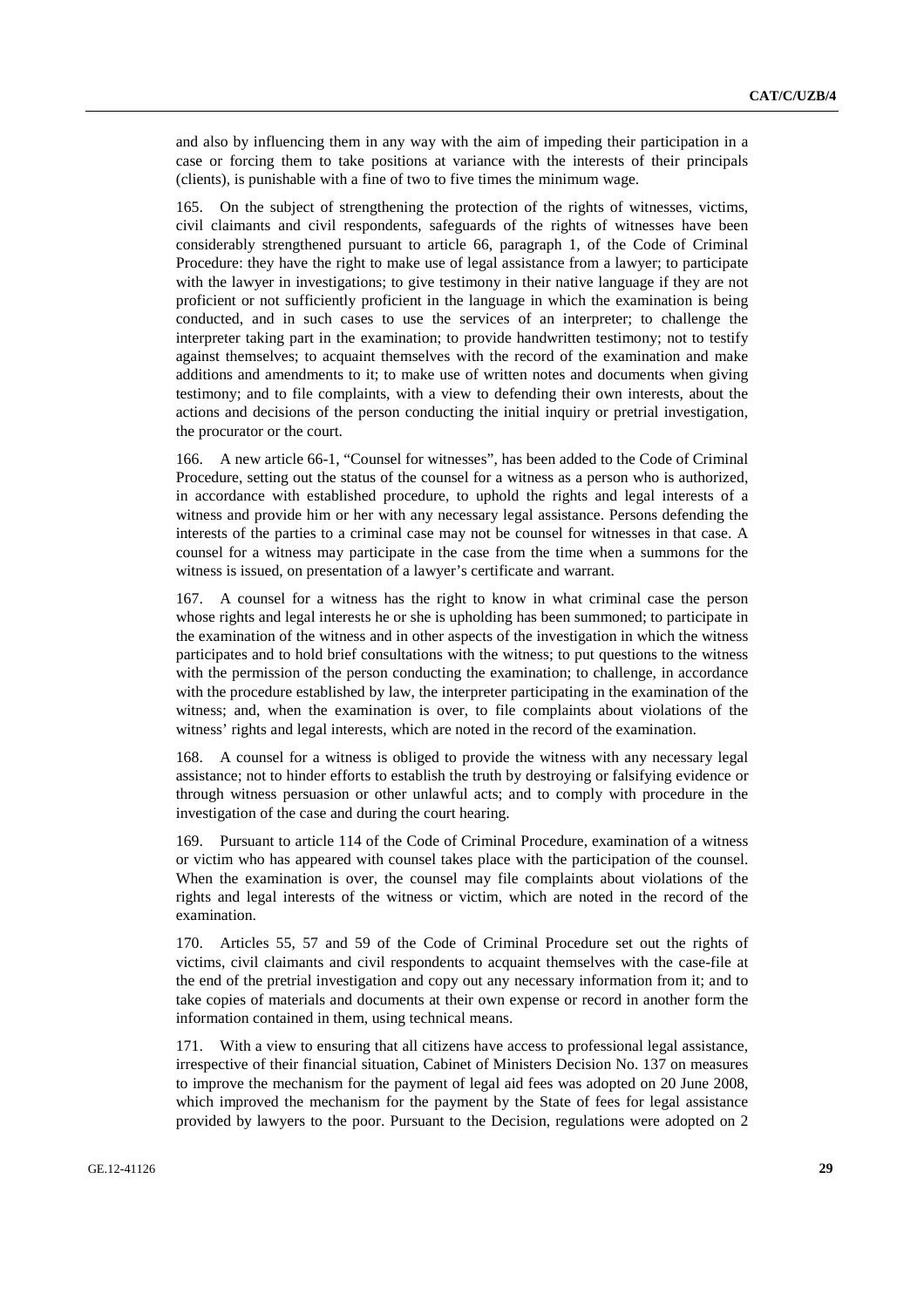and also by influencing them in any way with the aim of impeding their participation in a case or forcing them to take positions at variance with the interests of their principals (clients), is punishable with a fine of two to five times the minimum wage.

165. On the subject of strengthening the protection of the rights of witnesses, victims, civil claimants and civil respondents, safeguards of the rights of witnesses have been considerably strengthened pursuant to article 66, paragraph 1, of the Code of Criminal Procedure: they have the right to make use of legal assistance from a lawyer; to participate with the lawyer in investigations; to give testimony in their native language if they are not proficient or not sufficiently proficient in the language in which the examination is being conducted, and in such cases to use the services of an interpreter; to challenge the interpreter taking part in the examination; to provide handwritten testimony; not to testify against themselves; to acquaint themselves with the record of the examination and make additions and amendments to it; to make use of written notes and documents when giving testimony; and to file complaints, with a view to defending their own interests, about the actions and decisions of the person conducting the initial inquiry or pretrial investigation, the procurator or the court.

166. A new article 66-1, "Counsel for witnesses", has been added to the Code of Criminal Procedure, setting out the status of the counsel for a witness as a person who is authorized, in accordance with established procedure, to uphold the rights and legal interests of a witness and provide him or her with any necessary legal assistance. Persons defending the interests of the parties to a criminal case may not be counsel for witnesses in that case. A counsel for a witness may participate in the case from the time when a summons for the witness is issued, on presentation of a lawyer's certificate and warrant.

167. A counsel for a witness has the right to know in what criminal case the person whose rights and legal interests he or she is upholding has been summoned; to participate in the examination of the witness and in other aspects of the investigation in which the witness participates and to hold brief consultations with the witness; to put questions to the witness with the permission of the person conducting the examination; to challenge, in accordance with the procedure established by law, the interpreter participating in the examination of the witness; and, when the examination is over, to file complaints about violations of the witness' rights and legal interests, which are noted in the record of the examination.

168. A counsel for a witness is obliged to provide the witness with any necessary legal assistance; not to hinder efforts to establish the truth by destroying or falsifying evidence or through witness persuasion or other unlawful acts; and to comply with procedure in the investigation of the case and during the court hearing.

169. Pursuant to article 114 of the Code of Criminal Procedure, examination of a witness or victim who has appeared with counsel takes place with the participation of the counsel. When the examination is over, the counsel may file complaints about violations of the rights and legal interests of the witness or victim, which are noted in the record of the examination.

170. Articles 55, 57 and 59 of the Code of Criminal Procedure set out the rights of victims, civil claimants and civil respondents to acquaint themselves with the case-file at the end of the pretrial investigation and copy out any necessary information from it; and to take copies of materials and documents at their own expense or record in another form the information contained in them, using technical means.

171. With a view to ensuring that all citizens have access to professional legal assistance, irrespective of their financial situation, Cabinet of Ministers Decision No. 137 on measures to improve the mechanism for the payment of legal aid fees was adopted on 20 June 2008, which improved the mechanism for the payment by the State of fees for legal assistance provided by lawyers to the poor. Pursuant to the Decision, regulations were adopted on 2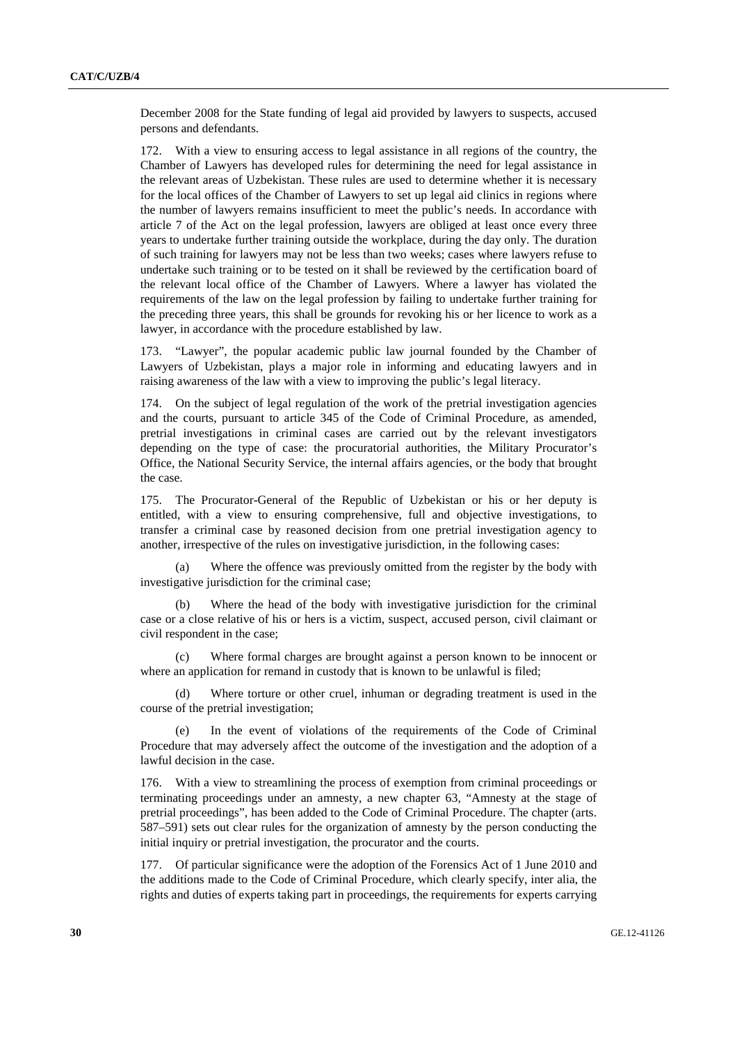December 2008 for the State funding of legal aid provided by lawyers to suspects, accused persons and defendants.

172. With a view to ensuring access to legal assistance in all regions of the country, the Chamber of Lawyers has developed rules for determining the need for legal assistance in the relevant areas of Uzbekistan. These rules are used to determine whether it is necessary for the local offices of the Chamber of Lawyers to set up legal aid clinics in regions where the number of lawyers remains insufficient to meet the public's needs. In accordance with article 7 of the Act on the legal profession, lawyers are obliged at least once every three years to undertake further training outside the workplace, during the day only. The duration of such training for lawyers may not be less than two weeks; cases where lawyers refuse to undertake such training or to be tested on it shall be reviewed by the certification board of the relevant local office of the Chamber of Lawyers. Where a lawyer has violated the requirements of the law on the legal profession by failing to undertake further training for the preceding three years, this shall be grounds for revoking his or her licence to work as a lawyer, in accordance with the procedure established by law.

173. "Lawyer", the popular academic public law journal founded by the Chamber of Lawyers of Uzbekistan, plays a major role in informing and educating lawyers and in raising awareness of the law with a view to improving the public's legal literacy.

174. On the subject of legal regulation of the work of the pretrial investigation agencies and the courts, pursuant to article 345 of the Code of Criminal Procedure, as amended, pretrial investigations in criminal cases are carried out by the relevant investigators depending on the type of case: the procuratorial authorities, the Military Procurator's Office, the National Security Service, the internal affairs agencies, or the body that brought the case.

175. The Procurator-General of the Republic of Uzbekistan or his or her deputy is entitled, with a view to ensuring comprehensive, full and objective investigations, to transfer a criminal case by reasoned decision from one pretrial investigation agency to another, irrespective of the rules on investigative jurisdiction, in the following cases:

(a) Where the offence was previously omitted from the register by the body with investigative jurisdiction for the criminal case;

(b) Where the head of the body with investigative jurisdiction for the criminal case or a close relative of his or hers is a victim, suspect, accused person, civil claimant or civil respondent in the case;

(c) Where formal charges are brought against a person known to be innocent or where an application for remand in custody that is known to be unlawful is filed;

(d) Where torture or other cruel, inhuman or degrading treatment is used in the course of the pretrial investigation;

(e) In the event of violations of the requirements of the Code of Criminal Procedure that may adversely affect the outcome of the investigation and the adoption of a lawful decision in the case.

176. With a view to streamlining the process of exemption from criminal proceedings or terminating proceedings under an amnesty, a new chapter 63, "Amnesty at the stage of pretrial proceedings", has been added to the Code of Criminal Procedure. The chapter (arts. 587–591) sets out clear rules for the organization of amnesty by the person conducting the initial inquiry or pretrial investigation, the procurator and the courts.

177. Of particular significance were the adoption of the Forensics Act of 1 June 2010 and the additions made to the Code of Criminal Procedure, which clearly specify, inter alia, the rights and duties of experts taking part in proceedings, the requirements for experts carrying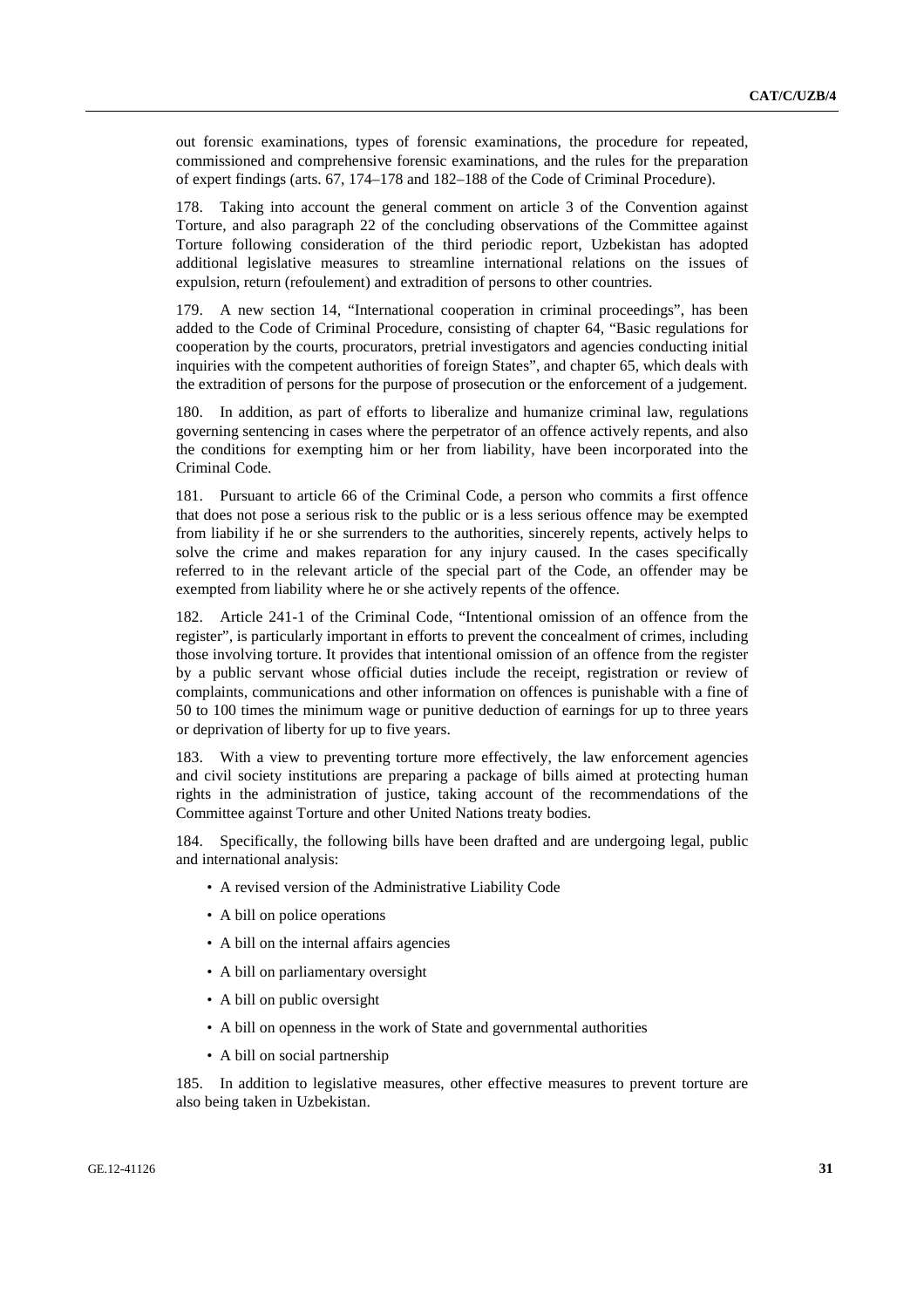out forensic examinations, types of forensic examinations, the procedure for repeated, commissioned and comprehensive forensic examinations, and the rules for the preparation of expert findings (arts. 67, 174–178 and 182–188 of the Code of Criminal Procedure).

178. Taking into account the general comment on article 3 of the Convention against Torture, and also paragraph 22 of the concluding observations of the Committee against Torture following consideration of the third periodic report, Uzbekistan has adopted additional legislative measures to streamline international relations on the issues of expulsion, return (refoulement) and extradition of persons to other countries.

179. A new section 14, "International cooperation in criminal proceedings", has been added to the Code of Criminal Procedure, consisting of chapter 64, "Basic regulations for cooperation by the courts, procurators, pretrial investigators and agencies conducting initial inquiries with the competent authorities of foreign States", and chapter 65, which deals with the extradition of persons for the purpose of prosecution or the enforcement of a judgement.

180. In addition, as part of efforts to liberalize and humanize criminal law, regulations governing sentencing in cases where the perpetrator of an offence actively repents, and also the conditions for exempting him or her from liability, have been incorporated into the Criminal Code.

181. Pursuant to article 66 of the Criminal Code, a person who commits a first offence that does not pose a serious risk to the public or is a less serious offence may be exempted from liability if he or she surrenders to the authorities, sincerely repents, actively helps to solve the crime and makes reparation for any injury caused. In the cases specifically referred to in the relevant article of the special part of the Code, an offender may be exempted from liability where he or she actively repents of the offence.

182. Article 241-1 of the Criminal Code, "Intentional omission of an offence from the register", is particularly important in efforts to prevent the concealment of crimes, including those involving torture. It provides that intentional omission of an offence from the register by a public servant whose official duties include the receipt, registration or review of complaints, communications and other information on offences is punishable with a fine of 50 to 100 times the minimum wage or punitive deduction of earnings for up to three years or deprivation of liberty for up to five years.

183. With a view to preventing torture more effectively, the law enforcement agencies and civil society institutions are preparing a package of bills aimed at protecting human rights in the administration of justice, taking account of the recommendations of the Committee against Torture and other United Nations treaty bodies.

184. Specifically, the following bills have been drafted and are undergoing legal, public and international analysis:

- A revised version of the Administrative Liability Code
- A bill on police operations
- A bill on the internal affairs agencies
- A bill on parliamentary oversight
- A bill on public oversight
- A bill on openness in the work of State and governmental authorities
- A bill on social partnership

185. In addition to legislative measures, other effective measures to prevent torture are also being taken in Uzbekistan.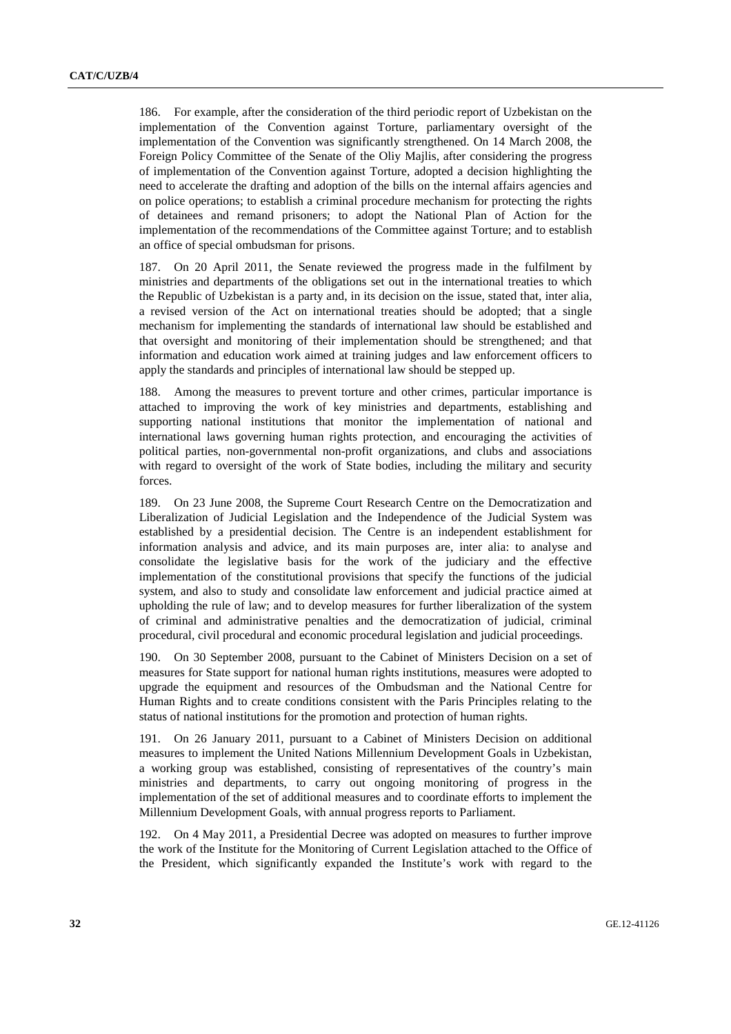186. For example, after the consideration of the third periodic report of Uzbekistan on the implementation of the Convention against Torture, parliamentary oversight of the implementation of the Convention was significantly strengthened. On 14 March 2008, the Foreign Policy Committee of the Senate of the Oliy Majlis, after considering the progress of implementation of the Convention against Torture, adopted a decision highlighting the need to accelerate the drafting and adoption of the bills on the internal affairs agencies and on police operations; to establish a criminal procedure mechanism for protecting the rights of detainees and remand prisoners; to adopt the National Plan of Action for the implementation of the recommendations of the Committee against Torture; and to establish an office of special ombudsman for prisons.

187. On 20 April 2011, the Senate reviewed the progress made in the fulfilment by ministries and departments of the obligations set out in the international treaties to which the Republic of Uzbekistan is a party and, in its decision on the issue, stated that, inter alia, a revised version of the Act on international treaties should be adopted; that a single mechanism for implementing the standards of international law should be established and that oversight and monitoring of their implementation should be strengthened; and that information and education work aimed at training judges and law enforcement officers to apply the standards and principles of international law should be stepped up.

188. Among the measures to prevent torture and other crimes, particular importance is attached to improving the work of key ministries and departments, establishing and supporting national institutions that monitor the implementation of national and international laws governing human rights protection, and encouraging the activities of political parties, non-governmental non-profit organizations, and clubs and associations with regard to oversight of the work of State bodies, including the military and security forces.

189. On 23 June 2008, the Supreme Court Research Centre on the Democratization and Liberalization of Judicial Legislation and the Independence of the Judicial System was established by a presidential decision. The Centre is an independent establishment for information analysis and advice, and its main purposes are, inter alia: to analyse and consolidate the legislative basis for the work of the judiciary and the effective implementation of the constitutional provisions that specify the functions of the judicial system, and also to study and consolidate law enforcement and judicial practice aimed at upholding the rule of law; and to develop measures for further liberalization of the system of criminal and administrative penalties and the democratization of judicial, criminal procedural, civil procedural and economic procedural legislation and judicial proceedings.

190. On 30 September 2008, pursuant to the Cabinet of Ministers Decision on a set of measures for State support for national human rights institutions, measures were adopted to upgrade the equipment and resources of the Ombudsman and the National Centre for Human Rights and to create conditions consistent with the Paris Principles relating to the status of national institutions for the promotion and protection of human rights.

191. On 26 January 2011, pursuant to a Cabinet of Ministers Decision on additional measures to implement the United Nations Millennium Development Goals in Uzbekistan, a working group was established, consisting of representatives of the country's main ministries and departments, to carry out ongoing monitoring of progress in the implementation of the set of additional measures and to coordinate efforts to implement the Millennium Development Goals, with annual progress reports to Parliament.

192. On 4 May 2011, a Presidential Decree was adopted on measures to further improve the work of the Institute for the Monitoring of Current Legislation attached to the Office of the President, which significantly expanded the Institute's work with regard to the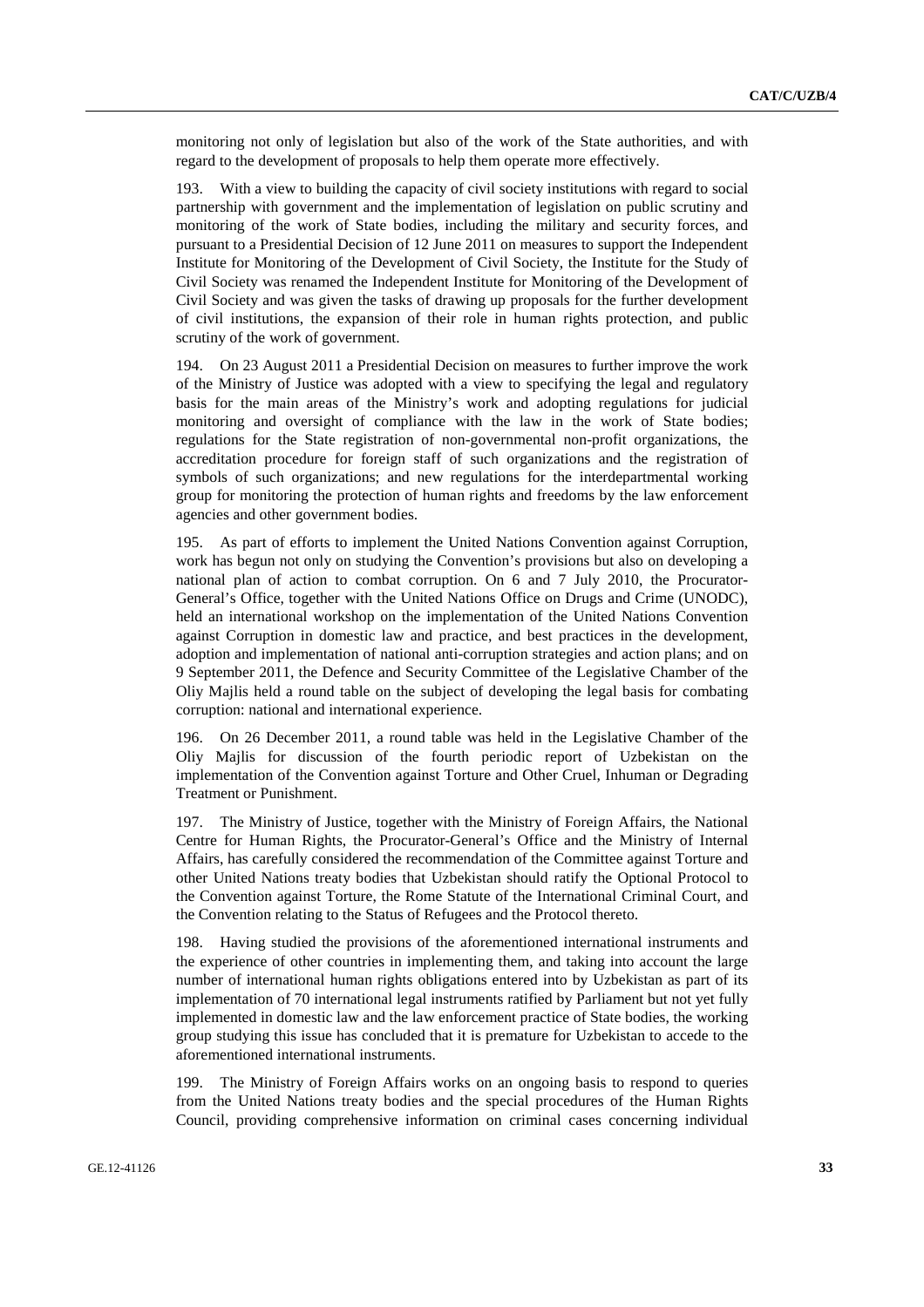monitoring not only of legislation but also of the work of the State authorities, and with regard to the development of proposals to help them operate more effectively.

193. With a view to building the capacity of civil society institutions with regard to social partnership with government and the implementation of legislation on public scrutiny and monitoring of the work of State bodies, including the military and security forces, and pursuant to a Presidential Decision of 12 June 2011 on measures to support the Independent Institute for Monitoring of the Development of Civil Society, the Institute for the Study of Civil Society was renamed the Independent Institute for Monitoring of the Development of Civil Society and was given the tasks of drawing up proposals for the further development of civil institutions, the expansion of their role in human rights protection, and public scrutiny of the work of government.

194. On 23 August 2011 a Presidential Decision on measures to further improve the work of the Ministry of Justice was adopted with a view to specifying the legal and regulatory basis for the main areas of the Ministry's work and adopting regulations for judicial monitoring and oversight of compliance with the law in the work of State bodies; regulations for the State registration of non-governmental non-profit organizations, the accreditation procedure for foreign staff of such organizations and the registration of symbols of such organizations; and new regulations for the interdepartmental working group for monitoring the protection of human rights and freedoms by the law enforcement agencies and other government bodies.

195. As part of efforts to implement the United Nations Convention against Corruption, work has begun not only on studying the Convention's provisions but also on developing a national plan of action to combat corruption. On 6 and 7 July 2010, the Procurator-General's Office, together with the United Nations Office on Drugs and Crime (UNODC), held an international workshop on the implementation of the United Nations Convention against Corruption in domestic law and practice, and best practices in the development, adoption and implementation of national anti-corruption strategies and action plans; and on 9 September 2011, the Defence and Security Committee of the Legislative Chamber of the Oliy Majlis held a round table on the subject of developing the legal basis for combating corruption: national and international experience.

196. On 26 December 2011, a round table was held in the Legislative Chamber of the Oliy Majlis for discussion of the fourth periodic report of Uzbekistan on the implementation of the Convention against Torture and Other Cruel, Inhuman or Degrading Treatment or Punishment.

197. The Ministry of Justice, together with the Ministry of Foreign Affairs, the National Centre for Human Rights, the Procurator-General's Office and the Ministry of Internal Affairs, has carefully considered the recommendation of the Committee against Torture and other United Nations treaty bodies that Uzbekistan should ratify the Optional Protocol to the Convention against Torture, the Rome Statute of the International Criminal Court, and the Convention relating to the Status of Refugees and the Protocol thereto.

198. Having studied the provisions of the aforementioned international instruments and the experience of other countries in implementing them, and taking into account the large number of international human rights obligations entered into by Uzbekistan as part of its implementation of 70 international legal instruments ratified by Parliament but not yet fully implemented in domestic law and the law enforcement practice of State bodies, the working group studying this issue has concluded that it is premature for Uzbekistan to accede to the aforementioned international instruments.

199. The Ministry of Foreign Affairs works on an ongoing basis to respond to queries from the United Nations treaty bodies and the special procedures of the Human Rights Council, providing comprehensive information on criminal cases concerning individual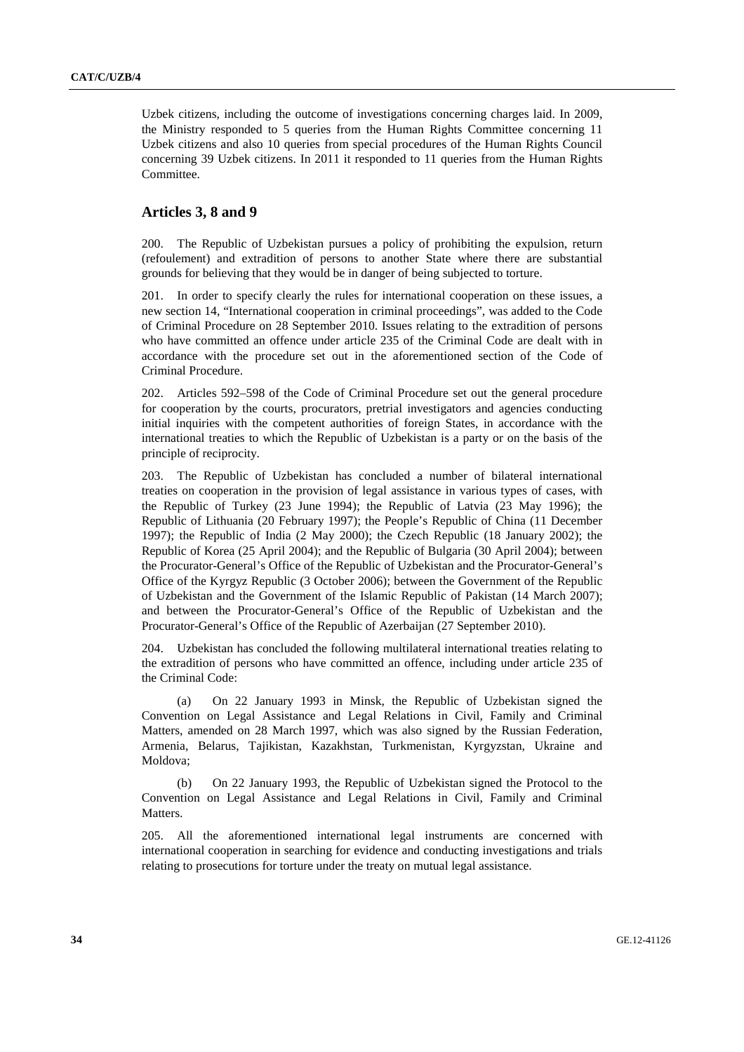Uzbek citizens, including the outcome of investigations concerning charges laid. In 2009, the Ministry responded to 5 queries from the Human Rights Committee concerning 11 Uzbek citizens and also 10 queries from special procedures of the Human Rights Council concerning 39 Uzbek citizens. In 2011 it responded to 11 queries from the Human Rights Committee.

## Articles 3, 8 and 9

200. The Republic of Uzbekistan pursues a policy of prohibiting the expulsion, return (refoulement) and extradition of persons to another State where there are substantial grounds for believing that they would be in danger of being subjected to torture.

201. In order to specify clearly the rules for international cooperation on these issues, a new section 14, "International cooperation in criminal proceedings", was added to the Code of Criminal Procedure on 28 September 2010. Issues relating to the extradition of persons who have committed an offence under article 235 of the Criminal Code are dealt with in accordance with the procedure set out in the aforementioned section of the Code of Criminal Procedure.

202. Articles 592–598 of the Code of Criminal Procedure set out the general procedure for cooperation by the courts, procurators, pretrial investigators and agencies conducting initial inquiries with the competent authorities of foreign States, in accordance with the international treaties to which the Republic of Uzbekistan is a party or on the basis of the principle of reciprocity.

203. The Republic of Uzbekistan has concluded a number of bilateral international treaties on cooperation in the provision of legal assistance in various types of cases, with the Republic of Turkey (23 June 1994); the Republic of Latvia (23 May 1996); the Republic of Lithuania (20 February 1997); the People's Republic of China (11 December 1997); the Republic of India (2 May 2000); the Czech Republic (18 January 2002); the Republic of Korea (25 April 2004); and the Republic of Bulgaria (30 April 2004); between the Procurator-General's Office of the Republic of Uzbekistan and the Procurator-General's Office of the Kyrgyz Republic (3 October 2006); between the Government of the Republic of Uzbekistan and the Government of the Islamic Republic of Pakistan (14 March 2007); and between the Procurator-General's Office of the Republic of Uzbekistan and the Procurator-General's Office of the Republic of Azerbaijan (27 September 2010).

204. Uzbekistan has concluded the following multilateral international treaties relating to the extradition of persons who have committed an offence, including under article 235 of the Criminal Code:

(a) On 22 January 1993 in Minsk, the Republic of Uzbekistan signed the Convention on Legal Assistance and Legal Relations in Civil, Family and Criminal Matters, amended on 28 March 1997, which was also signed by the Russian Federation, Armenia, Belarus, Tajikistan, Kazakhstan, Turkmenistan, Kyrgyzstan, Ukraine and Moldova;

(b) On 22 January 1993, the Republic of Uzbekistan signed the Protocol to the Convention on Legal Assistance and Legal Relations in Civil, Family and Criminal Matters.

205. All the aforementioned international legal instruments are concerned with international cooperation in searching for evidence and conducting investigations and trials relating to prosecutions for torture under the treaty on mutual legal assistance.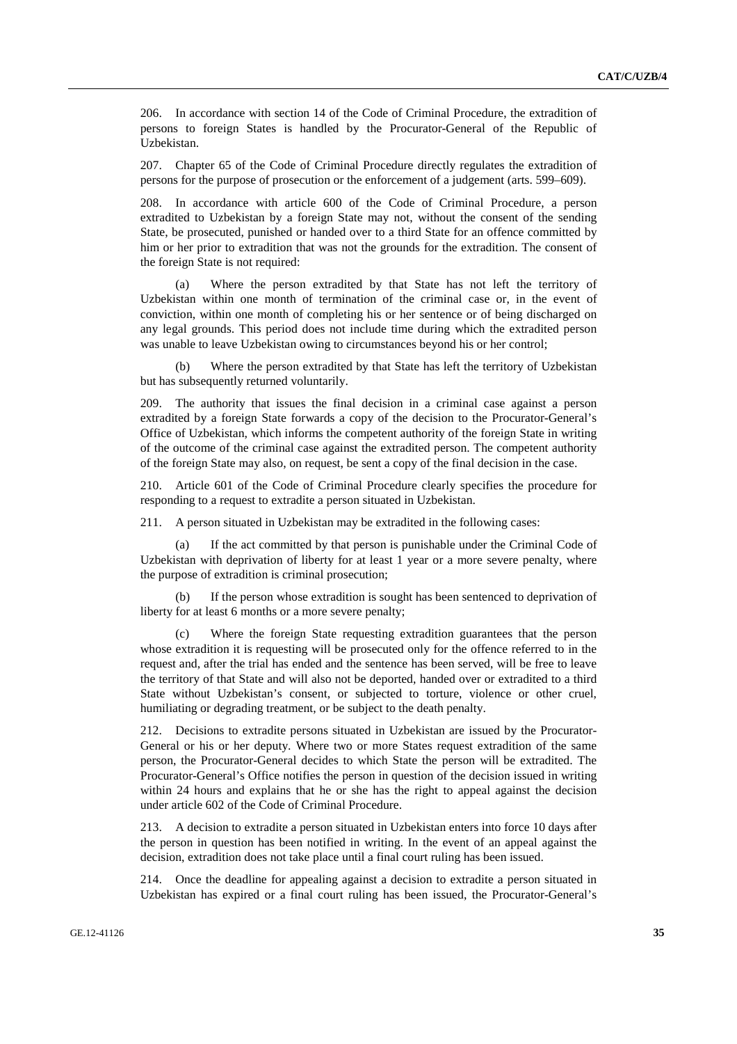206. In accordance with section 14 of the Code of Criminal Procedure, the extradition of persons to foreign States is handled by the Procurator-General of the Republic of Uzbekistan.

207. Chapter 65 of the Code of Criminal Procedure directly regulates the extradition of persons for the purpose of prosecution or the enforcement of a judgement (arts. 599–609).

208. In accordance with article 600 of the Code of Criminal Procedure, a person extradited to Uzbekistan by a foreign State may not, without the consent of the sending State, be prosecuted, punished or handed over to a third State for an offence committed by him or her prior to extradition that was not the grounds for the extradition. The consent of the foreign State is not required:

(a) Where the person extradited by that State has not left the territory of Uzbekistan within one month of termination of the criminal case or, in the event of conviction, within one month of completing his or her sentence or of being discharged on any legal grounds. This period does not include time during which the extradited person was unable to leave Uzbekistan owing to circumstances beyond his or her control;

(b) Where the person extradited by that State has left the territory of Uzbekistan but has subsequently returned voluntarily.

209. The authority that issues the final decision in a criminal case against a person extradited by a foreign State forwards a copy of the decision to the Procurator-General's Office of Uzbekistan, which informs the competent authority of the foreign State in writing of the outcome of the criminal case against the extradited person. The competent authority of the foreign State may also, on request, be sent a copy of the final decision in the case.

210. Article 601 of the Code of Criminal Procedure clearly specifies the procedure for responding to a request to extradite a person situated in Uzbekistan.

211. A person situated in Uzbekistan may be extradited in the following cases:

(a) If the act committed by that person is punishable under the Criminal Code of Uzbekistan with deprivation of liberty for at least 1 year or a more severe penalty, where the purpose of extradition is criminal prosecution;

(b) If the person whose extradition is sought has been sentenced to deprivation of liberty for at least 6 months or a more severe penalty;

(c) Where the foreign State requesting extradition guarantees that the person whose extradition it is requesting will be prosecuted only for the offence referred to in the request and, after the trial has ended and the sentence has been served, will be free to leave the territory of that State and will also not be deported, handed over or extradited to a third State without Uzbekistan's consent, or subjected to torture, violence or other cruel, humiliating or degrading treatment, or be subject to the death penalty.

212. Decisions to extradite persons situated in Uzbekistan are issued by the Procurator-General or his or her deputy. Where two or more States request extradition of the same person, the Procurator-General decides to which State the person will be extradited. The Procurator-General's Office notifies the person in question of the decision issued in writing within 24 hours and explains that he or she has the right to appeal against the decision under article 602 of the Code of Criminal Procedure.

213. A decision to extradite a person situated in Uzbekistan enters into force 10 days after the person in question has been notified in writing. In the event of an appeal against the decision, extradition does not take place until a final court ruling has been issued.

214. Once the deadline for appealing against a decision to extradite a person situated in Uzbekistan has expired or a final court ruling has been issued, the Procurator-General's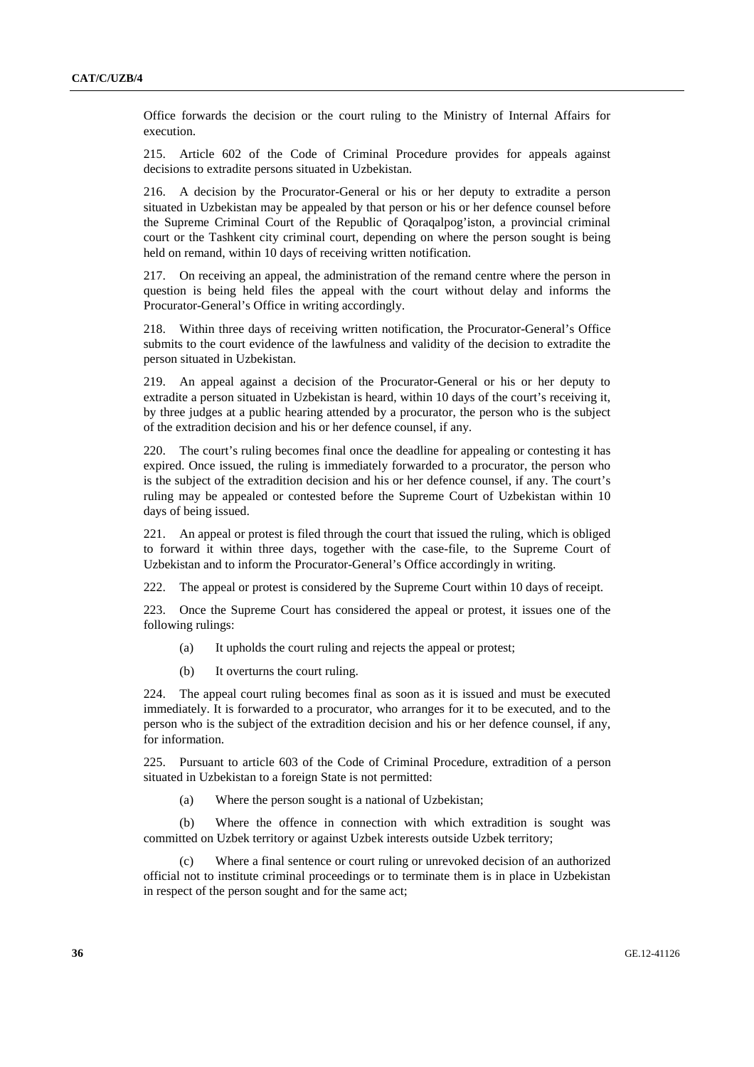Office forwards the decision or the court ruling to the Ministry of Internal Affairs for execution.

215. Article 602 of the Code of Criminal Procedure provides for appeals against decisions to extradite persons situated in Uzbekistan.

216. A decision by the Procurator-General or his or her deputy to extradite a person situated in Uzbekistan may be appealed by that person or his or her defence counsel before the Supreme Criminal Court of the Republic of Qoraqalpog'iston, a provincial criminal court or the Tashkent city criminal court, depending on where the person sought is being held on remand, within 10 days of receiving written notification.

217. On receiving an appeal, the administration of the remand centre where the person in question is being held files the appeal with the court without delay and informs the Procurator-General's Office in writing accordingly.

218. Within three days of receiving written notification, the Procurator-General's Office submits to the court evidence of the lawfulness and validity of the decision to extradite the person situated in Uzbekistan.

219. An appeal against a decision of the Procurator-General or his or her deputy to extradite a person situated in Uzbekistan is heard, within 10 days of the court's receiving it, by three judges at a public hearing attended by a procurator, the person who is the subject of the extradition decision and his or her defence counsel, if any.

220. The court's ruling becomes final once the deadline for appealing or contesting it has expired. Once issued, the ruling is immediately forwarded to a procurator, the person who is the subject of the extradition decision and his or her defence counsel, if any. The court's ruling may be appealed or contested before the Supreme Court of Uzbekistan within 10 days of being issued.

221. An appeal or protest is filed through the court that issued the ruling, which is obliged to forward it within three days, together with the case-file, to the Supreme Court of Uzbekistan and to inform the Procurator-General's Office accordingly in writing.

222. The appeal or protest is considered by the Supreme Court within 10 days of receipt.

223. Once the Supreme Court has considered the appeal or protest, it issues one of the following rulings:

(a) It upholds the court ruling and rejects the appeal or protest;

(b) It overturns the court ruling.

224. The appeal court ruling becomes final as soon as it is issued and must be executed immediately. It is forwarded to a procurator, who arranges for it to be executed, and to the person who is the subject of the extradition decision and his or her defence counsel, if any, for information.

225. Pursuant to article 603 of the Code of Criminal Procedure, extradition of a person situated in Uzbekistan to a foreign State is not permitted:

(a) Where the person sought is a national of Uzbekistan;

(b) Where the offence in connection with which extradition is sought was committed on Uzbek territory or against Uzbek interests outside Uzbek territory;

(c) Where a final sentence or court ruling or unrevoked decision of an authorized official not to institute criminal proceedings or to terminate them is in place in Uzbekistan in respect of the person sought and for the same act;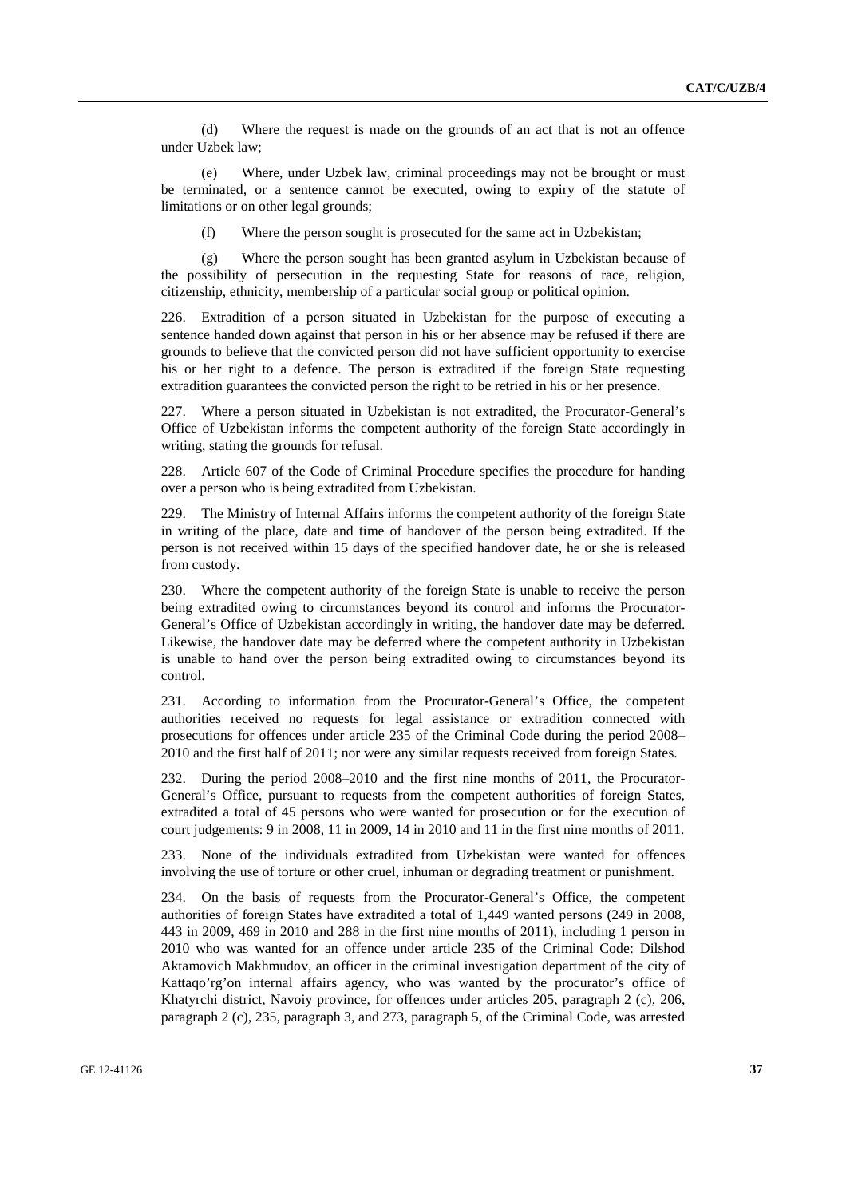(d) Where the request is made on the grounds of an act that is not an offence under Uzbek law;

(e) Where, under Uzbek law, criminal proceedings may not be brought or must be terminated, or a sentence cannot be executed, owing to expiry of the statute of limitations or on other legal grounds;

(f) Where the person sought is prosecuted for the same act in Uzbekistan;

(g) Where the person sought has been granted asylum in Uzbekistan because of the possibility of persecution in the requesting State for reasons of race, religion, citizenship, ethnicity, membership of a particular social group or political opinion.

226. Extradition of a person situated in Uzbekistan for the purpose of executing a sentence handed down against that person in his or her absence may be refused if there are grounds to believe that the convicted person did not have sufficient opportunity to exercise his or her right to a defence. The person is extradited if the foreign State requesting extradition guarantees the convicted person the right to be retried in his or her presence.

227. Where a person situated in Uzbekistan is not extradited, the Procurator-General's Office of Uzbekistan informs the competent authority of the foreign State accordingly in writing, stating the grounds for refusal.

228. Article 607 of the Code of Criminal Procedure specifies the procedure for handing over a person who is being extradited from Uzbekistan.

229. The Ministry of Internal Affairs informs the competent authority of the foreign State in writing of the place, date and time of handover of the person being extradited. If the person is not received within 15 days of the specified handover date, he or she is released from custody.

230. Where the competent authority of the foreign State is unable to receive the person being extradited owing to circumstances beyond its control and informs the Procurator-General's Office of Uzbekistan accordingly in writing, the handover date may be deferred. Likewise, the handover date may be deferred where the competent authority in Uzbekistan is unable to hand over the person being extradited owing to circumstances beyond its control.

231. According to information from the Procurator-General's Office, the competent authorities received no requests for legal assistance or extradition connected with prosecutions for offences under article 235 of the Criminal Code during the period 2008–2010 and the first half of 2011; nor were any similar requests received from foreign States.

232. During the period 2008–2010 and the first nine months of 2011, the Procurator-General's Office, pursuant to requests from the competent authorities of foreign States, extradited a total of 45 persons who were wanted for prosecution or for the execution of court judgements: 9 in 2008, 11 in 2009, 14 in 2010 and 11 in the first nine months of 2011.

233. None of the individuals extradited from Uzbekistan were wanted for offences involving the use of torture or other cruel, inhuman or degrading treatment or punishment.

234. On the basis of requests from the Procurator-General's Office, the competent authorities of foreign States have extradited a total of 1,449 wanted persons (249 in 2008, 443 in 2009, 469 in 2010 and 288 in the first nine months of 2011), including 1 person in 2010 who was wanted for an offence under article 235 of the Criminal Code: Dilshod Aktamovich Makhmudov, an officer in the criminal investigation department of the city of Kattaqo'rg'on internal affairs agency, who was wanted by the procurator's office of Khatyrchi district, Navoiy province, for offences under articles 205, paragraph 2 (c), 206, paragraph 2 (c), 235, paragraph 3, and 273, paragraph 5, of the Criminal Code, was arrested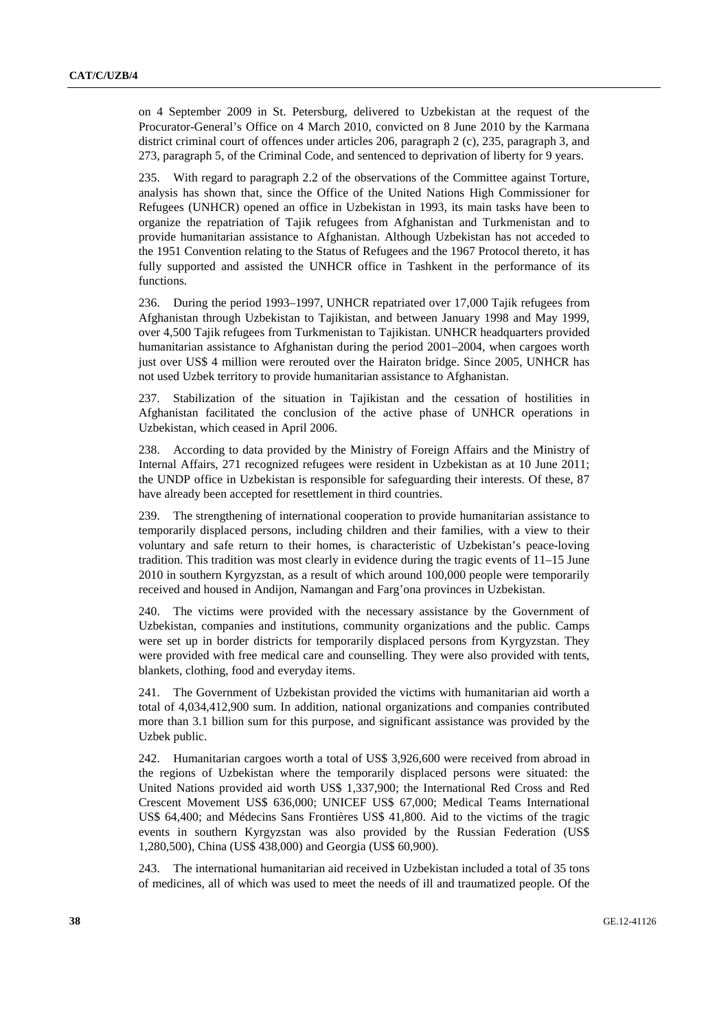on 4 September 2009 in St. Petersburg, delivered to Uzbekistan at the request of the Procurator-General's Office on 4 March 2010, convicted on 8 June 2010 by the Karmana district criminal court of offences under articles 206, paragraph 2 (c), 235, paragraph 3, and 273, paragraph 5, of the Criminal Code, and sentenced to deprivation of liberty for 9 years.

235. With regard to paragraph 2.2 of the observations of the Committee against Torture, analysis has shown that, since the Office of the United Nations High Commissioner for Refugees (UNHCR) opened an office in Uzbekistan in 1993, its main tasks have been to organize the repatriation of Tajik refugees from Afghanistan and Turkmenistan and to provide humanitarian assistance to Afghanistan. Although Uzbekistan has not acceded to the 1951 Convention relating to the Status of Refugees and the 1967 Protocol thereto, it has fully supported and assisted the UNHCR office in Tashkent in the performance of its functions.

236. During the period 1993–1997, UNHCR repatriated over 17,000 Tajik refugees from Afghanistan through Uzbekistan to Tajikistan, and between January 1998 and May 1999, over 4,500 Tajik refugees from Turkmenistan to Tajikistan. UNHCR headquarters provided humanitarian assistance to Afghanistan during the period 2001–2004, when cargoes worth just over US$ 4 million were rerouted over the Hairaton bridge. Since 2005, UNHCR has not used Uzbek territory to provide humanitarian assistance to Afghanistan.

237. Stabilization of the situation in Tajikistan and the cessation of hostilities in Afghanistan facilitated the conclusion of the active phase of UNHCR operations in Uzbekistan, which ceased in April 2006.

238. According to data provided by the Ministry of Foreign Affairs and the Ministry of Internal Affairs, 271 recognized refugees were resident in Uzbekistan as at 10 June 2011; the UNDP office in Uzbekistan is responsible for safeguarding their interests. Of these, 87 have already been accepted for resettlement in third countries.

239. The strengthening of international cooperation to provide humanitarian assistance to temporarily displaced persons, including children and their families, with a view to their voluntary and safe return to their homes, is characteristic of Uzbekistan's peace-loving tradition. This tradition was most clearly in evidence during the tragic events of 11–15 June 2010 in southern Kyrgyzstan, as a result of which around 100,000 people were temporarily received and housed in Andijon, Namangan and Farg'ona provinces in Uzbekistan.

240. The victims were provided with the necessary assistance by the Government of Uzbekistan, companies and institutions, community organizations and the public. Camps were set up in border districts for temporarily displaced persons from Kyrgyzstan. They were provided with free medical care and counselling. They were also provided with tents, blankets, clothing, food and everyday items.

241. The Government of Uzbekistan provided the victims with humanitarian aid worth a total of 4,034,412,900 sum. In addition, national organizations and companies contributed more than 3.1 billion sum for this purpose, and significant assistance was provided by the Uzbek public.

242. Humanitarian cargoes worth a total of US$ 3,926,600 were received from abroad in the regions of Uzbekistan where the temporarily displaced persons were situated: the United Nations provided aid worth US$ 1,337,900; the International Red Cross and Red Crescent Movement US$ 636,000; UNICEF US$ 67,000; Medical Teams International US$ 64,400; and Médecins Sans Frontières US$ 41,800. Aid to the victims of the tragic events in southern Kyrgyzstan was also provided by the Russian Federation (US$ 1,280,500), China (US$ 438,000) and Georgia (US$ 60,900).

243. The international humanitarian aid received in Uzbekistan included a total of 35 tons of medicines, all of which was used to meet the needs of ill and traumatized people. Of the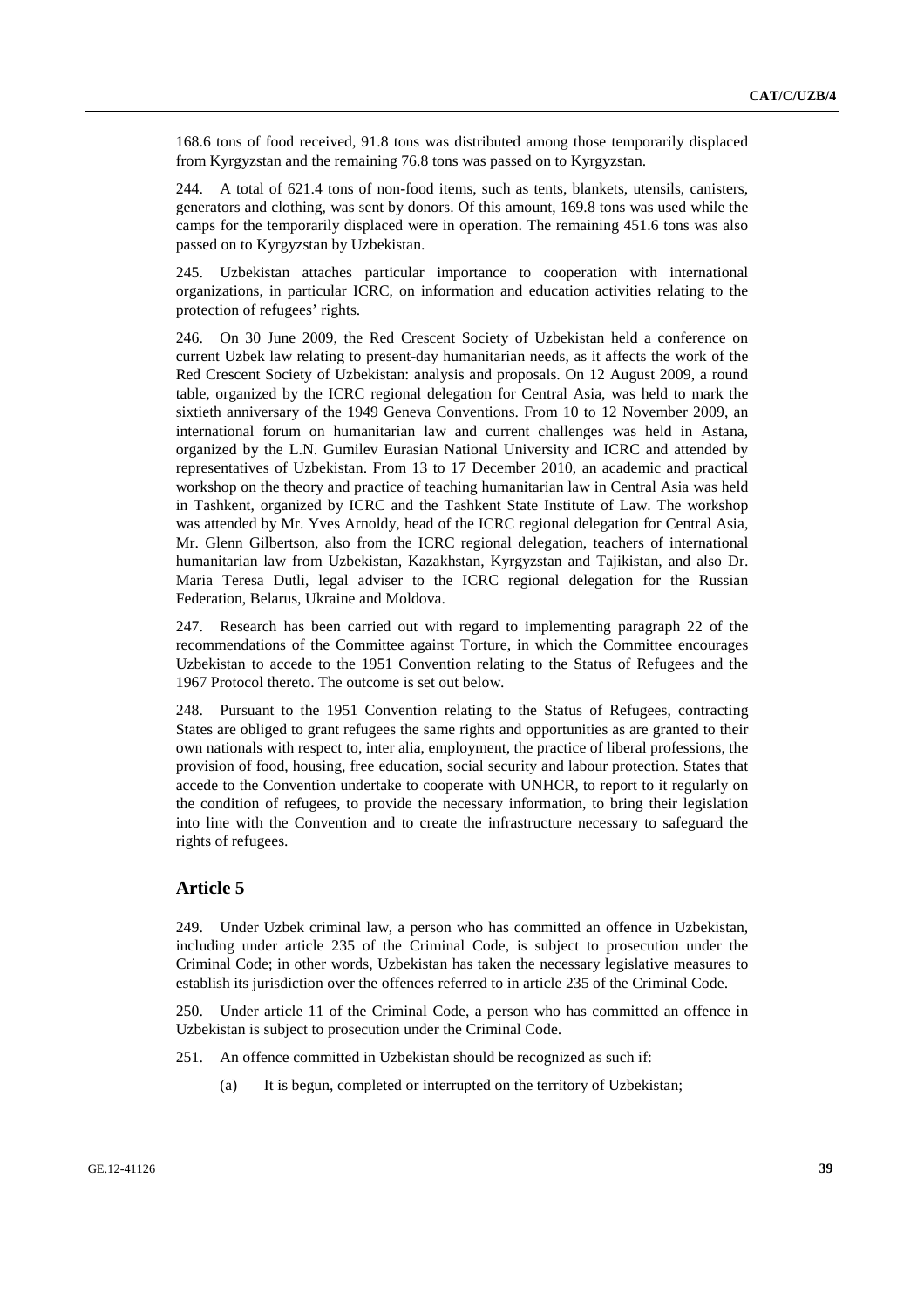168.6 tons of food received, 91.8 tons was distributed among those temporarily displaced from Kyrgyzstan and the remaining 76.8 tons was passed on to Kyrgyzstan.

244. A total of 621.4 tons of non-food items, such as tents, blankets, utensils, canisters, generators and clothing, was sent by donors. Of this amount, 169.8 tons was used while the camps for the temporarily displaced were in operation. The remaining 451.6 tons was also passed on to Kyrgyzstan by Uzbekistan.

245. Uzbekistan attaches particular importance to cooperation with international organizations, in particular ICRC, on information and education activities relating to the protection of refugees' rights.

246. On 30 June 2009, the Red Crescent Society of Uzbekistan held a conference on current Uzbek law relating to present-day humanitarian needs, as it affects the work of the Red Crescent Society of Uzbekistan: analysis and proposals. On 12 August 2009, a round table, organized by the ICRC regional delegation for Central Asia, was held to mark the sixtieth anniversary of the 1949 Geneva Conventions. From 10 to 12 November 2009, an international forum on humanitarian law and current challenges was held in Astana, organized by the L.N. Gumilev Eurasian National University and ICRC and attended by representatives of Uzbekistan. From 13 to 17 December 2010, an academic and practical workshop on the theory and practice of teaching humanitarian law in Central Asia was held in Tashkent, organized by ICRC and the Tashkent State Institute of Law. The workshop was attended by Mr. Yves Arnoldy, head of the ICRC regional delegation for Central Asia, Mr. Glenn Gilbertson, also from the ICRC regional delegation, teachers of international humanitarian law from Uzbekistan, Kazakhstan, Kyrgyzstan and Tajikistan, and also Dr. Maria Teresa Dutli, legal adviser to the ICRC regional delegation for the Russian Federation, Belarus, Ukraine and Moldova.

247. Research has been carried out with regard to implementing paragraph 22 of the recommendations of the Committee against Torture, in which the Committee encourages Uzbekistan to accede to the 1951 Convention relating to the Status of Refugees and the 1967 Protocol thereto. The outcome is set out below.

248. Pursuant to the 1951 Convention relating to the Status of Refugees, contracting States are obliged to grant refugees the same rights and opportunities as are granted to their own nationals with respect to, inter alia, employment, the practice of liberal professions, the provision of food, housing, free education, social security and labour protection. States that accede to the Convention undertake to cooperate with UNHCR, to report to it regularly on the condition of refugees, to provide the necessary information, to bring their legislation into line with the Convention and to create the infrastructure necessary to safeguard the rights of refugees.

## Article 5

249. Under Uzbek criminal law, a person who has committed an offence in Uzbekistan, including under article 235 of the Criminal Code, is subject to prosecution under the Criminal Code; in other words, Uzbekistan has taken the necessary legislative measures to establish its jurisdiction over the offences referred to in article 235 of the Criminal Code.

250. Under article 11 of the Criminal Code, a person who has committed an offence in Uzbekistan is subject to prosecution under the Criminal Code.

251. An offence committed in Uzbekistan should be recognized as such if:

(a) It is begun, completed or interrupted on the territory of Uzbekistan;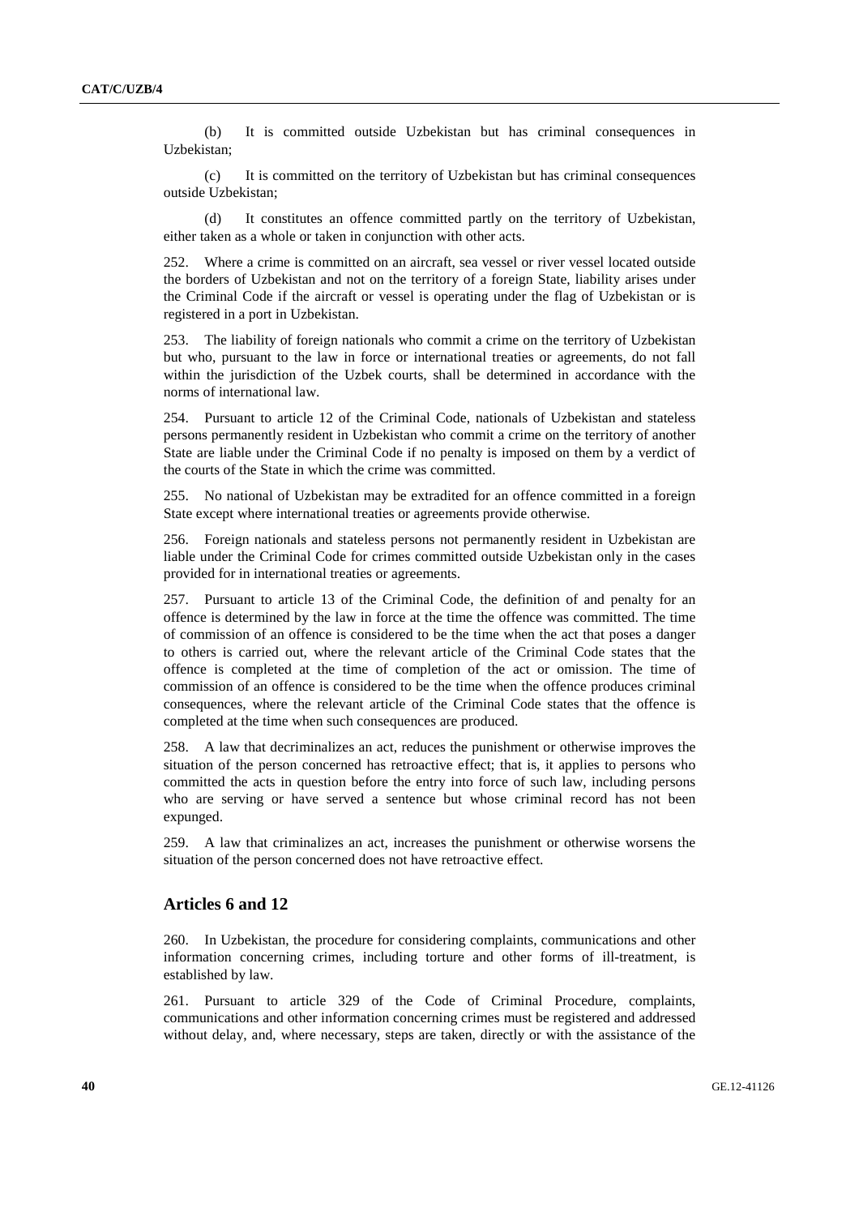(b) It is committed outside Uzbekistan but has criminal consequences in Uzbekistan;

(c) It is committed on the territory of Uzbekistan but has criminal consequences outside Uzbekistan;

(d) It constitutes an offence committed partly on the territory of Uzbekistan, either taken as a whole or taken in conjunction with other acts.

252. Where a crime is committed on an aircraft, sea vessel or river vessel located outside the borders of Uzbekistan and not on the territory of a foreign State, liability arises under the Criminal Code if the aircraft or vessel is operating under the flag of Uzbekistan or is registered in a port in Uzbekistan.

253. The liability of foreign nationals who commit a crime on the territory of Uzbekistan but who, pursuant to the law in force or international treaties or agreements, do not fall within the jurisdiction of the Uzbek courts, shall be determined in accordance with the norms of international law.

254. Pursuant to article 12 of the Criminal Code, nationals of Uzbekistan and stateless persons permanently resident in Uzbekistan who commit a crime on the territory of another State are liable under the Criminal Code if no penalty is imposed on them by a verdict of the courts of the State in which the crime was committed.

255. No national of Uzbekistan may be extradited for an offence committed in a foreign State except where international treaties or agreements provide otherwise.

256. Foreign nationals and stateless persons not permanently resident in Uzbekistan are liable under the Criminal Code for crimes committed outside Uzbekistan only in the cases provided for in international treaties or agreements.

257. Pursuant to article 13 of the Criminal Code, the definition of and penalty for an offence is determined by the law in force at the time the offence was committed. The time of commission of an offence is considered to be the time when the act that poses a danger to others is carried out, where the relevant article of the Criminal Code states that the offence is completed at the time of completion of the act or omission. The time of commission of an offence is considered to be the time when the offence produces criminal consequences, where the relevant article of the Criminal Code states that the offence is completed at the time when such consequences are produced.

258. A law that decriminalizes an act, reduces the punishment or otherwise improves the situation of the person concerned has retroactive effect; that is, it applies to persons who committed the acts in question before the entry into force of such law, including persons who are serving or have served a sentence but whose criminal record has not been expunged.

259. A law that criminalizes an act, increases the punishment or otherwise worsens the situation of the person concerned does not have retroactive effect.

## Articles 6 and 12

260. In Uzbekistan, the procedure for considering complaints, communications and other information concerning crimes, including torture and other forms of ill-treatment, is established by law.

261. Pursuant to article 329 of the Code of Criminal Procedure, complaints, communications and other information concerning crimes must be registered and addressed without delay, and, where necessary, steps are taken, directly or with the assistance of the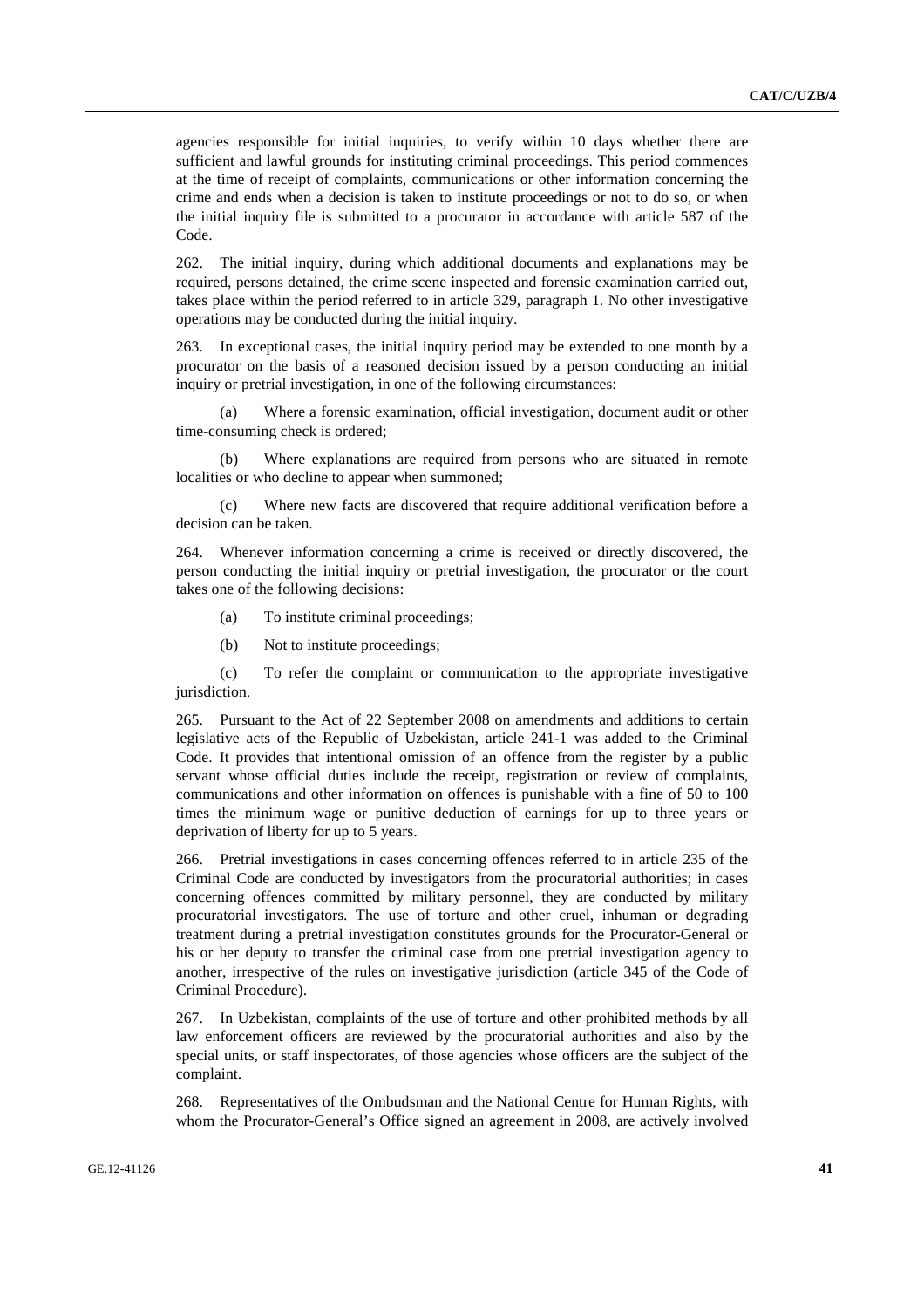agencies responsible for initial inquiries, to verify within 10 days whether there are sufficient and lawful grounds for instituting criminal proceedings. This period commences at the time of receipt of complaints, communications or other information concerning the crime and ends when a decision is taken to institute proceedings or not to do so, or when the initial inquiry file is submitted to a procurator in accordance with article 587 of the Code.

262. The initial inquiry, during which additional documents and explanations may be required, persons detained, the crime scene inspected and forensic examination carried out, takes place within the period referred to in article 329, paragraph 1. No other investigative operations may be conducted during the initial inquiry.

263. In exceptional cases, the initial inquiry period may be extended to one month by a procurator on the basis of a reasoned decision issued by a person conducting an initial inquiry or pretrial investigation, in one of the following circumstances:

(a) Where a forensic examination, official investigation, document audit or other time-consuming check is ordered;

(b) Where explanations are required from persons who are situated in remote localities or who decline to appear when summoned;

(c) Where new facts are discovered that require additional verification before a decision can be taken.

264. Whenever information concerning a crime is received or directly discovered, the person conducting the initial inquiry or pretrial investigation, the procurator or the court takes one of the following decisions:

(a) To institute criminal proceedings;

(b) Not to institute proceedings;

(c) To refer the complaint or communication to the appropriate investigative jurisdiction.

265. Pursuant to the Act of 22 September 2008 on amendments and additions to certain legislative acts of the Republic of Uzbekistan, article 241-1 was added to the Criminal Code. It provides that intentional omission of an offence from the register by a public servant whose official duties include the receipt, registration or review of complaints, communications and other information on offences is punishable with a fine of 50 to 100 times the minimum wage or punitive deduction of earnings for up to three years or deprivation of liberty for up to 5 years.

266. Pretrial investigations in cases concerning offences referred to in article 235 of the Criminal Code are conducted by investigators from the procuratorial authorities; in cases concerning offences committed by military personnel, they are conducted by military procuratorial investigators. The use of torture and other cruel, inhuman or degrading treatment during a pretrial investigation constitutes grounds for the Procurator-General or his or her deputy to transfer the criminal case from one pretrial investigation agency to another, irrespective of the rules on investigative jurisdiction (article 345 of the Code of Criminal Procedure).

267. In Uzbekistan, complaints of the use of torture and other prohibited methods by all law enforcement officers are reviewed by the procuratorial authorities and also by the special units, or staff inspectorates, of those agencies whose officers are the subject of the complaint.

268. Representatives of the Ombudsman and the National Centre for Human Rights, with whom the Procurator-General's Office signed an agreement in 2008, are actively involved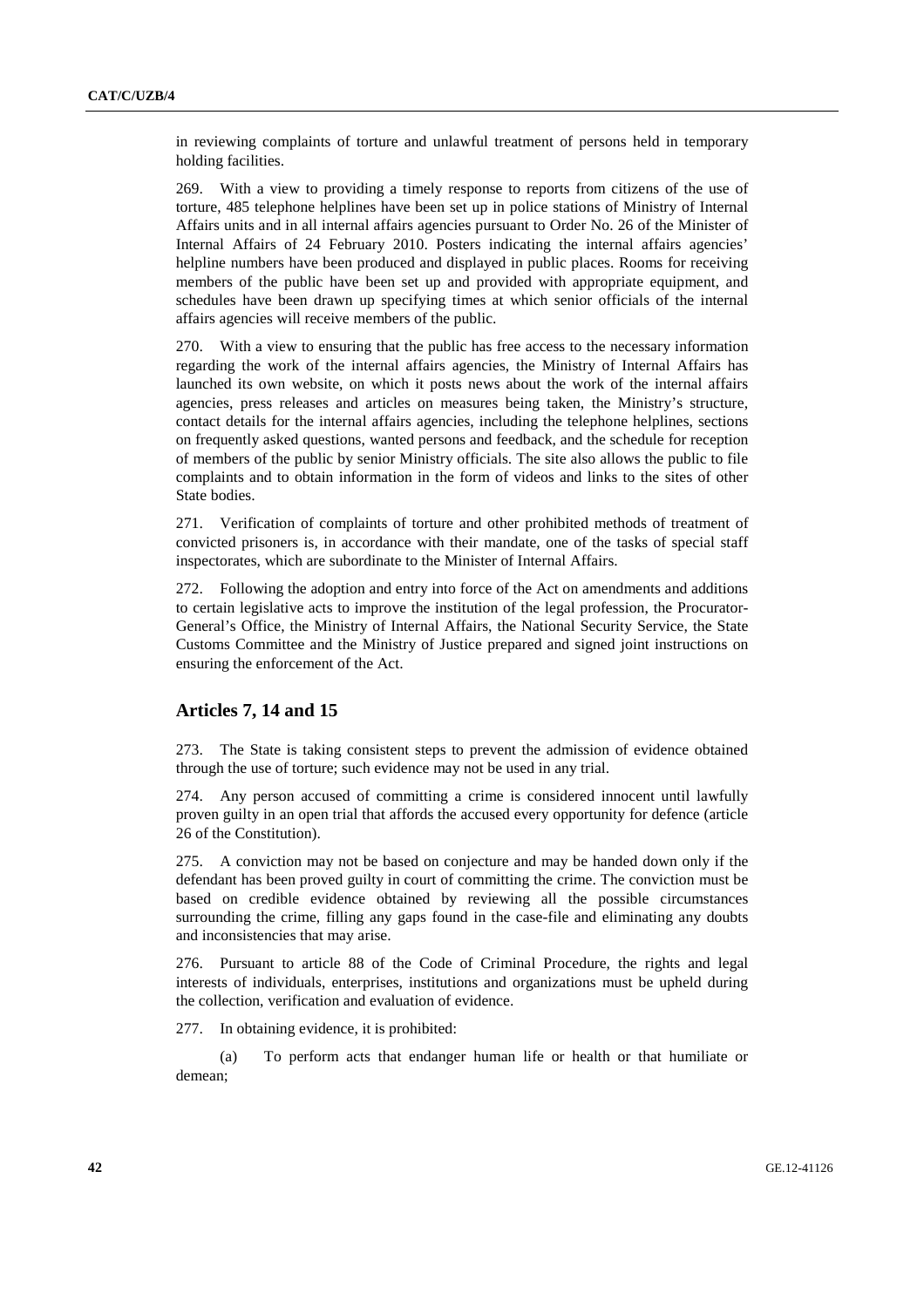in reviewing complaints of torture and unlawful treatment of persons held in temporary holding facilities.

269. With a view to providing a timely response to reports from citizens of the use of torture, 485 telephone helplines have been set up in police stations of Ministry of Internal Affairs units and in all internal affairs agencies pursuant to Order No. 26 of the Minister of Internal Affairs of 24 February 2010. Posters indicating the internal affairs agencies' helpline numbers have been produced and displayed in public places. Rooms for receiving members of the public have been set up and provided with appropriate equipment, and schedules have been drawn up specifying times at which senior officials of the internal affairs agencies will receive members of the public.

270. With a view to ensuring that the public has free access to the necessary information regarding the work of the internal affairs agencies, the Ministry of Internal Affairs has launched its own website, on which it posts news about the work of the internal affairs agencies, press releases and articles on measures being taken, the Ministry's structure, contact details for the internal affairs agencies, including the telephone helplines, sections on frequently asked questions, wanted persons and feedback, and the schedule for reception of members of the public by senior Ministry officials. The site also allows the public to file complaints and to obtain information in the form of videos and links to the sites of other State bodies.

271. Verification of complaints of torture and other prohibited methods of treatment of convicted prisoners is, in accordance with their mandate, one of the tasks of special staff inspectorates, which are subordinate to the Minister of Internal Affairs.

272. Following the adoption and entry into force of the Act on amendments and additions to certain legislative acts to improve the institution of the legal profession, the Procurator-General's Office, the Ministry of Internal Affairs, the National Security Service, the State Customs Committee and the Ministry of Justice prepared and signed joint instructions on ensuring the enforcement of the Act.

## Articles 7, 14 and 15

273. The State is taking consistent steps to prevent the admission of evidence obtained through the use of torture; such evidence may not be used in any trial.

274. Any person accused of committing a crime is considered innocent until lawfully proven guilty in an open trial that affords the accused every opportunity for defence (article 26 of the Constitution).

275. A conviction may not be based on conjecture and may be handed down only if the defendant has been proved guilty in court of committing the crime. The conviction must be based on credible evidence obtained by reviewing all the possible circumstances surrounding the crime, filling any gaps found in the case-file and eliminating any doubts and inconsistencies that may arise.

276. Pursuant to article 88 of the Code of Criminal Procedure, the rights and legal interests of individuals, enterprises, institutions and organizations must be upheld during the collection, verification and evaluation of evidence.

277. In obtaining evidence, it is prohibited:

(a) To perform acts that endanger human life or health or that humiliate or demean;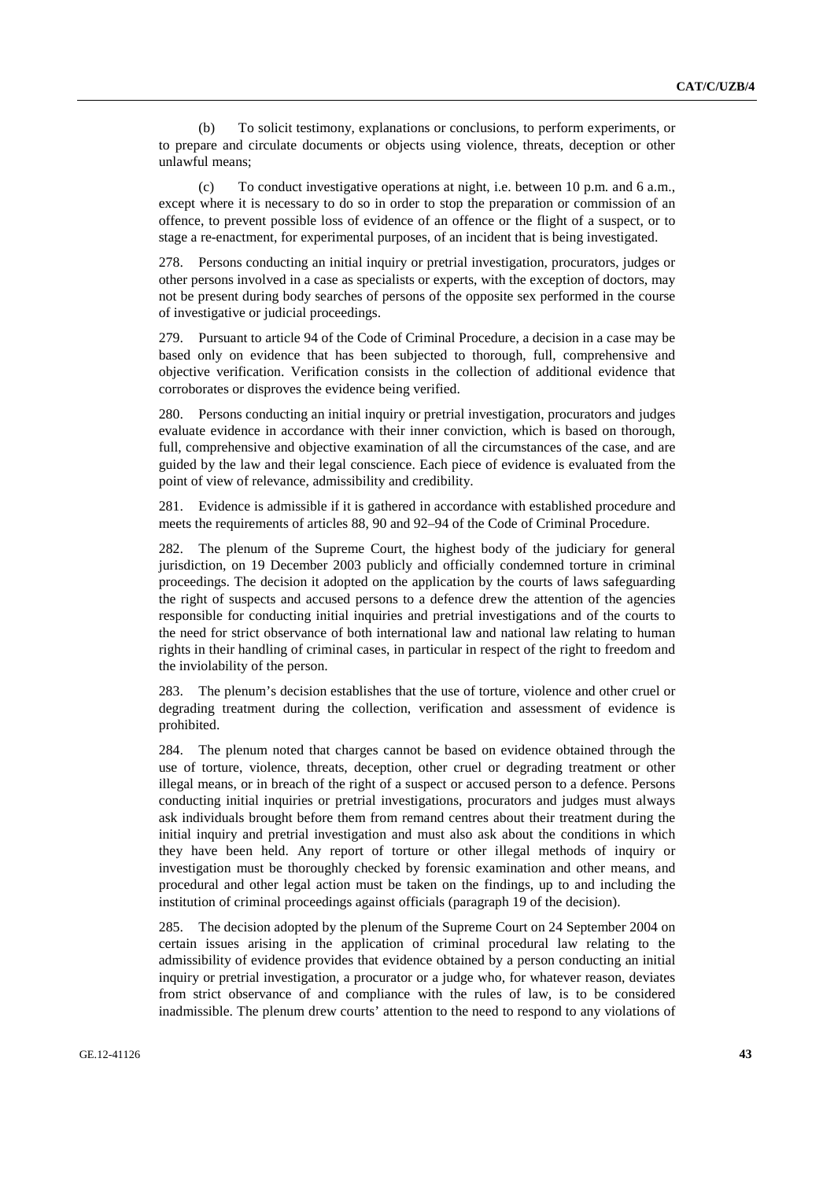(b) To solicit testimony, explanations or conclusions, to perform experiments, or to prepare and circulate documents or objects using violence, threats, deception or other unlawful means;

(c) To conduct investigative operations at night, i.e. between 10 p.m. and 6 a.m., except where it is necessary to do so in order to stop the preparation or commission of an offence, to prevent possible loss of evidence of an offence or the flight of a suspect, or to stage a re-enactment, for experimental purposes, of an incident that is being investigated.

278. Persons conducting an initial inquiry or pretrial investigation, procurators, judges or other persons involved in a case as specialists or experts, with the exception of doctors, may not be present during body searches of persons of the opposite sex performed in the course of investigative or judicial proceedings.

279. Pursuant to article 94 of the Code of Criminal Procedure, a decision in a case may be based only on evidence that has been subjected to thorough, full, comprehensive and objective verification. Verification consists in the collection of additional evidence that corroborates or disproves the evidence being verified.

280. Persons conducting an initial inquiry or pretrial investigation, procurators and judges evaluate evidence in accordance with their inner conviction, which is based on thorough, full, comprehensive and objective examination of all the circumstances of the case, and are guided by the law and their legal conscience. Each piece of evidence is evaluated from the point of view of relevance, admissibility and credibility.

281. Evidence is admissible if it is gathered in accordance with established procedure and meets the requirements of articles 88, 90 and 92–94 of the Code of Criminal Procedure.

282. The plenum of the Supreme Court, the highest body of the judiciary for general jurisdiction, on 19 December 2003 publicly and officially condemned torture in criminal proceedings. The decision it adopted on the application by the courts of laws safeguarding the right of suspects and accused persons to a defence drew the attention of the agencies responsible for conducting initial inquiries and pretrial investigations and of the courts to the need for strict observance of both international law and national law relating to human rights in their handling of criminal cases, in particular in respect of the right to freedom and the inviolability of the person.

283. The plenum's decision establishes that the use of torture, violence and other cruel or degrading treatment during the collection, verification and assessment of evidence is prohibited.

284. The plenum noted that charges cannot be based on evidence obtained through the use of torture, violence, threats, deception, other cruel or degrading treatment or other illegal means, or in breach of the right of a suspect or accused person to a defence. Persons conducting initial inquiries or pretrial investigations, procurators and judges must always ask individuals brought before them from remand centres about their treatment during the initial inquiry and pretrial investigation and must also ask about the conditions in which they have been held. Any report of torture or other illegal methods of inquiry or investigation must be thoroughly checked by forensic examination and other means, and procedural and other legal action must be taken on the findings, up to and including the institution of criminal proceedings against officials (paragraph 19 of the decision).

285. The decision adopted by the plenum of the Supreme Court on 24 September 2004 on certain issues arising in the application of criminal procedural law relating to the admissibility of evidence provides that evidence obtained by a person conducting an initial inquiry or pretrial investigation, a procurator or a judge who, for whatever reason, deviates from strict observance of and compliance with the rules of law, is to be considered inadmissible. The plenum drew courts' attention to the need to respond to any violations of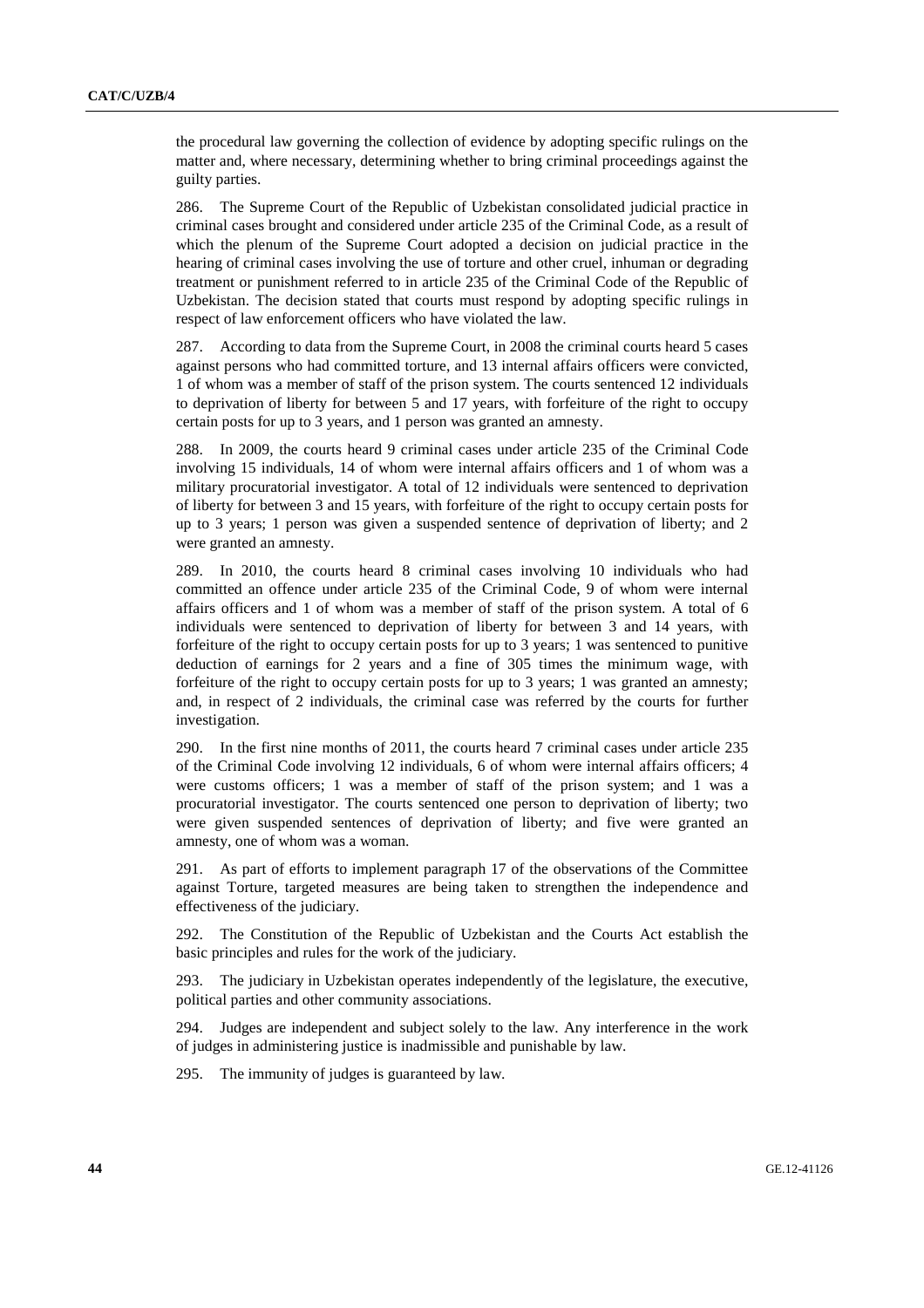the procedural law governing the collection of evidence by adopting specific rulings on the matter and, where necessary, determining whether to bring criminal proceedings against the guilty parties.

286. The Supreme Court of the Republic of Uzbekistan consolidated judicial practice in criminal cases brought and considered under article 235 of the Criminal Code, as a result of which the plenum of the Supreme Court adopted a decision on judicial practice in the hearing of criminal cases involving the use of torture and other cruel, inhuman or degrading treatment or punishment referred to in article 235 of the Criminal Code of the Republic of Uzbekistan. The decision stated that courts must respond by adopting specific rulings in respect of law enforcement officers who have violated the law.

287. According to data from the Supreme Court, in 2008 the criminal courts heard 5 cases against persons who had committed torture, and 13 internal affairs officers were convicted, 1 of whom was a member of staff of the prison system. The courts sentenced 12 individuals to deprivation of liberty for between 5 and 17 years, with forfeiture of the right to occupy certain posts for up to 3 years, and 1 person was granted an amnesty.

288. In 2009, the courts heard 9 criminal cases under article 235 of the Criminal Code involving 15 individuals, 14 of whom were internal affairs officers and 1 of whom was a military procuratorial investigator. A total of 12 individuals were sentenced to deprivation of liberty for between 3 and 15 years, with forfeiture of the right to occupy certain posts for up to 3 years; 1 person was given a suspended sentence of deprivation of liberty; and 2 were granted an amnesty.

289. In 2010, the courts heard 8 criminal cases involving 10 individuals who had committed an offence under article 235 of the Criminal Code, 9 of whom were internal affairs officers and 1 of whom was a member of staff of the prison system. A total of 6 individuals were sentenced to deprivation of liberty for between 3 and 14 years, with forfeiture of the right to occupy certain posts for up to 3 years; 1 was sentenced to punitive deduction of earnings for 2 years and a fine of 305 times the minimum wage, with forfeiture of the right to occupy certain posts for up to 3 years; 1 was granted an amnesty; and, in respect of 2 individuals, the criminal case was referred by the courts for further investigation.

290. In the first nine months of 2011, the courts heard 7 criminal cases under article 235 of the Criminal Code involving 12 individuals, 6 of whom were internal affairs officers; 4 were customs officers; 1 was a member of staff of the prison system; and 1 was a procuratorial investigator. The courts sentenced one person to deprivation of liberty; two were given suspended sentences of deprivation of liberty; and five were granted an amnesty, one of whom was a woman.

291. As part of efforts to implement paragraph 17 of the observations of the Committee against Torture, targeted measures are being taken to strengthen the independence and effectiveness of the judiciary.

292. The Constitution of the Republic of Uzbekistan and the Courts Act establish the basic principles and rules for the work of the judiciary.

293. The judiciary in Uzbekistan operates independently of the legislature, the executive, political parties and other community associations.

294. Judges are independent and subject solely to the law. Any interference in the work of judges in administering justice is inadmissible and punishable by law.

295. The immunity of judges is guaranteed by law.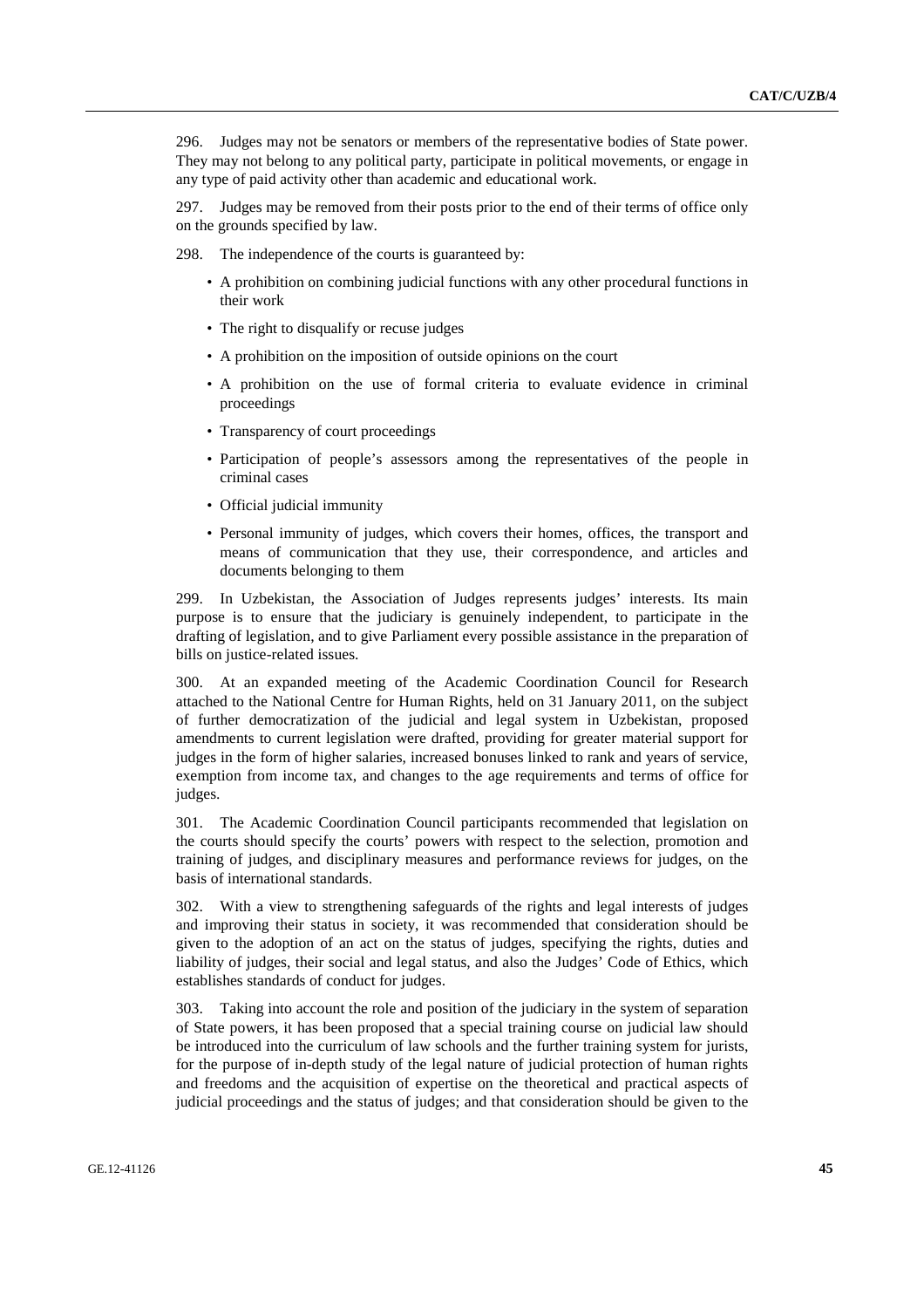296. Judges may not be senators or members of the representative bodies of State power. They may not belong to any political party, participate in political movements, or engage in any type of paid activity other than academic and educational work.

297. Judges may be removed from their posts prior to the end of their terms of office only on the grounds specified by law.

298. The independence of the courts is guaranteed by:

- A prohibition on combining judicial functions with any other procedural functions in their work
- The right to disqualify or recuse judges
- A prohibition on the imposition of outside opinions on the court
- A prohibition on the use of formal criteria to evaluate evidence in criminal proceedings
- Transparency of court proceedings
- Participation of people's assessors among the representatives of the people in criminal cases
- Official judicial immunity
- Personal immunity of judges, which covers their homes, offices, the transport and means of communication that they use, their correspondence, and articles and documents belonging to them

299. In Uzbekistan, the Association of Judges represents judges' interests. Its main purpose is to ensure that the judiciary is genuinely independent, to participate in the drafting of legislation, and to give Parliament every possible assistance in the preparation of bills on justice-related issues.

300. At an expanded meeting of the Academic Coordination Council for Research attached to the National Centre for Human Rights, held on 31 January 2011, on the subject of further democratization of the judicial and legal system in Uzbekistan, proposed amendments to current legislation were drafted, providing for greater material support for judges in the form of higher salaries, increased bonuses linked to rank and years of service, exemption from income tax, and changes to the age requirements and terms of office for judges.

301. The Academic Coordination Council participants recommended that legislation on the courts should specify the courts' powers with respect to the selection, promotion and training of judges, and disciplinary measures and performance reviews for judges, on the basis of international standards.

302. With a view to strengthening safeguards of the rights and legal interests of judges and improving their status in society, it was recommended that consideration should be given to the adoption of an act on the status of judges, specifying the rights, duties and liability of judges, their social and legal status, and also the Judges' Code of Ethics, which establishes standards of conduct for judges.

303. Taking into account the role and position of the judiciary in the system of separation of State powers, it has been proposed that a special training course on judicial law should be introduced into the curriculum of law schools and the further training system for jurists, for the purpose of in-depth study of the legal nature of judicial protection of human rights and freedoms and the acquisition of expertise on the theoretical and practical aspects of judicial proceedings and the status of judges; and that consideration should be given to the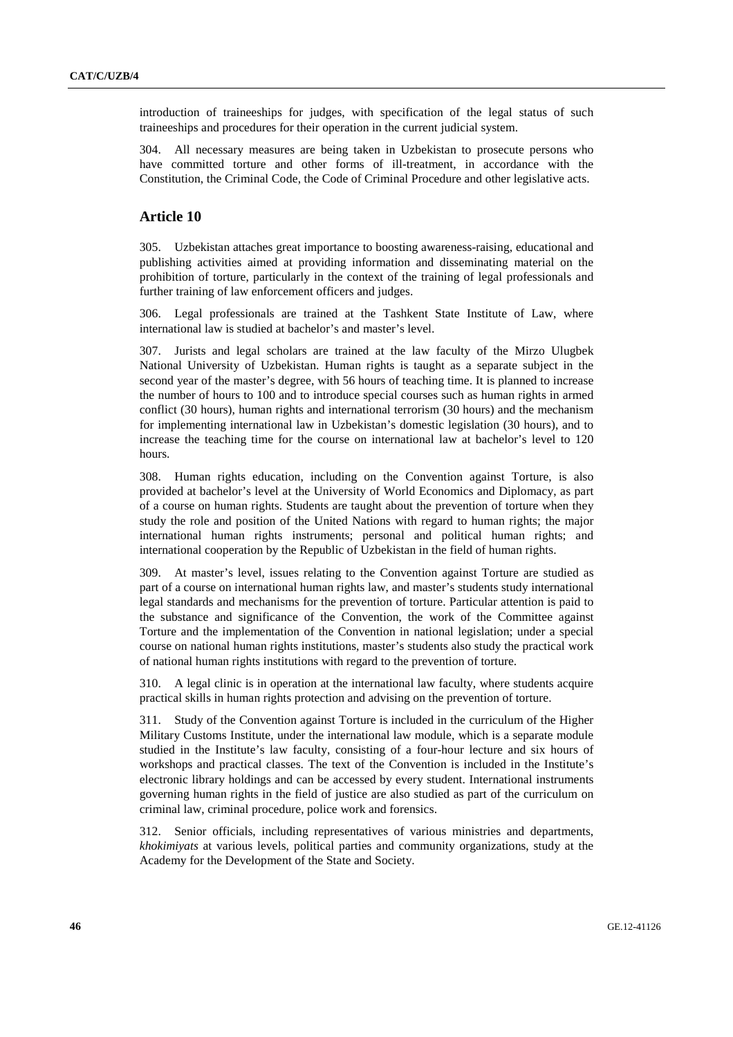introduction of traineeships for judges, with specification of the legal status of such traineeships and procedures for their operation in the current judicial system.

304. All necessary measures are being taken in Uzbekistan to prosecute persons who have committed torture and other forms of ill-treatment, in accordance with the Constitution, the Criminal Code, the Code of Criminal Procedure and other legislative acts.

## Article 10

305. Uzbekistan attaches great importance to boosting awareness-raising, educational and publishing activities aimed at providing information and disseminating material on the prohibition of torture, particularly in the context of the training of legal professionals and further training of law enforcement officers and judges.

306. Legal professionals are trained at the Tashkent State Institute of Law, where international law is studied at bachelor's and master's level.

307. Jurists and legal scholars are trained at the law faculty of the Mirzo Ulugbek National University of Uzbekistan. Human rights is taught as a separate subject in the second year of the master's degree, with 56 hours of teaching time. It is planned to increase the number of hours to 100 and to introduce special courses such as human rights in armed conflict (30 hours), human rights and international terrorism (30 hours) and the mechanism for implementing international law in Uzbekistan's domestic legislation (30 hours), and to increase the teaching time for the course on international law at bachelor's level to 120 hours.

308. Human rights education, including on the Convention against Torture, is also provided at bachelor's level at the University of World Economics and Diplomacy, as part of a course on human rights. Students are taught about the prevention of torture when they study the role and position of the United Nations with regard to human rights; the major international human rights instruments; personal and political human rights; and international cooperation by the Republic of Uzbekistan in the field of human rights.

309. At master's level, issues relating to the Convention against Torture are studied as part of a course on international human rights law, and master's students study international legal standards and mechanisms for the prevention of torture. Particular attention is paid to the substance and significance of the Convention, the work of the Committee against Torture and the implementation of the Convention in national legislation; under a special course on national human rights institutions, master's students also study the practical work of national human rights institutions with regard to the prevention of torture.

310. A legal clinic is in operation at the international law faculty, where students acquire practical skills in human rights protection and advising on the prevention of torture.

311. Study of the Convention against Torture is included in the curriculum of the Higher Military Customs Institute, under the international law module, which is a separate module studied in the Institute's law faculty, consisting of a four-hour lecture and six hours of workshops and practical classes. The text of the Convention is included in the Institute's electronic library holdings and can be accessed by every student. International instruments governing human rights in the field of justice are also studied as part of the curriculum on criminal law, criminal procedure, police work and forensics.

312. Senior officials, including representatives of various ministries and departments, *khokimiyats* at various levels, political parties and community organizations, study at the Academy for the Development of the State and Society.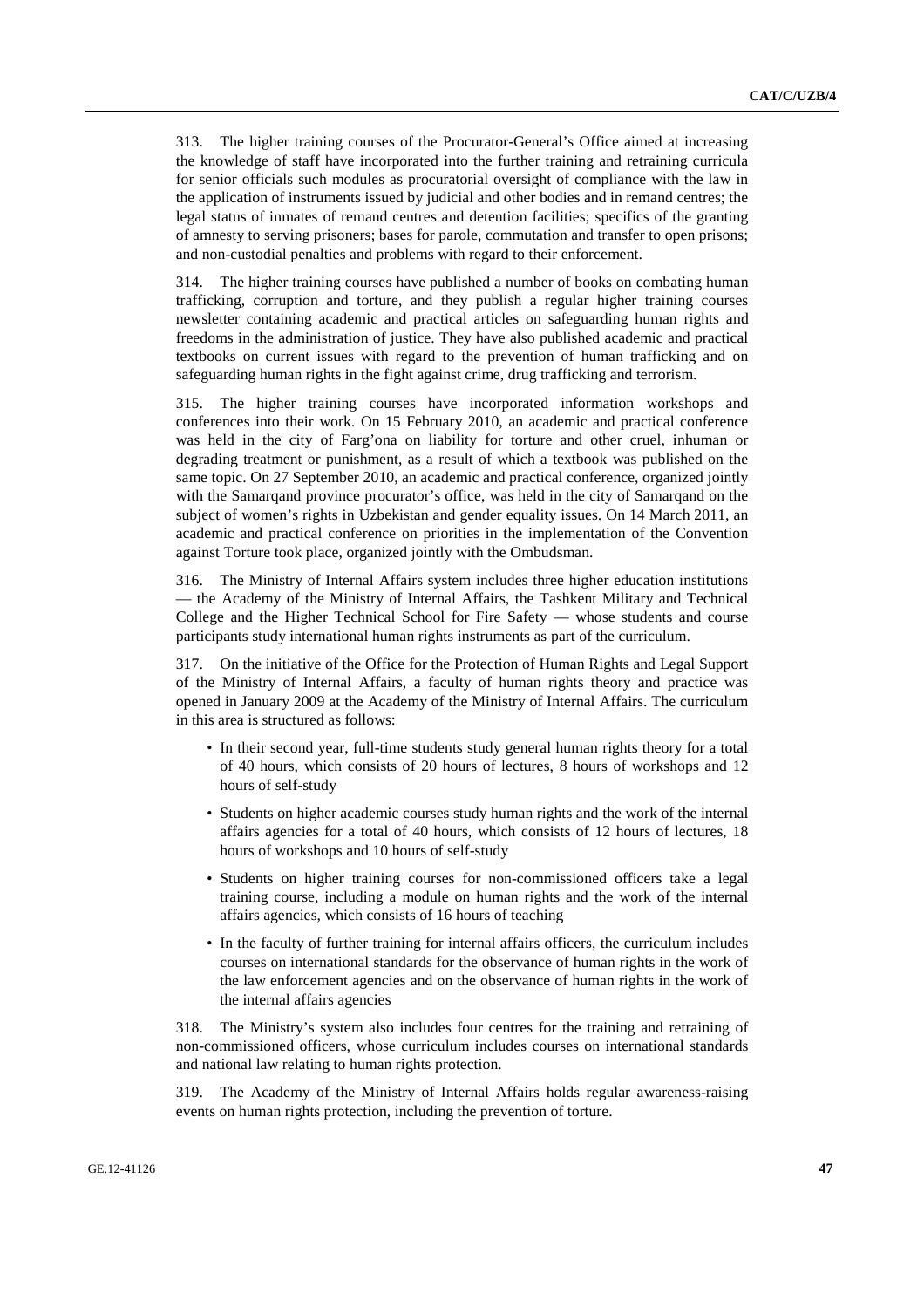313. The higher training courses of the Procurator-General's Office aimed at increasing the knowledge of staff have incorporated into the further training and retraining curricula for senior officials such modules as procuratorial oversight of compliance with the law in the application of instruments issued by judicial and other bodies and in remand centres; the legal status of inmates of remand centres and detention facilities; specifics of the granting of amnesty to serving prisoners; bases for parole, commutation and transfer to open prisons; and non-custodial penalties and problems with regard to their enforcement.

314. The higher training courses have published a number of books on combating human trafficking, corruption and torture, and they publish a regular higher training courses newsletter containing academic and practical articles on safeguarding human rights and freedoms in the administration of justice. They have also published academic and practical textbooks on current issues with regard to the prevention of human trafficking and on safeguarding human rights in the fight against crime, drug trafficking and terrorism.

315. The higher training courses have incorporated information workshops and conferences into their work. On 15 February 2010, an academic and practical conference was held in the city of Farg'ona on liability for torture and other cruel, inhuman or degrading treatment or punishment, as a result of which a textbook was published on the same topic. On 27 September 2010, an academic and practical conference, organized jointly with the Samarqand province procurator's office, was held in the city of Samarqand on the subject of women's rights in Uzbekistan and gender equality issues. On 14 March 2011, an academic and practical conference on priorities in the implementation of the Convention against Torture took place, organized jointly with the Ombudsman.

316. The Ministry of Internal Affairs system includes three higher education institutions — the Academy of the Ministry of Internal Affairs, the Tashkent Military and Technical College and the Higher Technical School for Fire Safety — whose students and course participants study international human rights instruments as part of the curriculum.

317. On the initiative of the Office for the Protection of Human Rights and Legal Support of the Ministry of Internal Affairs, a faculty of human rights theory and practice was opened in January 2009 at the Academy of the Ministry of Internal Affairs. The curriculum in this area is structured as follows:

- In their second year, full-time students study general human rights theory for a total of 40 hours, which consists of 20 hours of lectures, 8 hours of workshops and 12 hours of self-study
- Students on higher academic courses study human rights and the work of the internal affairs agencies for a total of 40 hours, which consists of 12 hours of lectures, 18 hours of workshops and 10 hours of self-study
- Students on higher training courses for non-commissioned officers take a legal training course, including a module on human rights and the work of the internal affairs agencies, which consists of 16 hours of teaching
- In the faculty of further training for internal affairs officers, the curriculum includes courses on international standards for the observance of human rights in the work of the law enforcement agencies and on the observance of human rights in the work of the internal affairs agencies

318. The Ministry's system also includes four centres for the training and retraining of non-commissioned officers, whose curriculum includes courses on international standards and national law relating to human rights protection.

319. The Academy of the Ministry of Internal Affairs holds regular awareness-raising events on human rights protection, including the prevention of torture.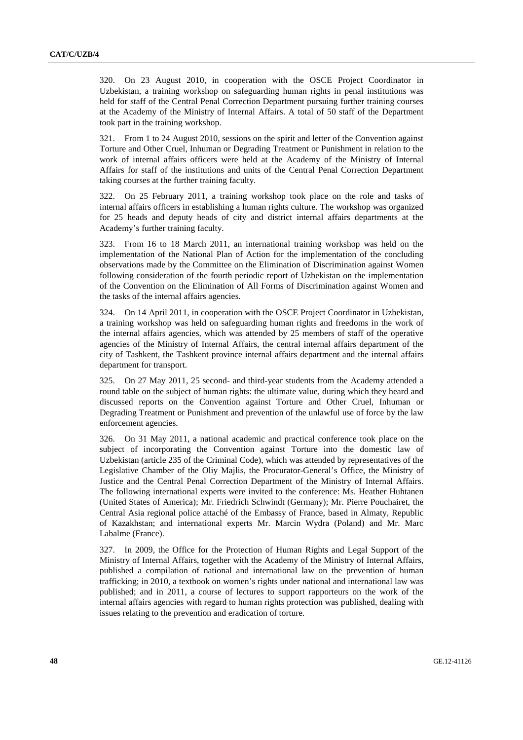320. On 23 August 2010, in cooperation with the OSCE Project Coordinator in Uzbekistan, a training workshop on safeguarding human rights in penal institutions was held for staff of the Central Penal Correction Department pursuing further training courses at the Academy of the Ministry of Internal Affairs. A total of 50 staff of the Department took part in the training workshop.

321. From 1 to 24 August 2010, sessions on the spirit and letter of the Convention against Torture and Other Cruel, Inhuman or Degrading Treatment or Punishment in relation to the work of internal affairs officers were held at the Academy of the Ministry of Internal Affairs for staff of the institutions and units of the Central Penal Correction Department taking courses at the further training faculty.

322. On 25 February 2011, a training workshop took place on the role and tasks of internal affairs officers in establishing a human rights culture. The workshop was organized for 25 heads and deputy heads of city and district internal affairs departments at the Academy's further training faculty.

323. From 16 to 18 March 2011, an international training workshop was held on the implementation of the National Plan of Action for the implementation of the concluding observations made by the Committee on the Elimination of Discrimination against Women following consideration of the fourth periodic report of Uzbekistan on the implementation of the Convention on the Elimination of All Forms of Discrimination against Women and the tasks of the internal affairs agencies.

324. On 14 April 2011, in cooperation with the OSCE Project Coordinator in Uzbekistan, a training workshop was held on safeguarding human rights and freedoms in the work of the internal affairs agencies, which was attended by 25 members of staff of the operative agencies of the Ministry of Internal Affairs, the central internal affairs department of the city of Tashkent, the Tashkent province internal affairs department and the internal affairs department for transport.

325. On 27 May 2011, 25 second- and third-year students from the Academy attended a round table on the subject of human rights: the ultimate value, during which they heard and discussed reports on the Convention against Torture and Other Cruel, Inhuman or Degrading Treatment or Punishment and prevention of the unlawful use of force by the law enforcement agencies.

326. On 31 May 2011, a national academic and practical conference took place on the subject of incorporating the Convention against Torture into the domestic law of Uzbekistan (article 235 of the Criminal Code), which was attended by representatives of the Legislative Chamber of the Oliy Majlis, the Procurator-General's Office, the Ministry of Justice and the Central Penal Correction Department of the Ministry of Internal Affairs. The following international experts were invited to the conference: Ms. Heather Huhtanen (United States of America); Mr. Friedrich Schwindt (Germany); Mr. Pierre Pouchairet, the Central Asia regional police attaché of the Embassy of France, based in Almaty, Republic of Kazakhstan; and international experts Mr. Marcin Wydra (Poland) and Mr. Marc Labalme (France).

327. In 2009, the Office for the Protection of Human Rights and Legal Support of the Ministry of Internal Affairs, together with the Academy of the Ministry of Internal Affairs, published a compilation of national and international law on the prevention of human trafficking; in 2010, a textbook on women's rights under national and international law was published; and in 2011, a course of lectures to support rapporteurs on the work of the internal affairs agencies with regard to human rights protection was published, dealing with issues relating to the prevention and eradication of torture.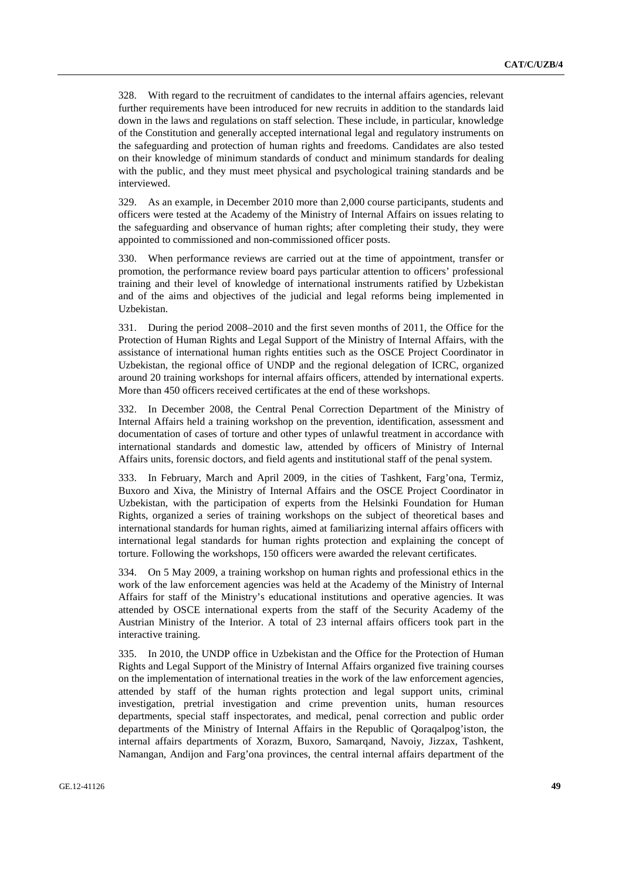328. With regard to the recruitment of candidates to the internal affairs agencies, relevant further requirements have been introduced for new recruits in addition to the standards laid down in the laws and regulations on staff selection. These include, in particular, knowledge of the Constitution and generally accepted international legal and regulatory instruments on the safeguarding and protection of human rights and freedoms. Candidates are also tested on their knowledge of minimum standards of conduct and minimum standards for dealing with the public, and they must meet physical and psychological training standards and be interviewed.

329. As an example, in December 2010 more than 2,000 course participants, students and officers were tested at the Academy of the Ministry of Internal Affairs on issues relating to the safeguarding and observance of human rights; after completing their study, they were appointed to commissioned and non-commissioned officer posts.

330. When performance reviews are carried out at the time of appointment, transfer or promotion, the performance review board pays particular attention to officers' professional training and their level of knowledge of international instruments ratified by Uzbekistan and of the aims and objectives of the judicial and legal reforms being implemented in Uzbekistan.

331. During the period 2008–2010 and the first seven months of 2011, the Office for the Protection of Human Rights and Legal Support of the Ministry of Internal Affairs, with the assistance of international human rights entities such as the OSCE Project Coordinator in Uzbekistan, the regional office of UNDP and the regional delegation of ICRC, organized around 20 training workshops for internal affairs officers, attended by international experts. More than 450 officers received certificates at the end of these workshops.

332. In December 2008, the Central Penal Correction Department of the Ministry of Internal Affairs held a training workshop on the prevention, identification, assessment and documentation of cases of torture and other types of unlawful treatment in accordance with international standards and domestic law, attended by officers of Ministry of Internal Affairs units, forensic doctors, and field agents and institutional staff of the penal system.

333. In February, March and April 2009, in the cities of Tashkent, Farg'ona, Termiz, Buxoro and Xiva, the Ministry of Internal Affairs and the OSCE Project Coordinator in Uzbekistan, with the participation of experts from the Helsinki Foundation for Human Rights, organized a series of training workshops on the subject of theoretical bases and international standards for human rights, aimed at familiarizing internal affairs officers with international legal standards for human rights protection and explaining the concept of torture. Following the workshops, 150 officers were awarded the relevant certificates.

334. On 5 May 2009, a training workshop on human rights and professional ethics in the work of the law enforcement agencies was held at the Academy of the Ministry of Internal Affairs for staff of the Ministry's educational institutions and operative agencies. It was attended by OSCE international experts from the staff of the Security Academy of the Austrian Ministry of the Interior. A total of 23 internal affairs officers took part in the interactive training.

335. In 2010, the UNDP office in Uzbekistan and the Office for the Protection of Human Rights and Legal Support of the Ministry of Internal Affairs organized five training courses on the implementation of international treaties in the work of the law enforcement agencies, attended by staff of the human rights protection and legal support units, criminal investigation, pretrial investigation and crime prevention units, human resources departments, special staff inspectorates, and medical, penal correction and public order departments of the Ministry of Internal Affairs in the Republic of Qoraqalpog'iston, the internal affairs departments of Xorazm, Buxoro, Samarqand, Navoiy, Jizzax, Tashkent, Namangan, Andijon and Farg'ona provinces, the central internal affairs department of the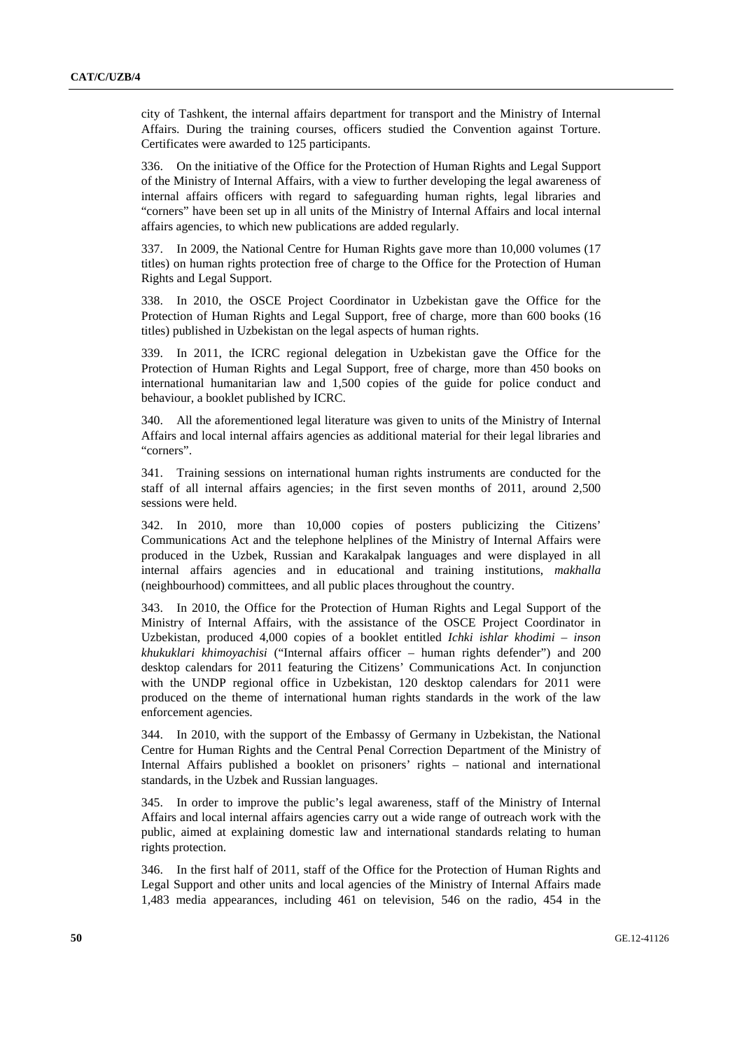city of Tashkent, the internal affairs department for transport and the Ministry of Internal Affairs. During the training courses, officers studied the Convention against Torture. Certificates were awarded to 125 participants.

336. On the initiative of the Office for the Protection of Human Rights and Legal Support of the Ministry of Internal Affairs, with a view to further developing the legal awareness of internal affairs officers with regard to safeguarding human rights, legal libraries and "corners" have been set up in all units of the Ministry of Internal Affairs and local internal affairs agencies, to which new publications are added regularly.

337. In 2009, the National Centre for Human Rights gave more than 10,000 volumes (17 titles) on human rights protection free of charge to the Office for the Protection of Human Rights and Legal Support.

338. In 2010, the OSCE Project Coordinator in Uzbekistan gave the Office for the Protection of Human Rights and Legal Support, free of charge, more than 600 books (16 titles) published in Uzbekistan on the legal aspects of human rights.

339. In 2011, the ICRC regional delegation in Uzbekistan gave the Office for the Protection of Human Rights and Legal Support, free of charge, more than 450 books on international humanitarian law and 1,500 copies of the guide for police conduct and behaviour, a booklet published by ICRC.

340. All the aforementioned legal literature was given to units of the Ministry of Internal Affairs and local internal affairs agencies as additional material for their legal libraries and "corners".

341. Training sessions on international human rights instruments are conducted for the staff of all internal affairs agencies; in the first seven months of 2011, around 2,500 sessions were held.

342. In 2010, more than 10,000 copies of posters publicizing the Citizens' Communications Act and the telephone helplines of the Ministry of Internal Affairs were produced in the Uzbek, Russian and Karakalpak languages and were displayed in all internal affairs agencies and in educational and training institutions, *makhalla* (neighbourhood) committees, and all public places throughout the country.

343. In 2010, the Office for the Protection of Human Rights and Legal Support of the Ministry of Internal Affairs, with the assistance of the OSCE Project Coordinator in Uzbekistan, produced 4,000 copies of a booklet entitled *Ichki ishlar khodimi – inson khukuklari khimoyachisi* ("Internal affairs officer – human rights defender") and 200 desktop calendars for 2011 featuring the Citizens' Communications Act. In conjunction with the UNDP regional office in Uzbekistan, 120 desktop calendars for 2011 were produced on the theme of international human rights standards in the work of the law enforcement agencies.

344. In 2010, with the support of the Embassy of Germany in Uzbekistan, the National Centre for Human Rights and the Central Penal Correction Department of the Ministry of Internal Affairs published a booklet on prisoners' rights – national and international standards, in the Uzbek and Russian languages.

345. In order to improve the public's legal awareness, staff of the Ministry of Internal Affairs and local internal affairs agencies carry out a wide range of outreach work with the public, aimed at explaining domestic law and international standards relating to human rights protection.

346. In the first half of 2011, staff of the Office for the Protection of Human Rights and Legal Support and other units and local agencies of the Ministry of Internal Affairs made 1,483 media appearances, including 461 on television, 546 on the radio, 454 in the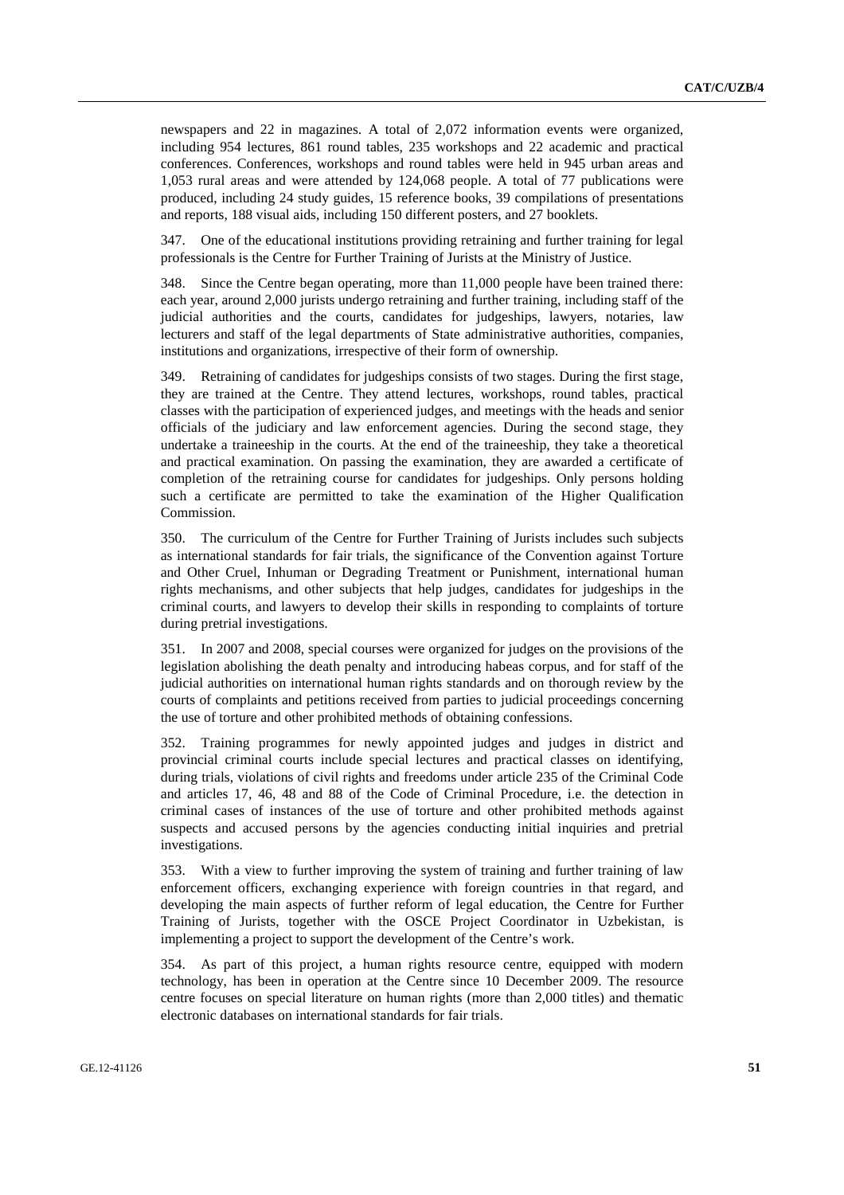newspapers and 22 in magazines. A total of 2,072 information events were organized, including 954 lectures, 861 round tables, 235 workshops and 22 academic and practical conferences. Conferences, workshops and round tables were held in 945 urban areas and 1,053 rural areas and were attended by 124,068 people. A total of 77 publications were produced, including 24 study guides, 15 reference books, 39 compilations of presentations and reports, 188 visual aids, including 150 different posters, and 27 booklets.

347. One of the educational institutions providing retraining and further training for legal professionals is the Centre for Further Training of Jurists at the Ministry of Justice.

348. Since the Centre began operating, more than 11,000 people have been trained there: each year, around 2,000 jurists undergo retraining and further training, including staff of the judicial authorities and the courts, candidates for judgeships, lawyers, notaries, law lecturers and staff of the legal departments of State administrative authorities, companies, institutions and organizations, irrespective of their form of ownership.

349. Retraining of candidates for judgeships consists of two stages. During the first stage, they are trained at the Centre. They attend lectures, workshops, round tables, practical classes with the participation of experienced judges, and meetings with the heads and senior officials of the judiciary and law enforcement agencies. During the second stage, they undertake a traineeship in the courts. At the end of the traineeship, they take a theoretical and practical examination. On passing the examination, they are awarded a certificate of completion of the retraining course for candidates for judgeships. Only persons holding such a certificate are permitted to take the examination of the Higher Qualification Commission.

350. The curriculum of the Centre for Further Training of Jurists includes such subjects as international standards for fair trials, the significance of the Convention against Torture and Other Cruel, Inhuman or Degrading Treatment or Punishment, international human rights mechanisms, and other subjects that help judges, candidates for judgeships in the criminal courts, and lawyers to develop their skills in responding to complaints of torture during pretrial investigations.

351. In 2007 and 2008, special courses were organized for judges on the provisions of the legislation abolishing the death penalty and introducing habeas corpus, and for staff of the judicial authorities on international human rights standards and on thorough review by the courts of complaints and petitions received from parties to judicial proceedings concerning the use of torture and other prohibited methods of obtaining confessions.

352. Training programmes for newly appointed judges and judges in district and provincial criminal courts include special lectures and practical classes on identifying, during trials, violations of civil rights and freedoms under article 235 of the Criminal Code and articles 17, 46, 48 and 88 of the Code of Criminal Procedure, i.e. the detection in criminal cases of instances of the use of torture and other prohibited methods against suspects and accused persons by the agencies conducting initial inquiries and pretrial investigations.

353. With a view to further improving the system of training and further training of law enforcement officers, exchanging experience with foreign countries in that regard, and developing the main aspects of further reform of legal education, the Centre for Further Training of Jurists, together with the OSCE Project Coordinator in Uzbekistan, is implementing a project to support the development of the Centre's work.

354. As part of this project, a human rights resource centre, equipped with modern technology, has been in operation at the Centre since 10 December 2009. The resource centre focuses on special literature on human rights (more than 2,000 titles) and thematic electronic databases on international standards for fair trials.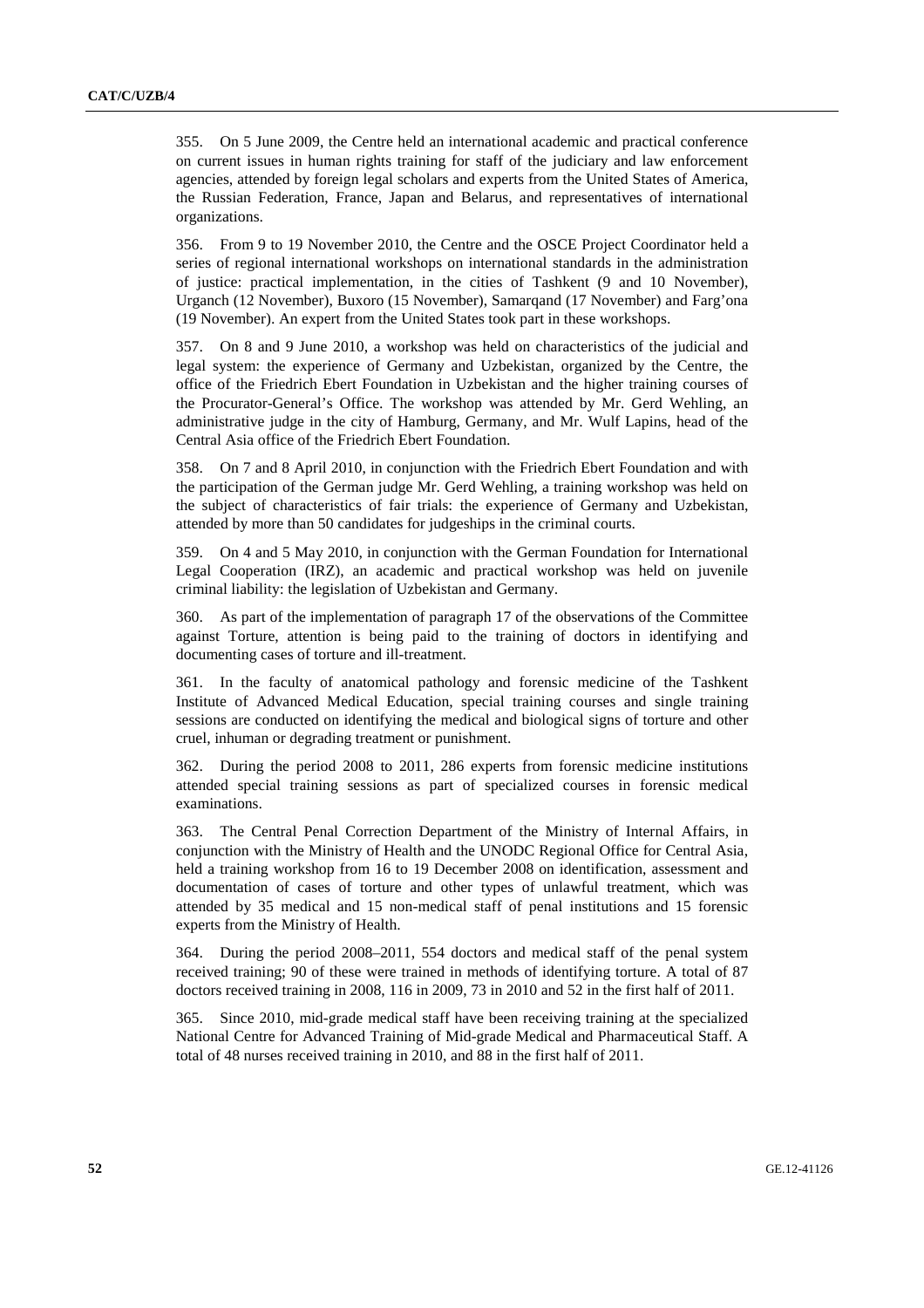355. On 5 June 2009, the Centre held an international academic and practical conference on current issues in human rights training for staff of the judiciary and law enforcement agencies, attended by foreign legal scholars and experts from the United States of America, the Russian Federation, France, Japan and Belarus, and representatives of international organizations.

356. From 9 to 19 November 2010, the Centre and the OSCE Project Coordinator held a series of regional international workshops on international standards in the administration of justice: practical implementation, in the cities of Tashkent (9 and 10 November), Urganch (12 November), Buxoro (15 November), Samarqand (17 November) and Farg'ona (19 November). An expert from the United States took part in these workshops.

357. On 8 and 9 June 2010, a workshop was held on characteristics of the judicial and legal system: the experience of Germany and Uzbekistan, organized by the Centre, the office of the Friedrich Ebert Foundation in Uzbekistan and the higher training courses of the Procurator-General's Office. The workshop was attended by Mr. Gerd Wehling, an administrative judge in the city of Hamburg, Germany, and Mr. Wulf Lapins, head of the Central Asia office of the Friedrich Ebert Foundation.

358. On 7 and 8 April 2010, in conjunction with the Friedrich Ebert Foundation and with the participation of the German judge Mr. Gerd Wehling, a training workshop was held on the subject of characteristics of fair trials: the experience of Germany and Uzbekistan, attended by more than 50 candidates for judgeships in the criminal courts.

359. On 4 and 5 May 2010, in conjunction with the German Foundation for International Legal Cooperation (IRZ), an academic and practical workshop was held on juvenile criminal liability: the legislation of Uzbekistan and Germany.

360. As part of the implementation of paragraph 17 of the observations of the Committee against Torture, attention is being paid to the training of doctors in identifying and documenting cases of torture and ill-treatment.

361. In the faculty of anatomical pathology and forensic medicine of the Tashkent Institute of Advanced Medical Education, special training courses and single training sessions are conducted on identifying the medical and biological signs of torture and other cruel, inhuman or degrading treatment or punishment.

362. During the period 2008 to 2011, 286 experts from forensic medicine institutions attended special training sessions as part of specialized courses in forensic medical examinations.

363. The Central Penal Correction Department of the Ministry of Internal Affairs, in conjunction with the Ministry of Health and the UNODC Regional Office for Central Asia, held a training workshop from 16 to 19 December 2008 on identification, assessment and documentation of cases of torture and other types of unlawful treatment, which was attended by 35 medical and 15 non-medical staff of penal institutions and 15 forensic experts from the Ministry of Health.

364. During the period 2008–2011, 554 doctors and medical staff of the penal system received training; 90 of these were trained in methods of identifying torture. A total of 87 doctors received training in 2008, 116 in 2009, 73 in 2010 and 52 in the first half of 2011.

365. Since 2010, mid-grade medical staff have been receiving training at the specialized National Centre for Advanced Training of Mid-grade Medical and Pharmaceutical Staff. A total of 48 nurses received training in 2010, and 88 in the first half of 2011.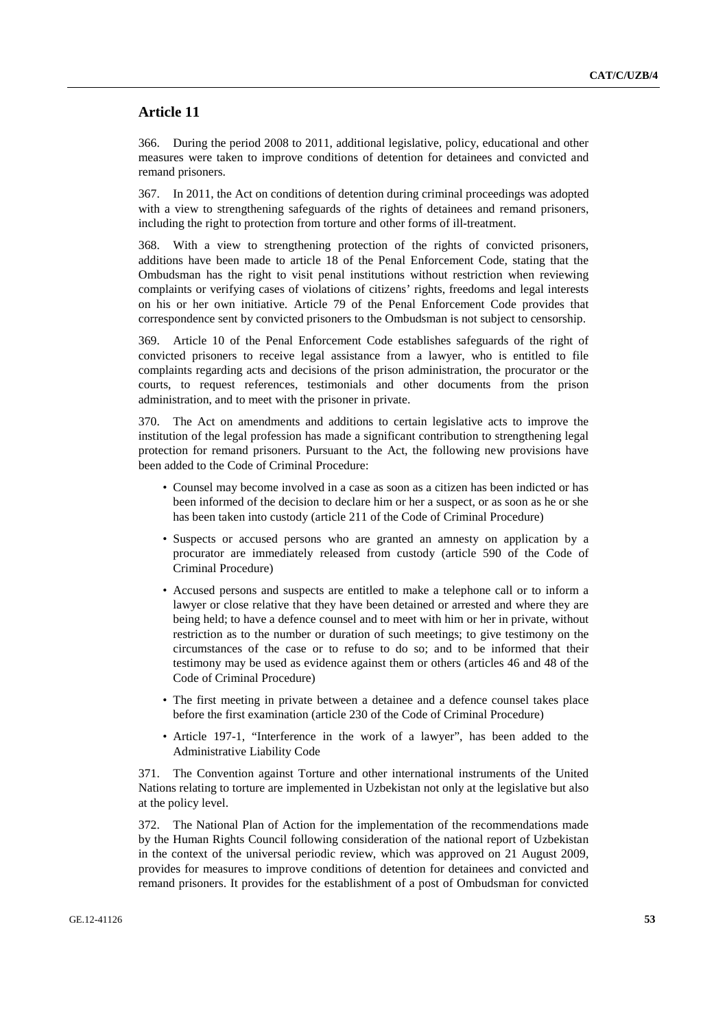## Article 11

366. During the period 2008 to 2011, additional legislative, policy, educational and other measures were taken to improve conditions of detention for detainees and convicted and remand prisoners.

367. In 2011, the Act on conditions of detention during criminal proceedings was adopted with a view to strengthening safeguards of the rights of detainees and remand prisoners, including the right to protection from torture and other forms of ill-treatment.

368. With a view to strengthening protection of the rights of convicted prisoners, additions have been made to article 18 of the Penal Enforcement Code, stating that the Ombudsman has the right to visit penal institutions without restriction when reviewing complaints or verifying cases of violations of citizens' rights, freedoms and legal interests on his or her own initiative. Article 79 of the Penal Enforcement Code provides that correspondence sent by convicted prisoners to the Ombudsman is not subject to censorship.

369. Article 10 of the Penal Enforcement Code establishes safeguards of the right of convicted prisoners to receive legal assistance from a lawyer, who is entitled to file complaints regarding acts and decisions of the prison administration, the procurator or the courts, to request references, testimonials and other documents from the prison administration, and to meet with the prisoner in private.

370. The Act on amendments and additions to certain legislative acts to improve the institution of the legal profession has made a significant contribution to strengthening legal protection for remand prisoners. Pursuant to the Act, the following new provisions have been added to the Code of Criminal Procedure:

- Counsel may become involved in a case as soon as a citizen has been indicted or has been informed of the decision to declare him or her a suspect, or as soon as he or she has been taken into custody (article 211 of the Code of Criminal Procedure)
- Suspects or accused persons who are granted an amnesty on application by a procurator are immediately released from custody (article 590 of the Code of Criminal Procedure)
- Accused persons and suspects are entitled to make a telephone call or to inform a lawyer or close relative that they have been detained or arrested and where they are being held; to have a defence counsel and to meet with him or her in private, without restriction as to the number or duration of such meetings; to give testimony on the circumstances of the case or to refuse to do so; and to be informed that their testimony may be used as evidence against them or others (articles 46 and 48 of the Code of Criminal Procedure)
- The first meeting in private between a detainee and a defence counsel takes place before the first examination (article 230 of the Code of Criminal Procedure)
- Article 197-1, "Interference in the work of a lawyer", has been added to the Administrative Liability Code

371. The Convention against Torture and other international instruments of the United Nations relating to torture are implemented in Uzbekistan not only at the legislative but also at the policy level.

372. The National Plan of Action for the implementation of the recommendations made by the Human Rights Council following consideration of the national report of Uzbekistan in the context of the universal periodic review, which was approved on 21 August 2009, provides for measures to improve conditions of detention for detainees and convicted and remand prisoners. It provides for the establishment of a post of Ombudsman for convicted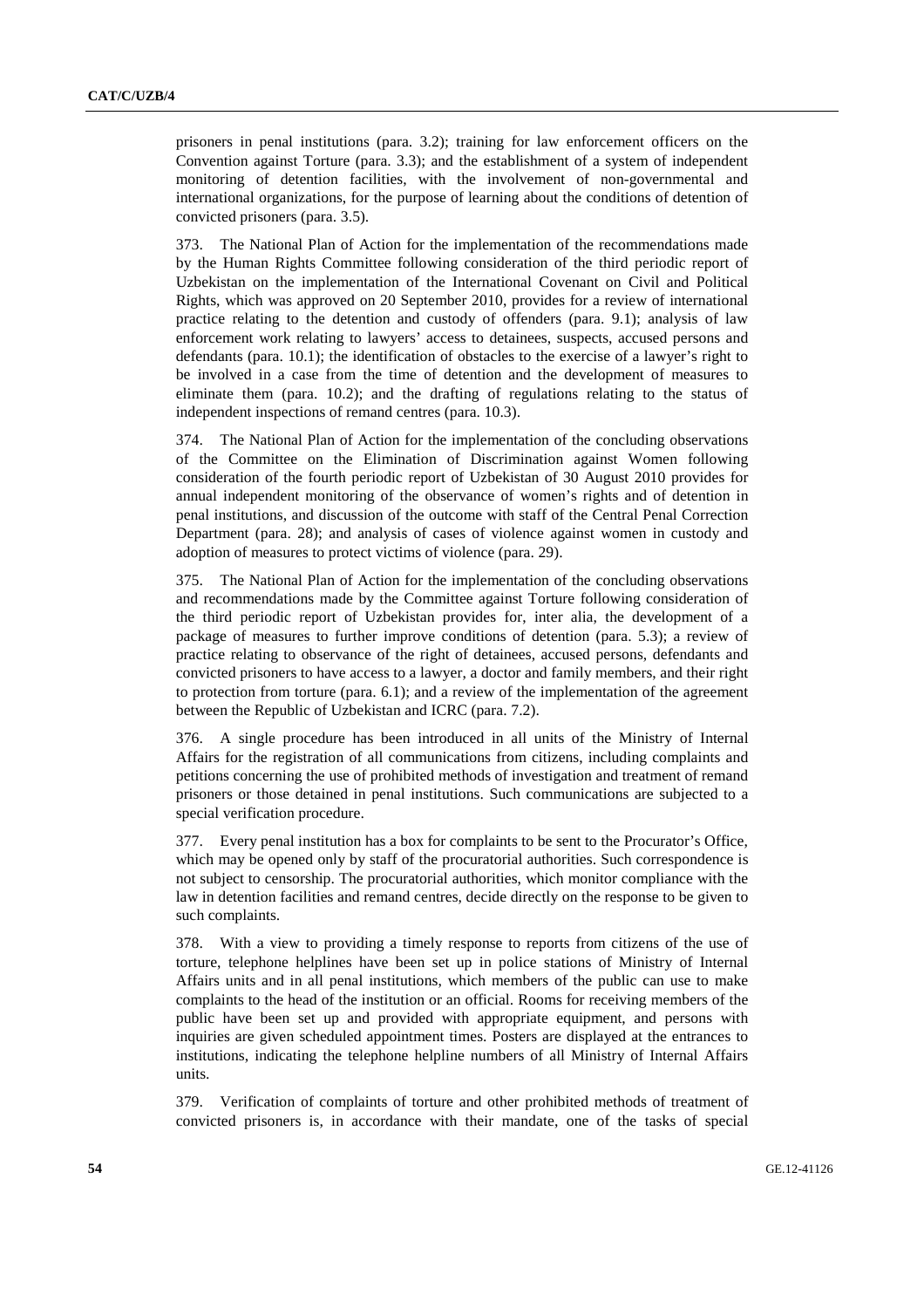prisoners in penal institutions (para. 3.2); training for law enforcement officers on the Convention against Torture (para. 3.3); and the establishment of a system of independent monitoring of detention facilities, with the involvement of non-governmental and international organizations, for the purpose of learning about the conditions of detention of convicted prisoners (para. 3.5).

373. The National Plan of Action for the implementation of the recommendations made by the Human Rights Committee following consideration of the third periodic report of Uzbekistan on the implementation of the International Covenant on Civil and Political Rights, which was approved on 20 September 2010, provides for a review of international practice relating to the detention and custody of offenders (para. 9.1); analysis of law enforcement work relating to lawyers' access to detainees, suspects, accused persons and defendants (para. 10.1); the identification of obstacles to the exercise of a lawyer's right to be involved in a case from the time of detention and the development of measures to eliminate them (para. 10.2); and the drafting of regulations relating to the status of independent inspections of remand centres (para. 10.3).

374. The National Plan of Action for the implementation of the concluding observations of the Committee on the Elimination of Discrimination against Women following consideration of the fourth periodic report of Uzbekistan of 30 August 2010 provides for annual independent monitoring of the observance of women's rights and of detention in penal institutions, and discussion of the outcome with staff of the Central Penal Correction Department (para. 28); and analysis of cases of violence against women in custody and adoption of measures to protect victims of violence (para. 29).

375. The National Plan of Action for the implementation of the concluding observations and recommendations made by the Committee against Torture following consideration of the third periodic report of Uzbekistan provides for, inter alia, the development of a package of measures to further improve conditions of detention (para. 5.3); a review of practice relating to observance of the right of detainees, accused persons, defendants and convicted prisoners to have access to a lawyer, a doctor and family members, and their right to protection from torture (para. 6.1); and a review of the implementation of the agreement between the Republic of Uzbekistan and ICRC (para. 7.2).

376. A single procedure has been introduced in all units of the Ministry of Internal Affairs for the registration of all communications from citizens, including complaints and petitions concerning the use of prohibited methods of investigation and treatment of remand prisoners or those detained in penal institutions. Such communications are subjected to a special verification procedure.

377. Every penal institution has a box for complaints to be sent to the Procurator's Office, which may be opened only by staff of the procuratorial authorities. Such correspondence is not subject to censorship. The procuratorial authorities, which monitor compliance with the law in detention facilities and remand centres, decide directly on the response to be given to such complaints.

378. With a view to providing a timely response to reports from citizens of the use of torture, telephone helplines have been set up in police stations of Ministry of Internal Affairs units and in all penal institutions, which members of the public can use to make complaints to the head of the institution or an official. Rooms for receiving members of the public have been set up and provided with appropriate equipment, and persons with inquiries are given scheduled appointment times. Posters are displayed at the entrances to institutions, indicating the telephone helpline numbers of all Ministry of Internal Affairs units.

379. Verification of complaints of torture and other prohibited methods of treatment of convicted prisoners is, in accordance with their mandate, one of the tasks of special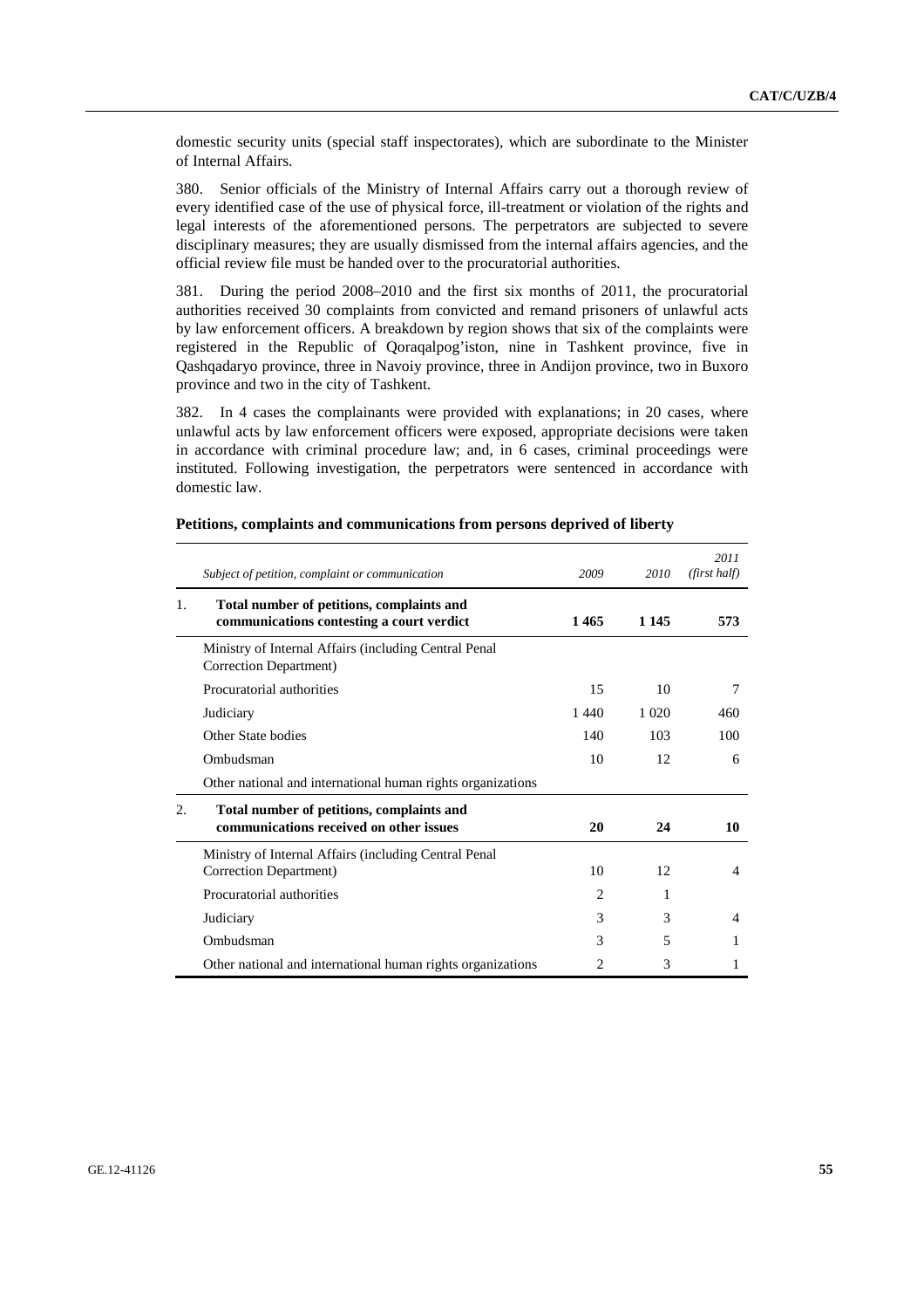domestic security units (special staff inspectorates), which are subordinate to the Minister of Internal Affairs.

380. Senior officials of the Ministry of Internal Affairs carry out a thorough review of every identified case of the use of physical force, ill-treatment or violation of the rights and legal interests of the aforementioned persons. The perpetrators are subjected to severe disciplinary measures; they are usually dismissed from the internal affairs agencies, and the official review file must be handed over to the procuratorial authorities.

381. During the period 2008–2010 and the first six months of 2011, the procuratorial authorities received 30 complaints from convicted and remand prisoners of unlawful acts by law enforcement officers. A breakdown by region shows that six of the complaints were registered in the Republic of Qoraqalpog'iston, nine in Tashkent province, five in Qashqadaryo province, three in Navoiy province, three in Andijon province, two in Buxoro province and two in the city of Tashkent.

382. In 4 cases the complainants were provided with explanations; in 20 cases, where unlawful acts by law enforcement officers were exposed, appropriate decisions were taken in accordance with criminal procedure law; and, in 6 cases, criminal proceedings were instituted. Following investigation, the perpetrators were sentenced in accordance with domestic law.

**Petitions, complaints and communications from persons deprived of liberty**

| | *Subject of petition, complaint or communication* | *2009* | *2010* | *2011 (first half)* |
|---|---|---|---|---|
| 1. | **Total number of petitions, complaints and communications contesting a court verdict** | **1 465** | **1 145** | **573** |
| | Ministry of Internal Affairs (including Central Penal Correction Department) | | | |
| | Procuratorial authorities | 15 | 10 | 7 |
| | Judiciary | 1 440 | 1 020 | 460 |
| | Other State bodies | 140 | 103 | 100 |
| | Ombudsman | 10 | 12 | 6 |
| | Other national and international human rights organizations | | | |
| 2. | **Total number of petitions, complaints and communications received on other issues** | **20** | **24** | **10** |
| | Ministry of Internal Affairs (including Central Penal Correction Department) | 10 | 12 | 4 |
| | Procuratorial authorities | 2 | 1 | |
| | Judiciary | 3 | 3 | 4 |
| | Ombudsman | 3 | 5 | 1 |
| | Other national and international human rights organizations | 2 | 3 | 1 |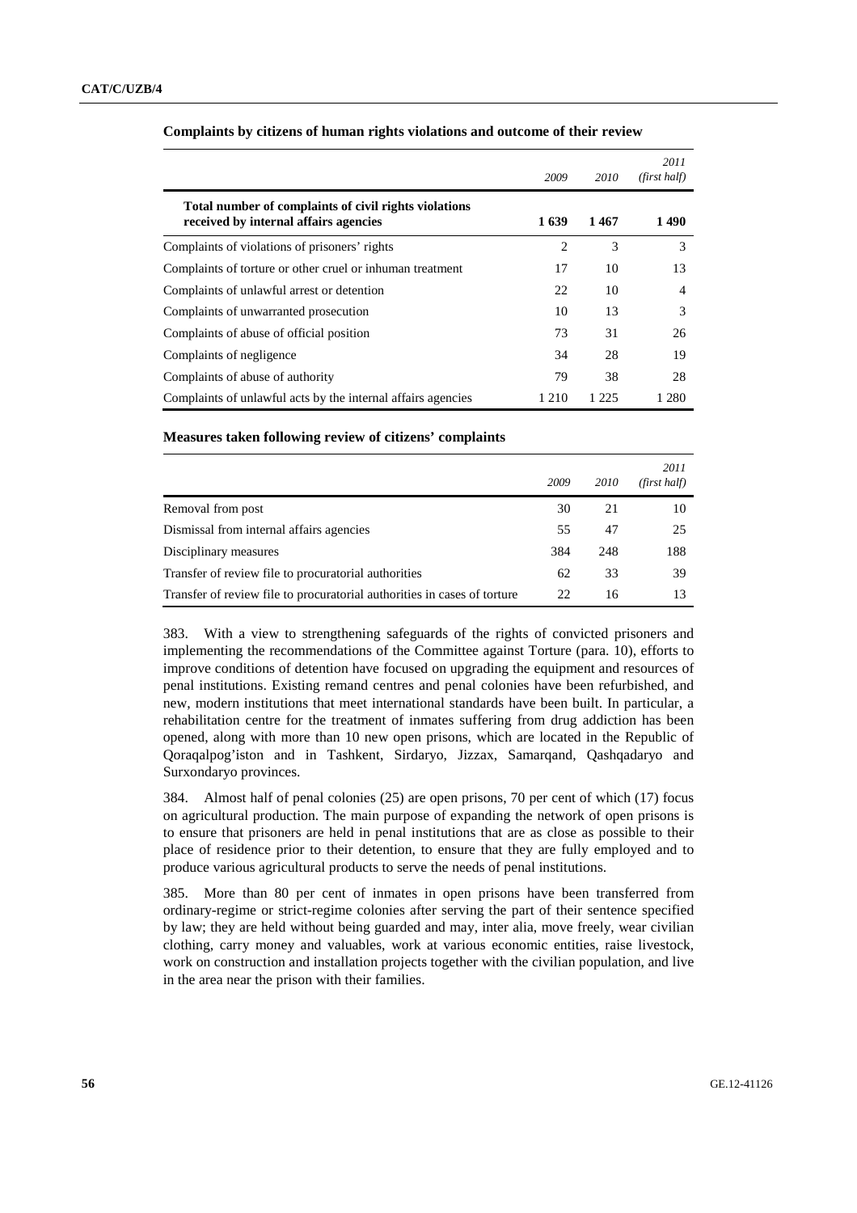**Complaints by citizens of human rights violations and outcome of their review**

| | *2009* | *2010* | *2011 (first half)* |
|---|---|---|---|
| **Total number of complaints of civil rights violations received by internal affairs agencies** | **1 639** | **1 467** | **1 490** |
| Complaints of violations of prisoners' rights | 2 | 3 | 3 |
| Complaints of torture or other cruel or inhuman treatment | 17 | 10 | 13 |
| Complaints of unlawful arrest or detention | 22 | 10 | 4 |
| Complaints of unwarranted prosecution | 10 | 13 | 3 |
| Complaints of abuse of official position | 73 | 31 | 26 |
| Complaints of negligence | 34 | 28 | 19 |
| Complaints of abuse of authority | 79 | 38 | 28 |
| Complaints of unlawful acts by the internal affairs agencies | 1 210 | 1 225 | 1 280 |

**Measures taken following review of citizens' complaints**

| | *2009* | *2010* | *2011 (first half)* |
|---|---|---|---|
| Removal from post | 30 | 21 | 10 |
| Dismissal from internal affairs agencies | 55 | 47 | 25 |
| Disciplinary measures | 384 | 248 | 188 |
| Transfer of review file to procuratorial authorities | 62 | 33 | 39 |
| Transfer of review file to procuratorial authorities in cases of torture | 22 | 16 | 13 |

383. With a view to strengthening safeguards of the rights of convicted prisoners and implementing the recommendations of the Committee against Torture (para. 10), efforts to improve conditions of detention have focused on upgrading the equipment and resources of penal institutions. Existing remand centres and penal colonies have been refurbished, and new, modern institutions that meet international standards have been built. In particular, a rehabilitation centre for the treatment of inmates suffering from drug addiction has been opened, along with more than 10 new open prisons, which are located in the Republic of Qoraqalpog'iston and in Tashkent, Sirdaryo, Jizzax, Samarqand, Qashqadaryo and Surxondaryo provinces.

384. Almost half of penal colonies (25) are open prisons, 70 per cent of which (17) focus on agricultural production. The main purpose of expanding the network of open prisons is to ensure that prisoners are held in penal institutions that are as close as possible to their place of residence prior to their detention, to ensure that they are fully employed and to produce various agricultural products to serve the needs of penal institutions.

385. More than 80 per cent of inmates in open prisons have been transferred from ordinary-regime or strict-regime colonies after serving the part of their sentence specified by law; they are held without being guarded and may, inter alia, move freely, wear civilian clothing, carry money and valuables, work at various economic entities, raise livestock, work on construction and installation projects together with the civilian population, and live in the area near the prison with their families.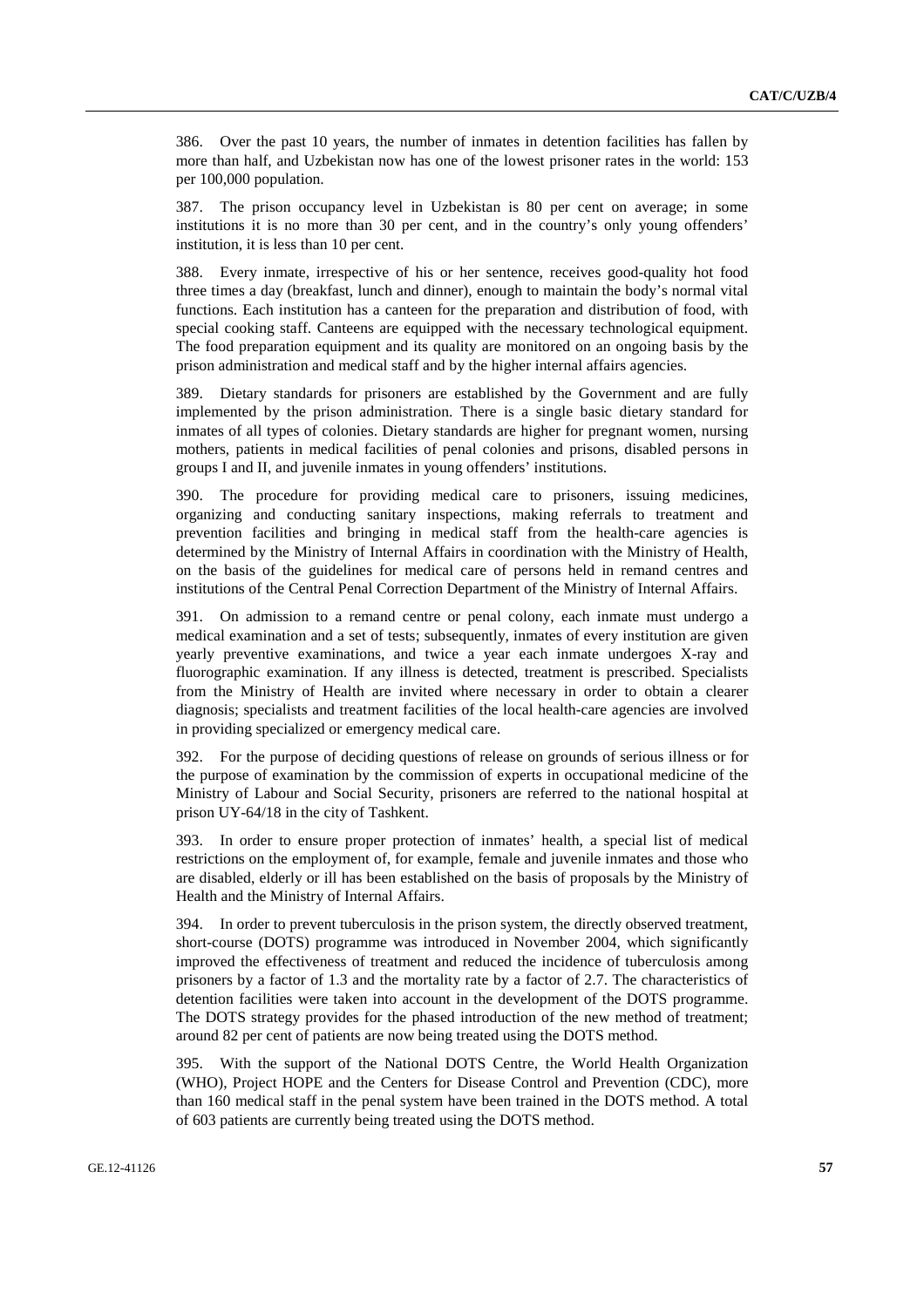386. Over the past 10 years, the number of inmates in detention facilities has fallen by more than half, and Uzbekistan now has one of the lowest prisoner rates in the world: 153 per 100,000 population.

387. The prison occupancy level in Uzbekistan is 80 per cent on average; in some institutions it is no more than 30 per cent, and in the country's only young offenders' institution, it is less than 10 per cent.

388. Every inmate, irrespective of his or her sentence, receives good-quality hot food three times a day (breakfast, lunch and dinner), enough to maintain the body's normal vital functions. Each institution has a canteen for the preparation and distribution of food, with special cooking staff. Canteens are equipped with the necessary technological equipment. The food preparation equipment and its quality are monitored on an ongoing basis by the prison administration and medical staff and by the higher internal affairs agencies.

389. Dietary standards for prisoners are established by the Government and are fully implemented by the prison administration. There is a single basic dietary standard for inmates of all types of colonies. Dietary standards are higher for pregnant women, nursing mothers, patients in medical facilities of penal colonies and prisons, disabled persons in groups I and II, and juvenile inmates in young offenders' institutions.

390. The procedure for providing medical care to prisoners, issuing medicines, organizing and conducting sanitary inspections, making referrals to treatment and prevention facilities and bringing in medical staff from the health-care agencies is determined by the Ministry of Internal Affairs in coordination with the Ministry of Health, on the basis of the guidelines for medical care of persons held in remand centres and institutions of the Central Penal Correction Department of the Ministry of Internal Affairs.

391. On admission to a remand centre or penal colony, each inmate must undergo a medical examination and a set of tests; subsequently, inmates of every institution are given yearly preventive examinations, and twice a year each inmate undergoes X-ray and fluorographic examination. If any illness is detected, treatment is prescribed. Specialists from the Ministry of Health are invited where necessary in order to obtain a clearer diagnosis; specialists and treatment facilities of the local health-care agencies are involved in providing specialized or emergency medical care.

392. For the purpose of deciding questions of release on grounds of serious illness or for the purpose of examination by the commission of experts in occupational medicine of the Ministry of Labour and Social Security, prisoners are referred to the national hospital at prison UY-64/18 in the city of Tashkent.

393. In order to ensure proper protection of inmates' health, a special list of medical restrictions on the employment of, for example, female and juvenile inmates and those who are disabled, elderly or ill has been established on the basis of proposals by the Ministry of Health and the Ministry of Internal Affairs.

394. In order to prevent tuberculosis in the prison system, the directly observed treatment, short-course (DOTS) programme was introduced in November 2004, which significantly improved the effectiveness of treatment and reduced the incidence of tuberculosis among prisoners by a factor of 1.3 and the mortality rate by a factor of 2.7. The characteristics of detention facilities were taken into account in the development of the DOTS programme. The DOTS strategy provides for the phased introduction of the new method of treatment; around 82 per cent of patients are now being treated using the DOTS method.

395. With the support of the National DOTS Centre, the World Health Organization (WHO), Project HOPE and the Centers for Disease Control and Prevention (CDC), more than 160 medical staff in the penal system have been trained in the DOTS method. A total of 603 patients are currently being treated using the DOTS method.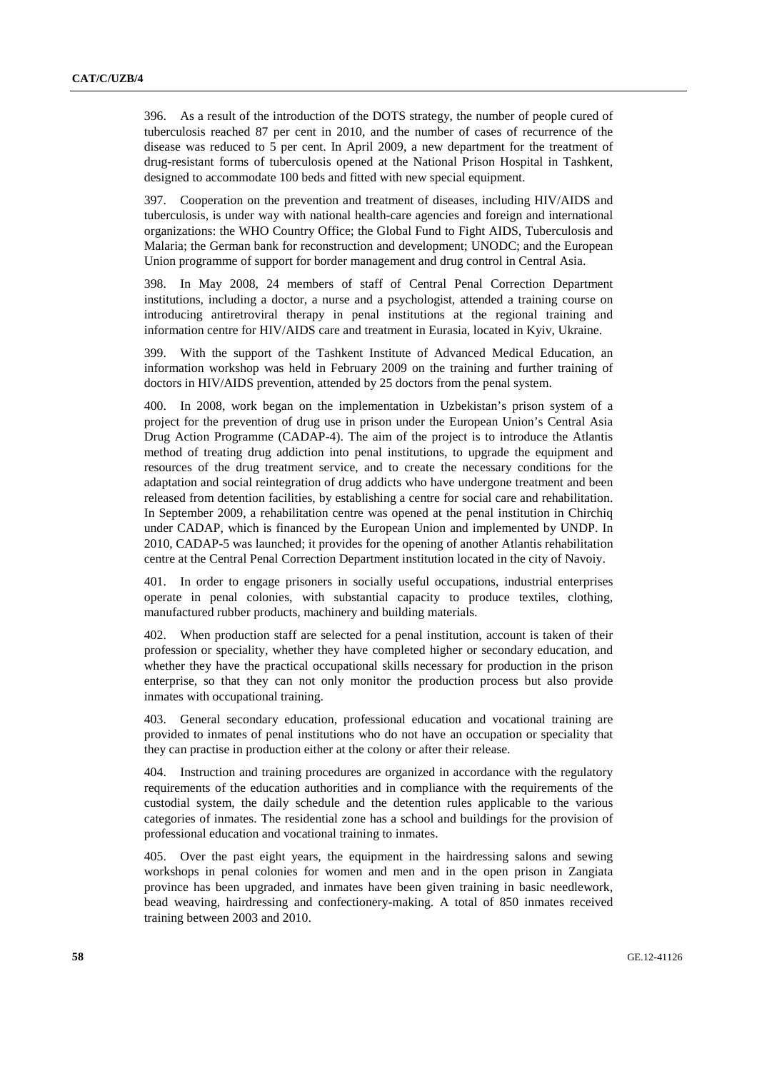396. As a result of the introduction of the DOTS strategy, the number of people cured of tuberculosis reached 87 per cent in 2010, and the number of cases of recurrence of the disease was reduced to 5 per cent. In April 2009, a new department for the treatment of drug-resistant forms of tuberculosis opened at the National Prison Hospital in Tashkent, designed to accommodate 100 beds and fitted with new special equipment.

397. Cooperation on the prevention and treatment of diseases, including HIV/AIDS and tuberculosis, is under way with national health-care agencies and foreign and international organizations: the WHO Country Office; the Global Fund to Fight AIDS, Tuberculosis and Malaria; the German bank for reconstruction and development; UNODC; and the European Union programme of support for border management and drug control in Central Asia.

398. In May 2008, 24 members of staff of Central Penal Correction Department institutions, including a doctor, a nurse and a psychologist, attended a training course on introducing antiretroviral therapy in penal institutions at the regional training and information centre for HIV/AIDS care and treatment in Eurasia, located in Kyiv, Ukraine.

399. With the support of the Tashkent Institute of Advanced Medical Education, an information workshop was held in February 2009 on the training and further training of doctors in HIV/AIDS prevention, attended by 25 doctors from the penal system.

400. In 2008, work began on the implementation in Uzbekistan's prison system of a project for the prevention of drug use in prison under the European Union's Central Asia Drug Action Programme (CADAP-4). The aim of the project is to introduce the Atlantis method of treating drug addiction into penal institutions, to upgrade the equipment and resources of the drug treatment service, and to create the necessary conditions for the adaptation and social reintegration of drug addicts who have undergone treatment and been released from detention facilities, by establishing a centre for social care and rehabilitation. In September 2009, a rehabilitation centre was opened at the penal institution in Chirchiq under CADAP, which is financed by the European Union and implemented by UNDP. In 2010, CADAP-5 was launched; it provides for the opening of another Atlantis rehabilitation centre at the Central Penal Correction Department institution located in the city of Navoiy.

401. In order to engage prisoners in socially useful occupations, industrial enterprises operate in penal colonies, with substantial capacity to produce textiles, clothing, manufactured rubber products, machinery and building materials.

402. When production staff are selected for a penal institution, account is taken of their profession or speciality, whether they have completed higher or secondary education, and whether they have the practical occupational skills necessary for production in the prison enterprise, so that they can not only monitor the production process but also provide inmates with occupational training.

403. General secondary education, professional education and vocational training are provided to inmates of penal institutions who do not have an occupation or speciality that they can practise in production either at the colony or after their release.

404. Instruction and training procedures are organized in accordance with the regulatory requirements of the education authorities and in compliance with the requirements of the custodial system, the daily schedule and the detention rules applicable to the various categories of inmates. The residential zone has a school and buildings for the provision of professional education and vocational training to inmates.

405. Over the past eight years, the equipment in the hairdressing salons and sewing workshops in penal colonies for women and men and in the open prison in Zangiata province has been upgraded, and inmates have been given training in basic needlework, bead weaving, hairdressing and confectionery-making. A total of 850 inmates received training between 2003 and 2010.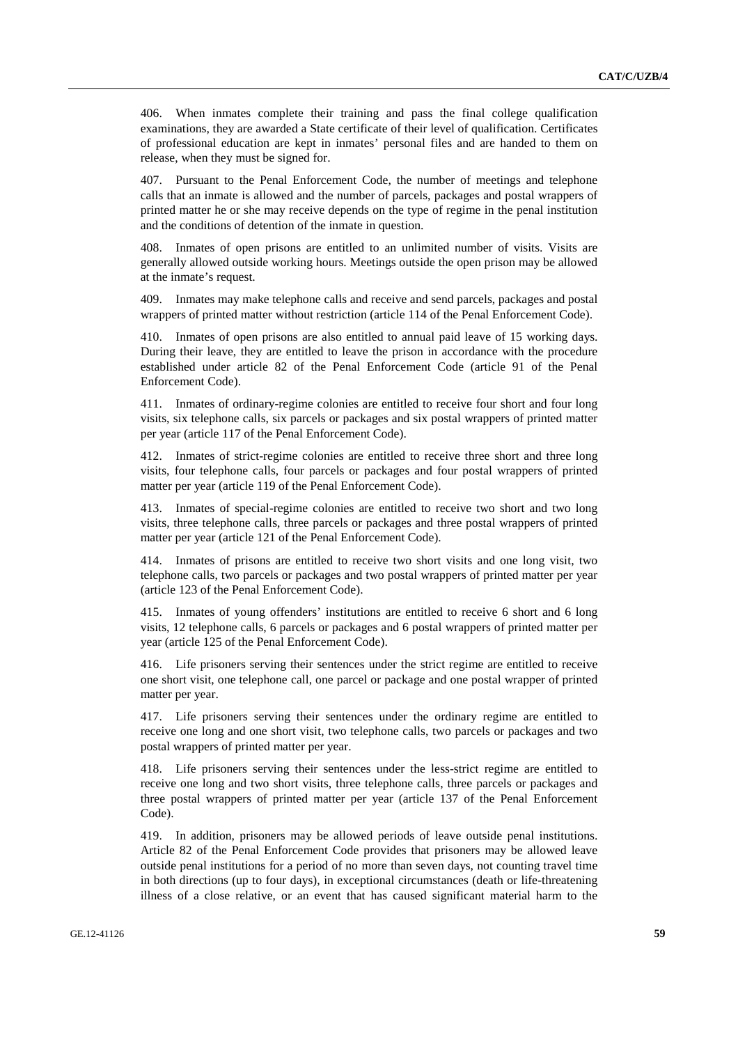406. When inmates complete their training and pass the final college qualification examinations, they are awarded a State certificate of their level of qualification. Certificates of professional education are kept in inmates' personal files and are handed to them on release, when they must be signed for.

407. Pursuant to the Penal Enforcement Code, the number of meetings and telephone calls that an inmate is allowed and the number of parcels, packages and postal wrappers of printed matter he or she may receive depends on the type of regime in the penal institution and the conditions of detention of the inmate in question.

408. Inmates of open prisons are entitled to an unlimited number of visits. Visits are generally allowed outside working hours. Meetings outside the open prison may be allowed at the inmate's request.

409. Inmates may make telephone calls and receive and send parcels, packages and postal wrappers of printed matter without restriction (article 114 of the Penal Enforcement Code).

410. Inmates of open prisons are also entitled to annual paid leave of 15 working days. During their leave, they are entitled to leave the prison in accordance with the procedure established under article 82 of the Penal Enforcement Code (article 91 of the Penal Enforcement Code).

411. Inmates of ordinary-regime colonies are entitled to receive four short and four long visits, six telephone calls, six parcels or packages and six postal wrappers of printed matter per year (article 117 of the Penal Enforcement Code).

412. Inmates of strict-regime colonies are entitled to receive three short and three long visits, four telephone calls, four parcels or packages and four postal wrappers of printed matter per year (article 119 of the Penal Enforcement Code).

413. Inmates of special-regime colonies are entitled to receive two short and two long visits, three telephone calls, three parcels or packages and three postal wrappers of printed matter per year (article 121 of the Penal Enforcement Code).

414. Inmates of prisons are entitled to receive two short visits and one long visit, two telephone calls, two parcels or packages and two postal wrappers of printed matter per year (article 123 of the Penal Enforcement Code).

415. Inmates of young offenders' institutions are entitled to receive 6 short and 6 long visits, 12 telephone calls, 6 parcels or packages and 6 postal wrappers of printed matter per year (article 125 of the Penal Enforcement Code).

416. Life prisoners serving their sentences under the strict regime are entitled to receive one short visit, one telephone call, one parcel or package and one postal wrapper of printed matter per year.

417. Life prisoners serving their sentences under the ordinary regime are entitled to receive one long and one short visit, two telephone calls, two parcels or packages and two postal wrappers of printed matter per year.

418. Life prisoners serving their sentences under the less-strict regime are entitled to receive one long and two short visits, three telephone calls, three parcels or packages and three postal wrappers of printed matter per year (article 137 of the Penal Enforcement Code).

419. In addition, prisoners may be allowed periods of leave outside penal institutions. Article 82 of the Penal Enforcement Code provides that prisoners may be allowed leave outside penal institutions for a period of no more than seven days, not counting travel time in both directions (up to four days), in exceptional circumstances (death or life-threatening illness of a close relative, or an event that has caused significant material harm to the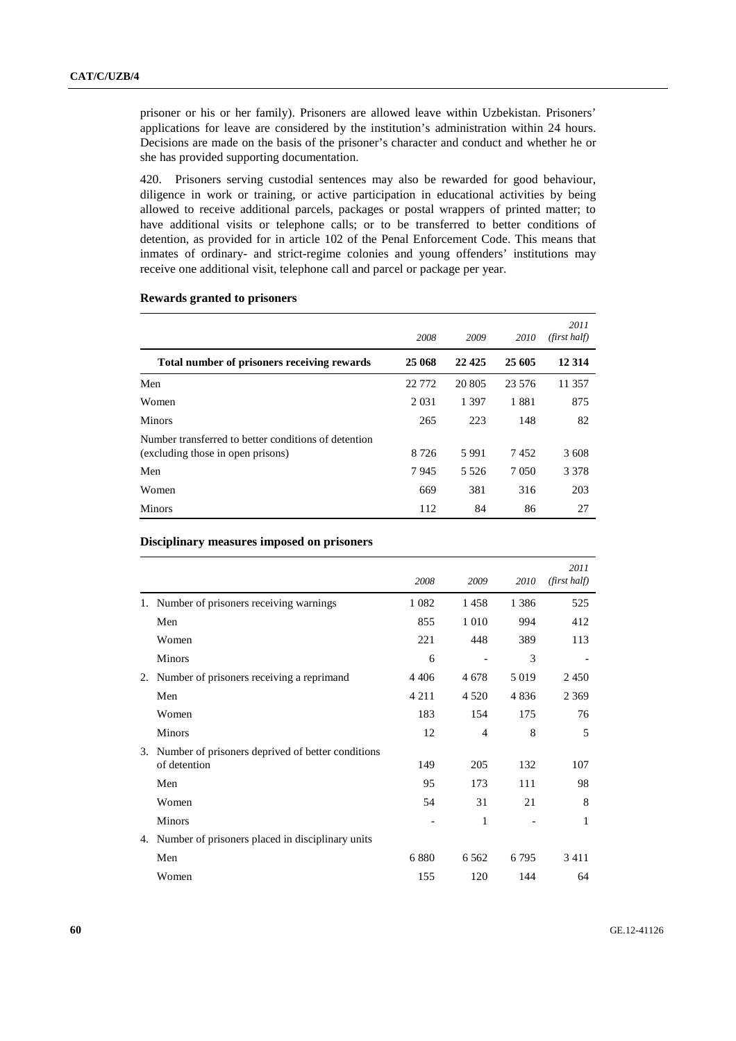prisoner or his or her family). Prisoners are allowed leave within Uzbekistan. Prisoners' applications for leave are considered by the institution's administration within 24 hours. Decisions are made on the basis of the prisoner's character and conduct and whether he or she has provided supporting documentation.

420. Prisoners serving custodial sentences may also be rewarded for good behaviour, diligence in work or training, or active participation in educational activities by being allowed to receive additional parcels, packages or postal wrappers of printed matter; to have additional visits or telephone calls; or to be transferred to better conditions of detention, as provided for in article 102 of the Penal Enforcement Code. This means that inmates of ordinary- and strict-regime colonies and young offenders' institutions may receive one additional visit, telephone call and parcel or package per year.

**Rewards granted to prisoners**

| | *2008* | *2009* | *2010* | *2011 (first half)* |
|---|---|---|---|---|
| **Total number of prisoners receiving rewards** | **25 068** | **22 425** | **25 605** | **12 314** |
| Men | 22 772 | 20 805 | 23 576 | 11 357 |
| Women | 2 031 | 1 397 | 1 881 | 875 |
| Minors | 265 | 223 | 148 | 82 |
| Number transferred to better conditions of detention (excluding those in open prisons) | 8 726 | 5 991 | 7 452 | 3 608 |
| Men | 7 945 | 5 526 | 7 050 | 3 378 |
| Women | 669 | 381 | 316 | 203 |
| Minors | 112 | 84 | 86 | 27 |

**Disciplinary measures imposed on prisoners**

| | *2008* | *2009* | *2010* | *2011 (first half)* |
|---|---|---|---|---|
| 1. Number of prisoners receiving warnings | 1 082 | 1 458 | 1 386 | 525 |
| Men | 855 | 1 010 | 994 | 412 |
| Women | 221 | 448 | 389 | 113 |
| Minors | 6 | - | 3 | - |
| 2. Number of prisoners receiving a reprimand | 4 406 | 4 678 | 5 019 | 2 450 |
| Men | 4 211 | 4 520 | 4 836 | 2 369 |
| Women | 183 | 154 | 175 | 76 |
| Minors | 12 | 4 | 8 | 5 |
| 3. Number of prisoners deprived of better conditions of detention | 149 | 205 | 132 | 107 |
| Men | 95 | 173 | 111 | 98 |
| Women | 54 | 31 | 21 | 8 |
| Minors | - | 1 | - | 1 |
| 4. Number of prisoners placed in disciplinary units | | | | |
| Men | 6 880 | 6 562 | 6 795 | 3 411 |
| Women | 155 | 120 | 144 | 64 |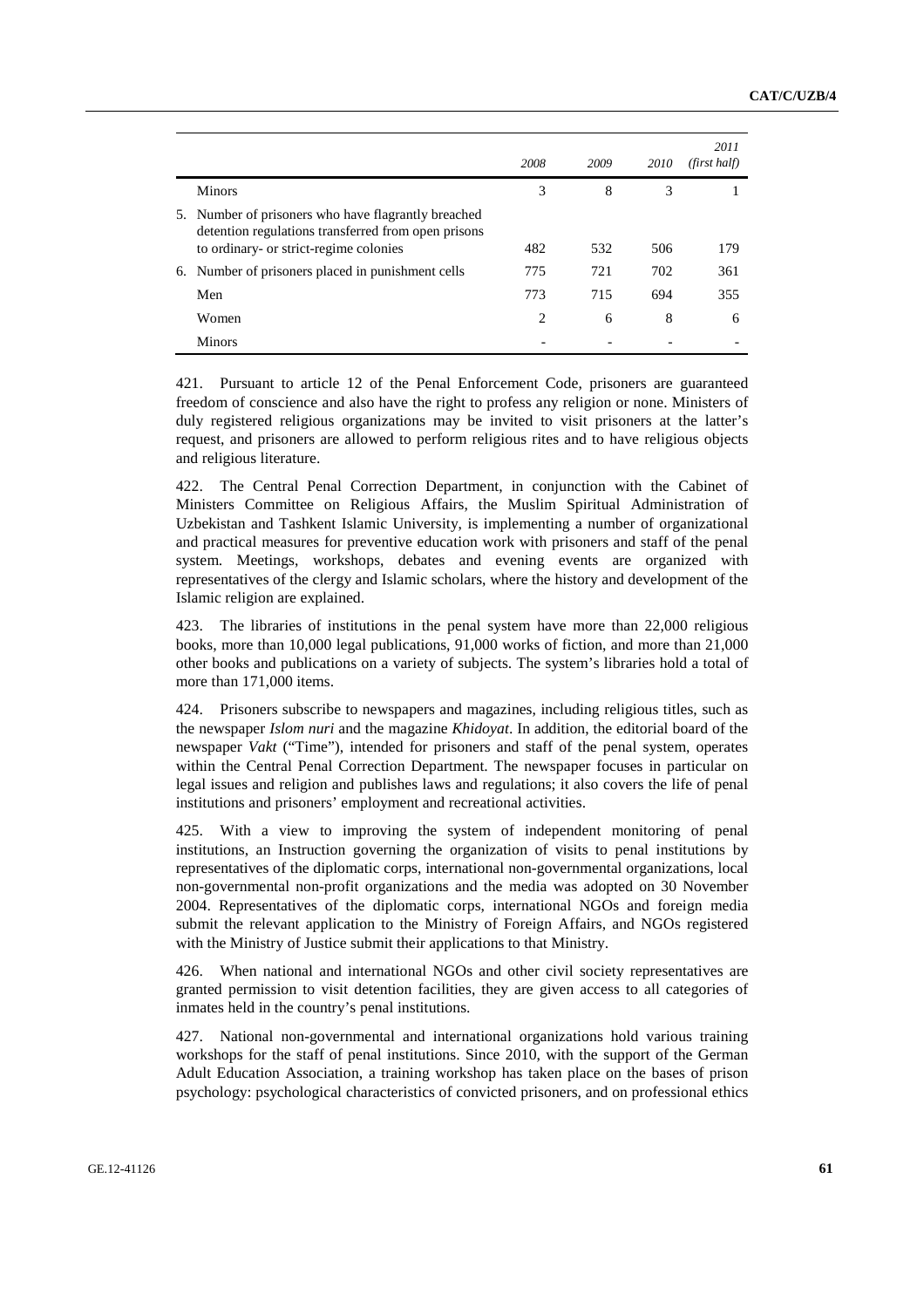| | 2008 | 2009 | 2010 | 2011 (first half) |
|---|---|---|---|---|
| Minors | 3 | 8 | 3 | 1 |
| 5. Number of prisoners who have flagrantly breached detention regulations transferred from open prisons to ordinary- or strict-regime colonies | 482 | 532 | 506 | 179 |
| 6. Number of prisoners placed in punishment cells | 775 | 721 | 702 | 361 |
| Men | 773 | 715 | 694 | 355 |
| Women | 2 | 6 | 8 | 6 |
| Minors | - | - | - | - |

421. Pursuant to article 12 of the Penal Enforcement Code, prisoners are guaranteed freedom of conscience and also have the right to profess any religion or none. Ministers of duly registered religious organizations may be invited to visit prisoners at the latter's request, and prisoners are allowed to perform religious rites and to have religious objects and religious literature.

422. The Central Penal Correction Department, in conjunction with the Cabinet of Ministers Committee on Religious Affairs, the Muslim Spiritual Administration of Uzbekistan and Tashkent Islamic University, is implementing a number of organizational and practical measures for preventive education work with prisoners and staff of the penal system. Meetings, workshops, debates and evening events are organized with representatives of the clergy and Islamic scholars, where the history and development of the Islamic religion are explained.

423. The libraries of institutions in the penal system have more than 22,000 religious books, more than 10,000 legal publications, 91,000 works of fiction, and more than 21,000 other books and publications on a variety of subjects. The system's libraries hold a total of more than 171,000 items.

424. Prisoners subscribe to newspapers and magazines, including religious titles, such as the newspaper *Islom nuri* and the magazine *Khidoyat*. In addition, the editorial board of the newspaper *Vakt* ("Time"), intended for prisoners and staff of the penal system, operates within the Central Penal Correction Department. The newspaper focuses in particular on legal issues and religion and publishes laws and regulations; it also covers the life of penal institutions and prisoners' employment and recreational activities.

425. With a view to improving the system of independent monitoring of penal institutions, an Instruction governing the organization of visits to penal institutions by representatives of the diplomatic corps, international non-governmental organizations, local non-governmental non-profit organizations and the media was adopted on 30 November 2004. Representatives of the diplomatic corps, international NGOs and foreign media submit the relevant application to the Ministry of Foreign Affairs, and NGOs registered with the Ministry of Justice submit their applications to that Ministry.

426. When national and international NGOs and other civil society representatives are granted permission to visit detention facilities, they are given access to all categories of inmates held in the country's penal institutions.

427. National non-governmental and international organizations hold various training workshops for the staff of penal institutions. Since 2010, with the support of the German Adult Education Association, a training workshop has taken place on the bases of prison psychology: psychological characteristics of convicted prisoners, and on professional ethics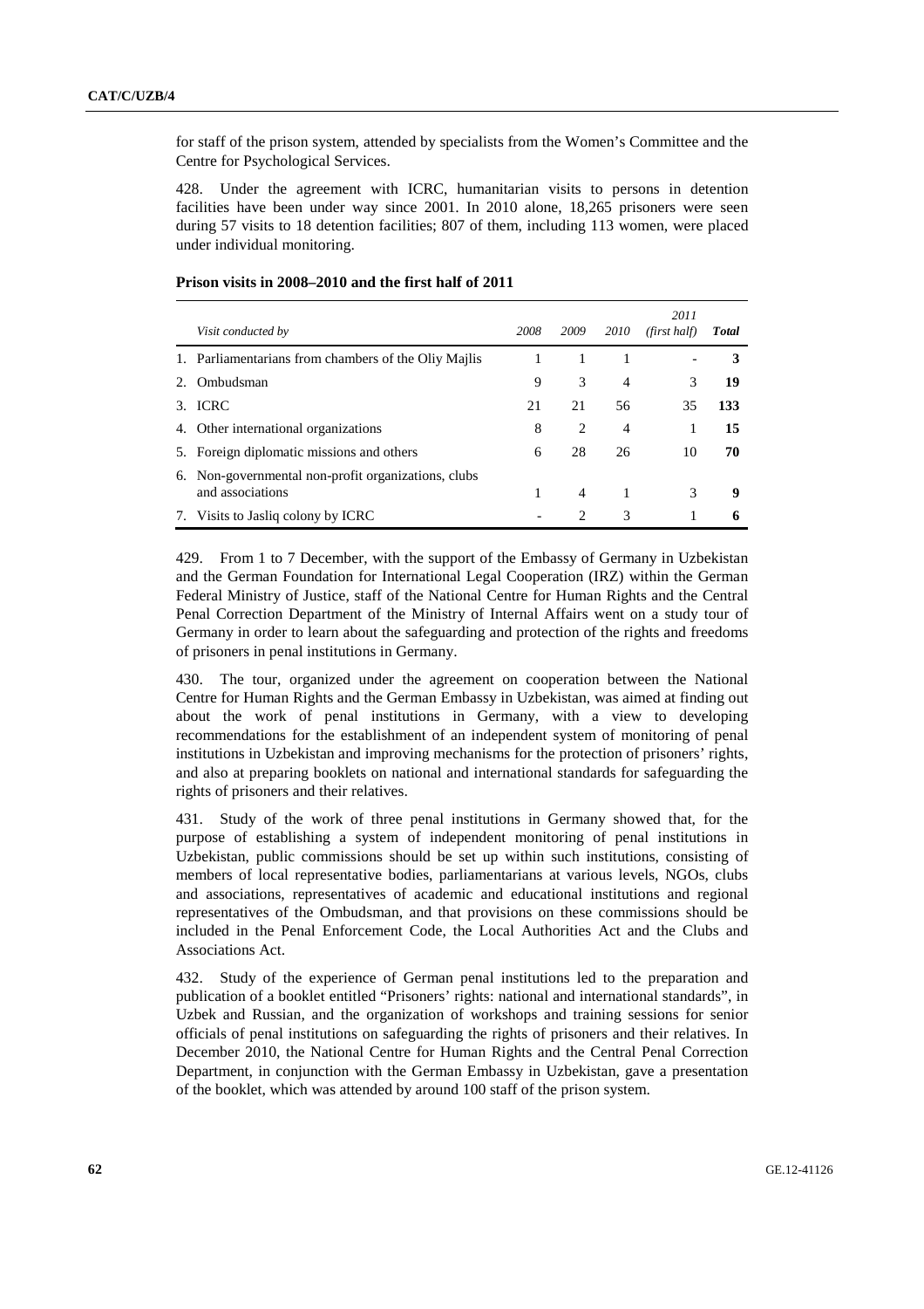for staff of the prison system, attended by specialists from the Women's Committee and the Centre for Psychological Services.

428. Under the agreement with ICRC, humanitarian visits to persons in detention facilities have been under way since 2001. In 2010 alone, 18,265 prisoners were seen during 57 visits to 18 detention facilities; 807 of them, including 113 women, were placed under individual monitoring.

**Prison visits in 2008–2010 and the first half of 2011**

| *Visit conducted by* | *2008* | *2009* | *2010* | *2011 (first half)* | ***Total*** |
|---|---|---|---|---|---|
| 1. Parliamentarians from chambers of the Oliy Majlis | 1 | 1 | 1 | - | **3** |
| 2. Ombudsman | 9 | 3 | 4 | 3 | **19** |
| 3. ICRC | 21 | 21 | 56 | 35 | **133** |
| 4. Other international organizations | 8 | 2 | 4 | 1 | **15** |
| 5. Foreign diplomatic missions and others | 6 | 28 | 26 | 10 | **70** |
| 6. Non-governmental non-profit organizations, clubs and associations | 1 | 4 | 1 | 3 | **9** |
| 7. Visits to Jasliq colony by ICRC | - | 2 | 3 | 1 | **6** |

429. From 1 to 7 December, with the support of the Embassy of Germany in Uzbekistan and the German Foundation for International Legal Cooperation (IRZ) within the German Federal Ministry of Justice, staff of the National Centre for Human Rights and the Central Penal Correction Department of the Ministry of Internal Affairs went on a study tour of Germany in order to learn about the safeguarding and protection of the rights and freedoms of prisoners in penal institutions in Germany.

430. The tour, organized under the agreement on cooperation between the National Centre for Human Rights and the German Embassy in Uzbekistan, was aimed at finding out about the work of penal institutions in Germany, with a view to developing recommendations for the establishment of an independent system of monitoring of penal institutions in Uzbekistan and improving mechanisms for the protection of prisoners' rights, and also at preparing booklets on national and international standards for safeguarding the rights of prisoners and their relatives.

431. Study of the work of three penal institutions in Germany showed that, for the purpose of establishing a system of independent monitoring of penal institutions in Uzbekistan, public commissions should be set up within such institutions, consisting of members of local representative bodies, parliamentarians at various levels, NGOs, clubs and associations, representatives of academic and educational institutions and regional representatives of the Ombudsman, and that provisions on these commissions should be included in the Penal Enforcement Code, the Local Authorities Act and the Clubs and Associations Act.

432. Study of the experience of German penal institutions led to the preparation and publication of a booklet entitled "Prisoners' rights: national and international standards", in Uzbek and Russian, and the organization of workshops and training sessions for senior officials of penal institutions on safeguarding the rights of prisoners and their relatives. In December 2010, the National Centre for Human Rights and the Central Penal Correction Department, in conjunction with the German Embassy in Uzbekistan, gave a presentation of the booklet, which was attended by around 100 staff of the prison system.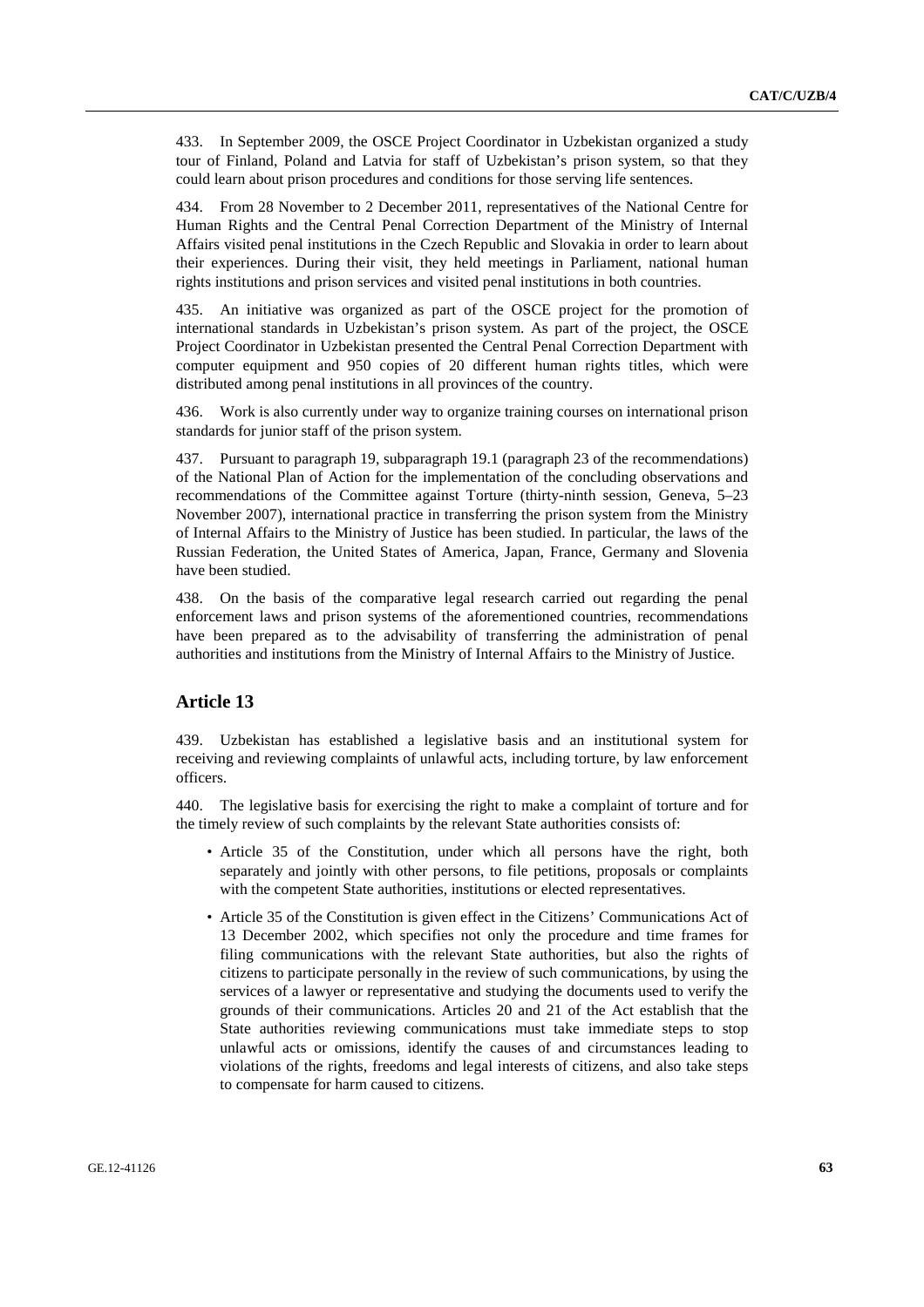433. In September 2009, the OSCE Project Coordinator in Uzbekistan organized a study tour of Finland, Poland and Latvia for staff of Uzbekistan's prison system, so that they could learn about prison procedures and conditions for those serving life sentences.

434. From 28 November to 2 December 2011, representatives of the National Centre for Human Rights and the Central Penal Correction Department of the Ministry of Internal Affairs visited penal institutions in the Czech Republic and Slovakia in order to learn about their experiences. During their visit, they held meetings in Parliament, national human rights institutions and prison services and visited penal institutions in both countries.

435. An initiative was organized as part of the OSCE project for the promotion of international standards in Uzbekistan's prison system. As part of the project, the OSCE Project Coordinator in Uzbekistan presented the Central Penal Correction Department with computer equipment and 950 copies of 20 different human rights titles, which were distributed among penal institutions in all provinces of the country.

436. Work is also currently under way to organize training courses on international prison standards for junior staff of the prison system.

437. Pursuant to paragraph 19, subparagraph 19.1 (paragraph 23 of the recommendations) of the National Plan of Action for the implementation of the concluding observations and recommendations of the Committee against Torture (thirty-ninth session, Geneva, 5–23 November 2007), international practice in transferring the prison system from the Ministry of Internal Affairs to the Ministry of Justice has been studied. In particular, the laws of the Russian Federation, the United States of America, Japan, France, Germany and Slovenia have been studied.

438. On the basis of the comparative legal research carried out regarding the penal enforcement laws and prison systems of the aforementioned countries, recommendations have been prepared as to the advisability of transferring the administration of penal authorities and institutions from the Ministry of Internal Affairs to the Ministry of Justice.

## Article 13

439. Uzbekistan has established a legislative basis and an institutional system for receiving and reviewing complaints of unlawful acts, including torture, by law enforcement officers.

440. The legislative basis for exercising the right to make a complaint of torture and for the timely review of such complaints by the relevant State authorities consists of:

- Article 35 of the Constitution, under which all persons have the right, both separately and jointly with other persons, to file petitions, proposals or complaints with the competent State authorities, institutions or elected representatives.
- Article 35 of the Constitution is given effect in the Citizens' Communications Act of 13 December 2002, which specifies not only the procedure and time frames for filing communications with the relevant State authorities, but also the rights of citizens to participate personally in the review of such communications, by using the services of a lawyer or representative and studying the documents used to verify the grounds of their communications. Articles 20 and 21 of the Act establish that the State authorities reviewing communications must take immediate steps to stop unlawful acts or omissions, identify the causes of and circumstances leading to violations of the rights, freedoms and legal interests of citizens, and also take steps to compensate for harm caused to citizens.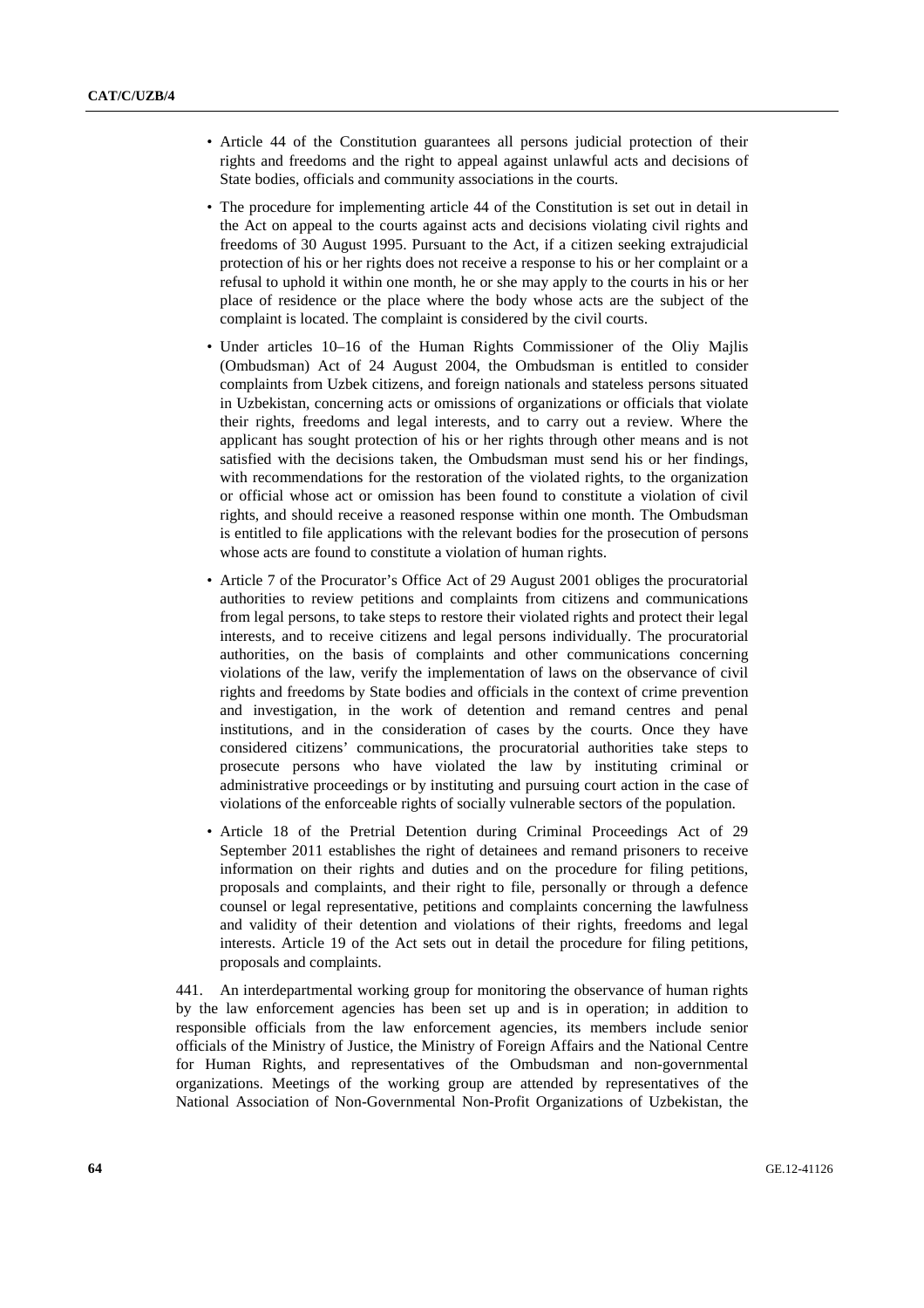- Article 44 of the Constitution guarantees all persons judicial protection of their rights and freedoms and the right to appeal against unlawful acts and decisions of State bodies, officials and community associations in the courts.

- The procedure for implementing article 44 of the Constitution is set out in detail in the Act on appeal to the courts against acts and decisions violating civil rights and freedoms of 30 August 1995. Pursuant to the Act, if a citizen seeking extrajudicial protection of his or her rights does not receive a response to his or her complaint or a refusal to uphold it within one month, he or she may apply to the courts in his or her place of residence or the place where the body whose acts are the subject of the complaint is located. The complaint is considered by the civil courts.

- Under articles 10–16 of the Human Rights Commissioner of the Oliy Majlis (Ombudsman) Act of 24 August 2004, the Ombudsman is entitled to consider complaints from Uzbek citizens, and foreign nationals and stateless persons situated in Uzbekistan, concerning acts or omissions of organizations or officials that violate their rights, freedoms and legal interests, and to carry out a review. Where the applicant has sought protection of his or her rights through other means and is not satisfied with the decisions taken, the Ombudsman must send his or her findings, with recommendations for the restoration of the violated rights, to the organization or official whose act or omission has been found to constitute a violation of civil rights, and should receive a reasoned response within one month. The Ombudsman is entitled to file applications with the relevant bodies for the prosecution of persons whose acts are found to constitute a violation of human rights.

- Article 7 of the Procurator's Office Act of 29 August 2001 obliges the procuratorial authorities to review petitions and complaints from citizens and communications from legal persons, to take steps to restore their violated rights and protect their legal interests, and to receive citizens and legal persons individually. The procuratorial authorities, on the basis of complaints and other communications concerning violations of the law, verify the implementation of laws on the observance of civil rights and freedoms by State bodies and officials in the context of crime prevention and investigation, in the work of detention and remand centres and penal institutions, and in the consideration of cases by the courts. Once they have considered citizens' communications, the procuratorial authorities take steps to prosecute persons who have violated the law by instituting criminal or administrative proceedings or by instituting and pursuing court action in the case of violations of the enforceable rights of socially vulnerable sectors of the population.

- Article 18 of the Pretrial Detention during Criminal Proceedings Act of 29 September 2011 establishes the right of detainees and remand prisoners to receive information on their rights and duties and on the procedure for filing petitions, proposals and complaints, and their right to file, personally or through a defence counsel or legal representative, petitions and complaints concerning the lawfulness and validity of their detention and violations of their rights, freedoms and legal interests. Article 19 of the Act sets out in detail the procedure for filing petitions, proposals and complaints.

441. An interdepartmental working group for monitoring the observance of human rights by the law enforcement agencies has been set up and is in operation; in addition to responsible officials from the law enforcement agencies, its members include senior officials of the Ministry of Justice, the Ministry of Foreign Affairs and the National Centre for Human Rights, and representatives of the Ombudsman and non-governmental organizations. Meetings of the working group are attended by representatives of the National Association of Non-Governmental Non-Profit Organizations of Uzbekistan, the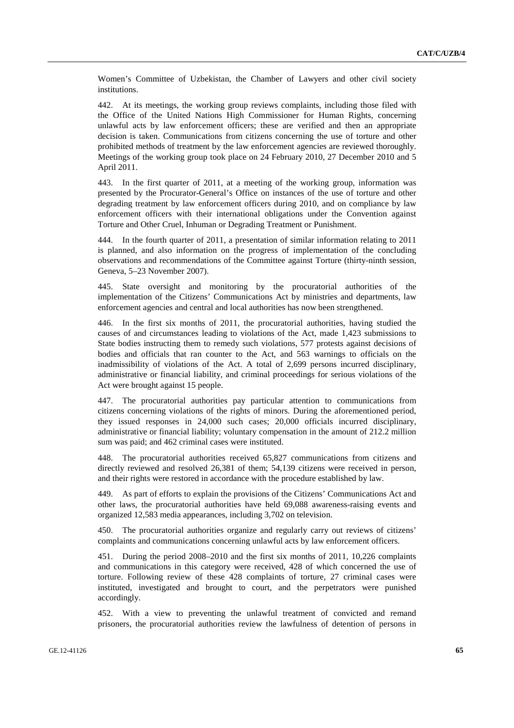Women's Committee of Uzbekistan, the Chamber of Lawyers and other civil society institutions.

442. At its meetings, the working group reviews complaints, including those filed with the Office of the United Nations High Commissioner for Human Rights, concerning unlawful acts by law enforcement officers; these are verified and then an appropriate decision is taken. Communications from citizens concerning the use of torture and other prohibited methods of treatment by the law enforcement agencies are reviewed thoroughly. Meetings of the working group took place on 24 February 2010, 27 December 2010 and 5 April 2011.

443. In the first quarter of 2011, at a meeting of the working group, information was presented by the Procurator-General's Office on instances of the use of torture and other degrading treatment by law enforcement officers during 2010, and on compliance by law enforcement officers with their international obligations under the Convention against Torture and Other Cruel, Inhuman or Degrading Treatment or Punishment.

444. In the fourth quarter of 2011, a presentation of similar information relating to 2011 is planned, and also information on the progress of implementation of the concluding observations and recommendations of the Committee against Torture (thirty-ninth session, Geneva, 5–23 November 2007).

445. State oversight and monitoring by the procuratorial authorities of the implementation of the Citizens' Communications Act by ministries and departments, law enforcement agencies and central and local authorities has now been strengthened.

446. In the first six months of 2011, the procuratorial authorities, having studied the causes of and circumstances leading to violations of the Act, made 1,423 submissions to State bodies instructing them to remedy such violations, 577 protests against decisions of bodies and officials that ran counter to the Act, and 563 warnings to officials on the inadmissibility of violations of the Act. A total of 2,699 persons incurred disciplinary, administrative or financial liability, and criminal proceedings for serious violations of the Act were brought against 15 people.

447. The procuratorial authorities pay particular attention to communications from citizens concerning violations of the rights of minors. During the aforementioned period, they issued responses in 24,000 such cases; 20,000 officials incurred disciplinary, administrative or financial liability; voluntary compensation in the amount of 212.2 million sum was paid; and 462 criminal cases were instituted.

448. The procuratorial authorities received 65,827 communications from citizens and directly reviewed and resolved 26,381 of them; 54,139 citizens were received in person, and their rights were restored in accordance with the procedure established by law.

449. As part of efforts to explain the provisions of the Citizens' Communications Act and other laws, the procuratorial authorities have held 69,088 awareness-raising events and organized 12,583 media appearances, including 3,702 on television.

450. The procuratorial authorities organize and regularly carry out reviews of citizens' complaints and communications concerning unlawful acts by law enforcement officers.

451. During the period 2008–2010 and the first six months of 2011, 10,226 complaints and communications in this category were received, 428 of which concerned the use of torture. Following review of these 428 complaints of torture, 27 criminal cases were instituted, investigated and brought to court, and the perpetrators were punished accordingly.

452. With a view to preventing the unlawful treatment of convicted and remand prisoners, the procuratorial authorities review the lawfulness of detention of persons in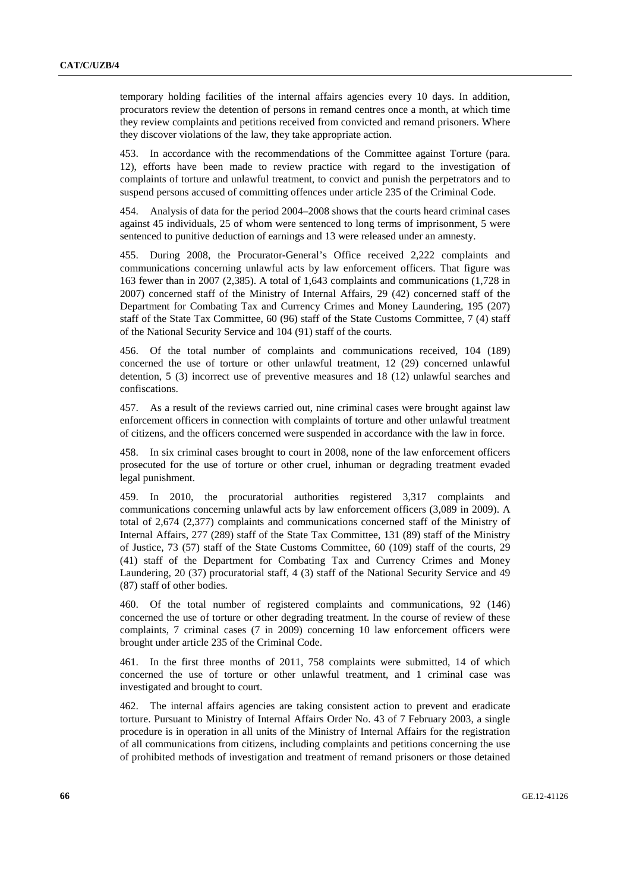temporary holding facilities of the internal affairs agencies every 10 days. In addition, procurators review the detention of persons in remand centres once a month, at which time they review complaints and petitions received from convicted and remand prisoners. Where they discover violations of the law, they take appropriate action.

453. In accordance with the recommendations of the Committee against Torture (para. 12), efforts have been made to review practice with regard to the investigation of complaints of torture and unlawful treatment, to convict and punish the perpetrators and to suspend persons accused of committing offences under article 235 of the Criminal Code.

454. Analysis of data for the period 2004–2008 shows that the courts heard criminal cases against 45 individuals, 25 of whom were sentenced to long terms of imprisonment, 5 were sentenced to punitive deduction of earnings and 13 were released under an amnesty.

455. During 2008, the Procurator-General's Office received 2,222 complaints and communications concerning unlawful acts by law enforcement officers. That figure was 163 fewer than in 2007 (2,385). A total of 1,643 complaints and communications (1,728 in 2007) concerned staff of the Ministry of Internal Affairs, 29 (42) concerned staff of the Department for Combating Tax and Currency Crimes and Money Laundering, 195 (207) staff of the State Tax Committee, 60 (96) staff of the State Customs Committee, 7 (4) staff of the National Security Service and 104 (91) staff of the courts.

456. Of the total number of complaints and communications received, 104 (189) concerned the use of torture or other unlawful treatment, 12 (29) concerned unlawful detention, 5 (3) incorrect use of preventive measures and 18 (12) unlawful searches and confiscations.

457. As a result of the reviews carried out, nine criminal cases were brought against law enforcement officers in connection with complaints of torture and other unlawful treatment of citizens, and the officers concerned were suspended in accordance with the law in force.

458. In six criminal cases brought to court in 2008, none of the law enforcement officers prosecuted for the use of torture or other cruel, inhuman or degrading treatment evaded legal punishment.

459. In 2010, the procuratorial authorities registered 3,317 complaints and communications concerning unlawful acts by law enforcement officers (3,089 in 2009). A total of 2,674 (2,377) complaints and communications concerned staff of the Ministry of Internal Affairs, 277 (289) staff of the State Tax Committee, 131 (89) staff of the Ministry of Justice, 73 (57) staff of the State Customs Committee, 60 (109) staff of the courts, 29 (41) staff of the Department for Combating Tax and Currency Crimes and Money Laundering, 20 (37) procuratorial staff, 4 (3) staff of the National Security Service and 49 (87) staff of other bodies.

460. Of the total number of registered complaints and communications, 92 (146) concerned the use of torture or other degrading treatment. In the course of review of these complaints, 7 criminal cases (7 in 2009) concerning 10 law enforcement officers were brought under article 235 of the Criminal Code.

461. In the first three months of 2011, 758 complaints were submitted, 14 of which concerned the use of torture or other unlawful treatment, and 1 criminal case was investigated and brought to court.

462. The internal affairs agencies are taking consistent action to prevent and eradicate torture. Pursuant to Ministry of Internal Affairs Order No. 43 of 7 February 2003, a single procedure is in operation in all units of the Ministry of Internal Affairs for the registration of all communications from citizens, including complaints and petitions concerning the use of prohibited methods of investigation and treatment of remand prisoners or those detained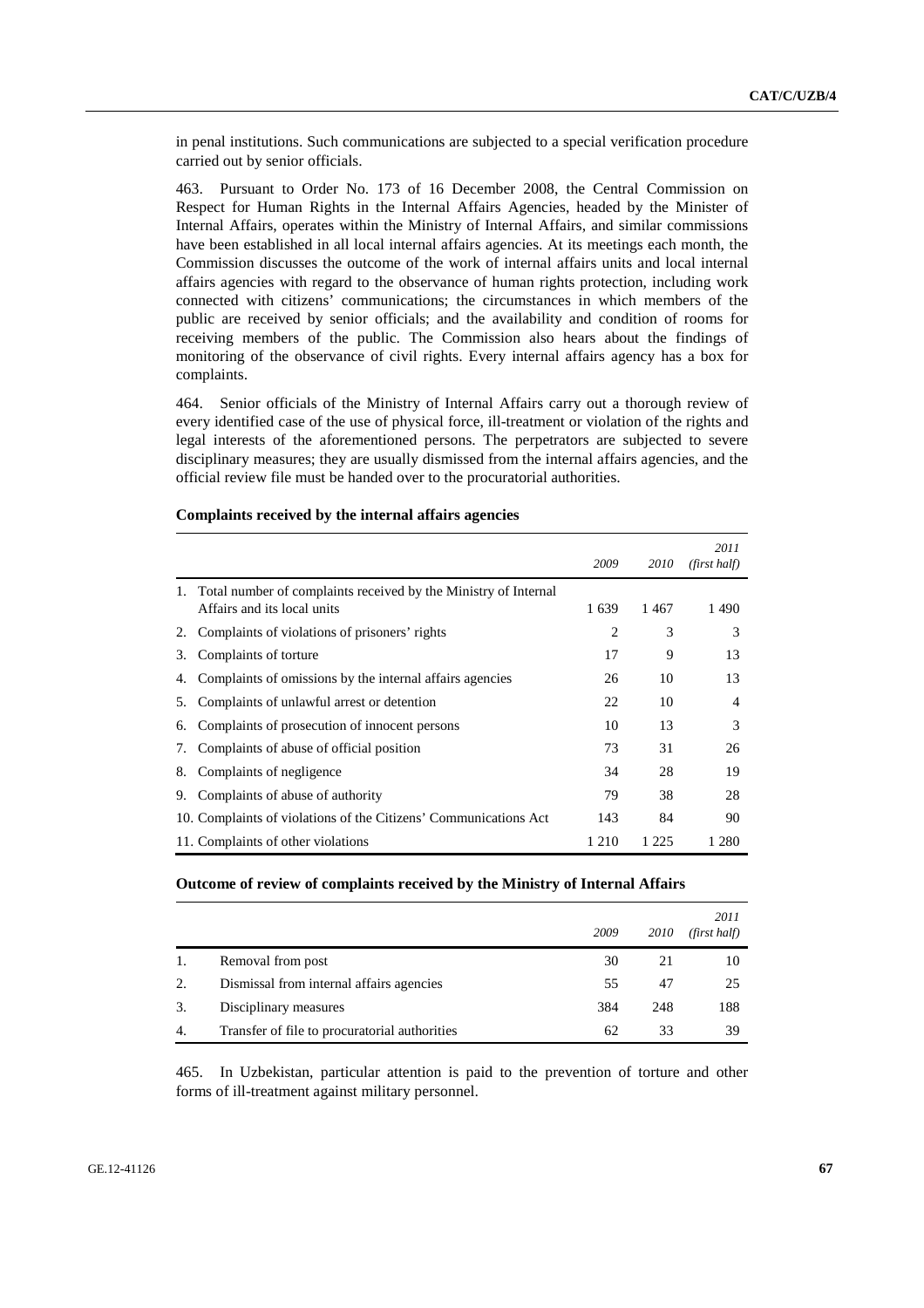in penal institutions. Such communications are subjected to a special verification procedure carried out by senior officials.

463. Pursuant to Order No. 173 of 16 December 2008, the Central Commission on Respect for Human Rights in the Internal Affairs Agencies, headed by the Minister of Internal Affairs, operates within the Ministry of Internal Affairs, and similar commissions have been established in all local internal affairs agencies. At its meetings each month, the Commission discusses the outcome of the work of internal affairs units and local internal affairs agencies with regard to the observance of human rights protection, including work connected with citizens' communications; the circumstances in which members of the public are received by senior officials; and the availability and condition of rooms for receiving members of the public. The Commission also hears about the findings of monitoring of the observance of civil rights. Every internal affairs agency has a box for complaints.

464. Senior officials of the Ministry of Internal Affairs carry out a thorough review of every identified case of the use of physical force, ill-treatment or violation of the rights and legal interests of the aforementioned persons. The perpetrators are subjected to severe disciplinary measures; they are usually dismissed from the internal affairs agencies, and the official review file must be handed over to the procuratorial authorities.

**Complaints received by the internal affairs agencies**

| | *2009* | *2010* | *2011 (first half)* |
|---|---|---|---|
| 1. Total number of complaints received by the Ministry of Internal Affairs and its local units | 1 639 | 1 467 | 1 490 |
| 2. Complaints of violations of prisoners' rights | 2 | 3 | 3 |
| 3. Complaints of torture | 17 | 9 | 13 |
| 4. Complaints of omissions by the internal affairs agencies | 26 | 10 | 13 |
| 5. Complaints of unlawful arrest or detention | 22 | 10 | 4 |
| 6. Complaints of prosecution of innocent persons | 10 | 13 | 3 |
| 7. Complaints of abuse of official position | 73 | 31 | 26 |
| 8. Complaints of negligence | 34 | 28 | 19 |
| 9. Complaints of abuse of authority | 79 | 38 | 28 |
| 10. Complaints of violations of the Citizens' Communications Act | 143 | 84 | 90 |
| 11. Complaints of other violations | 1 210 | 1 225 | 1 280 |

**Outcome of review of complaints received by the Ministry of Internal Affairs**

| | | *2009* | *2010* | *2011 (first half)* |
|---|---|---|---|---|
| 1. | Removal from post | 30 | 21 | 10 |
| 2. | Dismissal from internal affairs agencies | 55 | 47 | 25 |
| 3. | Disciplinary measures | 384 | 248 | 188 |
| 4. | Transfer of file to procuratorial authorities | 62 | 33 | 39 |

465. In Uzbekistan, particular attention is paid to the prevention of torture and other forms of ill-treatment against military personnel.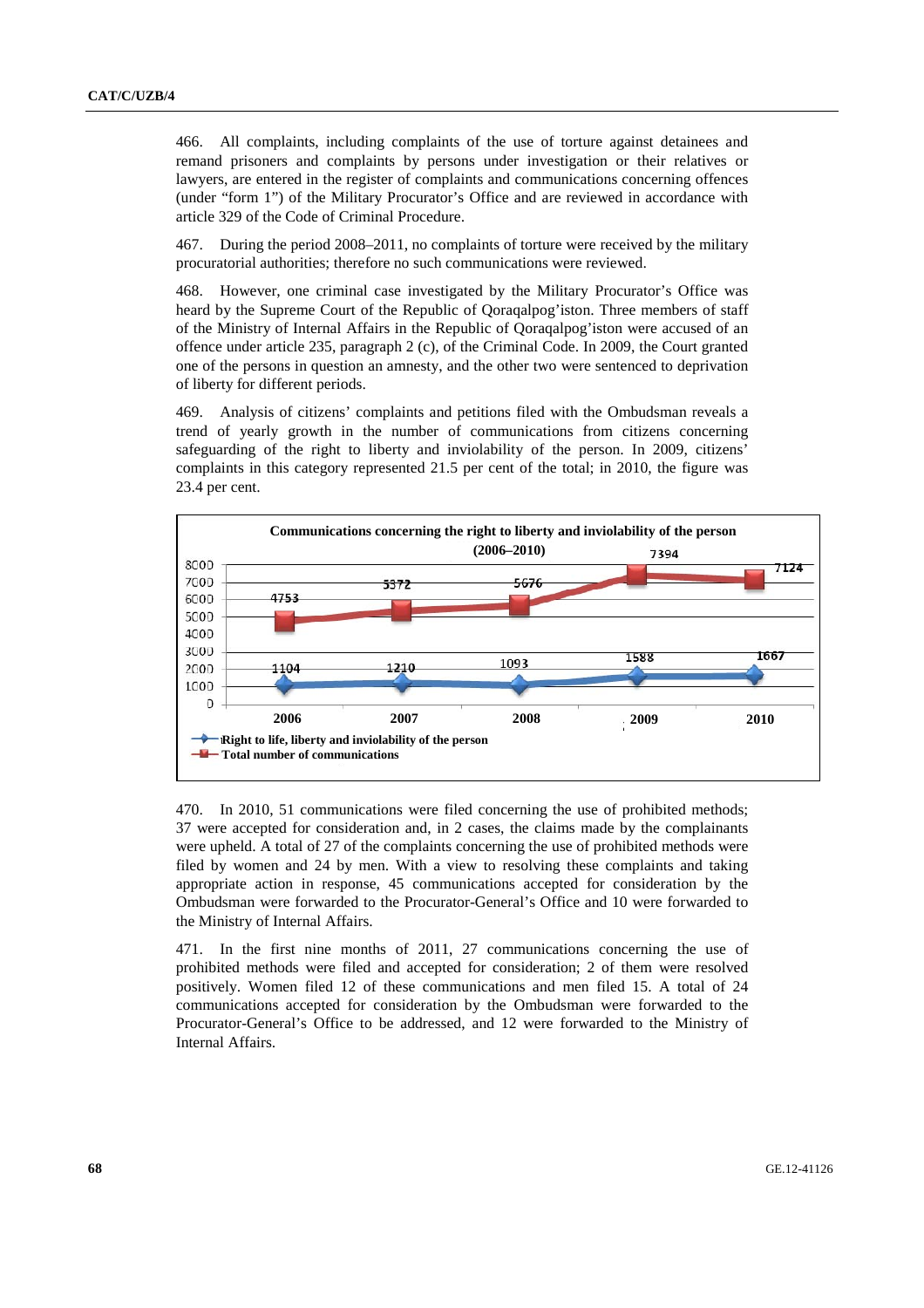466. All complaints, including complaints of the use of torture against detainees and remand prisoners and complaints by persons under investigation or their relatives or lawyers, are entered in the register of complaints and communications concerning offences (under "form 1") of the Military Procurator's Office and are reviewed in accordance with article 329 of the Code of Criminal Procedure.

467. During the period 2008–2011, no complaints of torture were received by the military procuratorial authorities; therefore no such communications were reviewed.

468. However, one criminal case investigated by the Military Procurator's Office was heard by the Supreme Court of the Republic of Qoraqalpog'iston. Three members of staff of the Ministry of Internal Affairs in the Republic of Qoraqalpog'iston were accused of an offence under article 235, paragraph 2 (c), of the Criminal Code. In 2009, the Court granted one of the persons in question an amnesty, and the other two were sentenced to deprivation of liberty for different periods.

469. Analysis of citizens' complaints and petitions filed with the Ombudsman reveals a trend of yearly growth in the number of communications from citizens concerning safeguarding of the right to liberty and inviolability of the person. In 2009, citizens' complaints in this category represented 21.5 per cent of the total; in 2010, the figure was 23.4 per cent.

**Communications concerning the right to liberty and inviolability of the person (2006–2010)**

| | 2006 | 2007 | 2008 | 2009 | 2010 |
|---|---|---|---|---|---|
| Right to life, liberty and inviolability of the person | 1104 | 1210 | 1093 | 1588 | 1667 |
| Total number of communications | 4753 | 5372 | 5676 | 7394 | 7124 |

470. In 2010, 51 communications were filed concerning the use of prohibited methods; 37 were accepted for consideration and, in 2 cases, the claims made by the complainants were upheld. A total of 27 of the complaints concerning the use of prohibited methods were filed by women and 24 by men. With a view to resolving these complaints and taking appropriate action in response, 45 communications accepted for consideration by the Ombudsman were forwarded to the Procurator-General's Office and 10 were forwarded to the Ministry of Internal Affairs.

471. In the first nine months of 2011, 27 communications concerning the use of prohibited methods were filed and accepted for consideration; 2 of them were resolved positively. Women filed 12 of these communications and men filed 15. A total of 24 communications accepted for consideration by the Ombudsman were forwarded to the Procurator-General's Office to be addressed, and 12 were forwarded to the Ministry of Internal Affairs.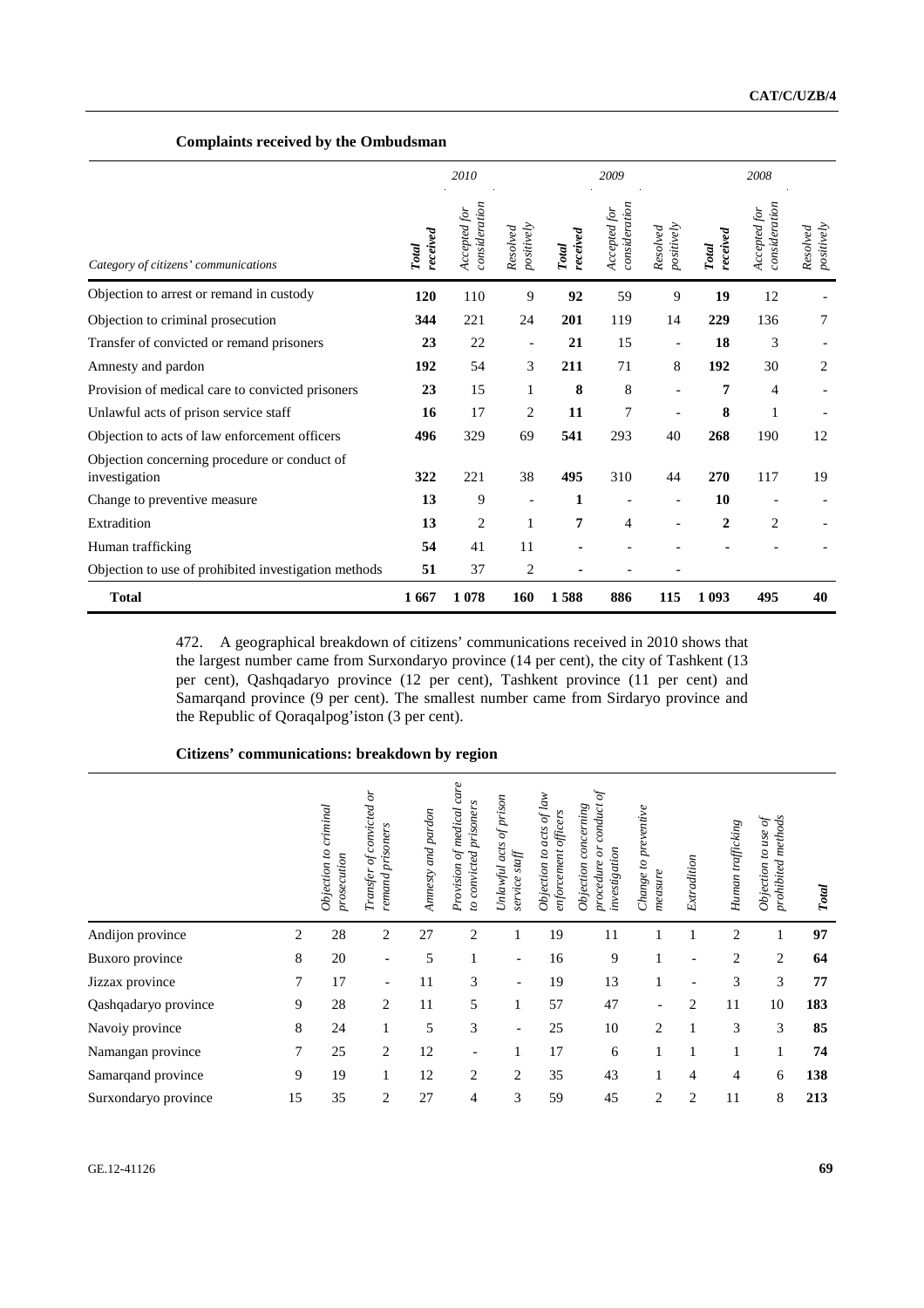**Complaints received by the Ombudsman**

| Category of citizens' communications | 2010 | | | 2009 | | | 2008 | | |
|---|---|---|---|---|---|---|---|---|---|
| | *Total received* | *Accepted for consideration* | *Resolved positively* | *Total received* | *Accepted for consideration* | *Resolved positively* | *Total received* | *Accepted for consideration* | *Resolved positively* |
| Objection to arrest or remand in custody | **120** | 110 | 9 | **92** | 59 | 9 | **19** | 12 | - |
| Objection to criminal prosecution | **344** | 221 | 24 | **201** | 119 | 14 | **229** | 136 | 7 |
| Transfer of convicted or remand prisoners | **23** | 22 | - | **21** | 15 | - | **18** | 3 | - |
| Amnesty and pardon | **192** | 54 | 3 | **211** | 71 | 8 | **192** | 30 | 2 |
| Provision of medical care to convicted prisoners | **23** | 15 | 1 | **8** | 8 | - | **7** | 4 | - |
| Unlawful acts of prison service staff | **16** | 17 | 2 | **11** | 7 | - | **8** | 1 | - |
| Objection to acts of law enforcement officers | **496** | 329 | 69 | **541** | 293 | 40 | **268** | 190 | 12 |
| Objection concerning procedure or conduct of investigation | **322** | 221 | 38 | **495** | 310 | 44 | **270** | 117 | 19 |
| Change to preventive measure | **13** | 9 | - | **1** | - | - | **10** | - | - |
| Extradition | **13** | 2 | 1 | **7** | 4 | - | **2** | 2 | - |
| Human trafficking | **54** | 41 | 11 | **-** | - | - | **-** | - | - |
| Objection to use of prohibited investigation methods | **51** | 37 | 2 | **-** | - | - | | | |
| **Total** | **1 667** | **1 078** | **160** | **1 588** | **886** | **115** | **1 093** | **495** | **40** |

472. A geographical breakdown of citizens' communications received in 2010 shows that the largest number came from Surxondaryo province (14 per cent), the city of Tashkent (13 per cent), Qashqadaryo province (12 per cent), Tashkent province (11 per cent) and Samarqand province (9 per cent). The smallest number came from Sirdaryo province and the Republic of Qoraqalpog'iston (3 per cent).

**Citizens' communications: breakdown by region**

| | | *Objection to criminal prosecution* | *Transfer of convicted or remand prisoners* | *Amnesty and pardon* | *Provision of medical care to convicted prisoners* | *Unlawful acts of prison service staff* | *Objection to acts of law enforcement officers* | *Objection concerning procedure or conduct of investigation* | *Change to preventive measure* | *Extradition* | *Human trafficking* | *Objection to use of prohibited methods* | ***Total*** |
|---|---|---|---|---|---|---|---|---|---|---|---|---|---|
| Andijon province | 2 | 28 | 2 | 27 | 2 | 1 | 19 | 11 | 1 | 1 | 2 | 1 | **97** |
| Buxoro province | 8 | 20 | - | 5 | 1 | - | 16 | 9 | 1 | - | 2 | 2 | **64** |
| Jizzax province | 7 | 17 | - | 11 | 3 | - | 19 | 13 | 1 | - | 3 | 3 | **77** |
| Qashqadaryo province | 9 | 28 | 2 | 11 | 5 | 1 | 57 | 47 | - | 2 | 11 | 10 | **183** |
| Navoiy province | 8 | 24 | 1 | 5 | 3 | - | 25 | 10 | 2 | 1 | 3 | 3 | **85** |
| Namangan province | 7 | 25 | 2 | 12 | - | 1 | 17 | 6 | 1 | 1 | 1 | 1 | **74** |
| Samarqand province | 9 | 19 | 1 | 12 | 2 | 2 | 35 | 43 | 1 | 4 | 4 | 6 | **138** |
| Surxondaryo province | 15 | 35 | 2 | 27 | 4 | 3 | 59 | 45 | 2 | 2 | 11 | 8 | **213** |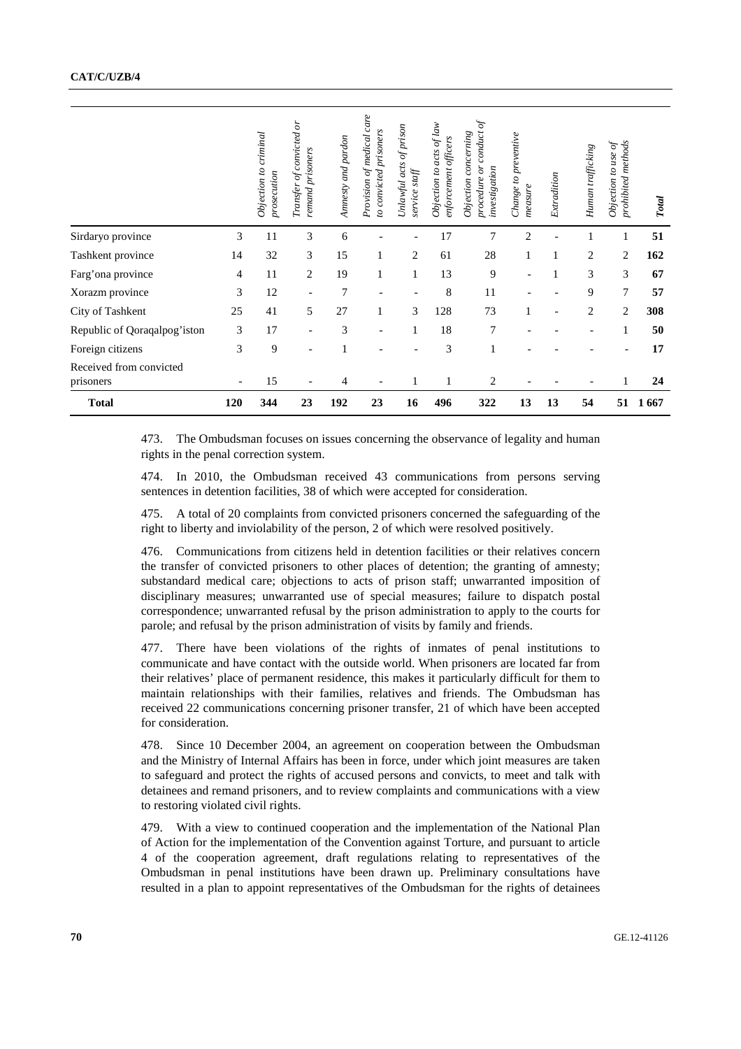| | | Objection to criminal prosecution | Transfer of convicted or remand prisoners | Amnesty and pardon | Provision of medical care to convicted prisoners | Unlawful acts of prison service staff | Objection to acts of law enforcement officers | Objection concerning procedure or conduct of investigation | Change to preventive measure | Extradition | Human trafficking | Objection to use of prohibited methods | Total |
|---|---|---|---|---|---|---|---|---|---|---|---|---|---|
| Sirdaryo province | 3 | 11 | 3 | 6 | - | - | 17 | 7 | 2 | - | 1 | 1 | **51** |
| Tashkent province | 14 | 32 | 3 | 15 | 1 | 2 | 61 | 28 | 1 | 1 | 2 | 2 | **162** |
| Farg'ona province | 4 | 11 | 2 | 19 | 1 | 1 | 13 | 9 | - | 1 | 3 | 3 | **67** |
| Xorazm province | 3 | 12 | - | 7 | - | - | 8 | 11 | - | - | 9 | 7 | **57** |
| City of Tashkent | 25 | 41 | 5 | 27 | 1 | 3 | 128 | 73 | 1 | - | 2 | 2 | **308** |
| Republic of Qoraqalpog'iston | 3 | 17 | - | 3 | - | 1 | 18 | 7 | - | - | - | 1 | **50** |
| Foreign citizens | 3 | 9 | - | 1 | - | - | 3 | 1 | - | - | - | - | **17** |
| Received from convicted prisoners | - | 15 | - | 4 | - | 1 | 1 | 2 | - | - | - | 1 | **24** |
| **Total** | **120** | **344** | **23** | **192** | **23** | **16** | **496** | **322** | **13** | **13** | **54** | **51** | **1 667** |

473. The Ombudsman focuses on issues concerning the observance of legality and human rights in the penal correction system.

474. In 2010, the Ombudsman received 43 communications from persons serving sentences in detention facilities, 38 of which were accepted for consideration.

475. A total of 20 complaints from convicted prisoners concerned the safeguarding of the right to liberty and inviolability of the person, 2 of which were resolved positively.

476. Communications from citizens held in detention facilities or their relatives concern the transfer of convicted prisoners to other places of detention; the granting of amnesty; substandard medical care; objections to acts of prison staff; unwarranted imposition of disciplinary measures; unwarranted use of special measures; failure to dispatch postal correspondence; unwarranted refusal by the prison administration to apply to the courts for parole; and refusal by the prison administration of visits by family and friends.

477. There have been violations of the rights of inmates of penal institutions to communicate and have contact with the outside world. When prisoners are located far from their relatives' place of permanent residence, this makes it particularly difficult for them to maintain relationships with their families, relatives and friends. The Ombudsman has received 22 communications concerning prisoner transfer, 21 of which have been accepted for consideration.

478. Since 10 December 2004, an agreement on cooperation between the Ombudsman and the Ministry of Internal Affairs has been in force, under which joint measures are taken to safeguard and protect the rights of accused persons and convicts, to meet and talk with detainees and remand prisoners, and to review complaints and communications with a view to restoring violated civil rights.

479. With a view to continued cooperation and the implementation of the National Plan of Action for the implementation of the Convention against Torture, and pursuant to article 4 of the cooperation agreement, draft regulations relating to representatives of the Ombudsman in penal institutions have been drawn up. Preliminary consultations have resulted in a plan to appoint representatives of the Ombudsman for the rights of detainees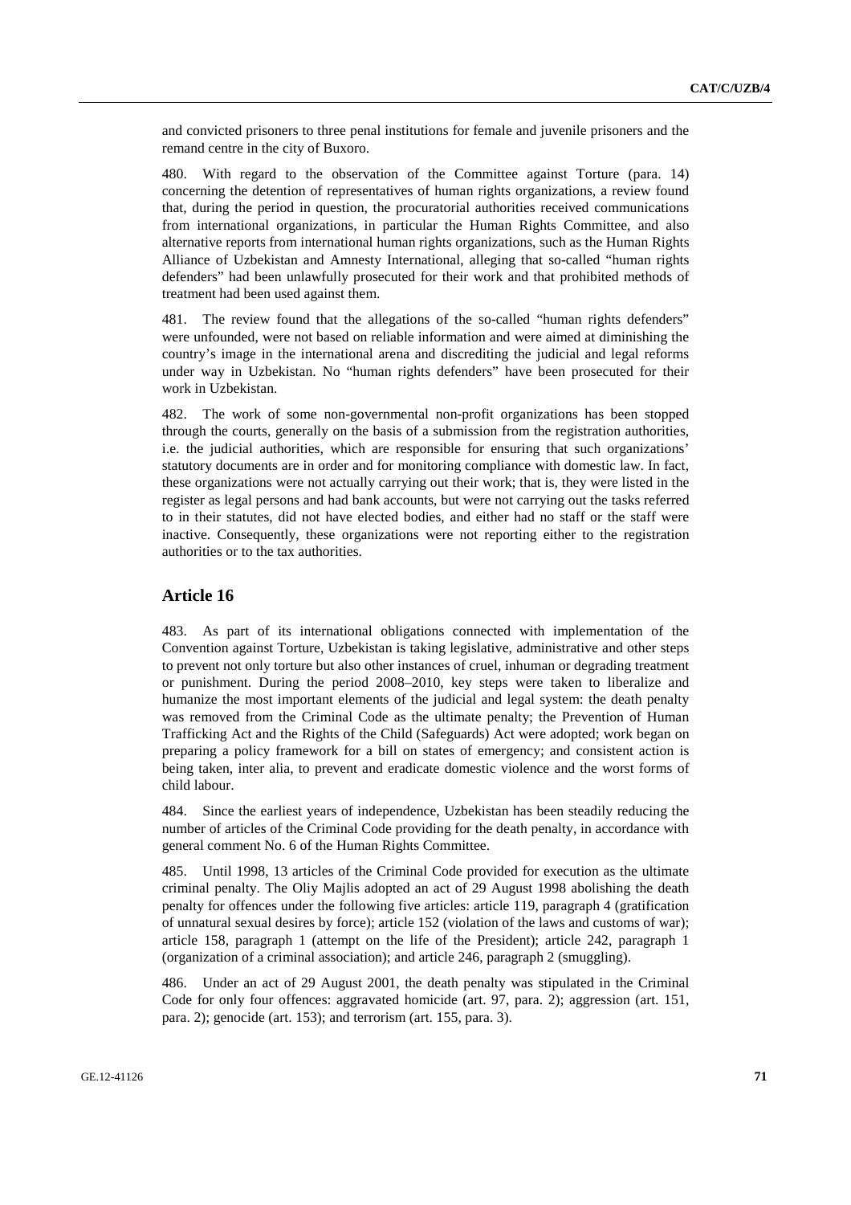and convicted prisoners to three penal institutions for female and juvenile prisoners and the remand centre in the city of Buxoro.

480. With regard to the observation of the Committee against Torture (para. 14) concerning the detention of representatives of human rights organizations, a review found that, during the period in question, the procuratorial authorities received communications from international organizations, in particular the Human Rights Committee, and also alternative reports from international human rights organizations, such as the Human Rights Alliance of Uzbekistan and Amnesty International, alleging that so-called "human rights defenders" had been unlawfully prosecuted for their work and that prohibited methods of treatment had been used against them.

481. The review found that the allegations of the so-called "human rights defenders" were unfounded, were not based on reliable information and were aimed at diminishing the country's image in the international arena and discrediting the judicial and legal reforms under way in Uzbekistan. No "human rights defenders" have been prosecuted for their work in Uzbekistan.

482. The work of some non-governmental non-profit organizations has been stopped through the courts, generally on the basis of a submission from the registration authorities, i.e. the judicial authorities, which are responsible for ensuring that such organizations' statutory documents are in order and for monitoring compliance with domestic law. In fact, these organizations were not actually carrying out their work; that is, they were listed in the register as legal persons and had bank accounts, but were not carrying out the tasks referred to in their statutes, did not have elected bodies, and either had no staff or the staff were inactive. Consequently, these organizations were not reporting either to the registration authorities or to the tax authorities.

## Article 16

483. As part of its international obligations connected with implementation of the Convention against Torture, Uzbekistan is taking legislative, administrative and other steps to prevent not only torture but also other instances of cruel, inhuman or degrading treatment or punishment. During the period 2008–2010, key steps were taken to liberalize and humanize the most important elements of the judicial and legal system: the death penalty was removed from the Criminal Code as the ultimate penalty; the Prevention of Human Trafficking Act and the Rights of the Child (Safeguards) Act were adopted; work began on preparing a policy framework for a bill on states of emergency; and consistent action is being taken, inter alia, to prevent and eradicate domestic violence and the worst forms of child labour.

484. Since the earliest years of independence, Uzbekistan has been steadily reducing the number of articles of the Criminal Code providing for the death penalty, in accordance with general comment No. 6 of the Human Rights Committee.

485. Until 1998, 13 articles of the Criminal Code provided for execution as the ultimate criminal penalty. The Oliy Majlis adopted an act of 29 August 1998 abolishing the death penalty for offences under the following five articles: article 119, paragraph 4 (gratification of unnatural sexual desires by force); article 152 (violation of the laws and customs of war); article 158, paragraph 1 (attempt on the life of the President); article 242, paragraph 1 (organization of a criminal association); and article 246, paragraph 2 (smuggling).

486. Under an act of 29 August 2001, the death penalty was stipulated in the Criminal Code for only four offences: aggravated homicide (art. 97, para. 2); aggression (art. 151, para. 2); genocide (art. 153); and terrorism (art. 155, para. 3).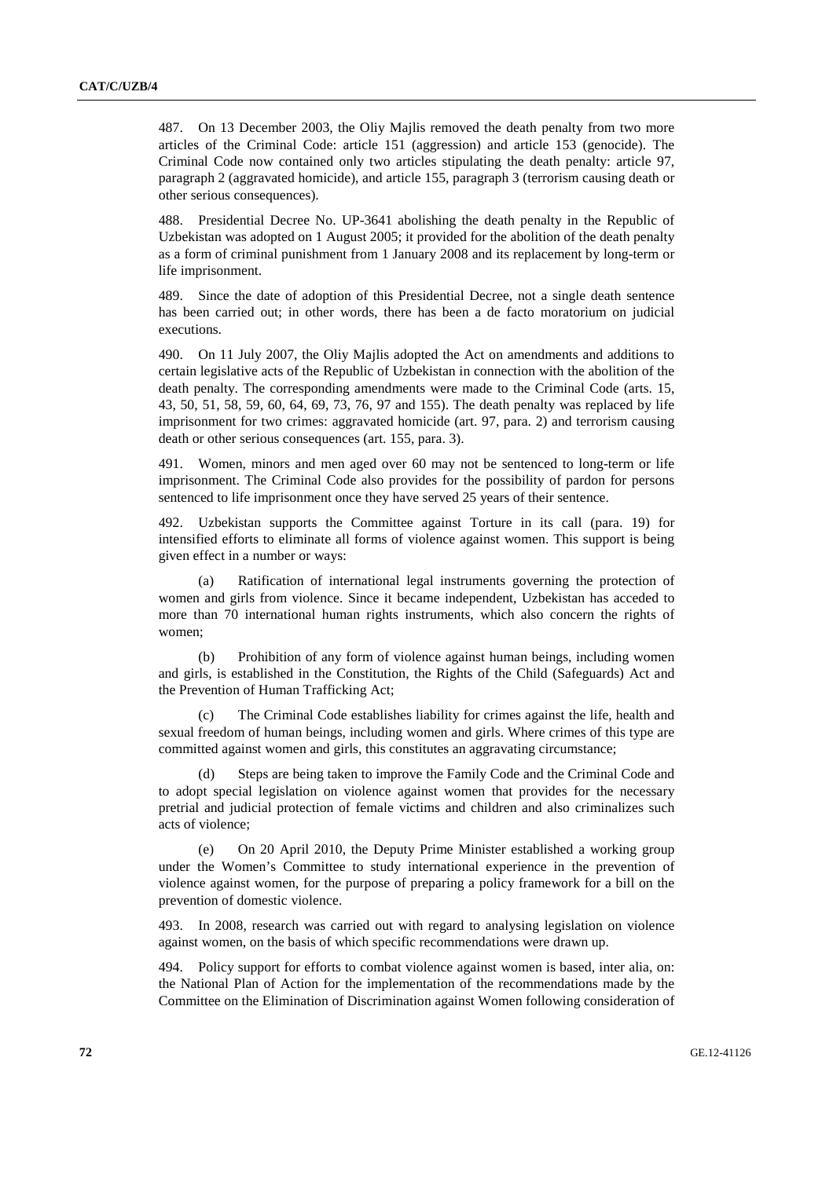487. On 13 December 2003, the Oliy Majlis removed the death penalty from two more articles of the Criminal Code: article 151 (aggression) and article 153 (genocide). The Criminal Code now contained only two articles stipulating the death penalty: article 97, paragraph 2 (aggravated homicide), and article 155, paragraph 3 (terrorism causing death or other serious consequences).

488. Presidential Decree No. UP-3641 abolishing the death penalty in the Republic of Uzbekistan was adopted on 1 August 2005; it provided for the abolition of the death penalty as a form of criminal punishment from 1 January 2008 and its replacement by long-term or life imprisonment.

489. Since the date of adoption of this Presidential Decree, not a single death sentence has been carried out; in other words, there has been a de facto moratorium on judicial executions.

490. On 11 July 2007, the Oliy Majlis adopted the Act on amendments and additions to certain legislative acts of the Republic of Uzbekistan in connection with the abolition of the death penalty. The corresponding amendments were made to the Criminal Code (arts. 15, 43, 50, 51, 58, 59, 60, 64, 69, 73, 76, 97 and 155). The death penalty was replaced by life imprisonment for two crimes: aggravated homicide (art. 97, para. 2) and terrorism causing death or other serious consequences (art. 155, para. 3).

491. Women, minors and men aged over 60 may not be sentenced to long-term or life imprisonment. The Criminal Code also provides for the possibility of pardon for persons sentenced to life imprisonment once they have served 25 years of their sentence.

492. Uzbekistan supports the Committee against Torture in its call (para. 19) for intensified efforts to eliminate all forms of violence against women. This support is being given effect in a number or ways:

(a) Ratification of international legal instruments governing the protection of women and girls from violence. Since it became independent, Uzbekistan has acceded to more than 70 international human rights instruments, which also concern the rights of women;

(b) Prohibition of any form of violence against human beings, including women and girls, is established in the Constitution, the Rights of the Child (Safeguards) Act and the Prevention of Human Trafficking Act;

(c) The Criminal Code establishes liability for crimes against the life, health and sexual freedom of human beings, including women and girls. Where crimes of this type are committed against women and girls, this constitutes an aggravating circumstance;

(d) Steps are being taken to improve the Family Code and the Criminal Code and to adopt special legislation on violence against women that provides for the necessary pretrial and judicial protection of female victims and children and also criminalizes such acts of violence;

(e) On 20 April 2010, the Deputy Prime Minister established a working group under the Women's Committee to study international experience in the prevention of violence against women, for the purpose of preparing a policy framework for a bill on the prevention of domestic violence.

493. In 2008, research was carried out with regard to analysing legislation on violence against women, on the basis of which specific recommendations were drawn up.

494. Policy support for efforts to combat violence against women is based, inter alia, on: the National Plan of Action for the implementation of the recommendations made by the Committee on the Elimination of Discrimination against Women following consideration of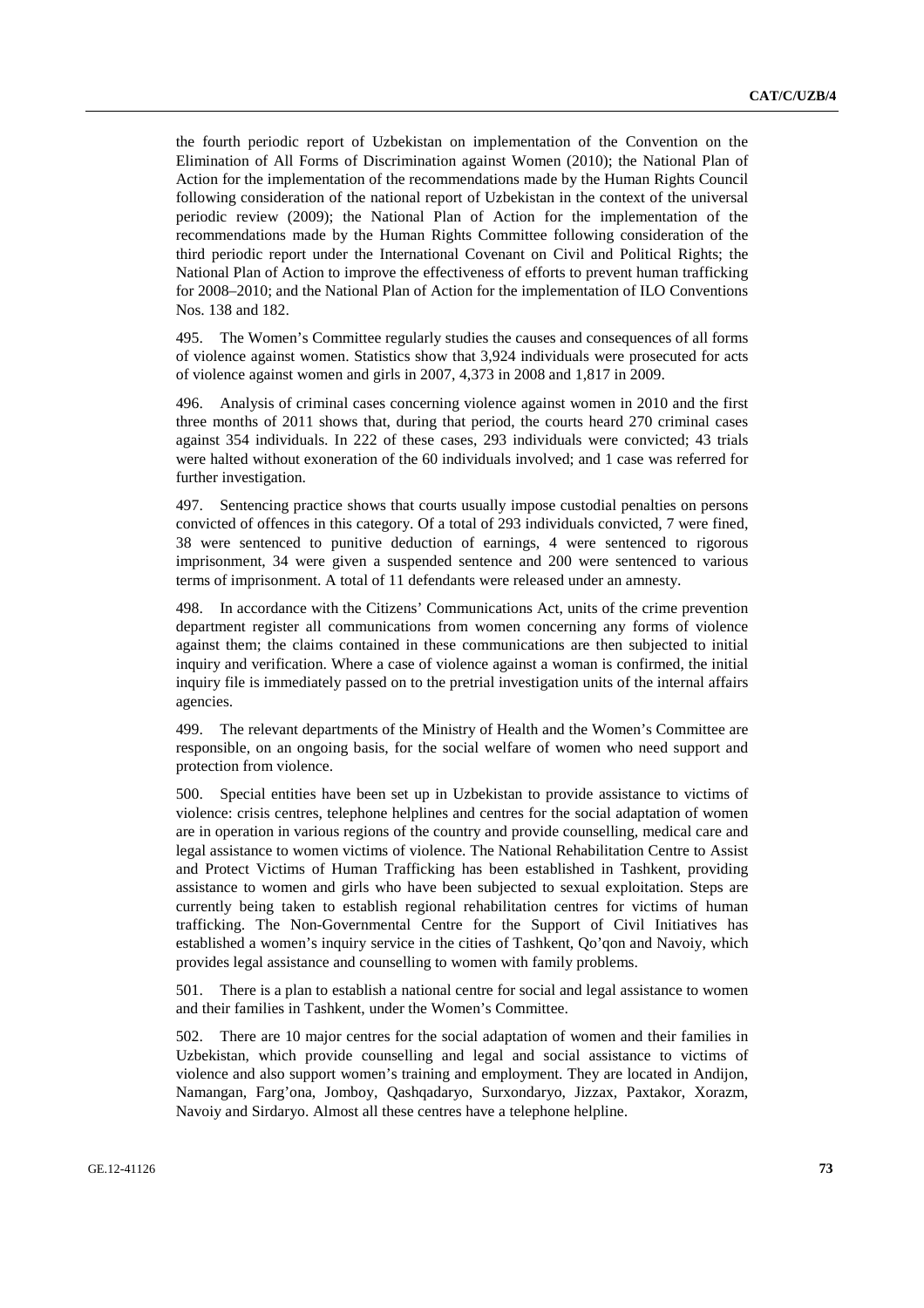the fourth periodic report of Uzbekistan on implementation of the Convention on the Elimination of All Forms of Discrimination against Women (2010); the National Plan of Action for the implementation of the recommendations made by the Human Rights Council following consideration of the national report of Uzbekistan in the context of the universal periodic review (2009); the National Plan of Action for the implementation of the recommendations made by the Human Rights Committee following consideration of the third periodic report under the International Covenant on Civil and Political Rights; the National Plan of Action to improve the effectiveness of efforts to prevent human trafficking for 2008–2010; and the National Plan of Action for the implementation of ILO Conventions Nos. 138 and 182.

495. The Women's Committee regularly studies the causes and consequences of all forms of violence against women. Statistics show that 3,924 individuals were prosecuted for acts of violence against women and girls in 2007, 4,373 in 2008 and 1,817 in 2009.

496. Analysis of criminal cases concerning violence against women in 2010 and the first three months of 2011 shows that, during that period, the courts heard 270 criminal cases against 354 individuals. In 222 of these cases, 293 individuals were convicted; 43 trials were halted without exoneration of the 60 individuals involved; and 1 case was referred for further investigation.

497. Sentencing practice shows that courts usually impose custodial penalties on persons convicted of offences in this category. Of a total of 293 individuals convicted, 7 were fined, 38 were sentenced to punitive deduction of earnings, 4 were sentenced to rigorous imprisonment, 34 were given a suspended sentence and 200 were sentenced to various terms of imprisonment. A total of 11 defendants were released under an amnesty.

498. In accordance with the Citizens' Communications Act, units of the crime prevention department register all communications from women concerning any forms of violence against them; the claims contained in these communications are then subjected to initial inquiry and verification. Where a case of violence against a woman is confirmed, the initial inquiry file is immediately passed on to the pretrial investigation units of the internal affairs agencies.

499. The relevant departments of the Ministry of Health and the Women's Committee are responsible, on an ongoing basis, for the social welfare of women who need support and protection from violence.

500. Special entities have been set up in Uzbekistan to provide assistance to victims of violence: crisis centres, telephone helplines and centres for the social adaptation of women are in operation in various regions of the country and provide counselling, medical care and legal assistance to women victims of violence. The National Rehabilitation Centre to Assist and Protect Victims of Human Trafficking has been established in Tashkent, providing assistance to women and girls who have been subjected to sexual exploitation. Steps are currently being taken to establish regional rehabilitation centres for victims of human trafficking. The Non-Governmental Centre for the Support of Civil Initiatives has established a women's inquiry service in the cities of Tashkent, Qo'qon and Navoiy, which provides legal assistance and counselling to women with family problems.

501. There is a plan to establish a national centre for social and legal assistance to women and their families in Tashkent, under the Women's Committee.

502. There are 10 major centres for the social adaptation of women and their families in Uzbekistan, which provide counselling and legal and social assistance to victims of violence and also support women's training and employment. They are located in Andijon, Namangan, Farg'ona, Jomboy, Qashqadaryo, Surxondaryo, Jizzax, Paxtakor, Xorazm, Navoiy and Sirdaryo. Almost all these centres have a telephone helpline.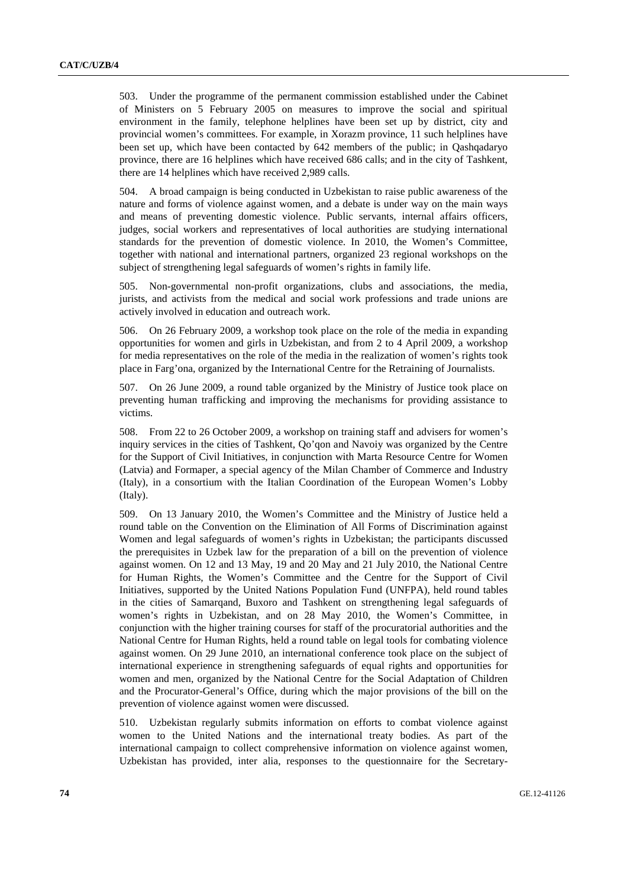503. Under the programme of the permanent commission established under the Cabinet of Ministers on 5 February 2005 on measures to improve the social and spiritual environment in the family, telephone helplines have been set up by district, city and provincial women's committees. For example, in Xorazm province, 11 such helplines have been set up, which have been contacted by 642 members of the public; in Qashqadaryo province, there are 16 helplines which have received 686 calls; and in the city of Tashkent, there are 14 helplines which have received 2,989 calls.

504. A broad campaign is being conducted in Uzbekistan to raise public awareness of the nature and forms of violence against women, and a debate is under way on the main ways and means of preventing domestic violence. Public servants, internal affairs officers, judges, social workers and representatives of local authorities are studying international standards for the prevention of domestic violence. In 2010, the Women's Committee, together with national and international partners, organized 23 regional workshops on the subject of strengthening legal safeguards of women's rights in family life.

505. Non-governmental non-profit organizations, clubs and associations, the media, jurists, and activists from the medical and social work professions and trade unions are actively involved in education and outreach work.

506. On 26 February 2009, a workshop took place on the role of the media in expanding opportunities for women and girls in Uzbekistan, and from 2 to 4 April 2009, a workshop for media representatives on the role of the media in the realization of women's rights took place in Farg'ona, organized by the International Centre for the Retraining of Journalists.

507. On 26 June 2009, a round table organized by the Ministry of Justice took place on preventing human trafficking and improving the mechanisms for providing assistance to victims.

508. From 22 to 26 October 2009, a workshop on training staff and advisers for women's inquiry services in the cities of Tashkent, Qo'qon and Navoiy was organized by the Centre for the Support of Civil Initiatives, in conjunction with Marta Resource Centre for Women (Latvia) and Formaper, a special agency of the Milan Chamber of Commerce and Industry (Italy), in a consortium with the Italian Coordination of the European Women's Lobby (Italy).

509. On 13 January 2010, the Women's Committee and the Ministry of Justice held a round table on the Convention on the Elimination of All Forms of Discrimination against Women and legal safeguards of women's rights in Uzbekistan; the participants discussed the prerequisites in Uzbek law for the preparation of a bill on the prevention of violence against women. On 12 and 13 May, 19 and 20 May and 21 July 2010, the National Centre for Human Rights, the Women's Committee and the Centre for the Support of Civil Initiatives, supported by the United Nations Population Fund (UNFPA), held round tables in the cities of Samarqand, Buxoro and Tashkent on strengthening legal safeguards of women's rights in Uzbekistan, and on 28 May 2010, the Women's Committee, in conjunction with the higher training courses for staff of the procuratorial authorities and the National Centre for Human Rights, held a round table on legal tools for combating violence against women. On 29 June 2010, an international conference took place on the subject of international experience in strengthening safeguards of equal rights and opportunities for women and men, organized by the National Centre for the Social Adaptation of Children and the Procurator-General's Office, during which the major provisions of the bill on the prevention of violence against women were discussed.

510. Uzbekistan regularly submits information on efforts to combat violence against women to the United Nations and the international treaty bodies. As part of the international campaign to collect comprehensive information on violence against women, Uzbekistan has provided, inter alia, responses to the questionnaire for the Secretary-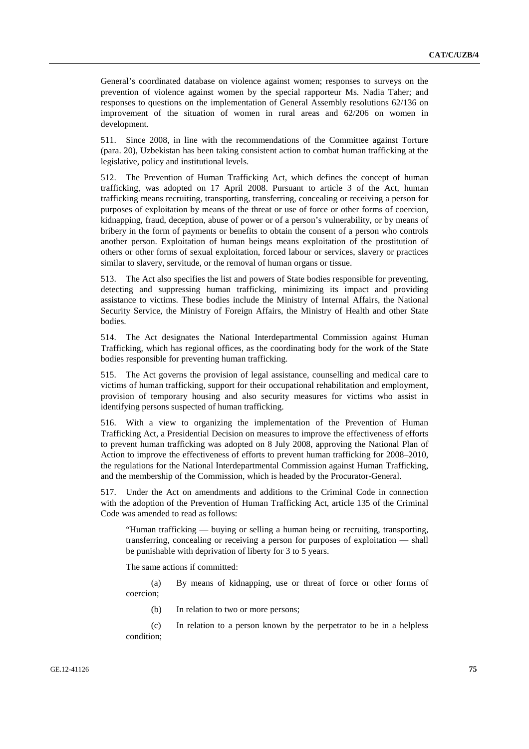General's coordinated database on violence against women; responses to surveys on the prevention of violence against women by the special rapporteur Ms. Nadia Taher; and responses to questions on the implementation of General Assembly resolutions 62/136 on improvement of the situation of women in rural areas and 62/206 on women in development.

511. Since 2008, in line with the recommendations of the Committee against Torture (para. 20), Uzbekistan has been taking consistent action to combat human trafficking at the legislative, policy and institutional levels.

512. The Prevention of Human Trafficking Act, which defines the concept of human trafficking, was adopted on 17 April 2008. Pursuant to article 3 of the Act, human trafficking means recruiting, transporting, transferring, concealing or receiving a person for purposes of exploitation by means of the threat or use of force or other forms of coercion, kidnapping, fraud, deception, abuse of power or of a person's vulnerability, or by means of bribery in the form of payments or benefits to obtain the consent of a person who controls another person. Exploitation of human beings means exploitation of the prostitution of others or other forms of sexual exploitation, forced labour or services, slavery or practices similar to slavery, servitude, or the removal of human organs or tissue.

513. The Act also specifies the list and powers of State bodies responsible for preventing, detecting and suppressing human trafficking, minimizing its impact and providing assistance to victims. These bodies include the Ministry of Internal Affairs, the National Security Service, the Ministry of Foreign Affairs, the Ministry of Health and other State bodies.

514. The Act designates the National Interdepartmental Commission against Human Trafficking, which has regional offices, as the coordinating body for the work of the State bodies responsible for preventing human trafficking.

515. The Act governs the provision of legal assistance, counselling and medical care to victims of human trafficking, support for their occupational rehabilitation and employment, provision of temporary housing and also security measures for victims who assist in identifying persons suspected of human trafficking.

516. With a view to organizing the implementation of the Prevention of Human Trafficking Act, a Presidential Decision on measures to improve the effectiveness of efforts to prevent human trafficking was adopted on 8 July 2008, approving the National Plan of Action to improve the effectiveness of efforts to prevent human trafficking for 2008–2010, the regulations for the National Interdepartmental Commission against Human Trafficking, and the membership of the Commission, which is headed by the Procurator-General.

517. Under the Act on amendments and additions to the Criminal Code in connection with the adoption of the Prevention of Human Trafficking Act, article 135 of the Criminal Code was amended to read as follows:

> "Human trafficking — buying or selling a human being or recruiting, transporting, transferring, concealing or receiving a person for purposes of exploitation — shall be punishable with deprivation of liberty for 3 to 5 years.
>
> The same actions if committed:
>
> (a) By means of kidnapping, use or threat of force or other forms of coercion;
>
> (b) In relation to two or more persons;
>
> (c) In relation to a person known by the perpetrator to be in a helpless condition;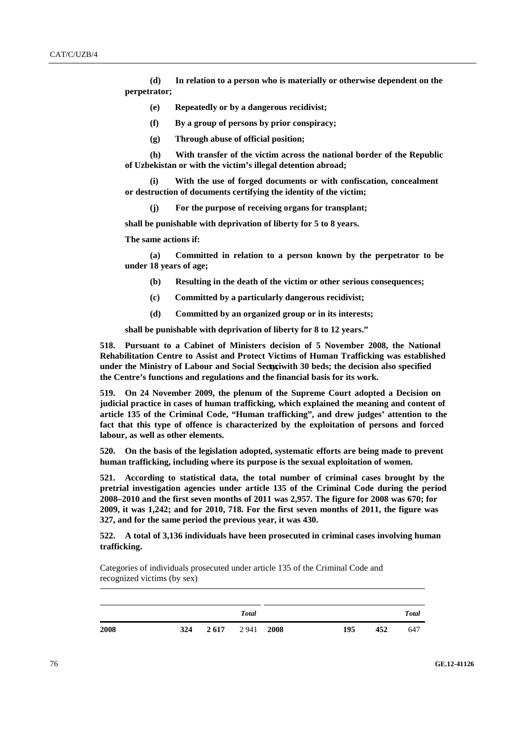**(d) In relation to a person who is materially or otherwise dependent on the perpetrator;**

**(e) Repeatedly or by a dangerous recidivist;**

**(f) By a group of persons by prior conspiracy;**

**(g) Through abuse of official position;**

**(h) With transfer of the victim across the national border of the Republic of Uzbekistan or with the victim's illegal detention abroad;**

**(i) With the use of forged documents or with confiscation, concealment or destruction of documents certifying the identity of the victim;**

**(j) For the purpose of receiving organs for transplant;**

**shall be punishable with deprivation of liberty for 5 to 8 years.**

**The same actions if:**

**(a) Committed in relation to a person known by the perpetrator to be under 18 years of age;**

**(b) Resulting in the death of the victim or other serious consequences;**

**(c) Committed by a particularly dangerous recidivist;**

**(d) Committed by an organized group or in its interests;**

**shall be punishable with deprivation of liberty for 8 to 12 years."**

**518. Pursuant to a Cabinet of Ministers decision of 5 November 2008, the National Rehabilitation Centre to Assist and Protect Victims of Human Trafficking was established under the Ministry of Labour and Social Security, with 30 beds; the decision also specified the Centre's functions and regulations and the financial basis for its work.**

**519. On 24 November 2009, the plenum of the Supreme Court adopted a Decision on judicial practice in cases of human trafficking, which explained the meaning and content of article 135 of the Criminal Code, "Human trafficking", and drew judges' attention to the fact that this type of offence is characterized by the exploitation of persons and forced labour, as well as other elements.**

**520. On the basis of the legislation adopted, systematic efforts are being made to prevent human trafficking, including where its purpose is the sexual exploitation of women.**

**521. According to statistical data, the total number of criminal cases brought by the pretrial investigation agencies under article 135 of the Criminal Code during the period 2008–2010 and the first seven months of 2011 was 2,957. The figure for 2008 was 670; for 2009, it was 1,242; and for 2010, 718. For the first seven months of 2011, the figure was 327, and for the same period the previous year, it was 430.**

**522. A total of 3,136 individuals have been prosecuted in criminal cases involving human trafficking.**

Categories of individuals prosecuted under article 135 of the Criminal Code and recognized victims (by sex)

| | | | *Total* | | | | *Total* |
|---|---|---|---|---|---|---|---|
| **2008** | **324** | **2 617** | 2 941 | **2008** | **195** | **452** | 647 |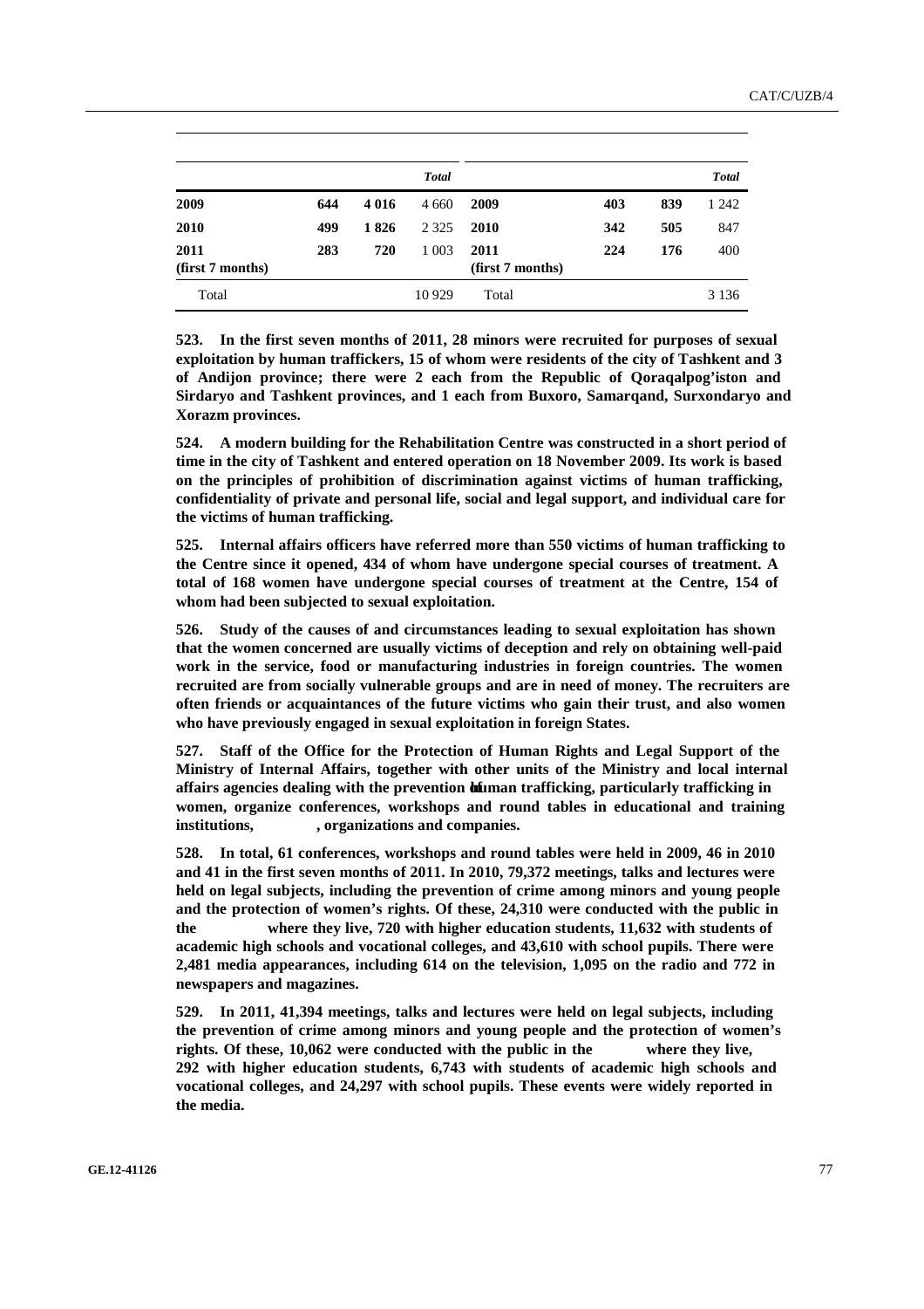|  |  |  | *Total* |  |  |  | *Total* |
|---|---|---|---|---|---|---|---|
| **2009** | **644** | **4 016** | 4 660 | **2009** | **403** | **839** | 1 242 |
| **2010** | **499** | **1 826** | 2 325 | **2010** | **342** | **505** | 847 |
| **2011 (first 7 months)** | **283** | **720** | 1 003 | **2011 (first 7 months)** | **224** | **176** | 400 |
| Total |  |  | 10 929 | Total |  |  | 3 136 |

**523. In the first seven months of 2011, 28 minors were recruited for purposes of sexual exploitation by human traffickers, 15 of whom were residents of the city of Tashkent and 3 of Andijon province; there were 2 each from the Republic of Qoraqalpog'iston and Sirdaryo and Tashkent provinces, and 1 each from Buxoro, Samarqand, Surxondaryo and Xorazm provinces.**

**524. A modern building for the Rehabilitation Centre was constructed in a short period of time in the city of Tashkent and entered operation on 18 November 2009. Its work is based on the principles of prohibition of discrimination against victims of human trafficking, confidentiality of private and personal life, social and legal support, and individual care for the victims of human trafficking.**

**525. Internal affairs officers have referred more than 550 victims of human trafficking to the Centre since it opened, 434 of whom have undergone special courses of treatment. A total of 168 women have undergone special courses of treatment at the Centre, 154 of whom had been subjected to sexual exploitation.**

**526. Study of the causes of and circumstances leading to sexual exploitation has shown that the women concerned are usually victims of deception and rely on obtaining well-paid work in the service, food or manufacturing industries in foreign countries. The women recruited are from socially vulnerable groups and are in need of money. The recruiters are often friends or acquaintances of the future victims who gain their trust, and also women who have previously engaged in sexual exploitation in foreign States.**

**527. Staff of the Office for the Protection of Human Rights and Legal Support of the Ministry of Internal Affairs, together with other units of the Ministry and local internal affairs agencies dealing with the prevention of human trafficking, particularly trafficking in women, organize conferences, workshops and round tables in educational and training institutions, , organizations and companies.**

**528. In total, 61 conferences, workshops and round tables were held in 2009, 46 in 2010 and 41 in the first seven months of 2011. In 2010, 79,372 meetings, talks and lectures were held on legal subjects, including the prevention of crime among minors and young people and the protection of women's rights. Of these, 24,310 were conducted with the public in the where they live, 720 with higher education students, 11,632 with students of academic high schools and vocational colleges, and 43,610 with school pupils. There were 2,481 media appearances, including 614 on the television, 1,095 on the radio and 772 in newspapers and magazines.**

**529. In 2011, 41,394 meetings, talks and lectures were held on legal subjects, including the prevention of crime among minors and young people and the protection of women's rights. Of these, 10,062 were conducted with the public in the where they live, 292 with higher education students, 6,743 with students of academic high schools and vocational colleges, and 24,297 with school pupils. These events were widely reported in the media.**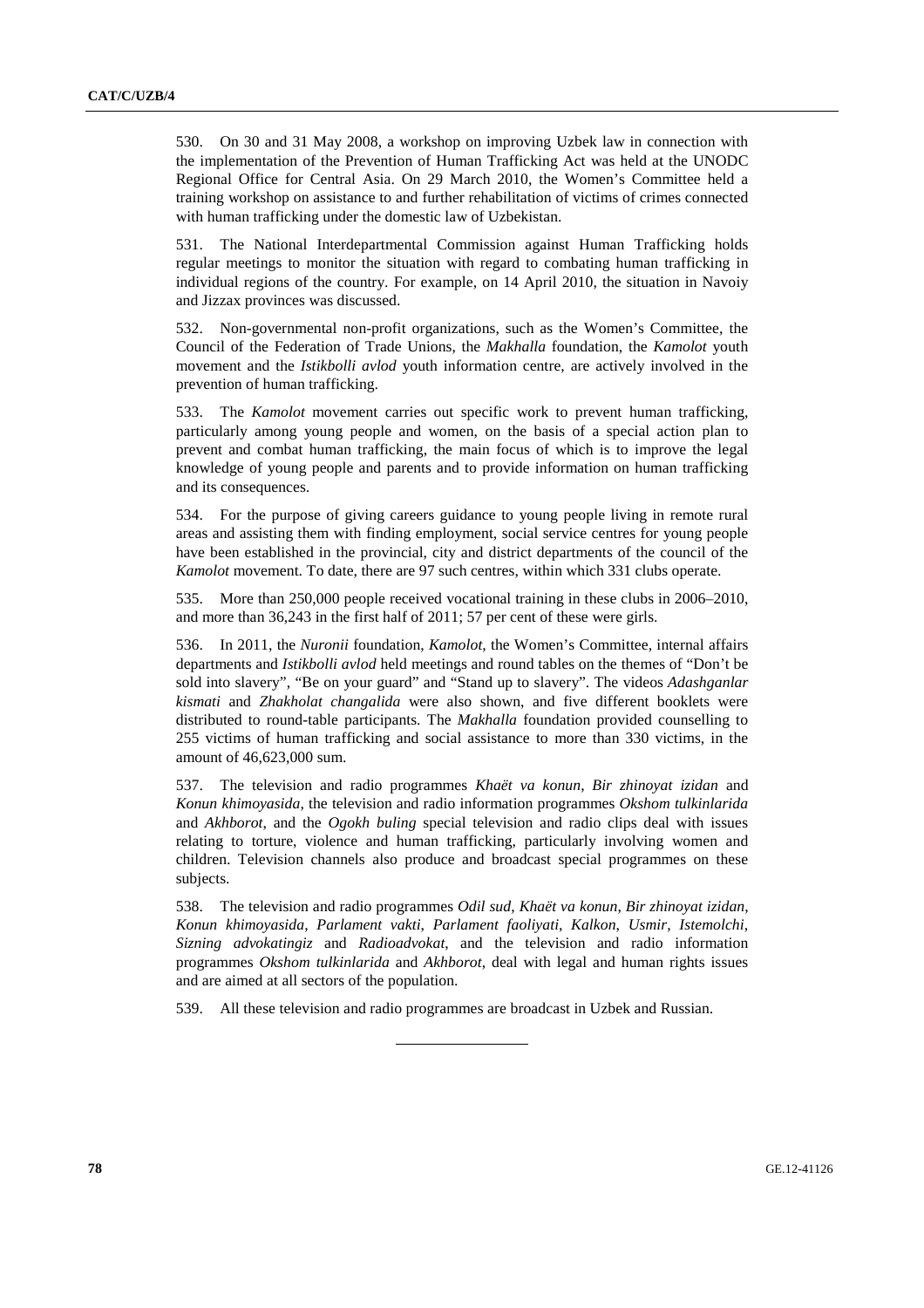530. On 30 and 31 May 2008, a workshop on improving Uzbek law in connection with the implementation of the Prevention of Human Trafficking Act was held at the UNODC Regional Office for Central Asia. On 29 March 2010, the Women's Committee held a training workshop on assistance to and further rehabilitation of victims of crimes connected with human trafficking under the domestic law of Uzbekistan.

531. The National Interdepartmental Commission against Human Trafficking holds regular meetings to monitor the situation with regard to combating human trafficking in individual regions of the country. For example, on 14 April 2010, the situation in Navoiy and Jizzax provinces was discussed.

532. Non-governmental non-profit organizations, such as the Women's Committee, the Council of the Federation of Trade Unions, the *Makhalla* foundation, the *Kamolot* youth movement and the *Istikbolli avlod* youth information centre, are actively involved in the prevention of human trafficking.

533. The *Kamolot* movement carries out specific work to prevent human trafficking, particularly among young people and women, on the basis of a special action plan to prevent and combat human trafficking, the main focus of which is to improve the legal knowledge of young people and parents and to provide information on human trafficking and its consequences.

534. For the purpose of giving careers guidance to young people living in remote rural areas and assisting them with finding employment, social service centres for young people have been established in the provincial, city and district departments of the council of the *Kamolot* movement. To date, there are 97 such centres, within which 331 clubs operate.

535. More than 250,000 people received vocational training in these clubs in 2006–2010, and more than 36,243 in the first half of 2011; 57 per cent of these were girls.

536. In 2011, the *Nuronii* foundation, *Kamolot*, the Women's Committee, internal affairs departments and *Istikbolli avlod* held meetings and round tables on the themes of "Don't be sold into slavery", "Be on your guard" and "Stand up to slavery". The videos *Adashganlar kismati* and *Zhakholat changalida* were also shown, and five different booklets were distributed to round-table participants. The *Makhalla* foundation provided counselling to 255 victims of human trafficking and social assistance to more than 330 victims, in the amount of 46,623,000 sum.

537. The television and radio programmes *Khaët va konun*, *Bir zhinoyat izidan* and *Konun khimoyasida*, the television and radio information programmes *Okshom tulkinlarida* and *Akhborot*, and the *Ogokh buling* special television and radio clips deal with issues relating to torture, violence and human trafficking, particularly involving women and children. Television channels also produce and broadcast special programmes on these subjects.

538. The television and radio programmes *Odil sud*, *Khaët va konun*, *Bir zhinoyat izidan*, *Konun khimoyasida*, *Parlament vakti*, *Parlament faoliyati*, *Kalkon*, *Usmir*, *Istemolchi*, *Sizning advokatingiz* and *Radioadvokat*, and the television and radio information programmes *Okshom tulkinlarida* and *Akhborot*, deal with legal and human rights issues and are aimed at all sectors of the population.

539. All these television and radio programmes are broadcast in Uzbek and Russian.